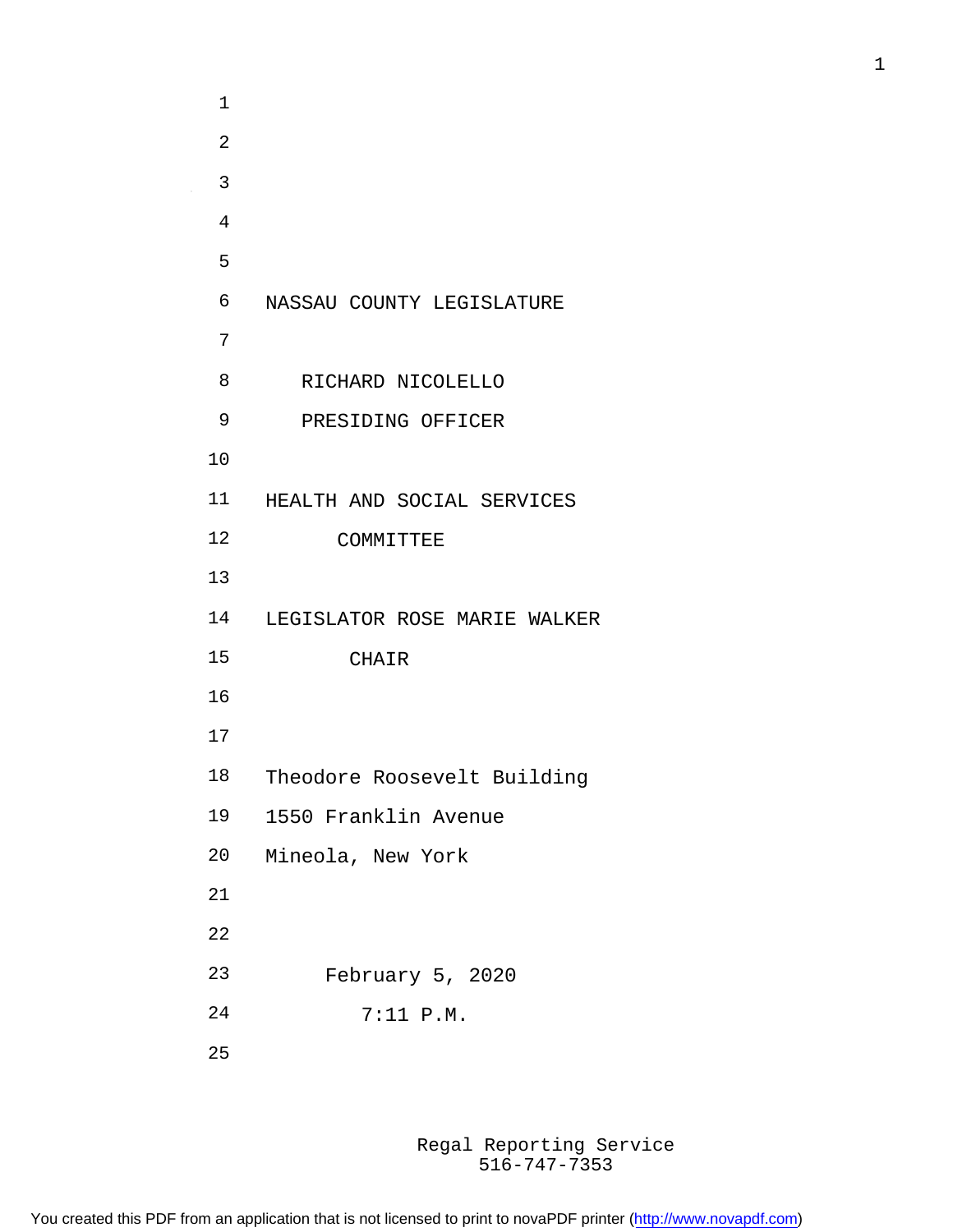NASSAU COUNTY LEGISLATURE

RICHARD NICOLELLO
PRESIDING OFFICER

HEALTH AND SOCIAL SERVICES
COMMITTEE

LEGISLATOR ROSE MARIE WALKER
CHAIR

Theodore Roosevelt Building
1550 Franklin Avenue
Mineola, New York

February 5, 2020
7:11 P.M.

Regal Reporting Service
516-747-7353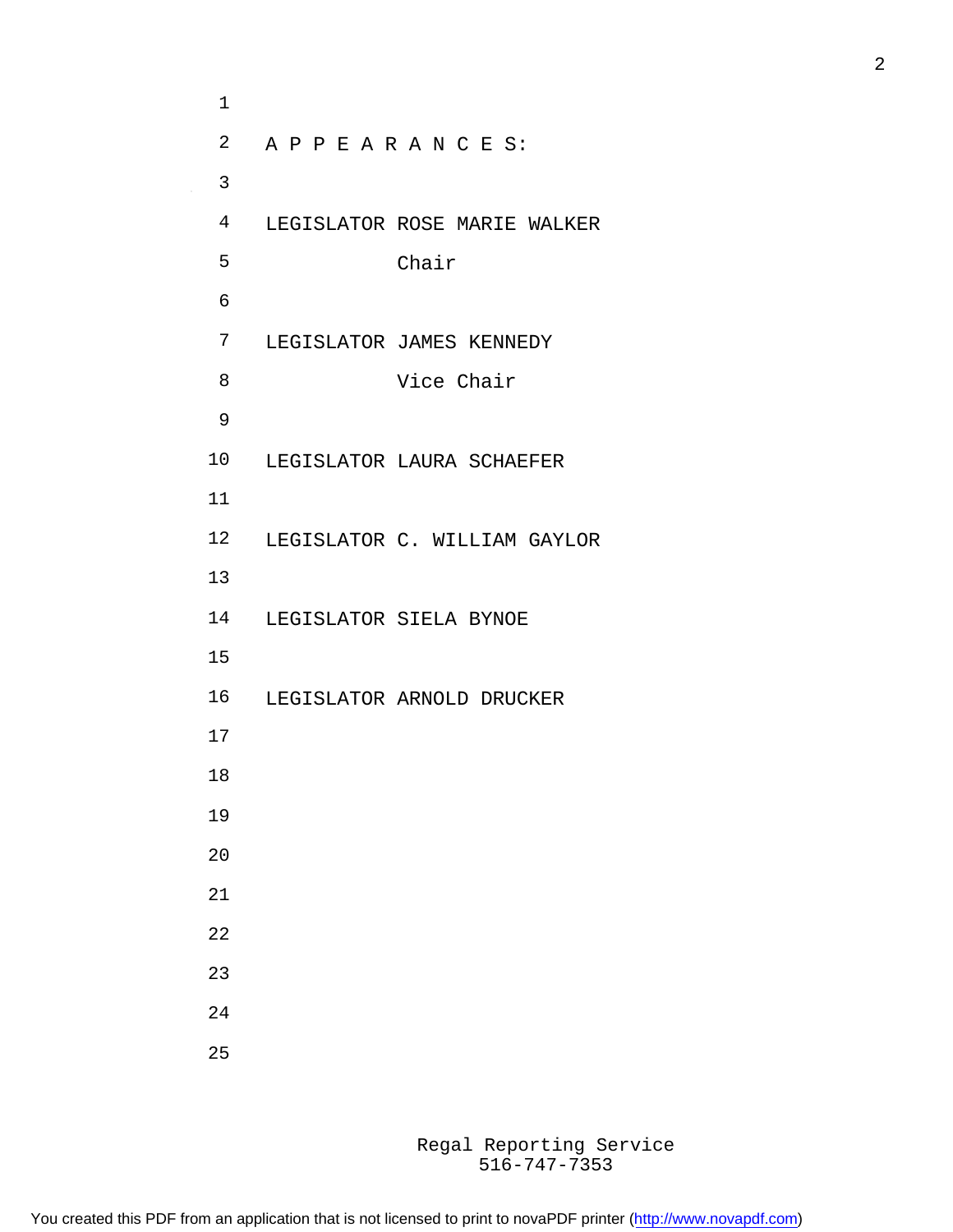## A P P E A R A N C E S:

LEGISLATOR ROSE MARIE WALKER
Chair

LEGISLATOR JAMES KENNEDY
Vice Chair

LEGISLATOR LAURA SCHAEFER

LEGISLATOR C. WILLIAM GAYLOR

LEGISLATOR SIELA BYNOE

LEGISLATOR ARNOLD DRUCKER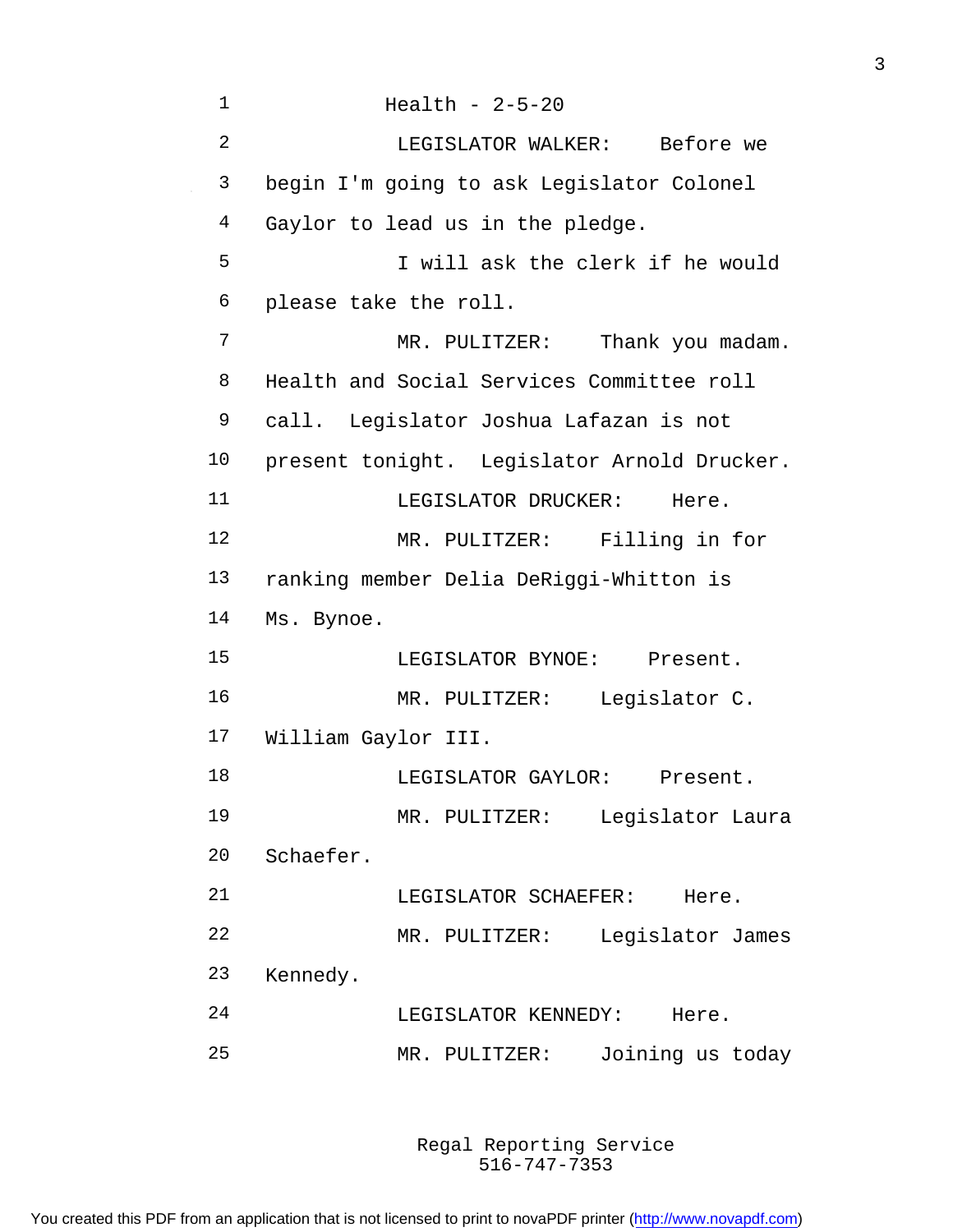Health - 2-5-20

LEGISLATOR WALKER: Before we begin I'm going to ask Legislator Colonel Gaylor to lead us in the pledge.

I will ask the clerk if he would please take the roll.

MR. PULITZER: Thank you madam. Health and Social Services Committee roll call. Legislator Joshua Lafazan is not present tonight. Legislator Arnold Drucker.

LEGISLATOR DRUCKER: Here.

MR. PULITZER: Filling in for ranking member Delia DeRiggi-Whitton is Ms. Bynoe.

LEGISLATOR BYNOE: Present.

MR. PULITZER: Legislator C. William Gaylor III.

LEGISLATOR GAYLOR: Present.

MR. PULITZER: Legislator Laura Schaefer.

LEGISLATOR SCHAEFER: Here.

MR. PULITZER: Legislator James Kennedy.

LEGISLATOR KENNEDY: Here.

MR. PULITZER: Joining us today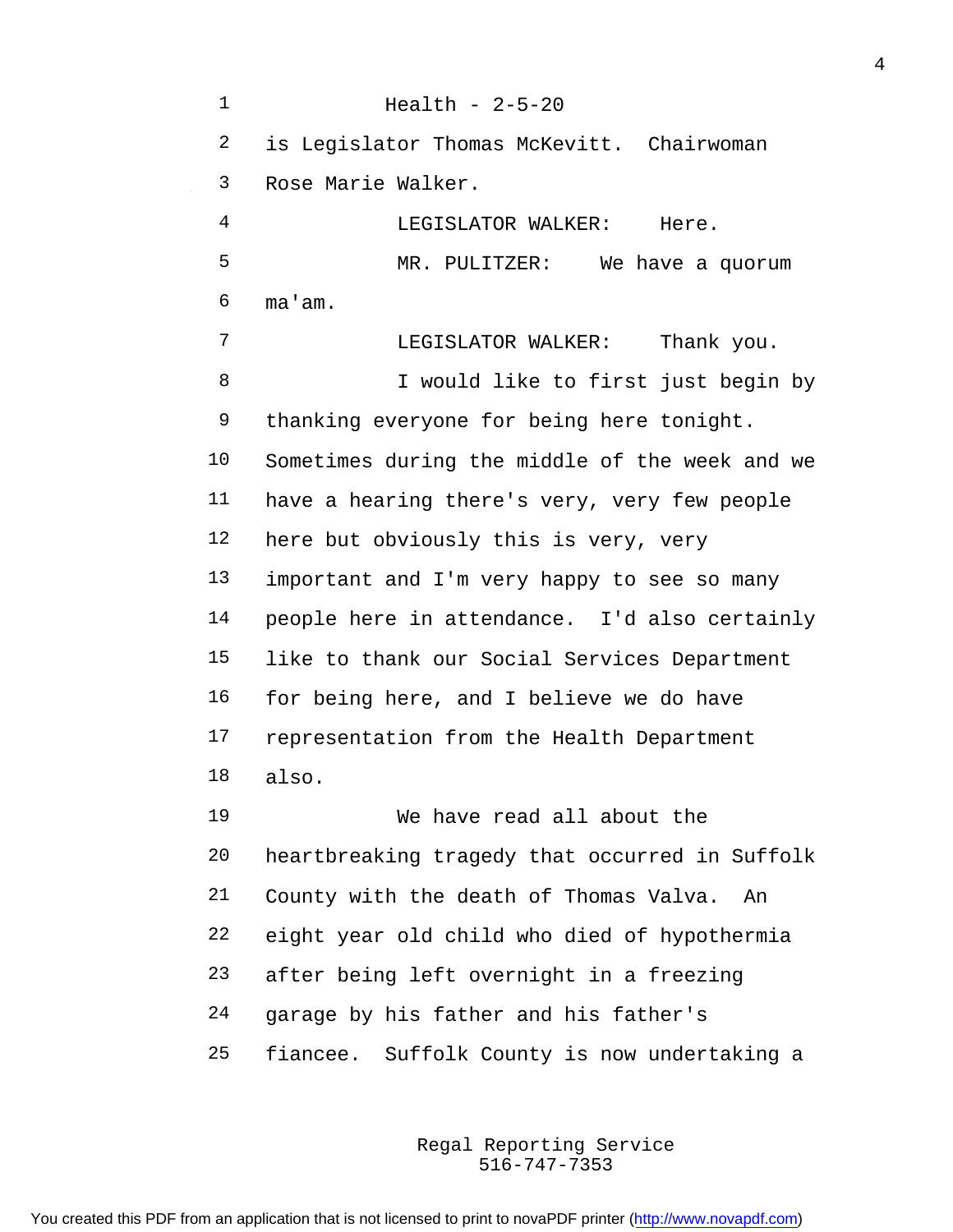Health - 2-5-20

is Legislator Thomas McKevitt. Chairwoman Rose Marie Walker.

LEGISLATOR WALKER: Here.

MR. PULITZER: We have a quorum ma'am.

LEGISLATOR WALKER: Thank you.

I would like to first just begin by thanking everyone for being here tonight. Sometimes during the middle of the week and we have a hearing there's very, very few people here but obviously this is very, very important and I'm very happy to see so many people here in attendance. I'd also certainly like to thank our Social Services Department for being here, and I believe we do have representation from the Health Department also.

We have read all about the heartbreaking tragedy that occurred in Suffolk County with the death of Thomas Valva. An eight year old child who died of hypothermia after being left overnight in a freezing garage by his father and his father's fiancee. Suffolk County is now undertaking a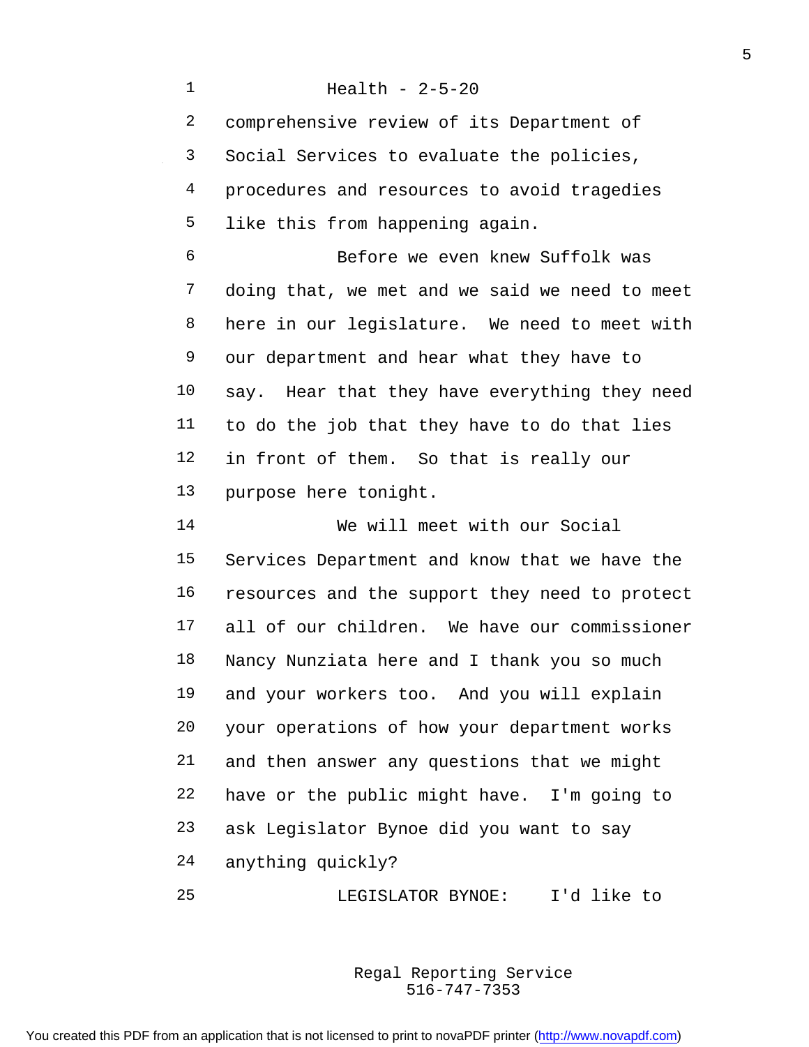comprehensive review of its Department of Social Services to evaluate the policies, procedures and resources to avoid tragedies like this from happening again.

Before we even knew Suffolk was doing that, we met and we said we need to meet here in our legislature. We need to meet with our department and hear what they have to say. Hear that they have everything they need to do the job that they have to do that lies in front of them. So that is really our purpose here tonight.

We will meet with our Social Services Department and know that we have the resources and the support they need to protect all of our children. We have our commissioner Nancy Nunziata here and I thank you so much and your workers too. And you will explain your operations of how your department works and then answer any questions that we might have or the public might have. I'm going to ask Legislator Bynoe did you want to say anything quickly?

LEGISLATOR BYNOE: I'd like to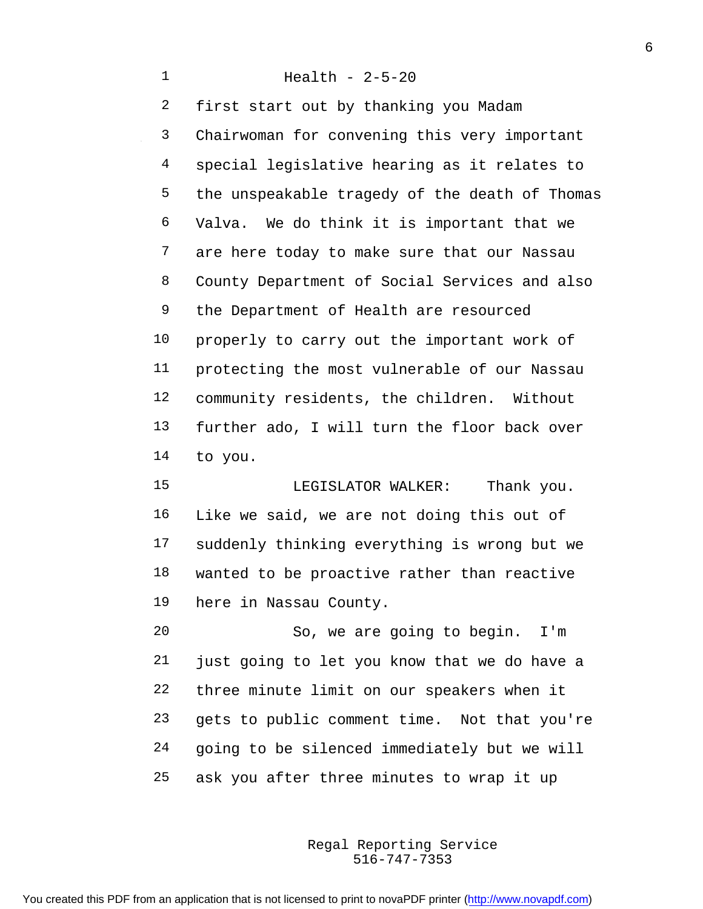first start out by thanking you Madam Chairwoman for convening this very important special legislative hearing as it relates to the unspeakable tragedy of the death of Thomas Valva. We do think it is important that we are here today to make sure that our Nassau County Department of Social Services and also the Department of Health are resourced properly to carry out the important work of protecting the most vulnerable of our Nassau community residents, the children. Without further ado, I will turn the floor back over to you.

LEGISLATOR WALKER: Thank you. Like we said, we are not doing this out of suddenly thinking everything is wrong but we wanted to be proactive rather than reactive here in Nassau County.

So, we are going to begin. I'm just going to let you know that we do have a three minute limit on our speakers when it gets to public comment time. Not that you're going to be silenced immediately but we will ask you after three minutes to wrap it up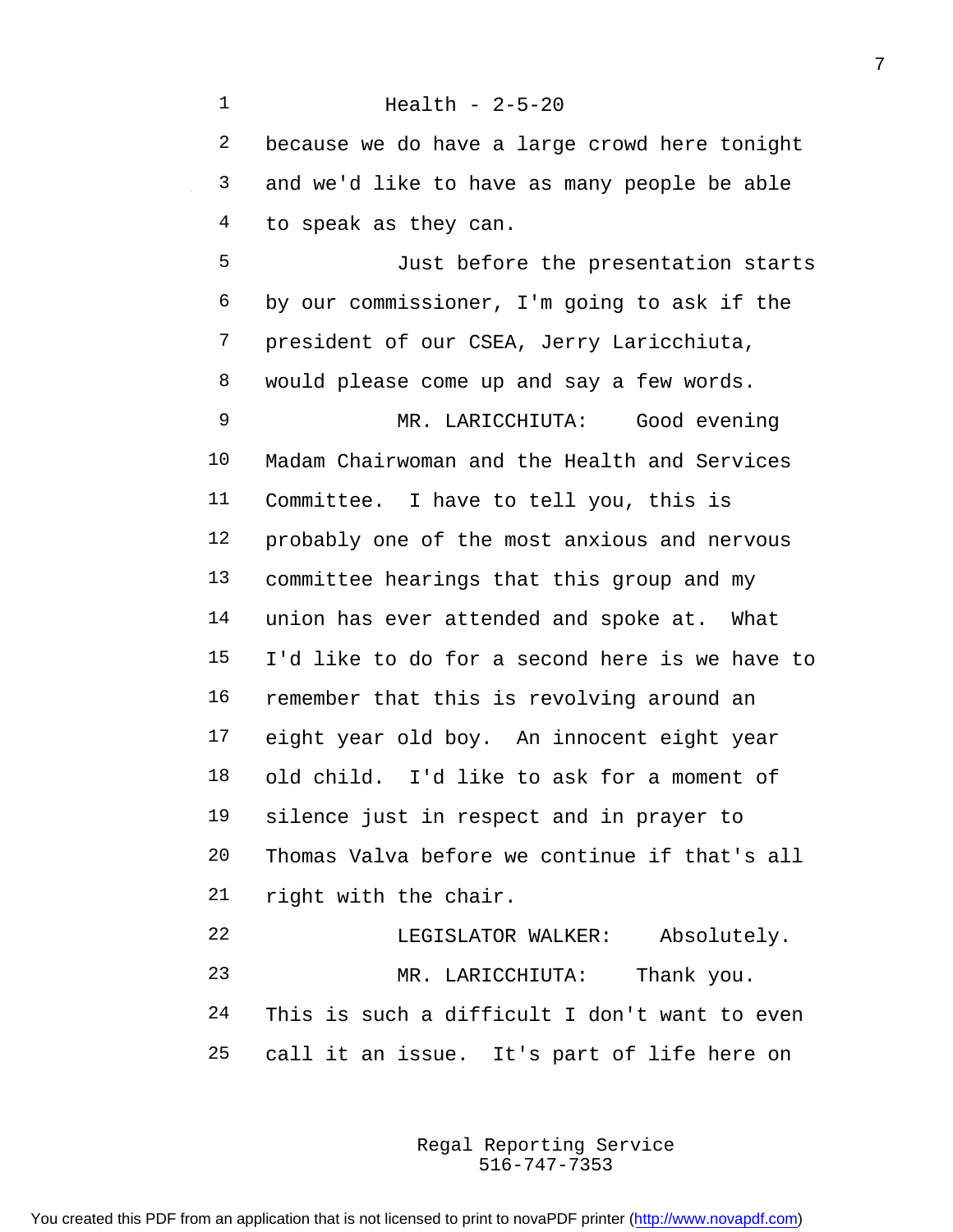because we do have a large crowd here tonight and we'd like to have as many people be able to speak as they can.

Just before the presentation starts by our commissioner, I'm going to ask if the president of our CSEA, Jerry Laricchiuta, would please come up and say a few words.

MR. LARICCHIUTA: Good evening Madam Chairwoman and the Health and Services Committee. I have to tell you, this is probably one of the most anxious and nervous committee hearings that this group and my union has ever attended and spoke at. What I'd like to do for a second here is we have to remember that this is revolving around an eight year old boy. An innocent eight year old child. I'd like to ask for a moment of silence just in respect and in prayer to Thomas Valva before we continue if that's all right with the chair.

LEGISLATOR WALKER: Absolutely.

MR. LARICCHIUTA: Thank you. This is such a difficult I don't want to even call it an issue. It's part of life here on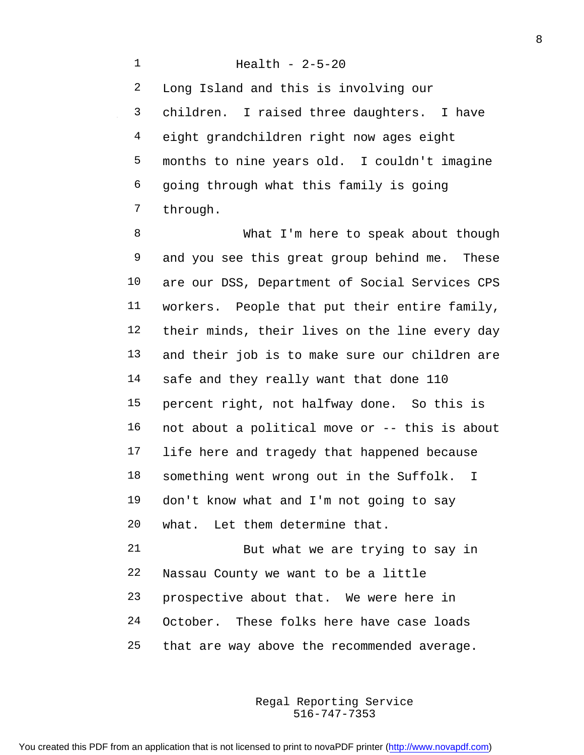Long Island and this is involving our children. I raised three daughters. I have eight grandchildren right now ages eight months to nine years old. I couldn't imagine going through what this family is going through.

What I'm here to speak about though and you see this great group behind me. These are our DSS, Department of Social Services CPS workers. People that put their entire family, their minds, their lives on the line every day and their job is to make sure our children are safe and they really want that done 110 percent right, not halfway done. So this is not about a political move or -- this is about life here and tragedy that happened because something went wrong out in the Suffolk. I don't know what and I'm not going to say what. Let them determine that.

But what we are trying to say in Nassau County we want to be a little prospective about that. We were here in October. These folks here have case loads that are way above the recommended average.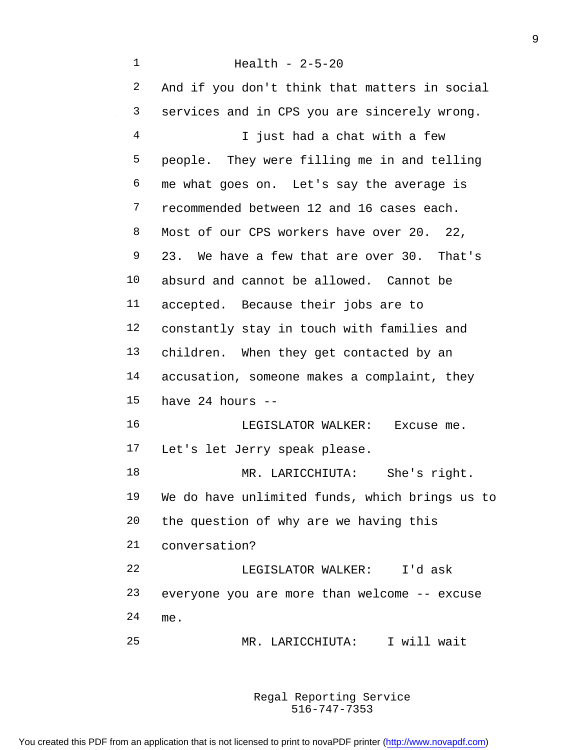Health - 2-5-20

And if you don't think that matters in social services and in CPS you are sincerely wrong.

I just had a chat with a few people. They were filling me in and telling me what goes on. Let's say the average is recommended between 12 and 16 cases each. Most of our CPS workers have over 20. 22, 23. We have a few that are over 30. That's absurd and cannot be allowed. Cannot be accepted. Because their jobs are to constantly stay in touch with families and children. When they get contacted by an accusation, someone makes a complaint, they have 24 hours --

LEGISLATOR WALKER: Excuse me. Let's let Jerry speak please.

MR. LARICCHIUTA: She's right. We do have unlimited funds, which brings us to the question of why are we having this conversation?

LEGISLATOR WALKER: I'd ask everyone you are more than welcome -- excuse me.

MR. LARICCHIUTA: I will wait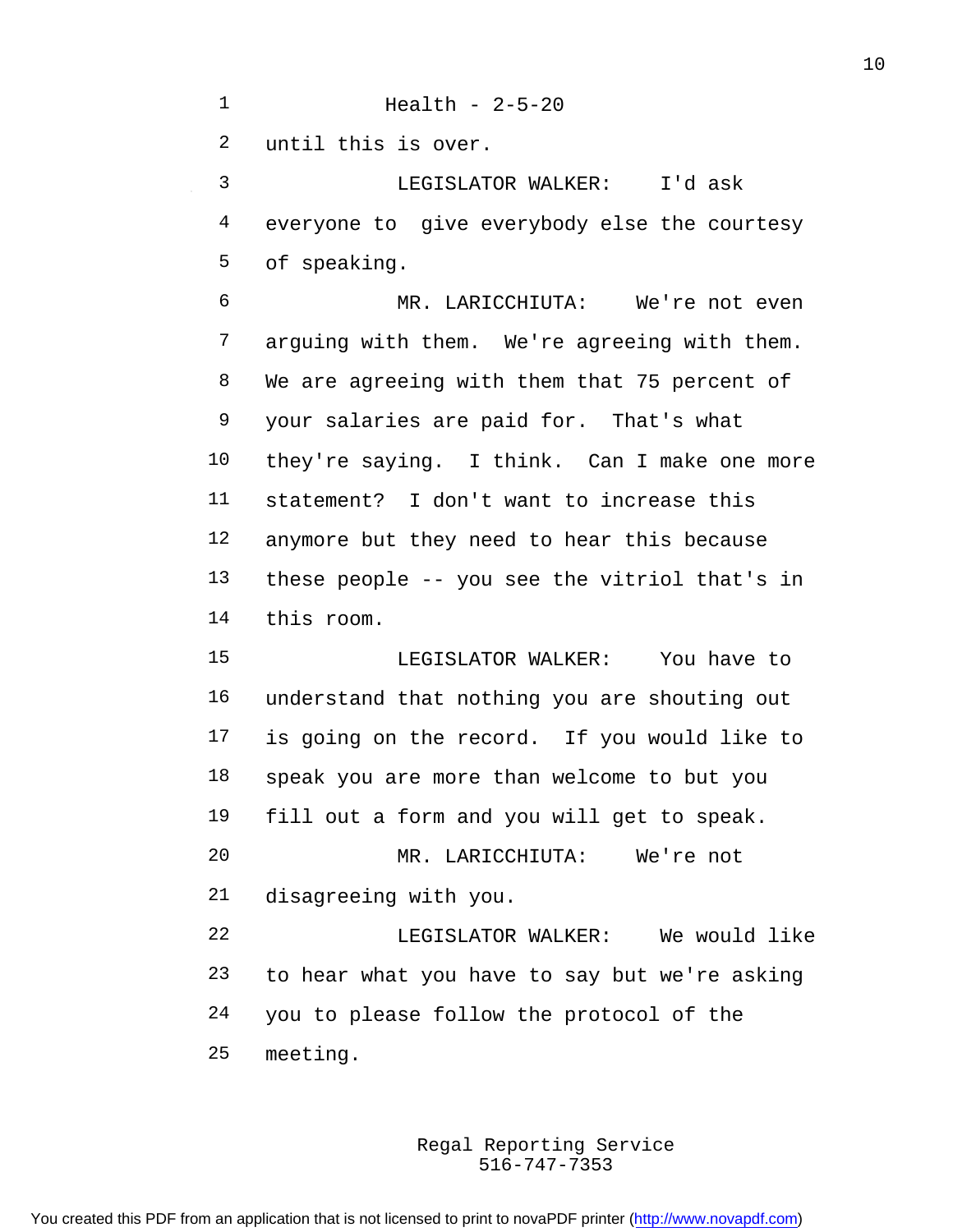until this is over.

LEGISLATOR WALKER: I'd ask everyone to give everybody else the courtesy of speaking.

MR. LARICCHIUTA: We're not even arguing with them. We're agreeing with them. We are agreeing with them that 75 percent of your salaries are paid for. That's what they're saying. I think. Can I make one more statement? I don't want to increase this anymore but they need to hear this because these people -- you see the vitriol that's in this room.

LEGISLATOR WALKER: You have to understand that nothing you are shouting out is going on the record. If you would like to speak you are more than welcome to but you fill out a form and you will get to speak.

MR. LARICCHIUTA: We're not disagreeing with you.

LEGISLATOR WALKER: We would like to hear what you have to say but we're asking you to please follow the protocol of the meeting.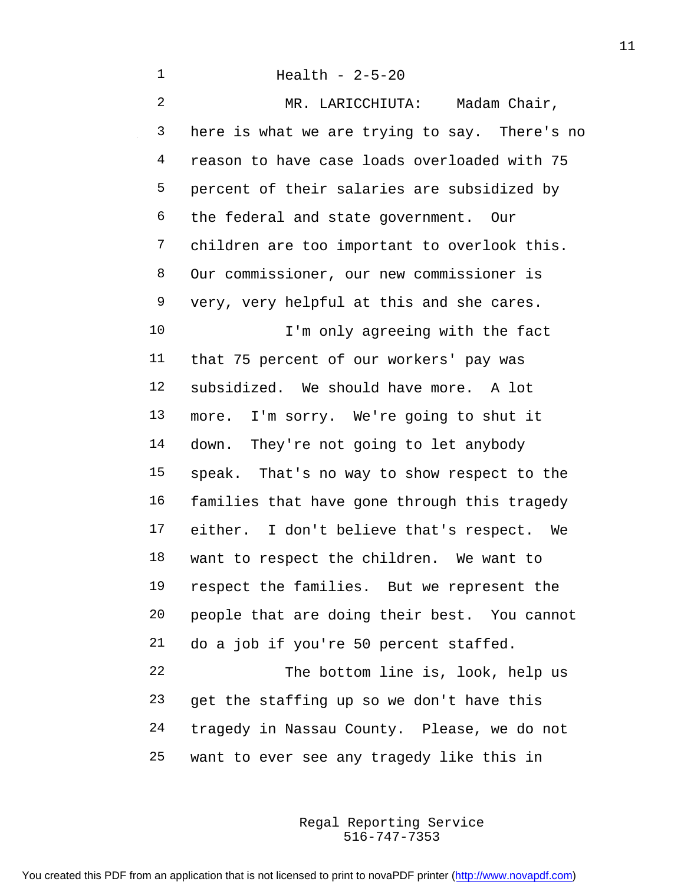Health - 2-5-20

MR. LARICCHIUTA: Madam Chair, here is what we are trying to say. There's no reason to have case loads overloaded with 75 percent of their salaries are subsidized by the federal and state government. Our children are too important to overlook this. Our commissioner, our new commissioner is very, very helpful at this and she cares.

I'm only agreeing with the fact that 75 percent of our workers' pay was subsidized. We should have more. A lot more. I'm sorry. We're going to shut it down. They're not going to let anybody speak. That's no way to show respect to the families that have gone through this tragedy either. I don't believe that's respect. We want to respect the children. We want to respect the families. But we represent the people that are doing their best. You cannot do a job if you're 50 percent staffed.

The bottom line is, look, help us get the staffing up so we don't have this tragedy in Nassau County. Please, we do not want to ever see any tragedy like this in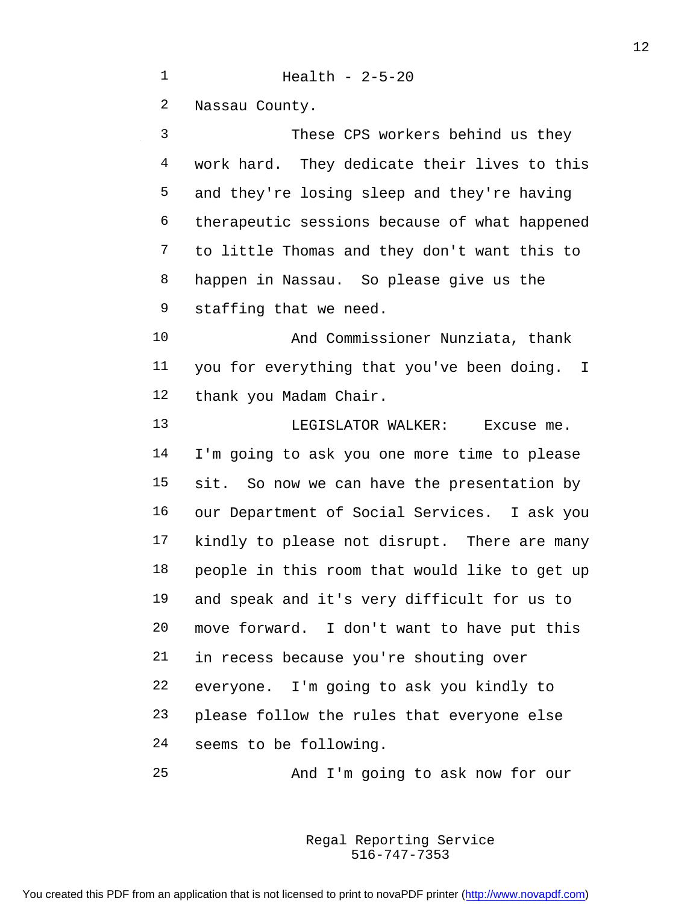Nassau County.

These CPS workers behind us they work hard. They dedicate their lives to this and they're losing sleep and they're having therapeutic sessions because of what happened to little Thomas and they don't want this to happen in Nassau. So please give us the staffing that we need.

And Commissioner Nunziata, thank you for everything that you've been doing. I thank you Madam Chair.

LEGISLATOR WALKER: Excuse me. I'm going to ask you one more time to please sit. So now we can have the presentation by our Department of Social Services. I ask you kindly to please not disrupt. There are many people in this room that would like to get up and speak and it's very difficult for us to move forward. I don't want to have put this in recess because you're shouting over everyone. I'm going to ask you kindly to please follow the rules that everyone else seems to be following.

And I'm going to ask now for our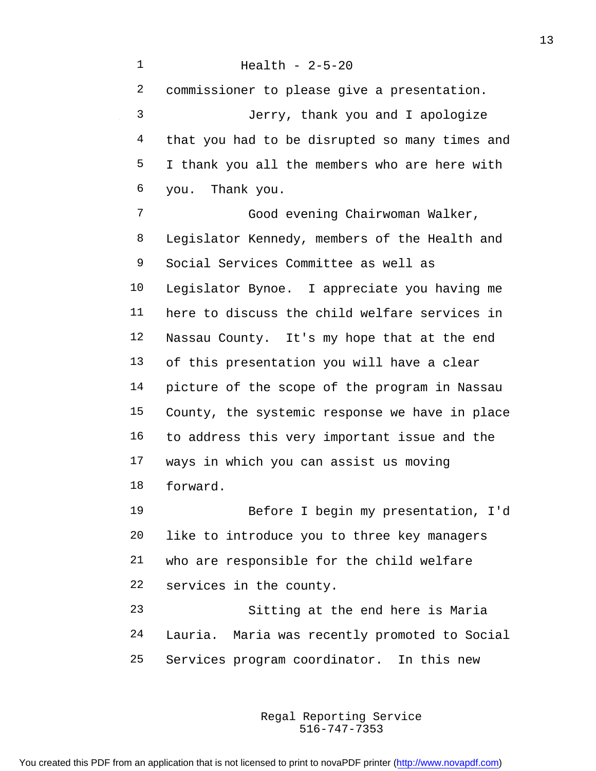commissioner to please give a presentation.

Jerry, thank you and I apologize that you had to be disrupted so many times and I thank you all the members who are here with you. Thank you.

Good evening Chairwoman Walker, Legislator Kennedy, members of the Health and Social Services Committee as well as Legislator Bynoe. I appreciate you having me here to discuss the child welfare services in Nassau County. It's my hope that at the end of this presentation you will have a clear picture of the scope of the program in Nassau County, the systemic response we have in place to address this very important issue and the ways in which you can assist us moving forward.

Before I begin my presentation, I'd like to introduce you to three key managers who are responsible for the child welfare services in the county.

Sitting at the end here is Maria Lauria. Maria was recently promoted to Social Services program coordinator. In this new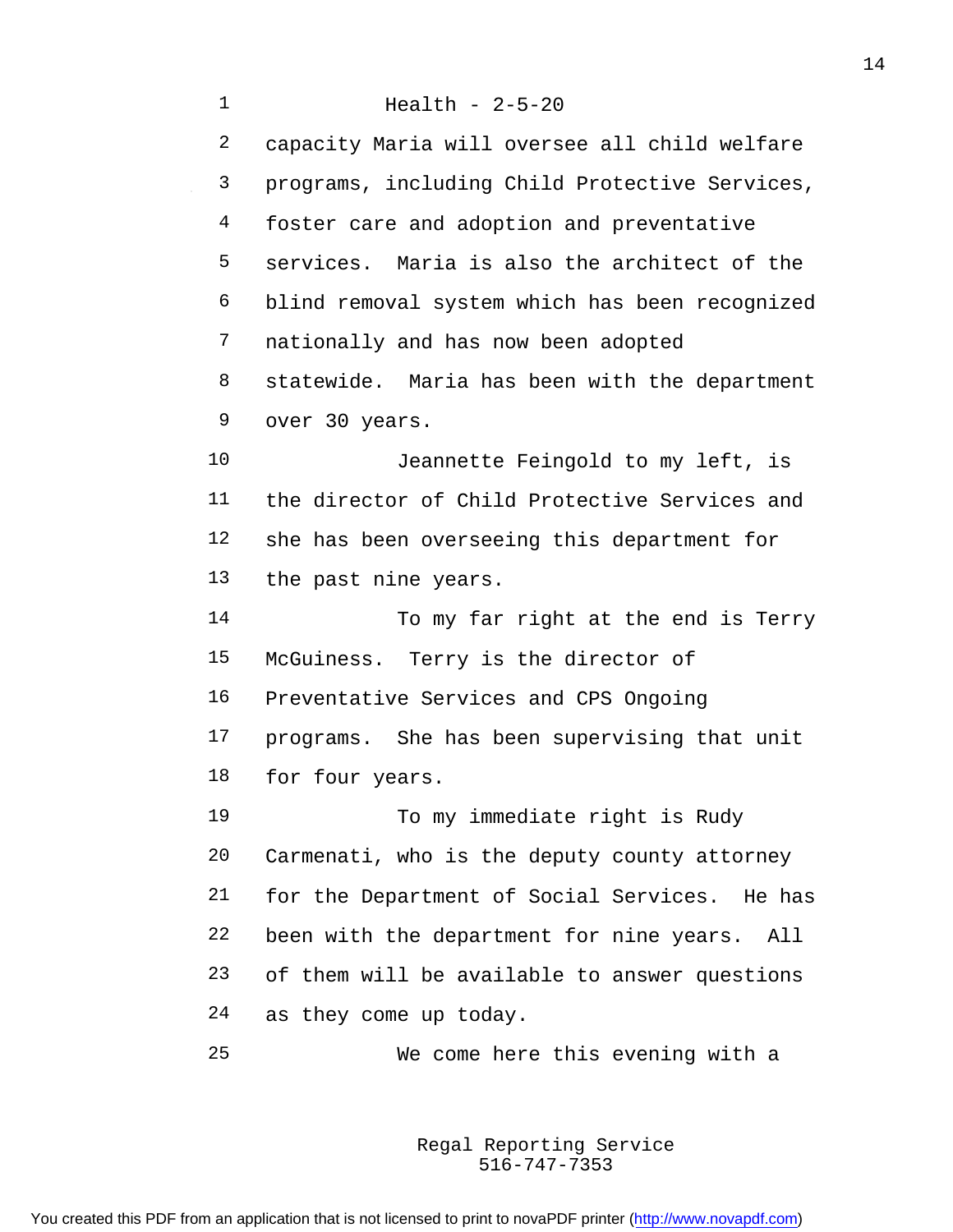capacity Maria will oversee all child welfare programs, including Child Protective Services, foster care and adoption and preventative services. Maria is also the architect of the blind removal system which has been recognized nationally and has now been adopted statewide. Maria has been with the department over 30 years.

Jeannette Feingold to my left, is the director of Child Protective Services and she has been overseeing this department for the past nine years.

To my far right at the end is Terry McGuiness. Terry is the director of Preventative Services and CPS Ongoing programs. She has been supervising that unit for four years.

To my immediate right is Rudy Carmenati, who is the deputy county attorney for the Department of Social Services. He has been with the department for nine years. All of them will be available to answer questions as they come up today.

We come here this evening with a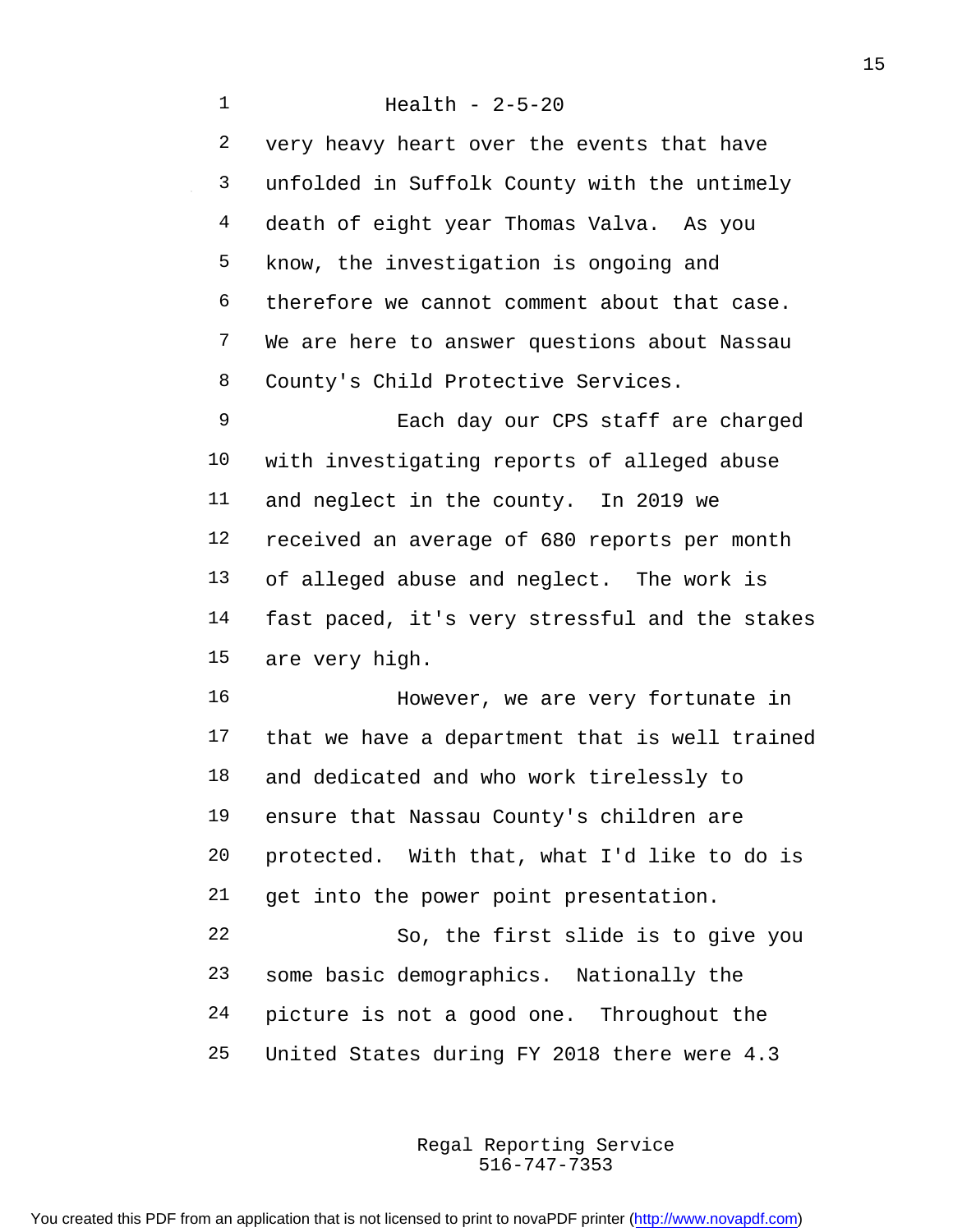very heavy heart over the events that have unfolded in Suffolk County with the untimely death of eight year Thomas Valva. As you know, the investigation is ongoing and therefore we cannot comment about that case. We are here to answer questions about Nassau County's Child Protective Services.

Each day our CPS staff are charged with investigating reports of alleged abuse and neglect in the county. In 2019 we received an average of 680 reports per month of alleged abuse and neglect. The work is fast paced, it's very stressful and the stakes are very high.

However, we are very fortunate in that we have a department that is well trained and dedicated and who work tirelessly to ensure that Nassau County's children are protected. With that, what I'd like to do is get into the power point presentation.

So, the first slide is to give you some basic demographics. Nationally the picture is not a good one. Throughout the United States during FY 2018 there were 4.3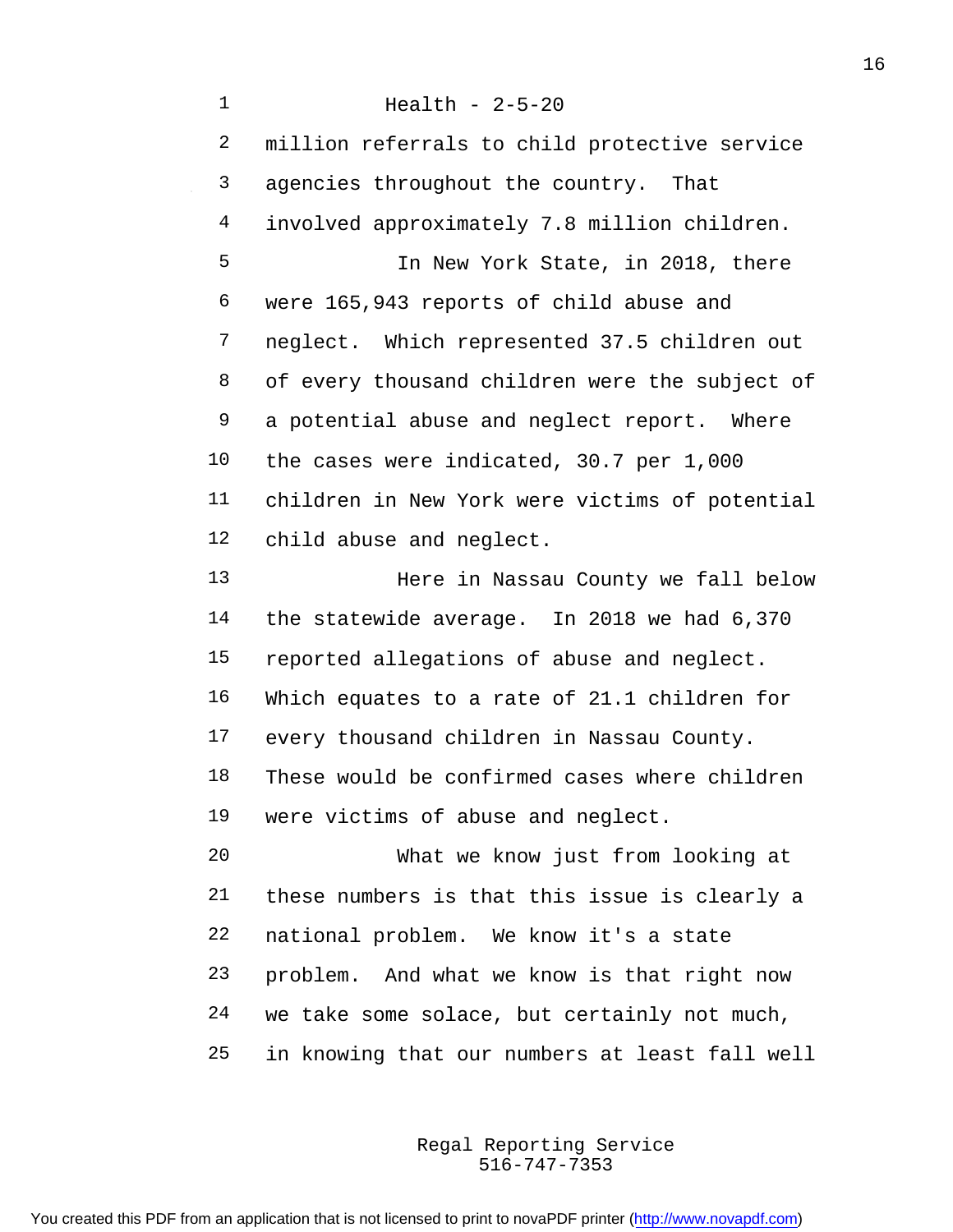million referrals to child protective service agencies throughout the country. That involved approximately 7.8 million children.

In New York State, in 2018, there were 165,943 reports of child abuse and neglect. Which represented 37.5 children out of every thousand children were the subject of a potential abuse and neglect report. Where the cases were indicated, 30.7 per 1,000 children in New York were victims of potential child abuse and neglect.

Here in Nassau County we fall below the statewide average. In 2018 we had 6,370 reported allegations of abuse and neglect. Which equates to a rate of 21.1 children for every thousand children in Nassau County. These would be confirmed cases where children were victims of abuse and neglect.

What we know just from looking at these numbers is that this issue is clearly a national problem. We know it's a state problem. And what we know is that right now we take some solace, but certainly not much, in knowing that our numbers at least fall well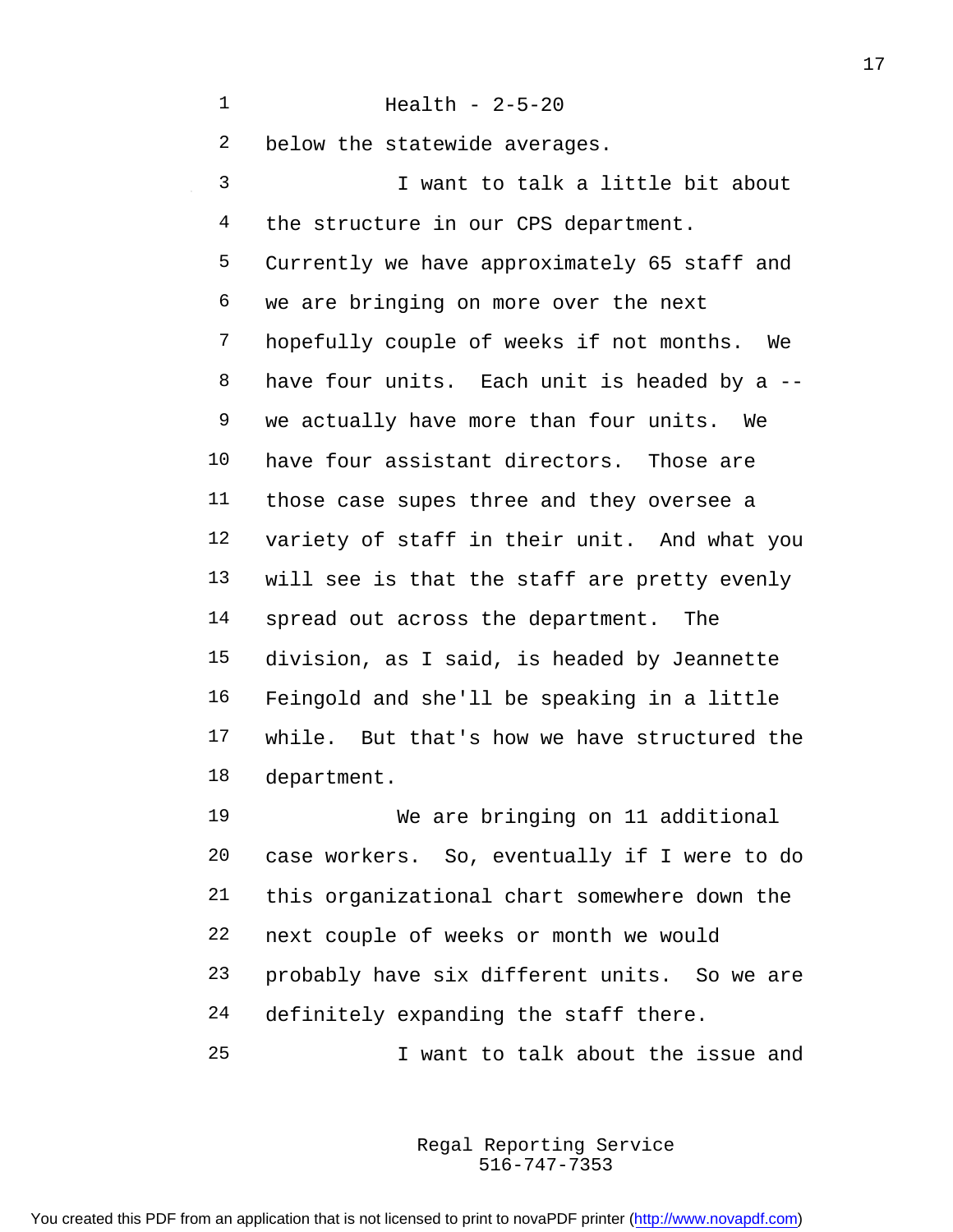Health - 2-5-20

below the statewide averages.

I want to talk a little bit about the structure in our CPS department. Currently we have approximately 65 staff and we are bringing on more over the next hopefully couple of weeks if not months. We have four units. Each unit is headed by a -- we actually have more than four units. We have four assistant directors. Those are those case supes three and they oversee a variety of staff in their unit. And what you will see is that the staff are pretty evenly spread out across the department. The division, as I said, is headed by Jeannette Feingold and she'll be speaking in a little while. But that's how we have structured the department.

We are bringing on 11 additional case workers. So, eventually if I were to do this organizational chart somewhere down the next couple of weeks or month we would probably have six different units. So we are definitely expanding the staff there.

I want to talk about the issue and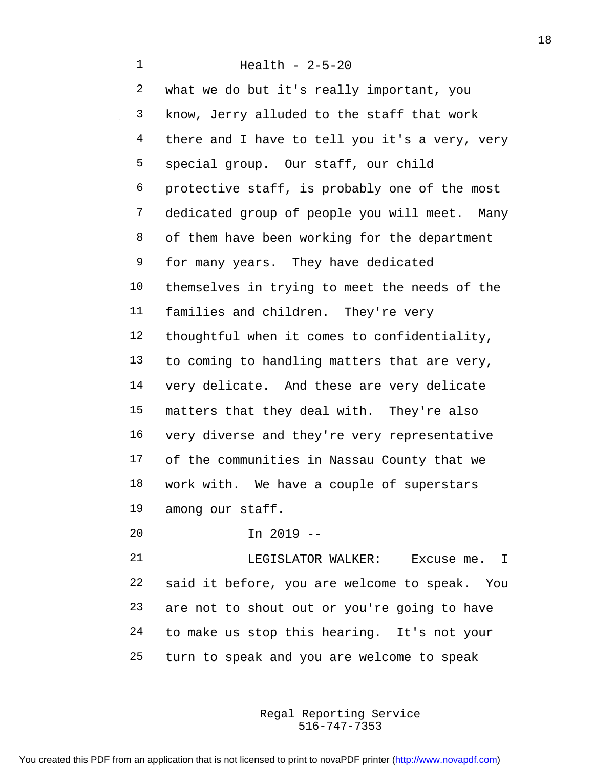what we do but it's really important, you know, Jerry alluded to the staff that work there and I have to tell you it's a very, very special group. Our staff, our child protective staff, is probably one of the most dedicated group of people you will meet. Many of them have been working for the department for many years. They have dedicated themselves in trying to meet the needs of the families and children. They're very thoughtful when it comes to confidentiality, to coming to handling matters that are very, very delicate. And these are very delicate matters that they deal with. They're also very diverse and they're very representative of the communities in Nassau County that we work with. We have a couple of superstars among our staff.

In 2019 --

LEGISLATOR WALKER: Excuse me. I said it before, you are welcome to speak. You are not to shout out or you're going to have to make us stop this hearing. It's not your turn to speak and you are welcome to speak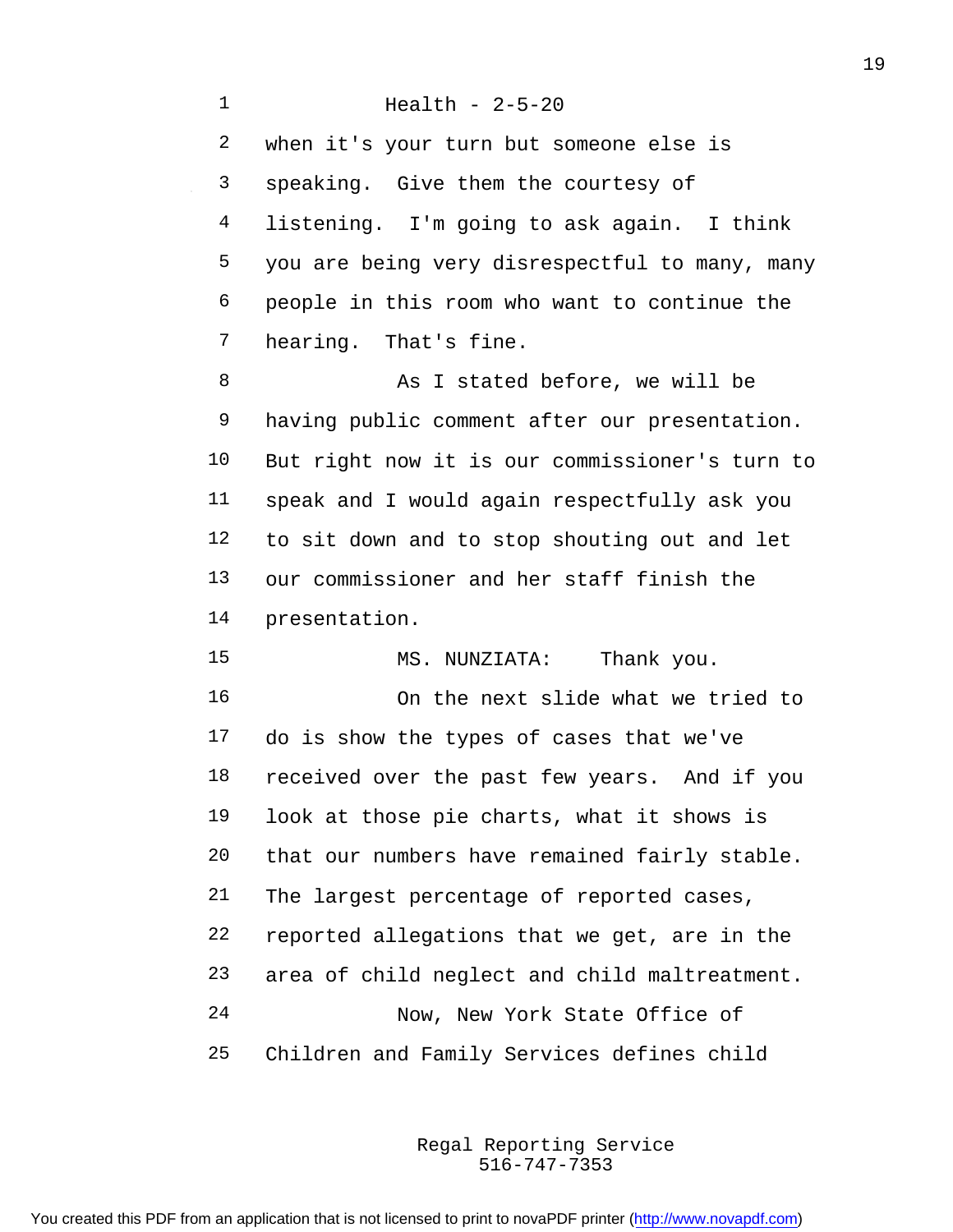when it's your turn but someone else is speaking. Give them the courtesy of listening. I'm going to ask again. I think you are being very disrespectful to many, many people in this room who want to continue the hearing. That's fine.

As I stated before, we will be having public comment after our presentation. But right now it is our commissioner's turn to speak and I would again respectfully ask you to sit down and to stop shouting out and let our commissioner and her staff finish the presentation.

MS. NUNZIATA: Thank you.

On the next slide what we tried to do is show the types of cases that we've received over the past few years. And if you look at those pie charts, what it shows is that our numbers have remained fairly stable. The largest percentage of reported cases, reported allegations that we get, are in the area of child neglect and child maltreatment.

Now, New York State Office of Children and Family Services defines child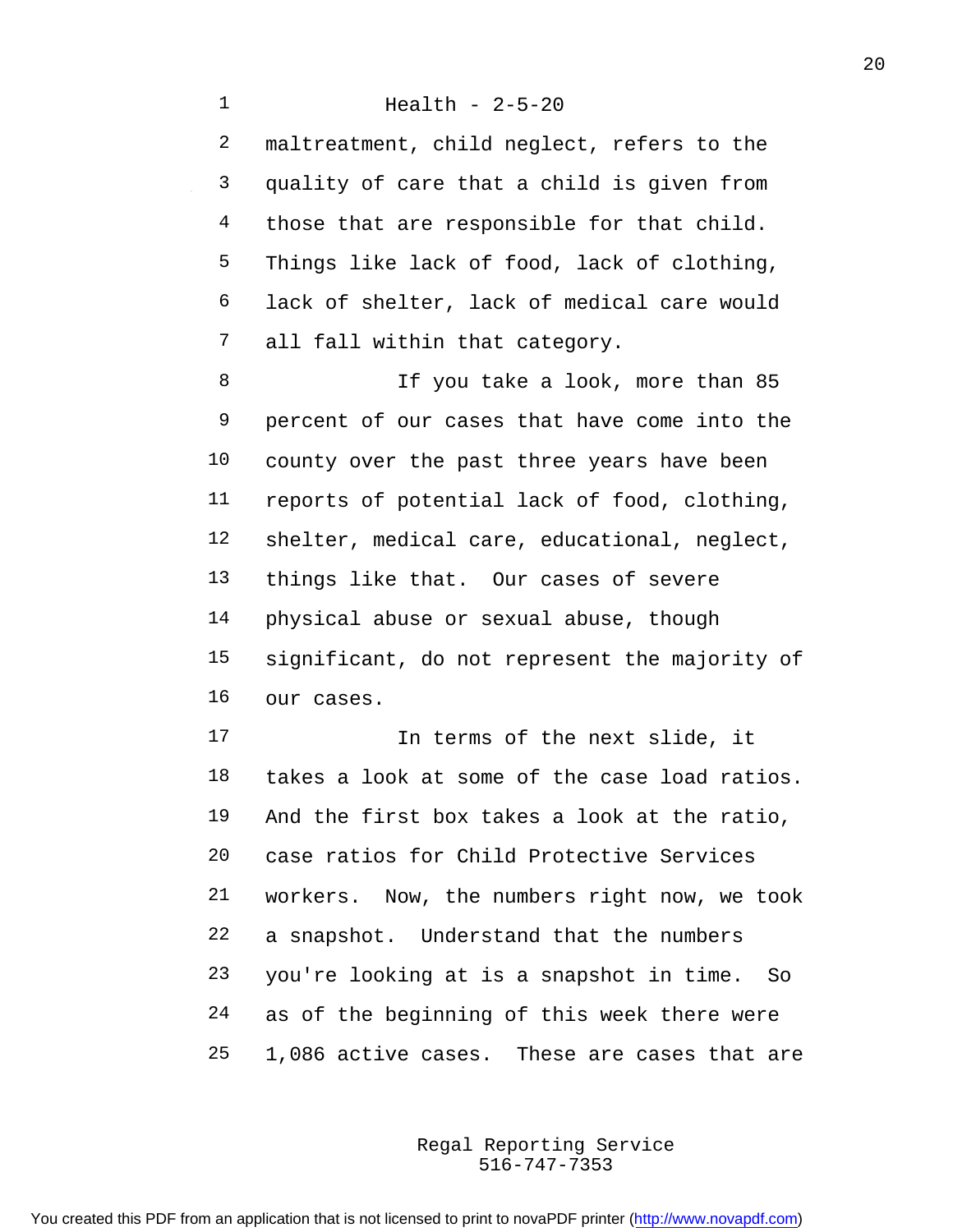maltreatment, child neglect, refers to the quality of care that a child is given from those that are responsible for that child. Things like lack of food, lack of clothing, lack of shelter, lack of medical care would all fall within that category.

If you take a look, more than 85 percent of our cases that have come into the county over the past three years have been reports of potential lack of food, clothing, shelter, medical care, educational, neglect, things like that. Our cases of severe physical abuse or sexual abuse, though significant, do not represent the majority of our cases.

In terms of the next slide, it takes a look at some of the case load ratios. And the first box takes a look at the ratio, case ratios for Child Protective Services workers. Now, the numbers right now, we took a snapshot. Understand that the numbers you're looking at is a snapshot in time. So as of the beginning of this week there were 1,086 active cases. These are cases that are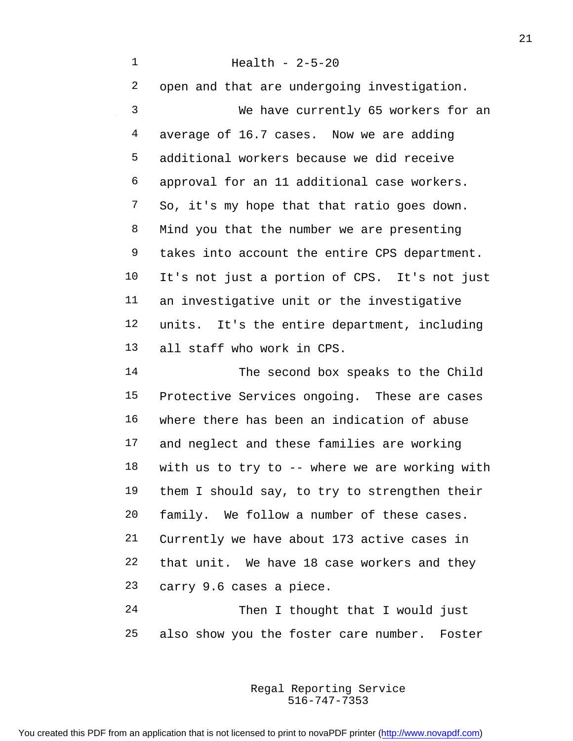open and that are undergoing investigation.

We have currently 65 workers for an average of 16.7 cases. Now we are adding additional workers because we did receive approval for an 11 additional case workers. So, it's my hope that that ratio goes down. Mind you that the number we are presenting takes into account the entire CPS department. It's not just a portion of CPS. It's not just an investigative unit or the investigative units. It's the entire department, including all staff who work in CPS.

The second box speaks to the Child Protective Services ongoing. These are cases where there has been an indication of abuse and neglect and these families are working with us to try to -- where we are working with them I should say, to try to strengthen their family. We follow a number of these cases. Currently we have about 173 active cases in that unit. We have 18 case workers and they carry 9.6 cases a piece.

Then I thought that I would just also show you the foster care number. Foster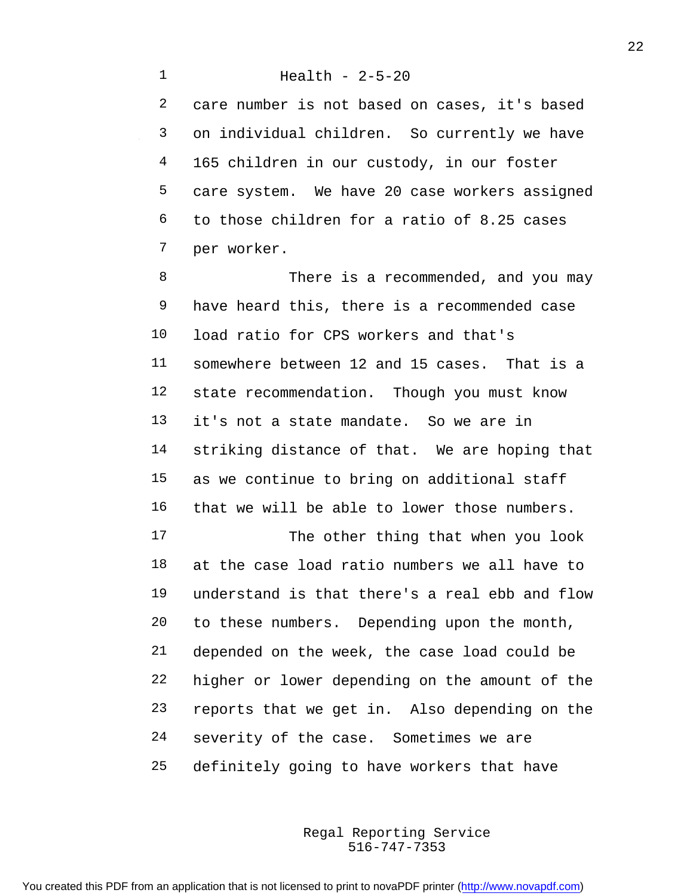care number is not based on cases, it's based on individual children. So currently we have 165 children in our custody, in our foster care system. We have 20 case workers assigned to those children for a ratio of 8.25 cases per worker.

There is a recommended, and you may have heard this, there is a recommended case load ratio for CPS workers and that's somewhere between 12 and 15 cases. That is a state recommendation. Though you must know it's not a state mandate. So we are in striking distance of that. We are hoping that as we continue to bring on additional staff that we will be able to lower those numbers.

The other thing that when you look at the case load ratio numbers we all have to understand is that there's a real ebb and flow to these numbers. Depending upon the month, depended on the week, the case load could be higher or lower depending on the amount of the reports that we get in. Also depending on the severity of the case. Sometimes we are definitely going to have workers that have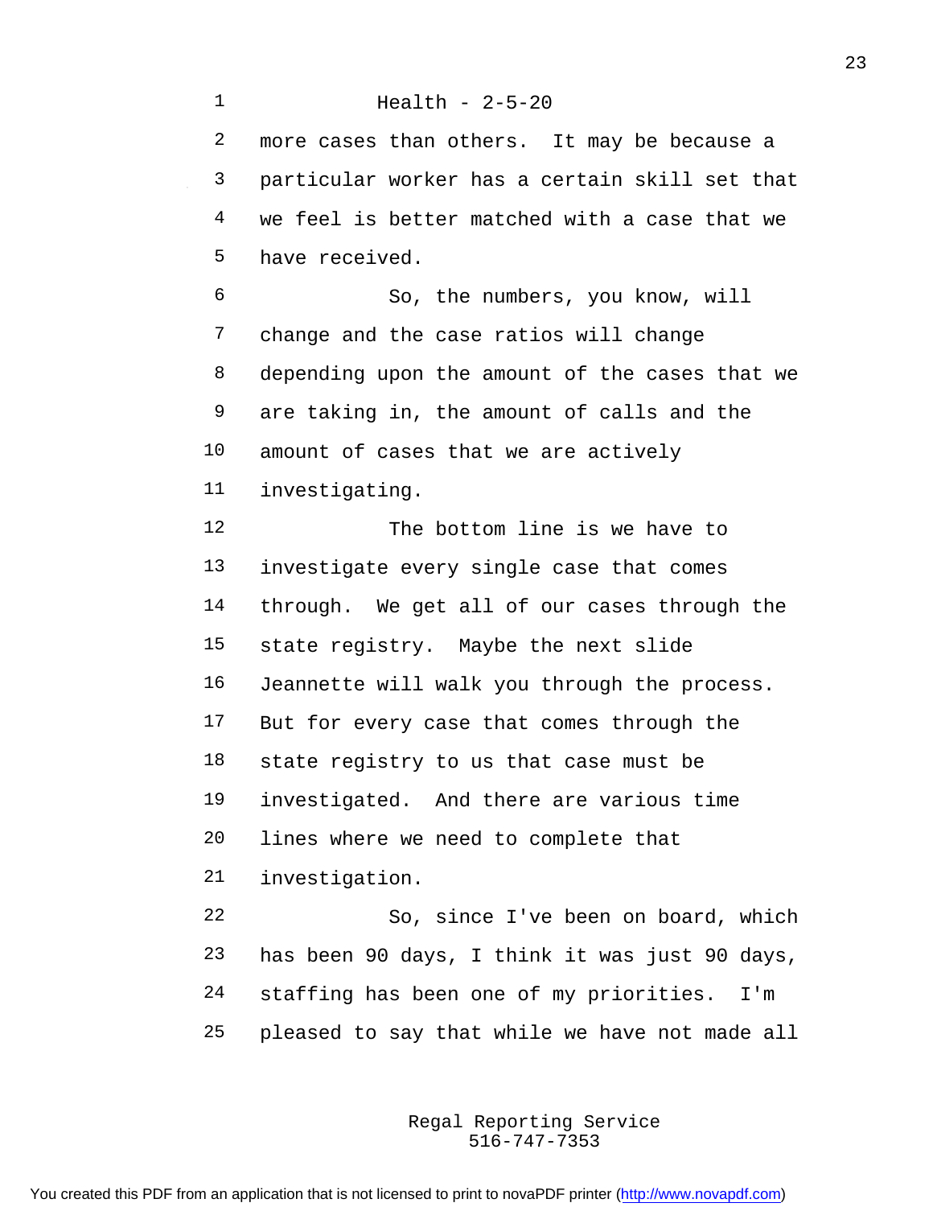more cases than others. It may be because a particular worker has a certain skill set that we feel is better matched with a case that we have received.

So, the numbers, you know, will change and the case ratios will change depending upon the amount of the cases that we are taking in, the amount of calls and the amount of cases that we are actively investigating.

The bottom line is we have to investigate every single case that comes through. We get all of our cases through the state registry. Maybe the next slide Jeannette will walk you through the process. But for every case that comes through the state registry to us that case must be investigated. And there are various time lines where we need to complete that investigation.

So, since I've been on board, which has been 90 days, I think it was just 90 days, staffing has been one of my priorities. I'm pleased to say that while we have not made all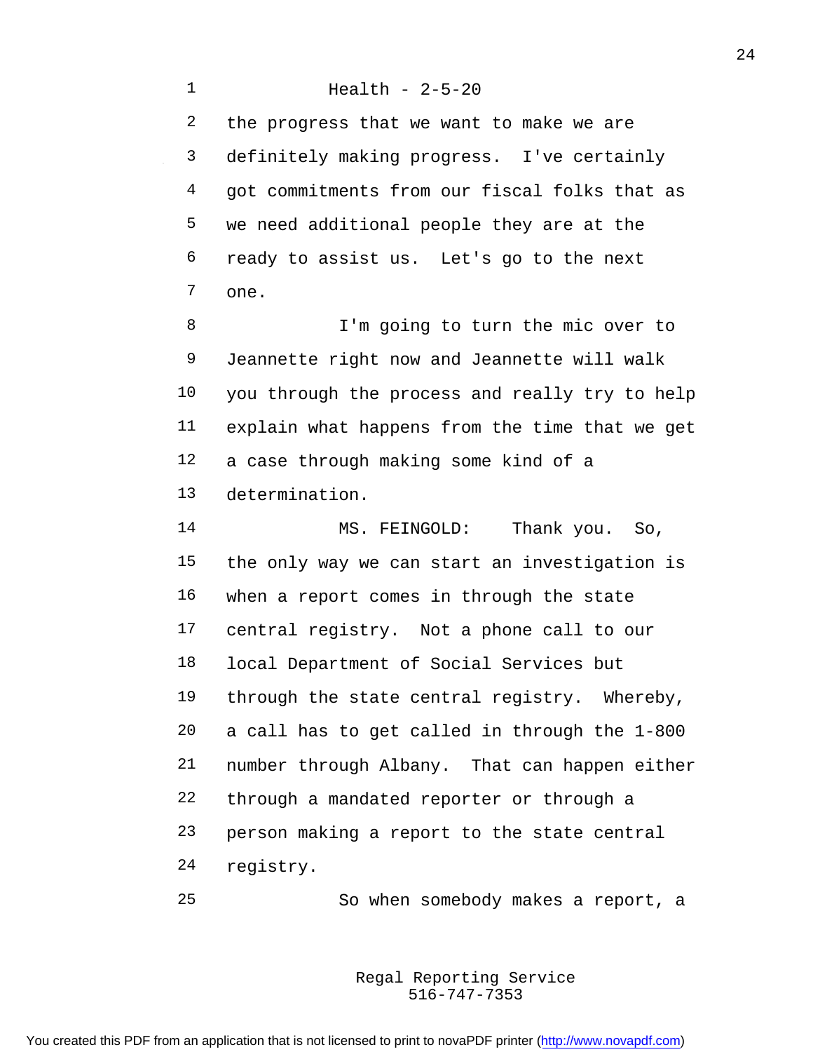Health - 2-5-20

the progress that we want to make we are definitely making progress. I've certainly got commitments from our fiscal folks that as we need additional people they are at the ready to assist us. Let's go to the next one.

I'm going to turn the mic over to Jeannette right now and Jeannette will walk you through the process and really try to help explain what happens from the time that we get a case through making some kind of a determination.

MS. FEINGOLD: Thank you. So, the only way we can start an investigation is when a report comes in through the state central registry. Not a phone call to our local Department of Social Services but through the state central registry. Whereby, a call has to get called in through the 1-800 number through Albany. That can happen either through a mandated reporter or through a person making a report to the state central registry.

So when somebody makes a report, a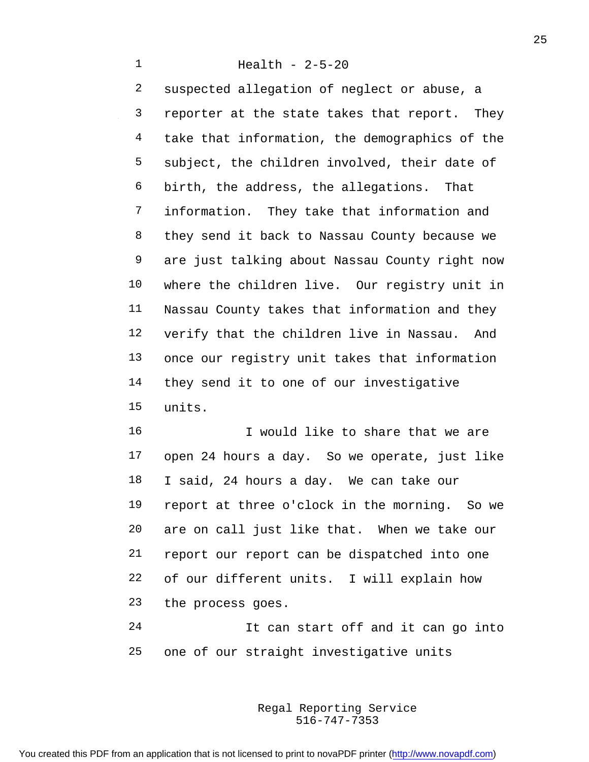suspected allegation of neglect or abuse, a reporter at the state takes that report. They take that information, the demographics of the subject, the children involved, their date of birth, the address, the allegations. That information. They take that information and they send it back to Nassau County because we are just talking about Nassau County right now where the children live. Our registry unit in Nassau County takes that information and they verify that the children live in Nassau. And once our registry unit takes that information they send it to one of our investigative units.

I would like to share that we are open 24 hours a day. So we operate, just like I said, 24 hours a day. We can take our report at three o'clock in the morning. So we are on call just like that. When we take our report our report can be dispatched into one of our different units. I will explain how the process goes.

It can start off and it can go into one of our straight investigative units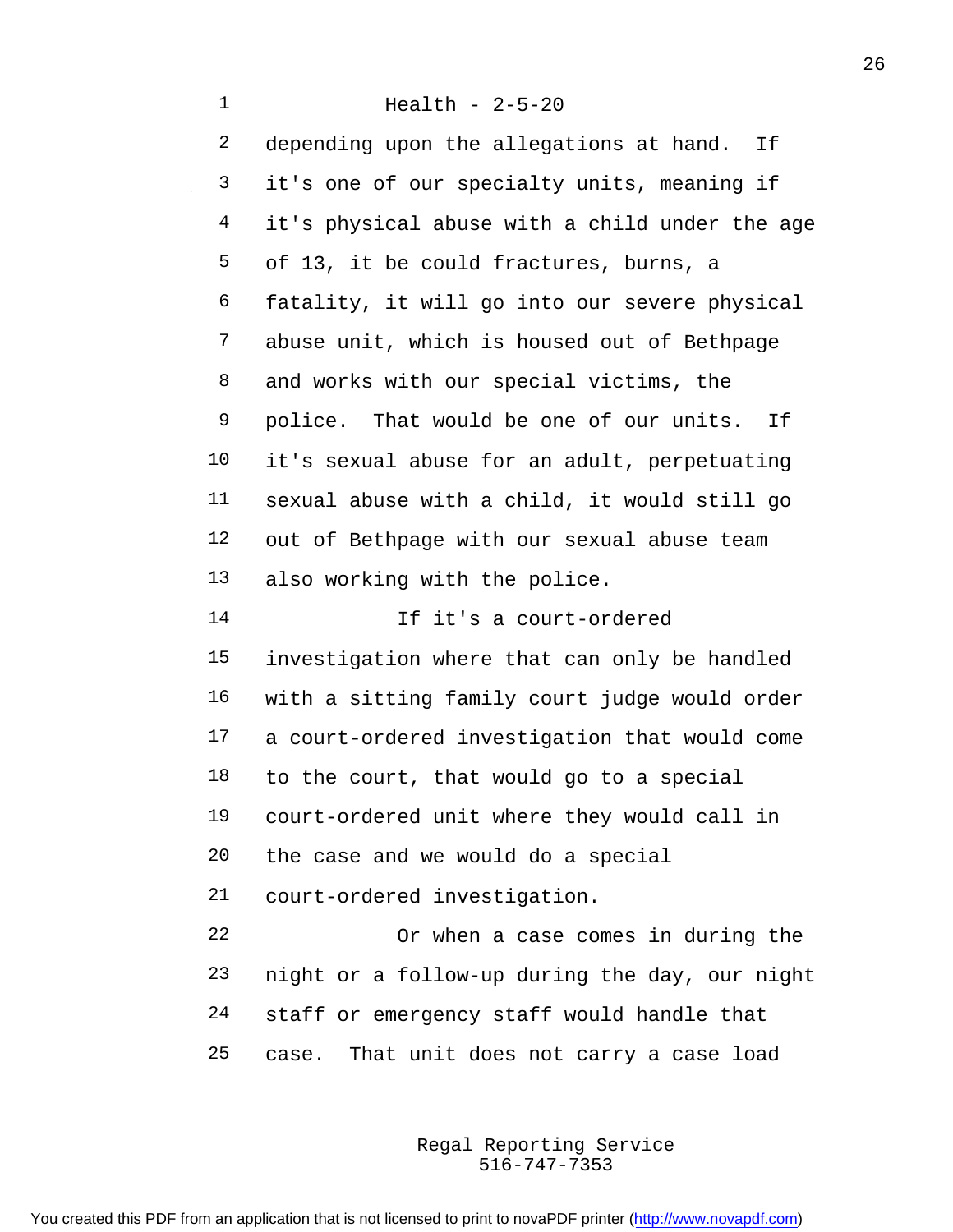Health - 2-5-20

depending upon the allegations at hand. If it's one of our specialty units, meaning if it's physical abuse with a child under the age of 13, it be could fractures, burns, a fatality, it will go into our severe physical abuse unit, which is housed out of Bethpage and works with our special victims, the police. That would be one of our units. If it's sexual abuse for an adult, perpetuating sexual abuse with a child, it would still go out of Bethpage with our sexual abuse team also working with the police.

If it's a court-ordered investigation where that can only be handled with a sitting family court judge would order a court-ordered investigation that would come to the court, that would go to a special court-ordered unit where they would call in the case and we would do a special court-ordered investigation.

Or when a case comes in during the night or a follow-up during the day, our night staff or emergency staff would handle that case. That unit does not carry a case load

Regal Reporting Service
516-747-7353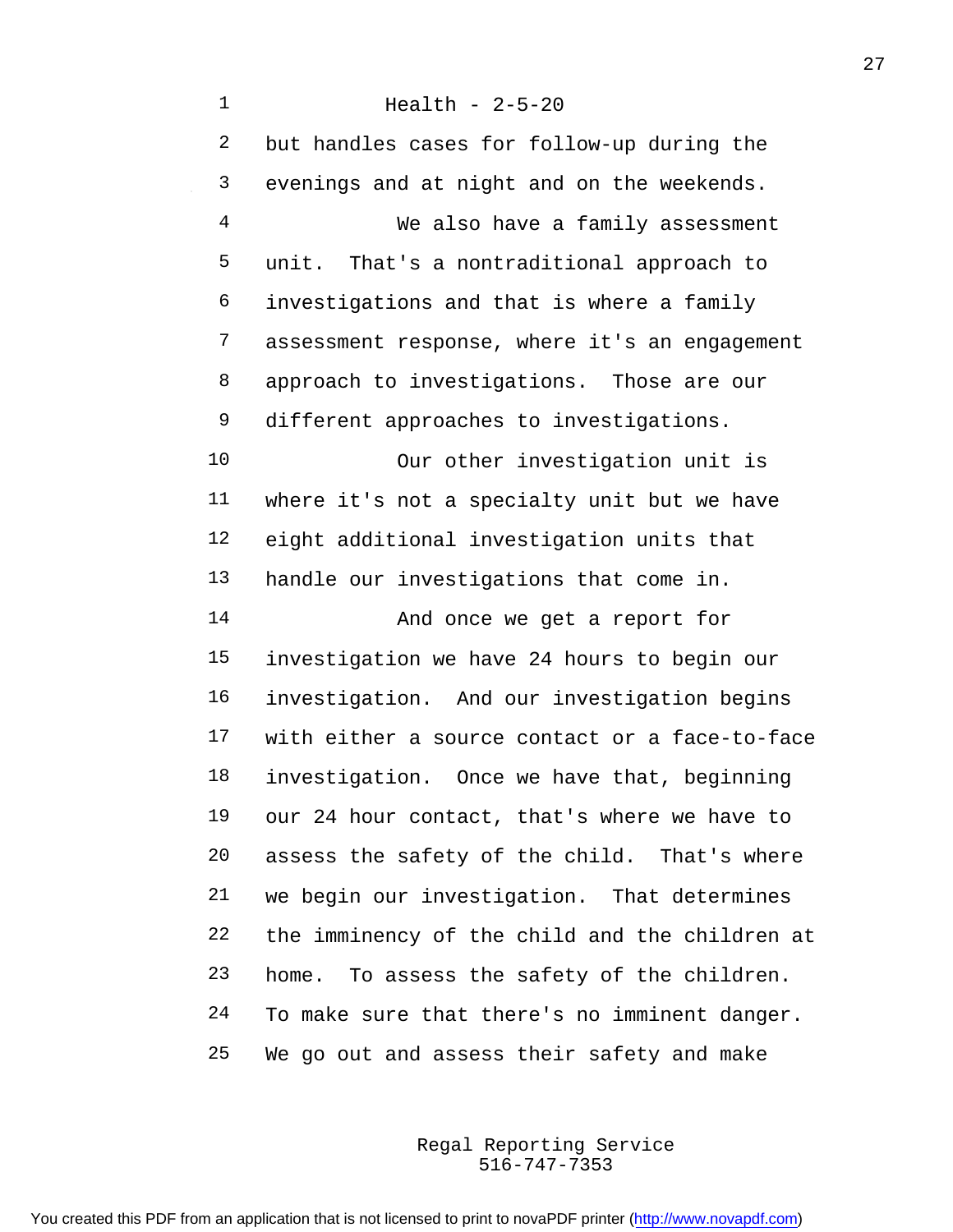but handles cases for follow-up during the evenings and at night and on the weekends.

We also have a family assessment unit. That's a nontraditional approach to investigations and that is where a family assessment response, where it's an engagement approach to investigations. Those are our different approaches to investigations.

Our other investigation unit is where it's not a specialty unit but we have eight additional investigation units that handle our investigations that come in.

And once we get a report for investigation we have 24 hours to begin our investigation. And our investigation begins with either a source contact or a face-to-face investigation. Once we have that, beginning our 24 hour contact, that's where we have to assess the safety of the child. That's where we begin our investigation. That determines the imminency of the child and the children at home. To assess the safety of the children. To make sure that there's no imminent danger. We go out and assess their safety and make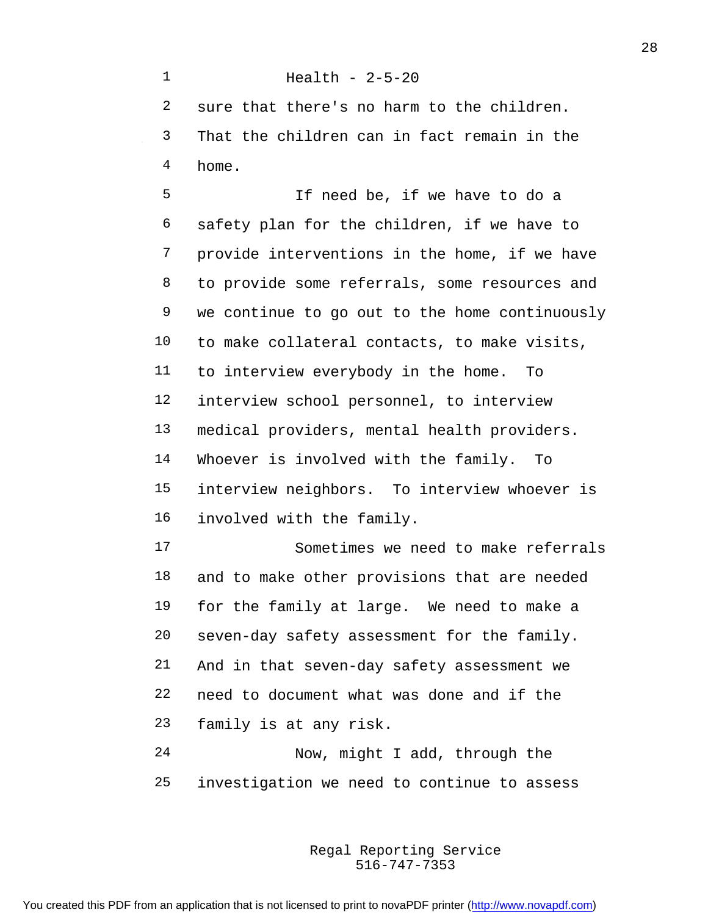sure that there's no harm to the children. That the children can in fact remain in the home.

If need be, if we have to do a safety plan for the children, if we have to provide interventions in the home, if we have to provide some referrals, some resources and we continue to go out to the home continuously to make collateral contacts, to make visits, to interview everybody in the home. To interview school personnel, to interview medical providers, mental health providers. Whoever is involved with the family. To interview neighbors. To interview whoever is involved with the family.

Sometimes we need to make referrals and to make other provisions that are needed for the family at large. We need to make a seven-day safety assessment for the family. And in that seven-day safety assessment we need to document what was done and if the family is at any risk.

Now, might I add, through the investigation we need to continue to assess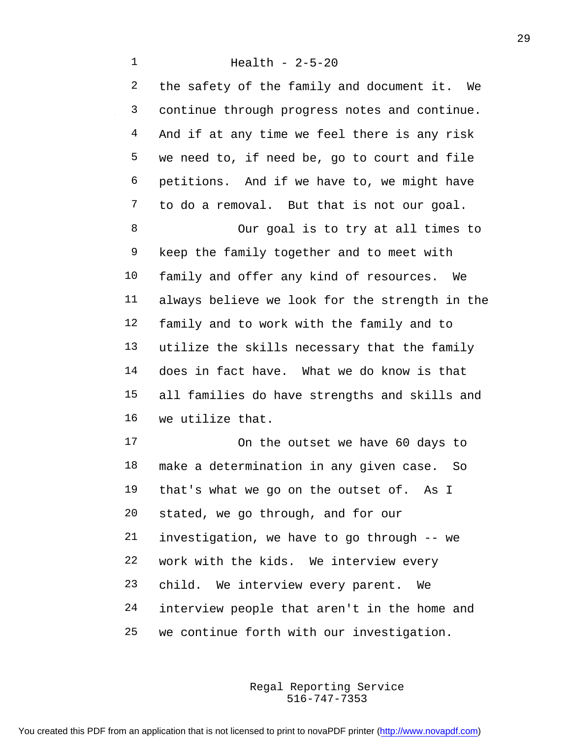the safety of the family and document it. We continue through progress notes and continue. And if at any time we feel there is any risk we need to, if need be, go to court and file petitions. And if we have to, we might have to do a removal. But that is not our goal.

Our goal is to try at all times to keep the family together and to meet with family and offer any kind of resources. We always believe we look for the strength in the family and to work with the family and to utilize the skills necessary that the family does in fact have. What we do know is that all families do have strengths and skills and we utilize that.

On the outset we have 60 days to make a determination in any given case. So that's what we go on the outset of. As I stated, we go through, and for our investigation, we have to go through -- we work with the kids. We interview every child. We interview every parent. We interview people that aren't in the home and we continue forth with our investigation.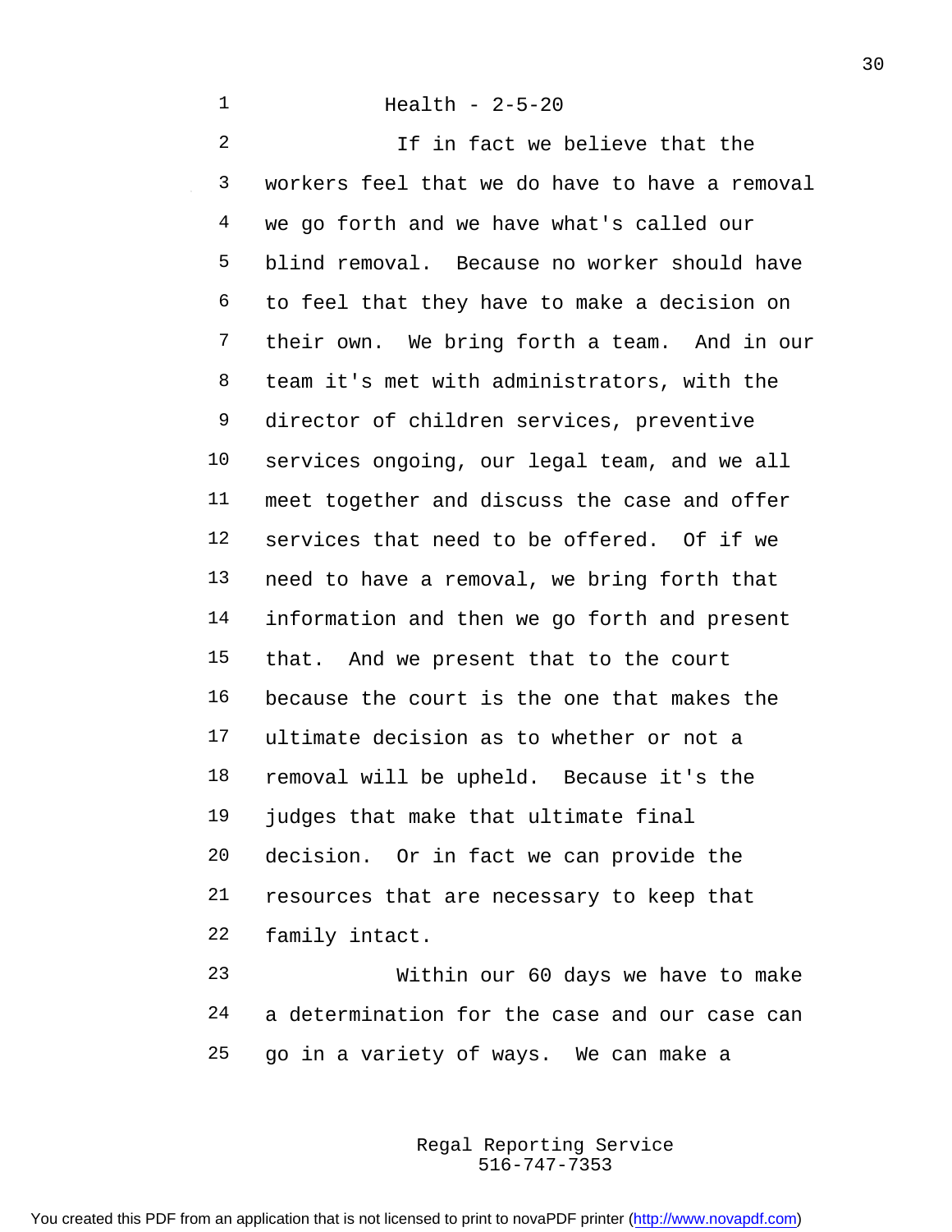If in fact we believe that the workers feel that we do have to have a removal we go forth and we have what's called our blind removal. Because no worker should have to feel that they have to make a decision on their own. We bring forth a team. And in our team it's met with administrators, with the director of children services, preventive services ongoing, our legal team, and we all meet together and discuss the case and offer services that need to be offered. Of if we need to have a removal, we bring forth that information and then we go forth and present that. And we present that to the court because the court is the one that makes the ultimate decision as to whether or not a removal will be upheld. Because it's the judges that make that ultimate final decision. Or in fact we can provide the resources that are necessary to keep that family intact.

Within our 60 days we have to make a determination for the case and our case can go in a variety of ways. We can make a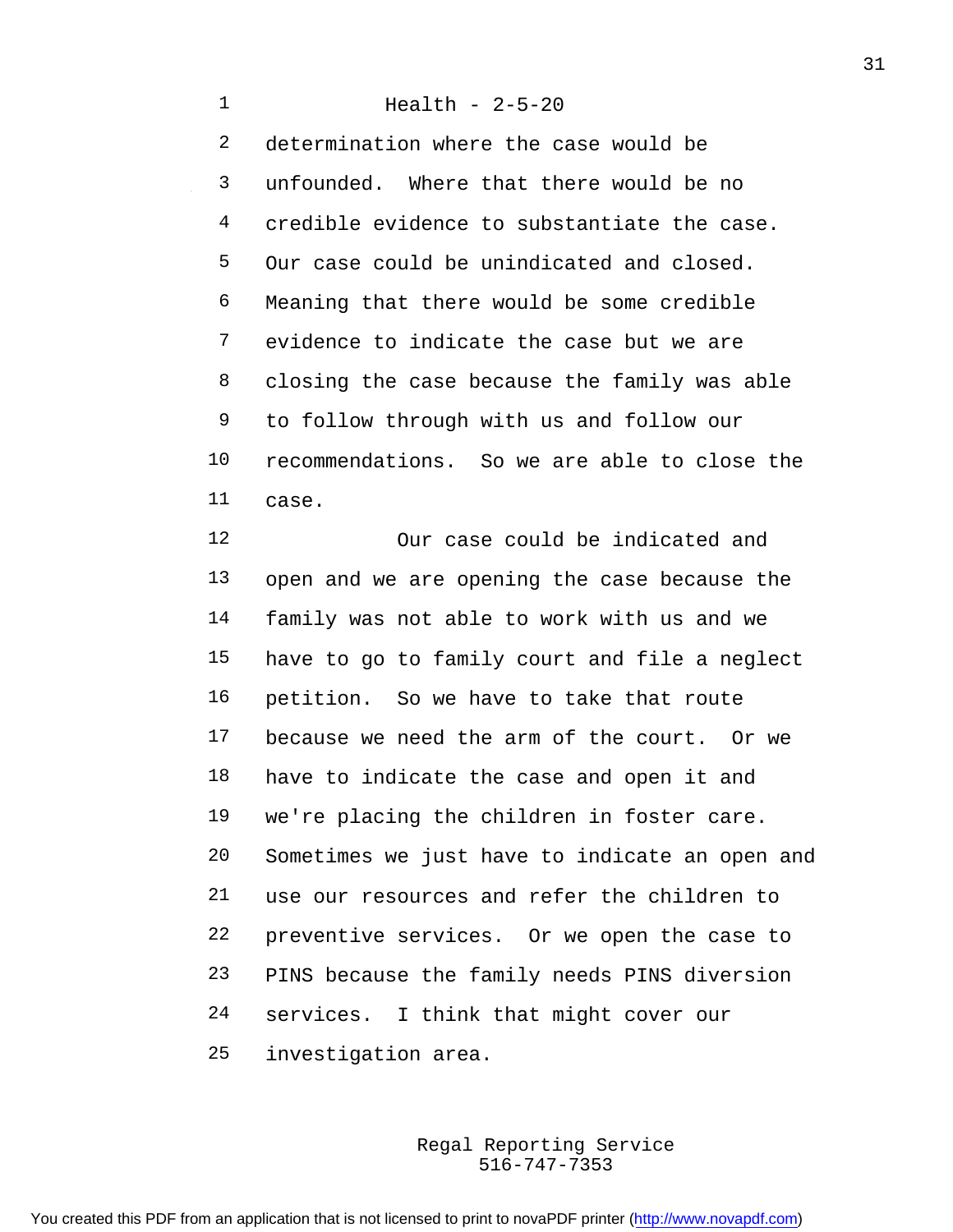determination where the case would be unfounded. Where that there would be no credible evidence to substantiate the case. Our case could be unindicated and closed. Meaning that there would be some credible evidence to indicate the case but we are closing the case because the family was able to follow through with us and follow our recommendations. So we are able to close the case.

Our case could be indicated and open and we are opening the case because the family was not able to work with us and we have to go to family court and file a neglect petition. So we have to take that route because we need the arm of the court. Or we have to indicate the case and open it and we're placing the children in foster care. Sometimes we just have to indicate an open and use our resources and refer the children to preventive services. Or we open the case to PINS because the family needs PINS diversion services. I think that might cover our investigation area.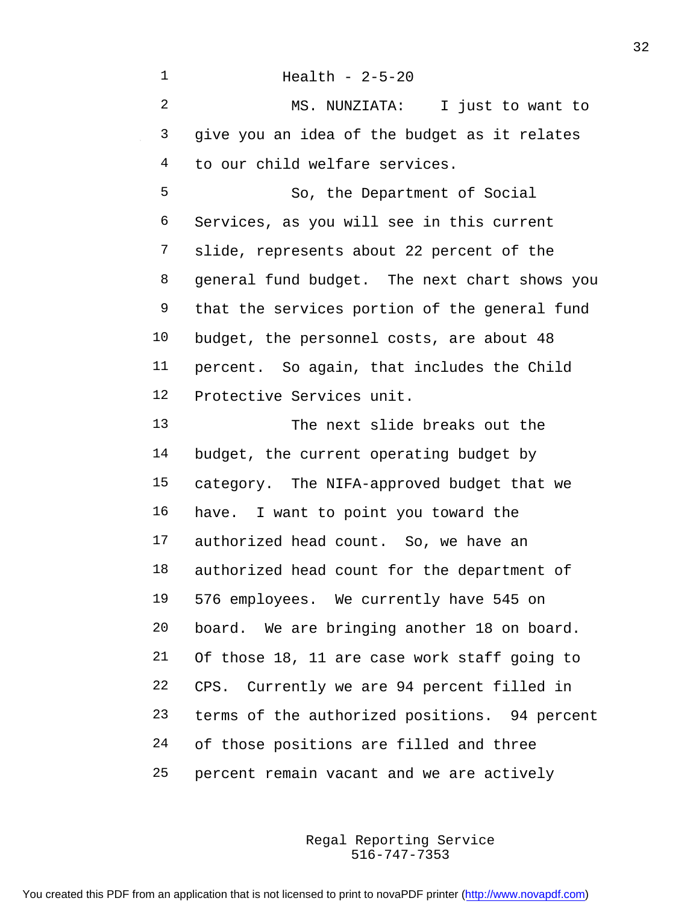Health - 2-5-20

MS. NUNZIATA: I just to want to give you an idea of the budget as it relates to our child welfare services.

So, the Department of Social Services, as you will see in this current slide, represents about 22 percent of the general fund budget. The next chart shows you that the services portion of the general fund budget, the personnel costs, are about 48 percent. So again, that includes the Child Protective Services unit.

The next slide breaks out the budget, the current operating budget by category. The NIFA-approved budget that we have. I want to point you toward the authorized head count. So, we have an authorized head count for the department of 576 employees. We currently have 545 on board. We are bringing another 18 on board. Of those 18, 11 are case work staff going to CPS. Currently we are 94 percent filled in terms of the authorized positions. 94 percent of those positions are filled and three percent remain vacant and we are actively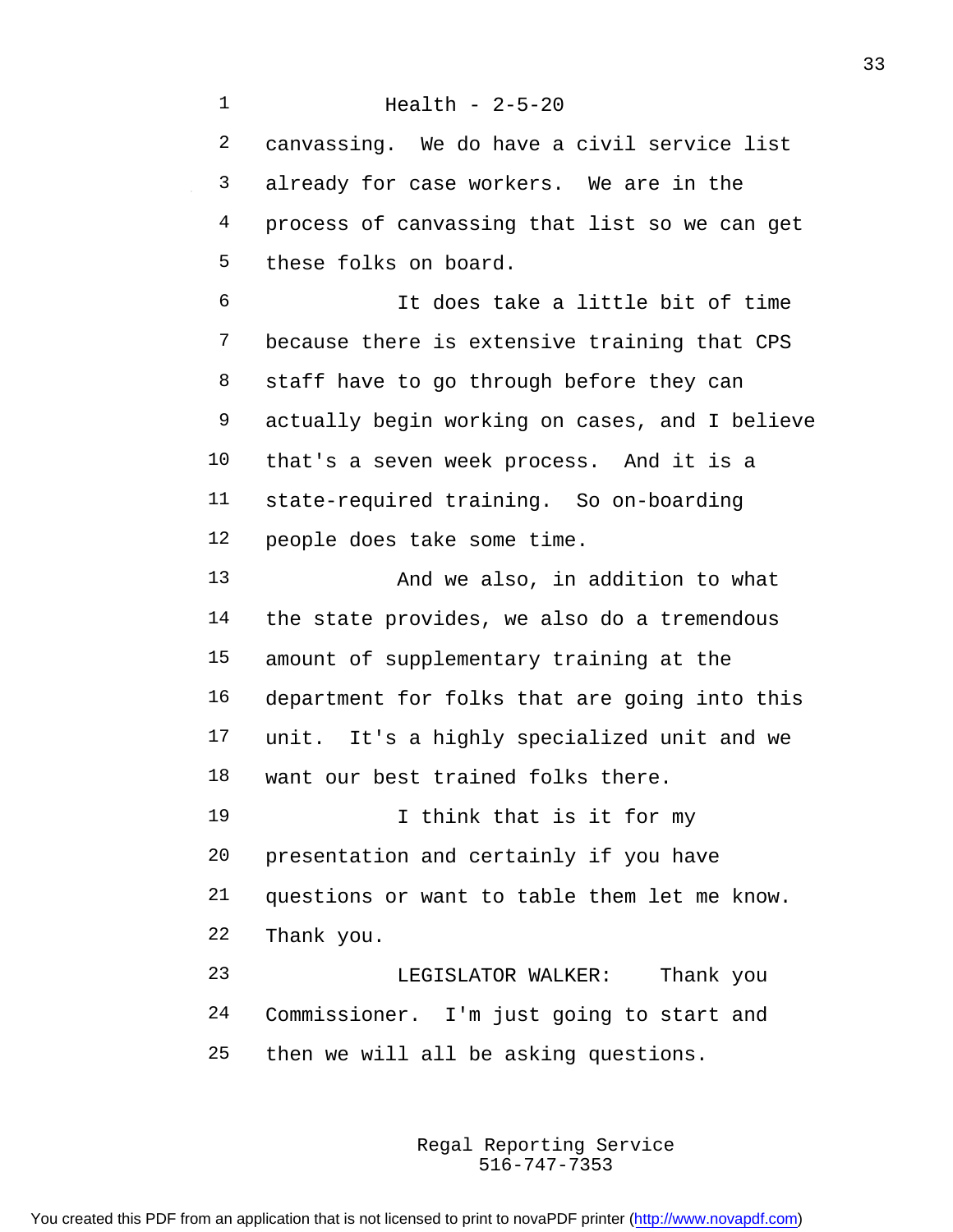canvassing. We do have a civil service list already for case workers. We are in the process of canvassing that list so we can get these folks on board.

It does take a little bit of time because there is extensive training that CPS staff have to go through before they can actually begin working on cases, and I believe that's a seven week process. And it is a state-required training. So on-boarding people does take some time.

And we also, in addition to what the state provides, we also do a tremendous amount of supplementary training at the department for folks that are going into this unit. It's a highly specialized unit and we want our best trained folks there.

I think that is it for my presentation and certainly if you have questions or want to table them let me know. Thank you.

LEGISLATOR WALKER: Thank you Commissioner. I'm just going to start and then we will all be asking questions.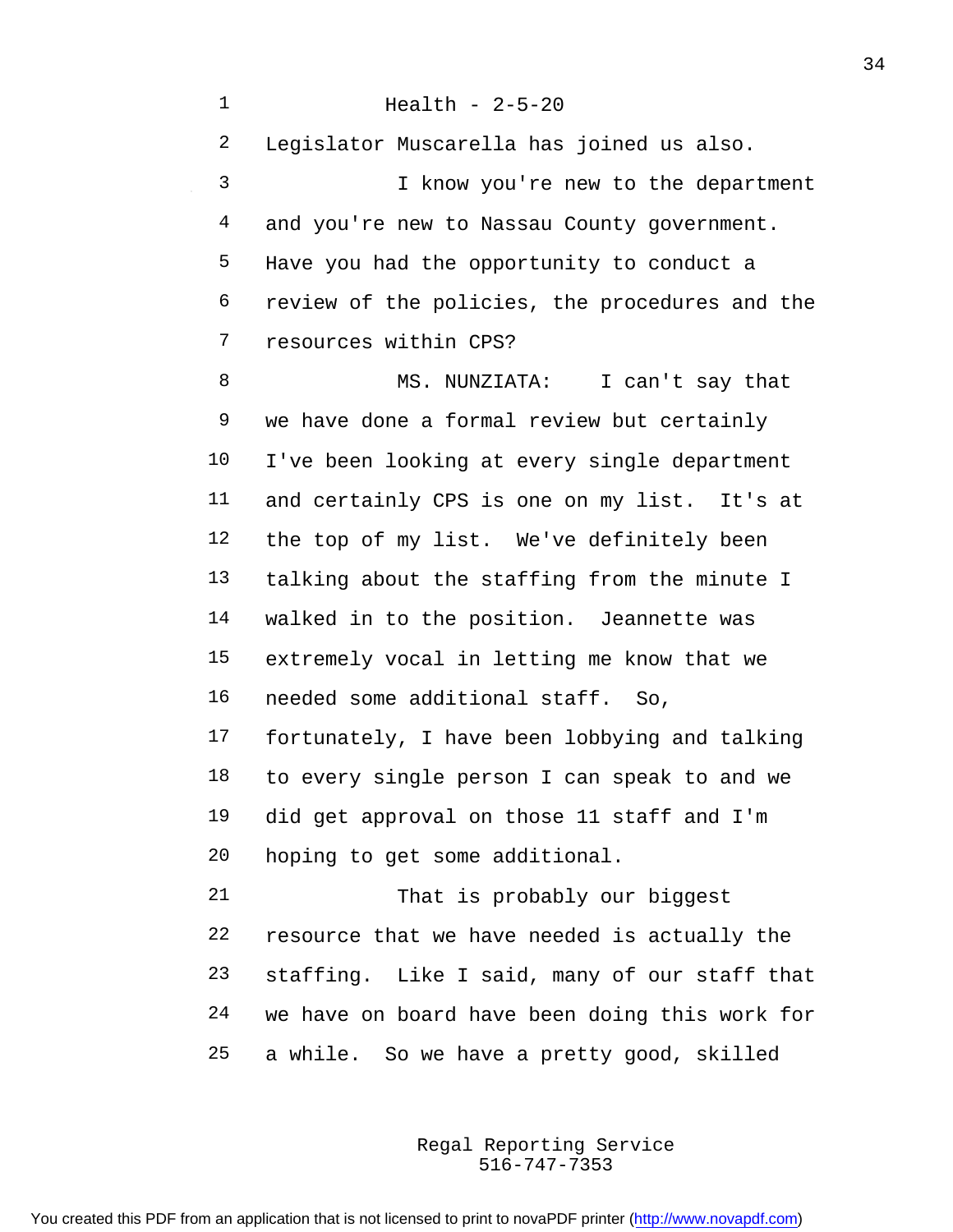Legislator Muscarella has joined us also.

I know you're new to the department and you're new to Nassau County government. Have you had the opportunity to conduct a review of the policies, the procedures and the resources within CPS?

MS. NUNZIATA: I can't say that we have done a formal review but certainly I've been looking at every single department and certainly CPS is one on my list. It's at the top of my list. We've definitely been talking about the staffing from the minute I walked in to the position. Jeannette was extremely vocal in letting me know that we needed some additional staff. So, fortunately, I have been lobbying and talking to every single person I can speak to and we did get approval on those 11 staff and I'm hoping to get some additional.

That is probably our biggest resource that we have needed is actually the staffing. Like I said, many of our staff that we have on board have been doing this work for a while. So we have a pretty good, skilled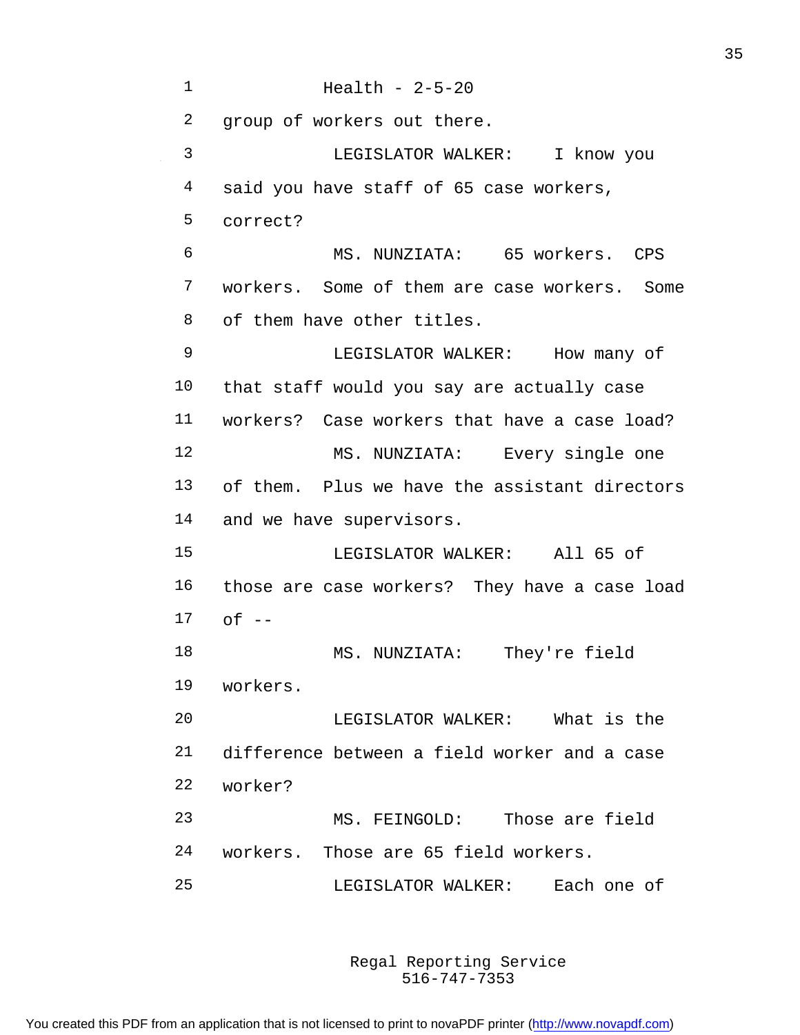group of workers out there.

LEGISLATOR WALKER: I know you said you have staff of 65 case workers, correct?

MS. NUNZIATA: 65 workers. CPS workers. Some of them are case workers. Some of them have other titles.

LEGISLATOR WALKER: How many of that staff would you say are actually case workers? Case workers that have a case load?

MS. NUNZIATA: Every single one of them. Plus we have the assistant directors and we have supervisors.

LEGISLATOR WALKER: All 65 of those are case workers? They have a case load of --

MS. NUNZIATA: They're field workers.

LEGISLATOR WALKER: What is the difference between a field worker and a case worker?

MS. FEINGOLD: Those are field workers. Those are 65 field workers.

LEGISLATOR WALKER: Each one of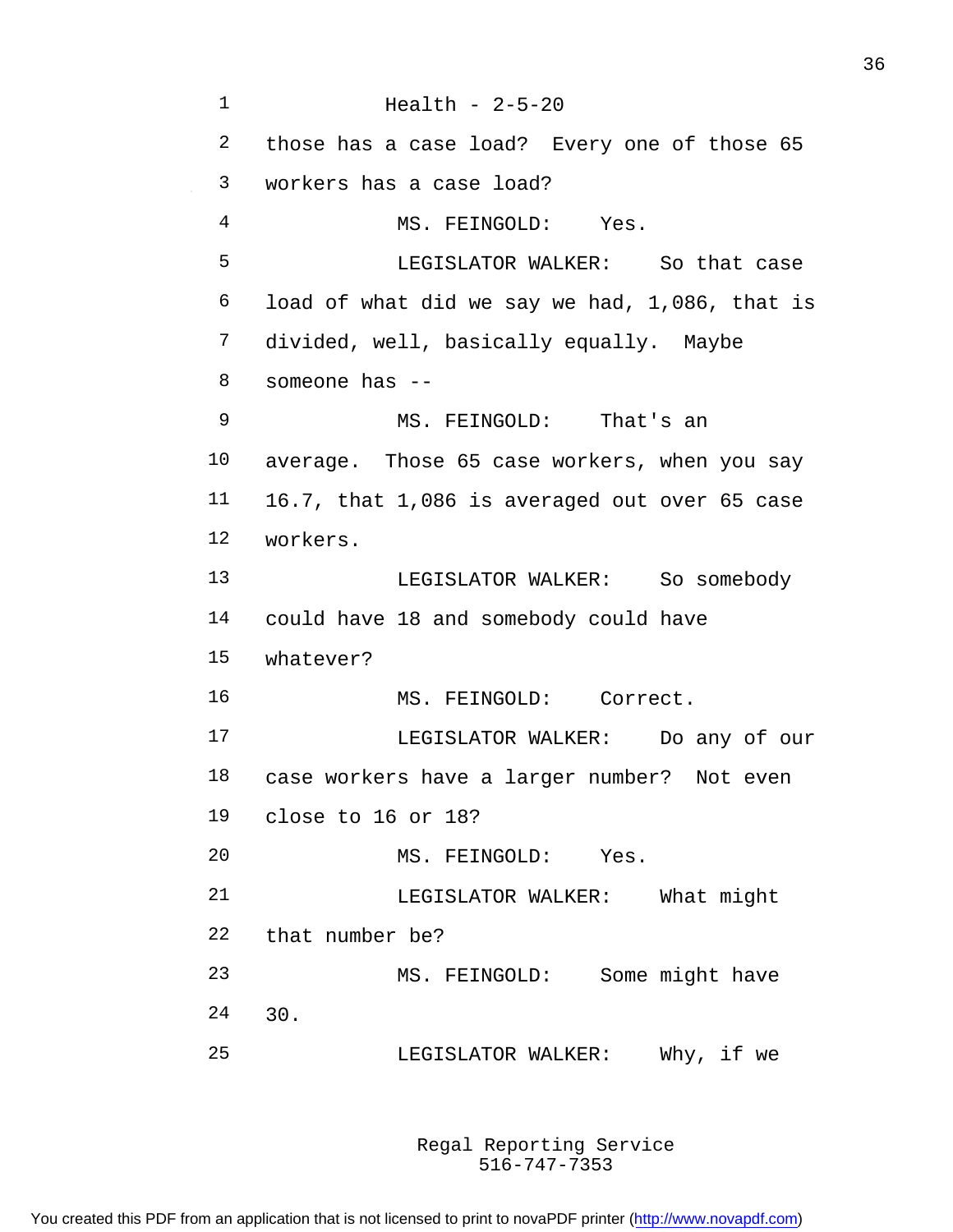those has a case load? Every one of those 65 workers has a case load?

MS. FEINGOLD: Yes.

LEGISLATOR WALKER: So that case load of what did we say we had, 1,086, that is divided, well, basically equally. Maybe someone has --

MS. FEINGOLD: That's an average. Those 65 case workers, when you say 16.7, that 1,086 is averaged out over 65 case workers.

LEGISLATOR WALKER: So somebody could have 18 and somebody could have whatever?

MS. FEINGOLD: Correct.

LEGISLATOR WALKER: Do any of our case workers have a larger number? Not even close to 16 or 18?

MS. FEINGOLD: Yes.

LEGISLATOR WALKER: What might that number be?

MS. FEINGOLD: Some might have 30.

LEGISLATOR WALKER: Why, if we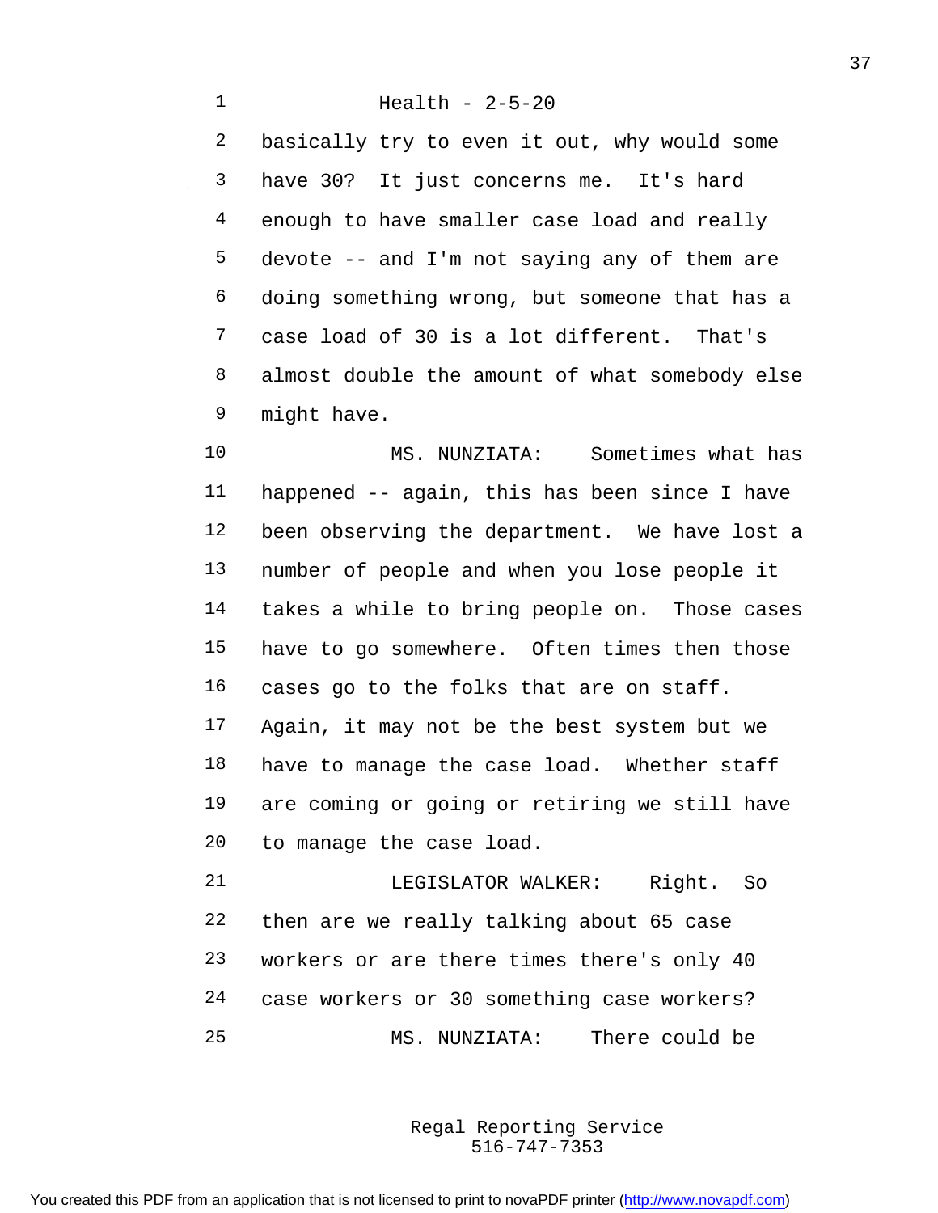basically try to even it out, why would some have 30? It just concerns me. It's hard enough to have smaller case load and really devote -- and I'm not saying any of them are doing something wrong, but someone that has a case load of 30 is a lot different. That's almost double the amount of what somebody else might have.

MS. NUNZIATA: Sometimes what has happened -- again, this has been since I have been observing the department. We have lost a number of people and when you lose people it takes a while to bring people on. Those cases have to go somewhere. Often times then those cases go to the folks that are on staff. Again, it may not be the best system but we have to manage the case load. Whether staff are coming or going or retiring we still have to manage the case load.

LEGISLATOR WALKER: Right. So then are we really talking about 65 case workers or are there times there's only 40 case workers or 30 something case workers?

MS. NUNZIATA: There could be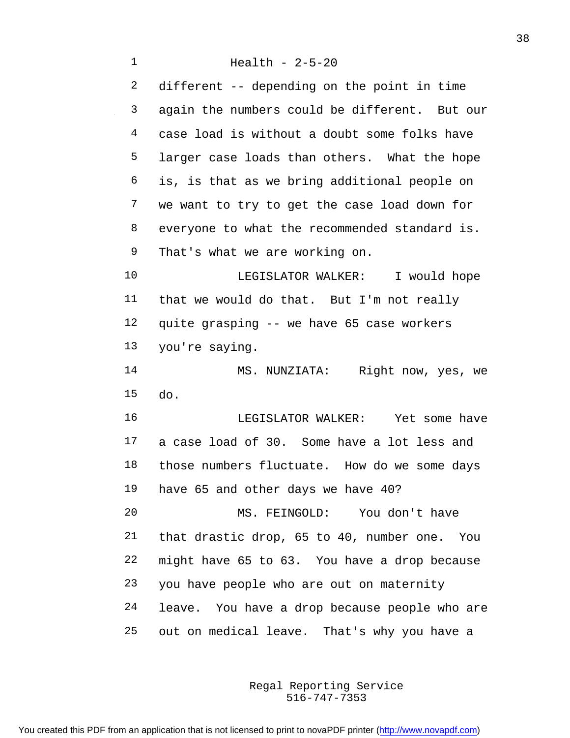different -- depending on the point in time again the numbers could be different. But our case load is without a doubt some folks have larger case loads than others. What the hope is, is that as we bring additional people on we want to try to get the case load down for everyone to what the recommended standard is. That's what we are working on.

LEGISLATOR WALKER: I would hope that we would do that. But I'm not really quite grasping -- we have 65 case workers you're saying.

MS. NUNZIATA: Right now, yes, we do.

LEGISLATOR WALKER: Yet some have a case load of 30. Some have a lot less and those numbers fluctuate. How do we some days have 65 and other days we have 40?

MS. FEINGOLD: You don't have that drastic drop, 65 to 40, number one. You might have 65 to 63. You have a drop because you have people who are out on maternity leave. You have a drop because people who are out on medical leave. That's why you have a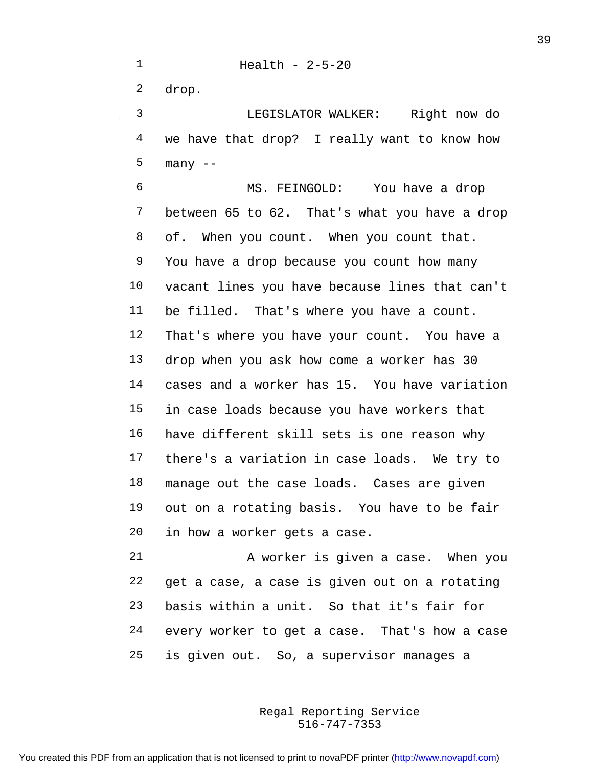Health - 2-5-20

drop.

LEGISLATOR WALKER: Right now do we have that drop? I really want to know how many --

MS. FEINGOLD: You have a drop between 65 to 62. That's what you have a drop of. When you count. When you count that. You have a drop because you count how many vacant lines you have because lines that can't be filled. That's where you have a count. That's where you have your count. You have a drop when you ask how come a worker has 30 cases and a worker has 15. You have variation in case loads because you have workers that have different skill sets is one reason why there's a variation in case loads. We try to manage out the case loads. Cases are given out on a rotating basis. You have to be fair in how a worker gets a case.

A worker is given a case. When you get a case, a case is given out on a rotating basis within a unit. So that it's fair for every worker to get a case. That's how a case is given out. So, a supervisor manages a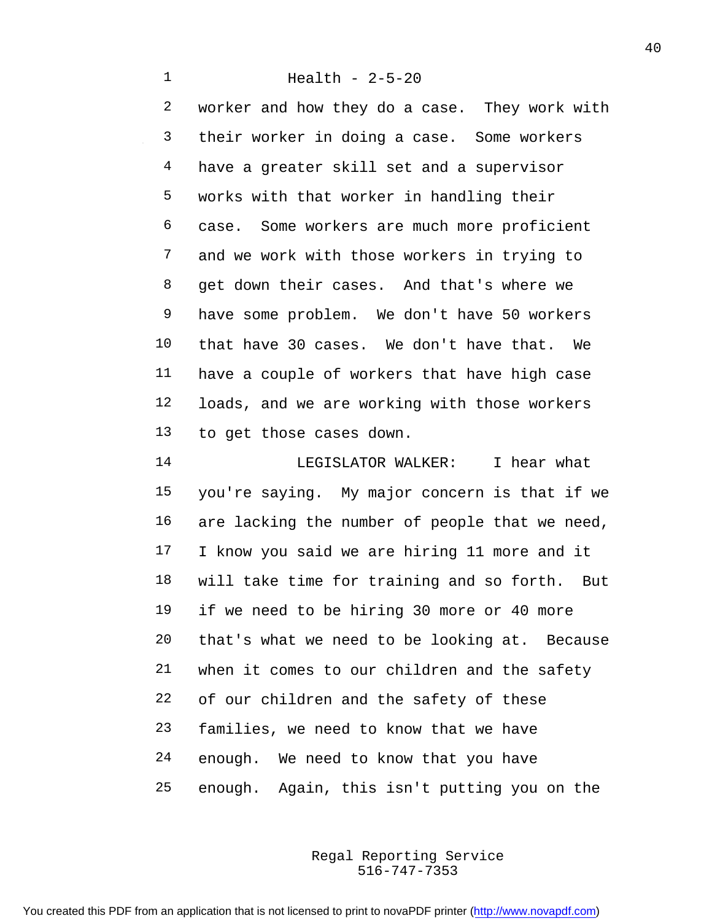worker and how they do a case. They work with their worker in doing a case. Some workers have a greater skill set and a supervisor works with that worker in handling their case. Some workers are much more proficient and we work with those workers in trying to get down their cases. And that's where we have some problem. We don't have 50 workers that have 30 cases. We don't have that. We have a couple of workers that have high case loads, and we are working with those workers to get those cases down.

LEGISLATOR WALKER: I hear what you're saying. My major concern is that if we are lacking the number of people that we need, I know you said we are hiring 11 more and it will take time for training and so forth. But if we need to be hiring 30 more or 40 more that's what we need to be looking at. Because when it comes to our children and the safety of our children and the safety of these families, we need to know that we have enough. We need to know that you have enough. Again, this isn't putting you on the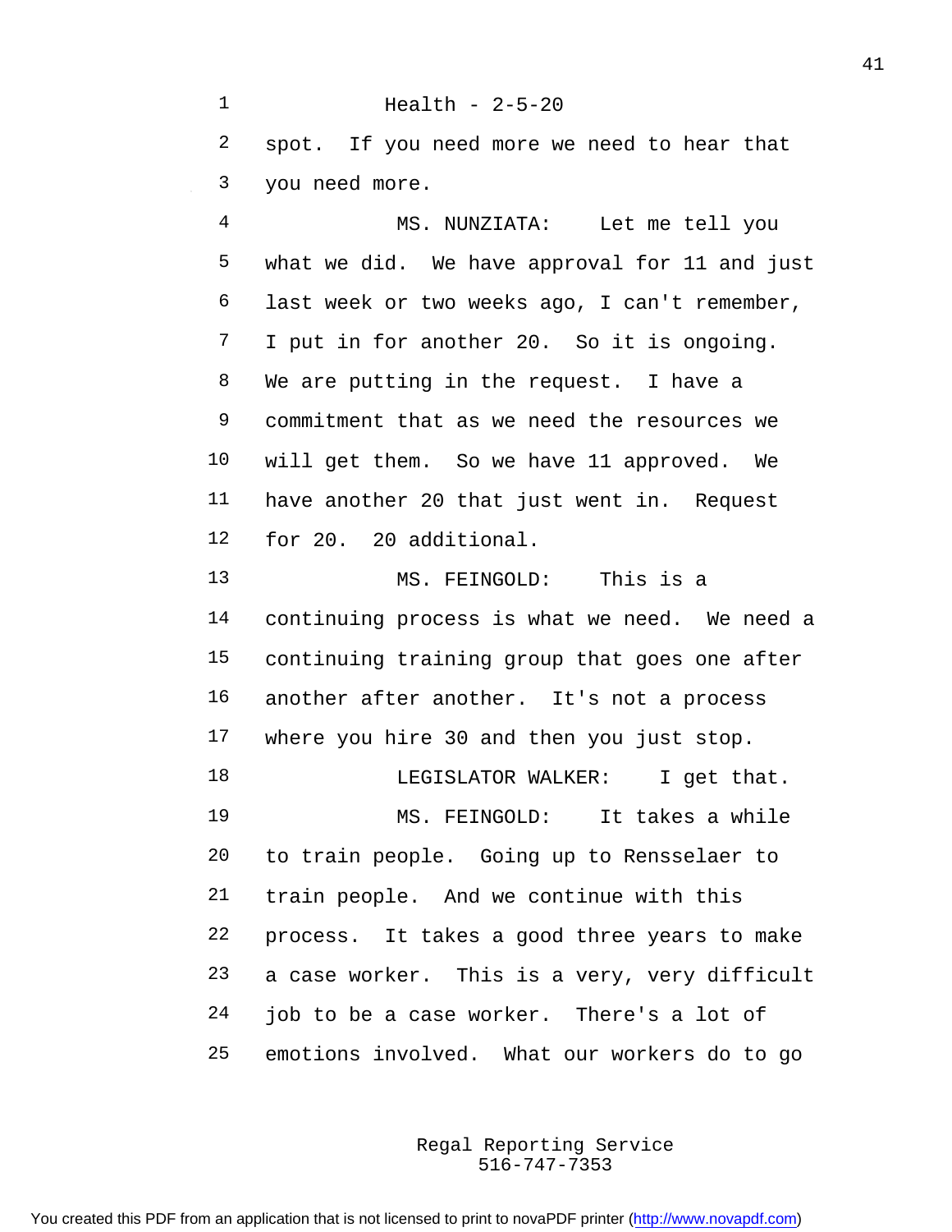spot. If you need more we need to hear that you need more.

MS. NUNZIATA: Let me tell you what we did. We have approval for 11 and just last week or two weeks ago, I can't remember, I put in for another 20. So it is ongoing. We are putting in the request. I have a commitment that as we need the resources we will get them. So we have 11 approved. We have another 20 that just went in. Request for 20. 20 additional.

MS. FEINGOLD: This is a continuing process is what we need. We need a continuing training group that goes one after another after another. It's not a process where you hire 30 and then you just stop.

LEGISLATOR WALKER: I get that.

MS. FEINGOLD: It takes a while to train people. Going up to Rensselaer to train people. And we continue with this process. It takes a good three years to make a case worker. This is a very, very difficult job to be a case worker. There's a lot of emotions involved. What our workers do to go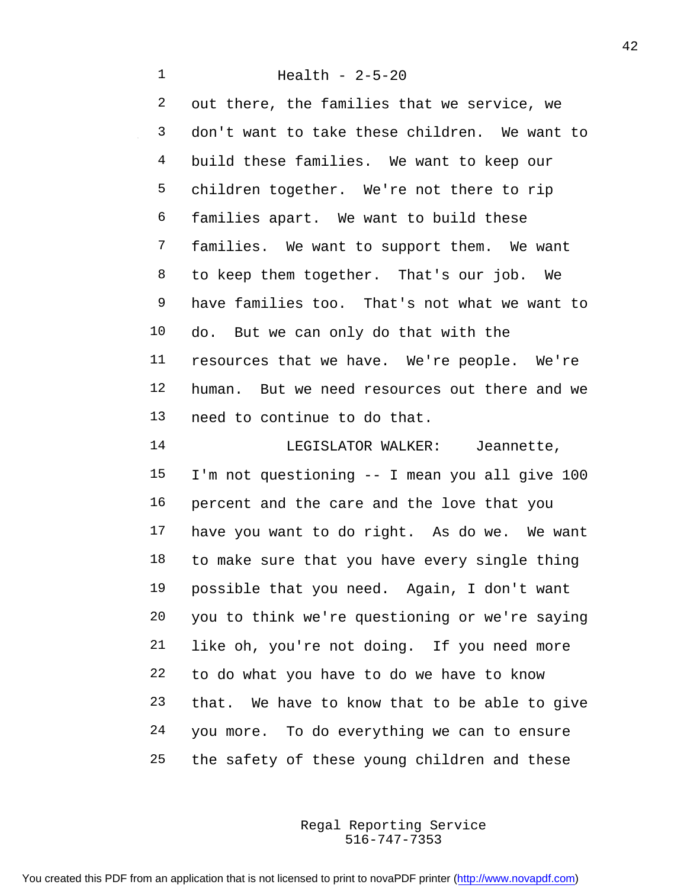out there, the families that we service, we don't want to take these children. We want to build these families. We want to keep our children together. We're not there to rip families apart. We want to build these families. We want to support them. We want to keep them together. That's our job. We have families too. That's not what we want to do. But we can only do that with the resources that we have. We're people. We're human. But we need resources out there and we need to continue to do that.

LEGISLATOR WALKER: Jeannette, I'm not questioning -- I mean you all give 100 percent and the care and the love that you have you want to do right. As do we. We want to make sure that you have every single thing possible that you need. Again, I don't want you to think we're questioning or we're saying like oh, you're not doing. If you need more to do what you have to do we have to know that. We have to know that to be able to give you more. To do everything we can to ensure the safety of these young children and these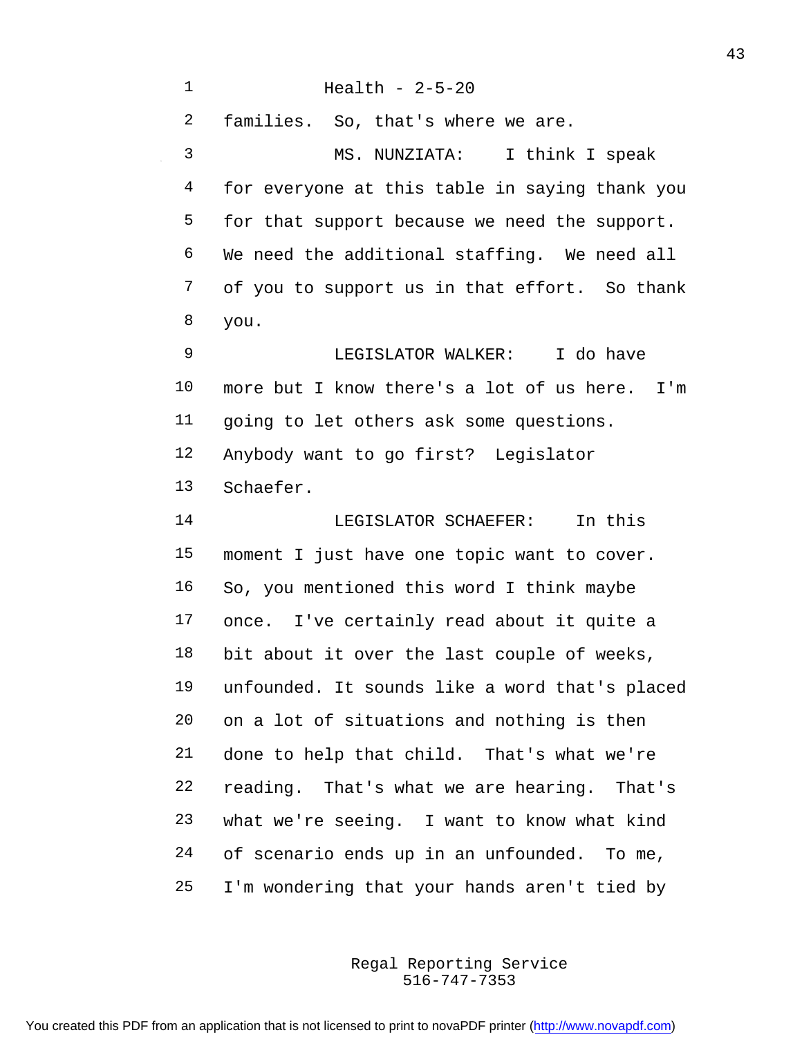families. So, that's where we are.

MS. NUNZIATA: I think I speak for everyone at this table in saying thank you for that support because we need the support. We need the additional staffing. We need all of you to support us in that effort. So thank you.

LEGISLATOR WALKER: I do have more but I know there's a lot of us here. I'm going to let others ask some questions. Anybody want to go first? Legislator Schaefer.

LEGISLATOR SCHAEFER: In this moment I just have one topic want to cover. So, you mentioned this word I think maybe once. I've certainly read about it quite a bit about it over the last couple of weeks, unfounded. It sounds like a word that's placed on a lot of situations and nothing is then done to help that child. That's what we're reading. That's what we are hearing. That's what we're seeing. I want to know what kind of scenario ends up in an unfounded. To me, I'm wondering that your hands aren't tied by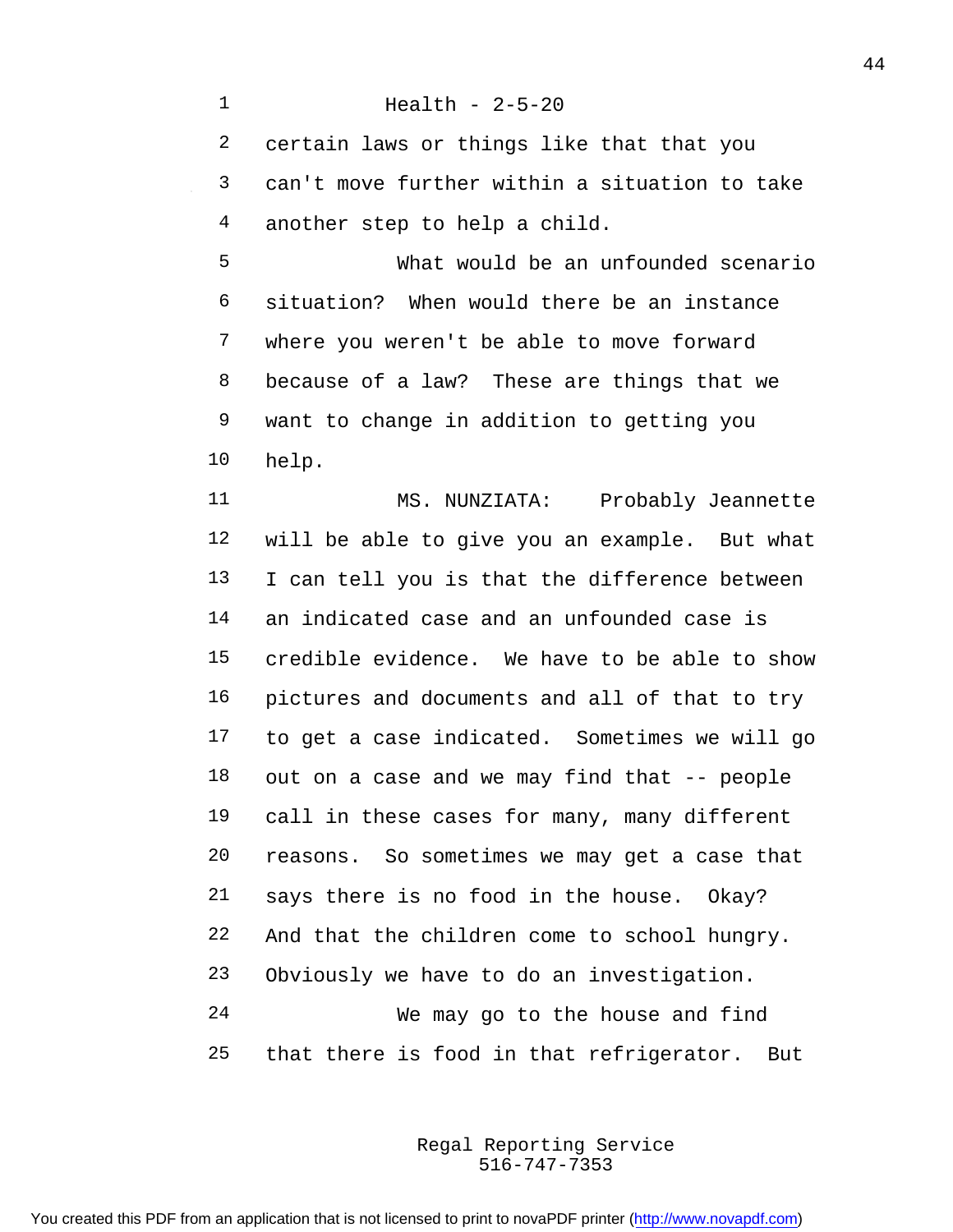Health - 2-5-20

certain laws or things like that that you can't move further within a situation to take another step to help a child.

What would be an unfounded scenario situation? When would there be an instance where you weren't be able to move forward because of a law? These are things that we want to change in addition to getting you help.

MS. NUNZIATA: Probably Jeannette will be able to give you an example. But what I can tell you is that the difference between an indicated case and an unfounded case is credible evidence. We have to be able to show pictures and documents and all of that to try to get a case indicated. Sometimes we will go out on a case and we may find that -- people call in these cases for many, many different reasons. So sometimes we may get a case that says there is no food in the house. Okay? And that the children come to school hungry. Obviously we have to do an investigation.

We may go to the house and find that there is food in that refrigerator. But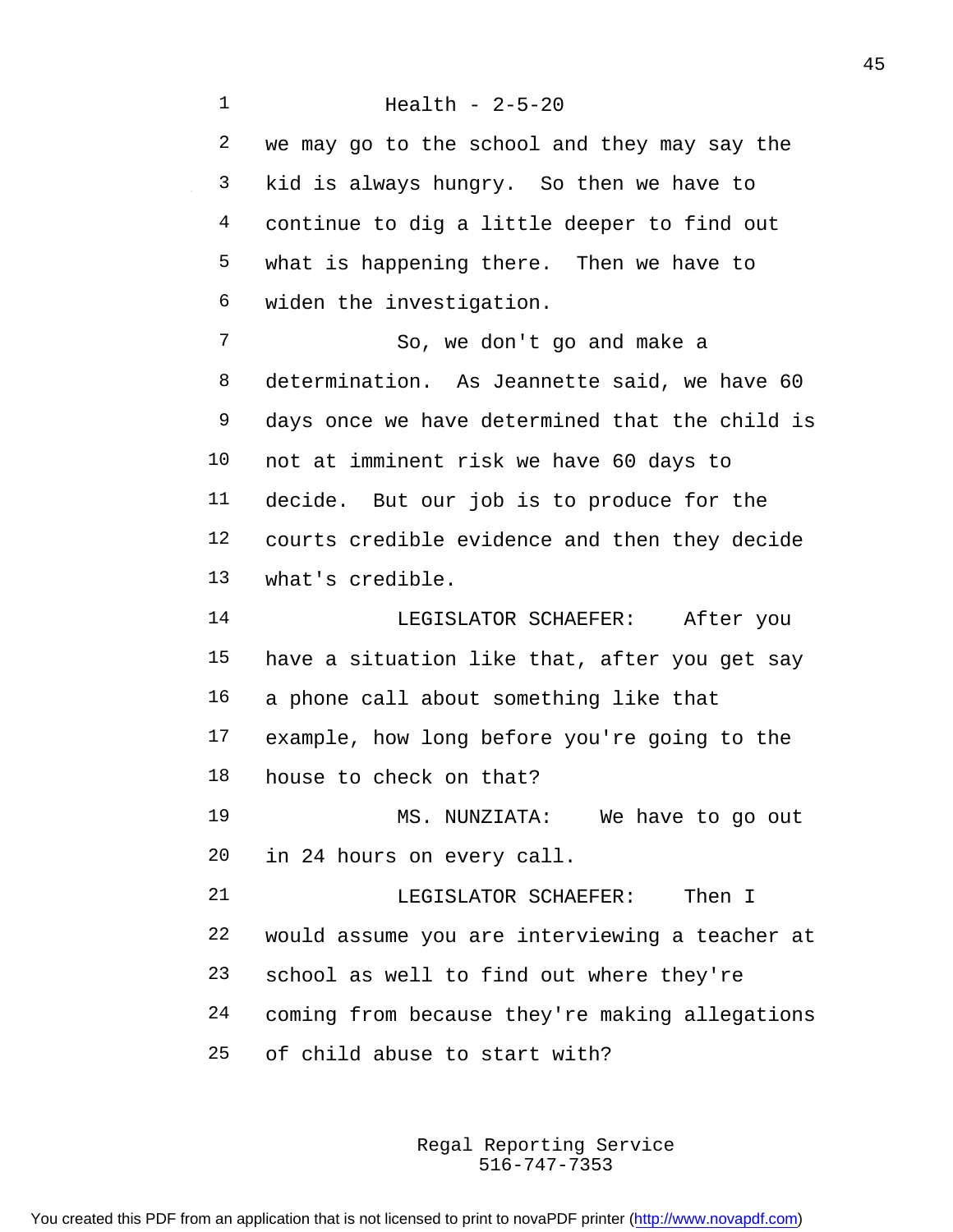we may go to the school and they may say the kid is always hungry. So then we have to continue to dig a little deeper to find out what is happening there. Then we have to widen the investigation.

So, we don't go and make a determination. As Jeannette said, we have 60 days once we have determined that the child is not at imminent risk we have 60 days to decide. But our job is to produce for the courts credible evidence and then they decide what's credible.

LEGISLATOR SCHAEFER: After you have a situation like that, after you get say a phone call about something like that example, how long before you're going to the house to check on that?

MS. NUNZIATA: We have to go out in 24 hours on every call.

LEGISLATOR SCHAEFER: Then I would assume you are interviewing a teacher at school as well to find out where they're coming from because they're making allegations of child abuse to start with?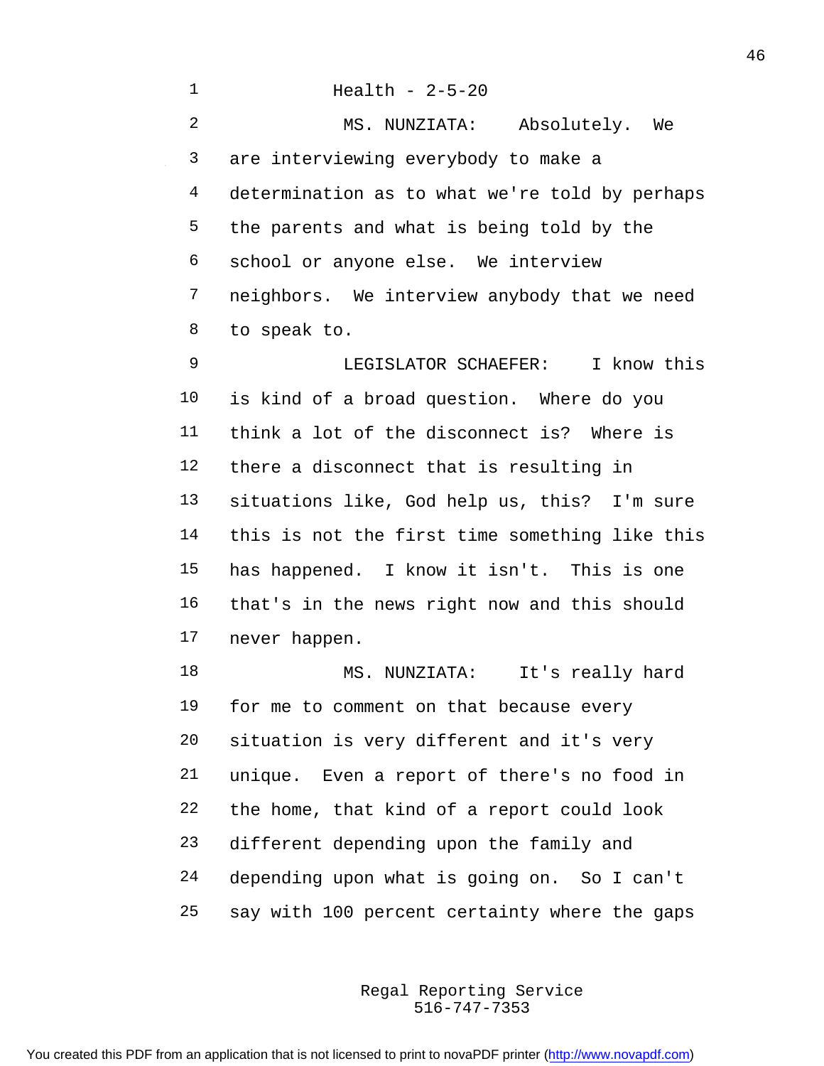Health - 2-5-20

MS. NUNZIATA: Absolutely. We are interviewing everybody to make a determination as to what we're told by perhaps the parents and what is being told by the school or anyone else. We interview neighbors. We interview anybody that we need to speak to.

LEGISLATOR SCHAEFER: I know this is kind of a broad question. Where do you think a lot of the disconnect is? Where is there a disconnect that is resulting in situations like, God help us, this? I'm sure this is not the first time something like this has happened. I know it isn't. This is one that's in the news right now and this should never happen.

MS. NUNZIATA: It's really hard for me to comment on that because every situation is very different and it's very unique. Even a report of there's no food in the home, that kind of a report could look different depending upon the family and depending upon what is going on. So I can't say with 100 percent certainty where the gaps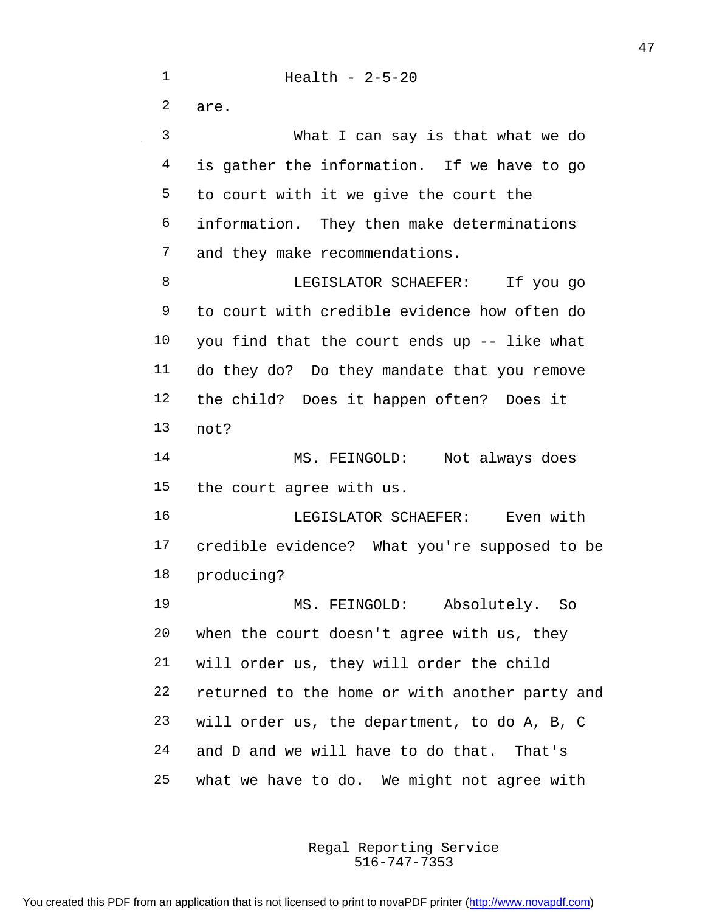are.

What I can say is that what we do is gather the information. If we have to go to court with it we give the court the information. They then make determinations and they make recommendations.

LEGISLATOR SCHAEFER: If you go to court with credible evidence how often do you find that the court ends up -- like what do they do? Do they mandate that you remove the child? Does it happen often? Does it not?

MS. FEINGOLD: Not always does the court agree with us.

LEGISLATOR SCHAEFER: Even with credible evidence? What you're supposed to be producing?

MS. FEINGOLD: Absolutely. So when the court doesn't agree with us, they will order us, they will order the child returned to the home or with another party and will order us, the department, to do A, B, C and D and we will have to do that. That's what we have to do. We might not agree with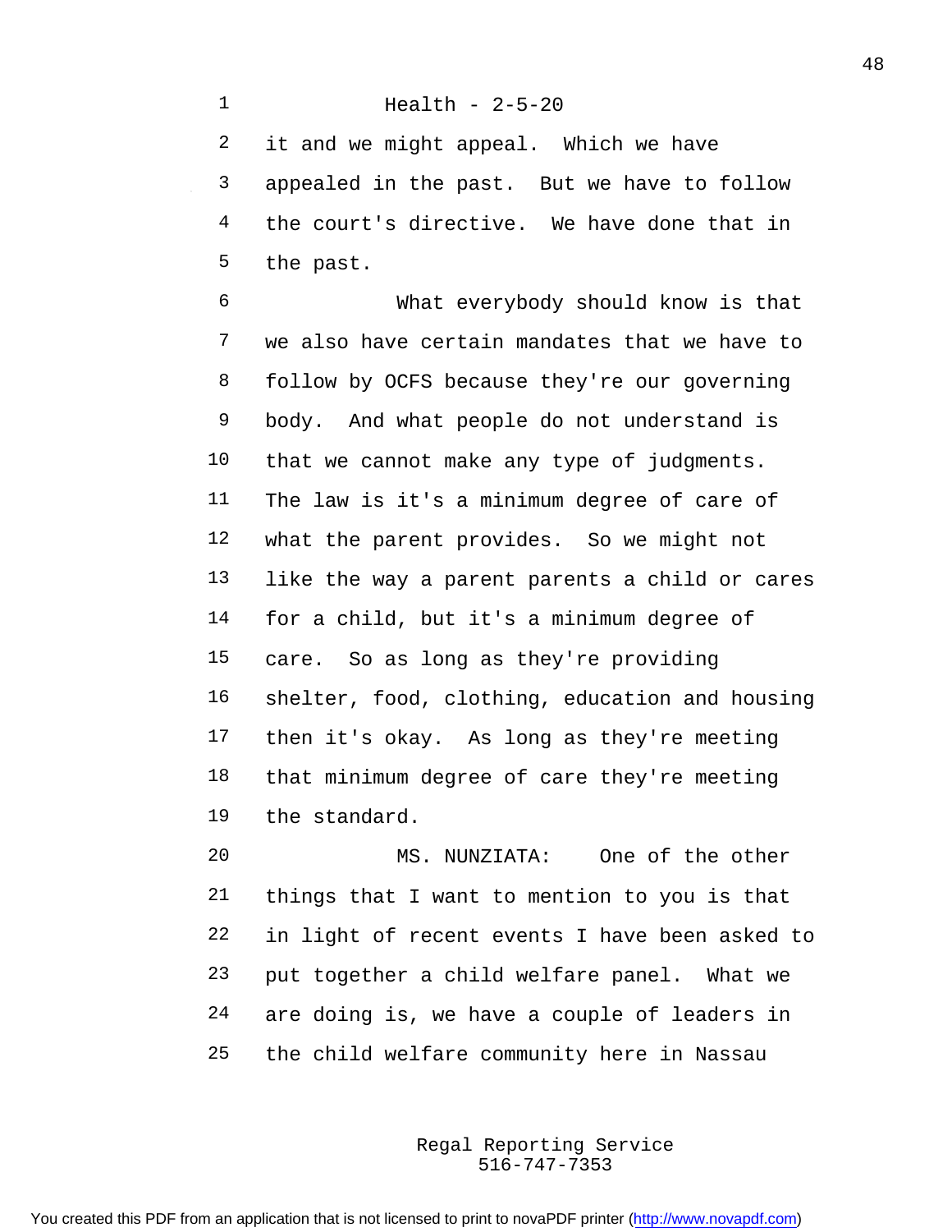it and we might appeal. Which we have appealed in the past. But we have to follow the court's directive. We have done that in the past.

What everybody should know is that we also have certain mandates that we have to follow by OCFS because they're our governing body. And what people do not understand is that we cannot make any type of judgments. The law is it's a minimum degree of care of what the parent provides. So we might not like the way a parent parents a child or cares for a child, but it's a minimum degree of care. So as long as they're providing shelter, food, clothing, education and housing then it's okay. As long as they're meeting that minimum degree of care they're meeting the standard.

MS. NUNZIATA: One of the other things that I want to mention to you is that in light of recent events I have been asked to put together a child welfare panel. What we are doing is, we have a couple of leaders in the child welfare community here in Nassau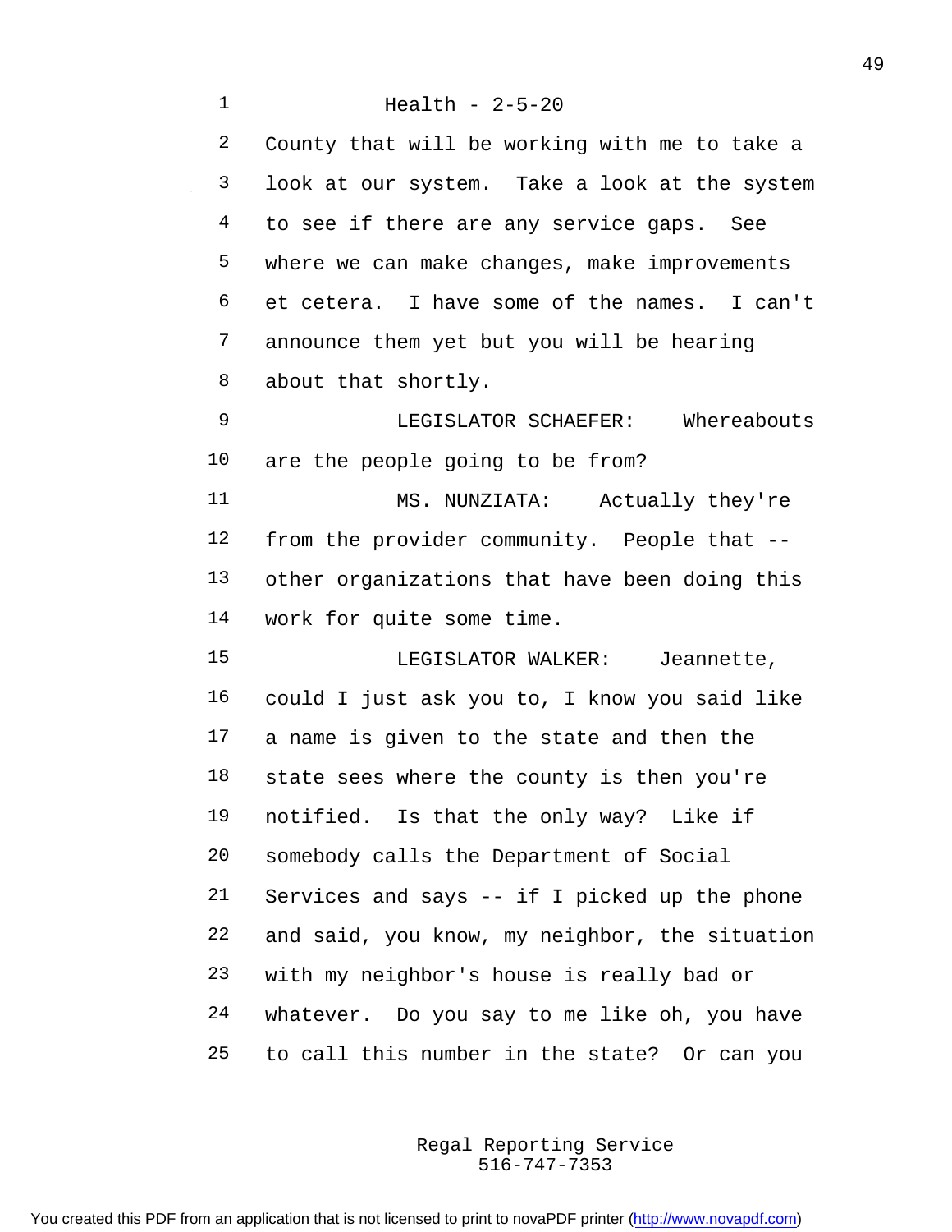County that will be working with me to take a look at our system. Take a look at the system to see if there are any service gaps. See where we can make changes, make improvements et cetera. I have some of the names. I can't announce them yet but you will be hearing about that shortly.

LEGISLATOR SCHAEFER: Whereabouts are the people going to be from?

MS. NUNZIATA: Actually they're from the provider community. People that -- other organizations that have been doing this work for quite some time.

LEGISLATOR WALKER: Jeannette, could I just ask you to, I know you said like a name is given to the state and then the state sees where the county is then you're notified. Is that the only way? Like if somebody calls the Department of Social Services and says -- if I picked up the phone and said, you know, my neighbor, the situation with my neighbor's house is really bad or whatever. Do you say to me like oh, you have to call this number in the state? Or can you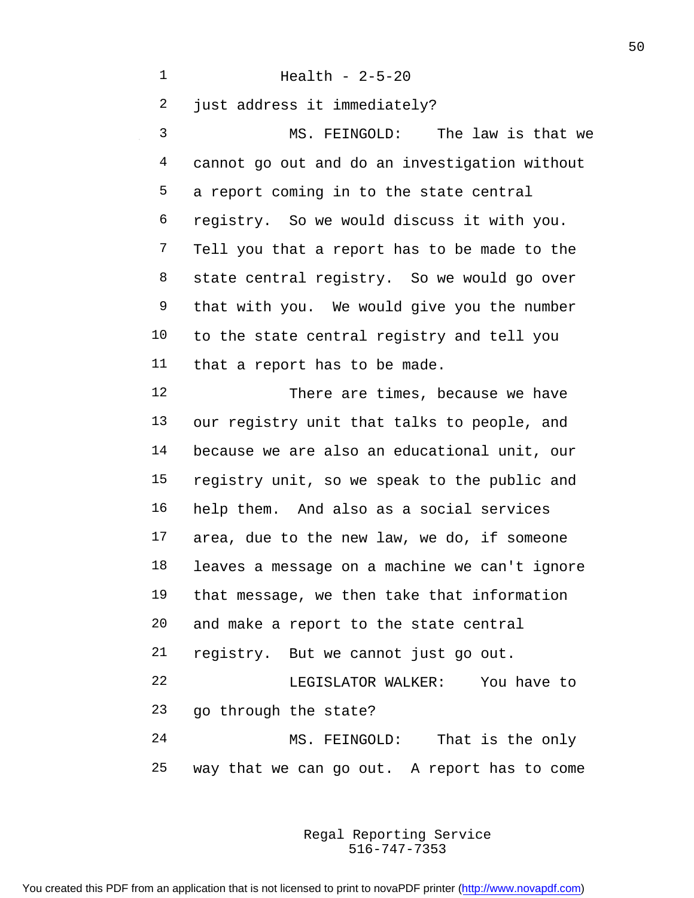just address it immediately?

MS. FEINGOLD: The law is that we cannot go out and do an investigation without a report coming in to the state central registry. So we would discuss it with you. Tell you that a report has to be made to the state central registry. So we would go over that with you. We would give you the number to the state central registry and tell you that a report has to be made.

There are times, because we have our registry unit that talks to people, and because we are also an educational unit, our registry unit, so we speak to the public and help them. And also as a social services area, due to the new law, we do, if someone leaves a message on a machine we can't ignore that message, we then take that information and make a report to the state central registry. But we cannot just go out.

LEGISLATOR WALKER: You have to go through the state?

MS. FEINGOLD: That is the only way that we can go out. A report has to come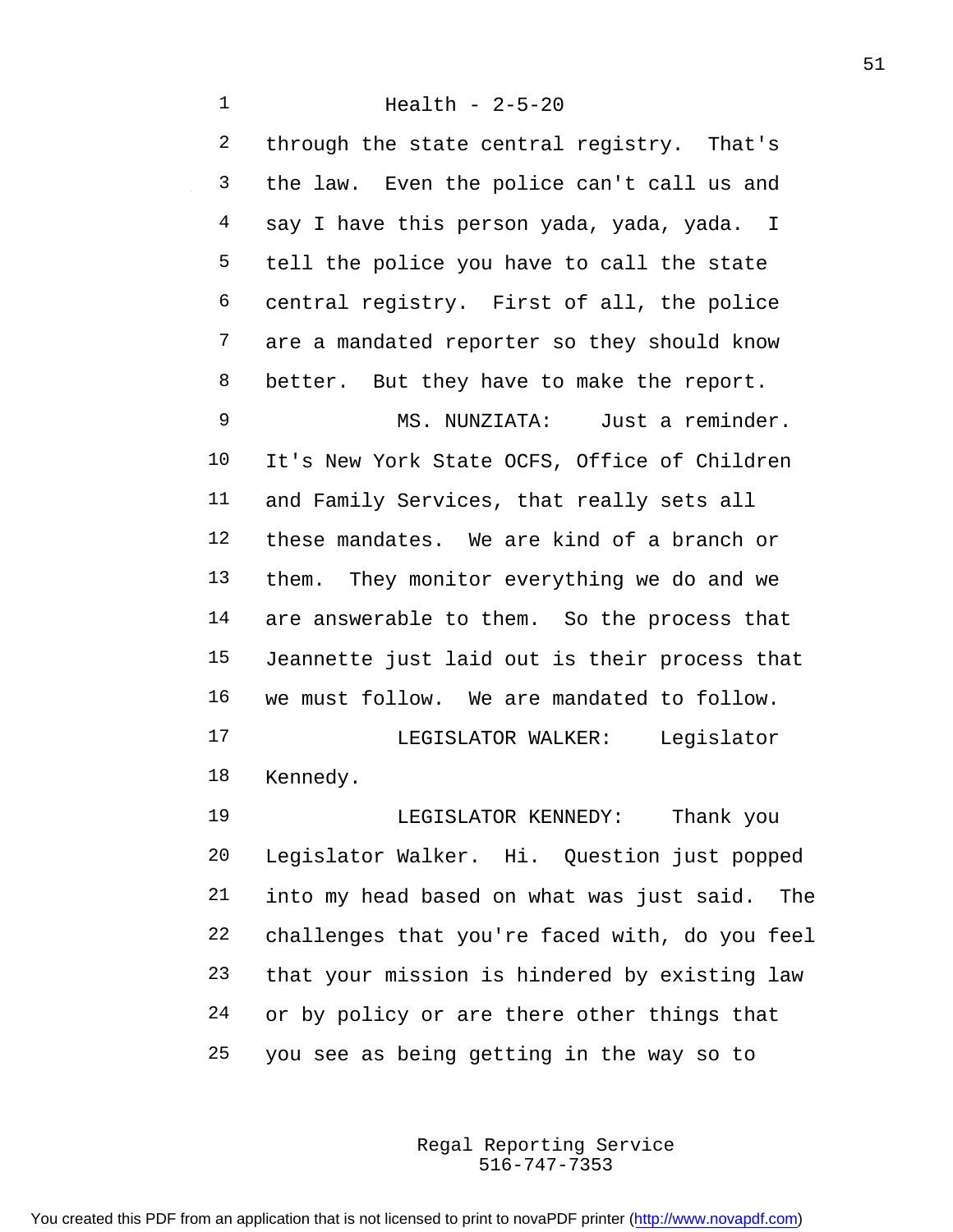through the state central registry. That's the law. Even the police can't call us and say I have this person yada, yada, yada. I tell the police you have to call the state central registry. First of all, the police are a mandated reporter so they should know better. But they have to make the report.

MS. NUNZIATA: Just a reminder. It's New York State OCFS, Office of Children and Family Services, that really sets all these mandates. We are kind of a branch or them. They monitor everything we do and we are answerable to them. So the process that Jeannette just laid out is their process that we must follow. We are mandated to follow.

LEGISLATOR WALKER: Legislator Kennedy.

LEGISLATOR KENNEDY: Thank you Legislator Walker. Hi. Question just popped into my head based on what was just said. The challenges that you're faced with, do you feel that your mission is hindered by existing law or by policy or are there other things that you see as being getting in the way so to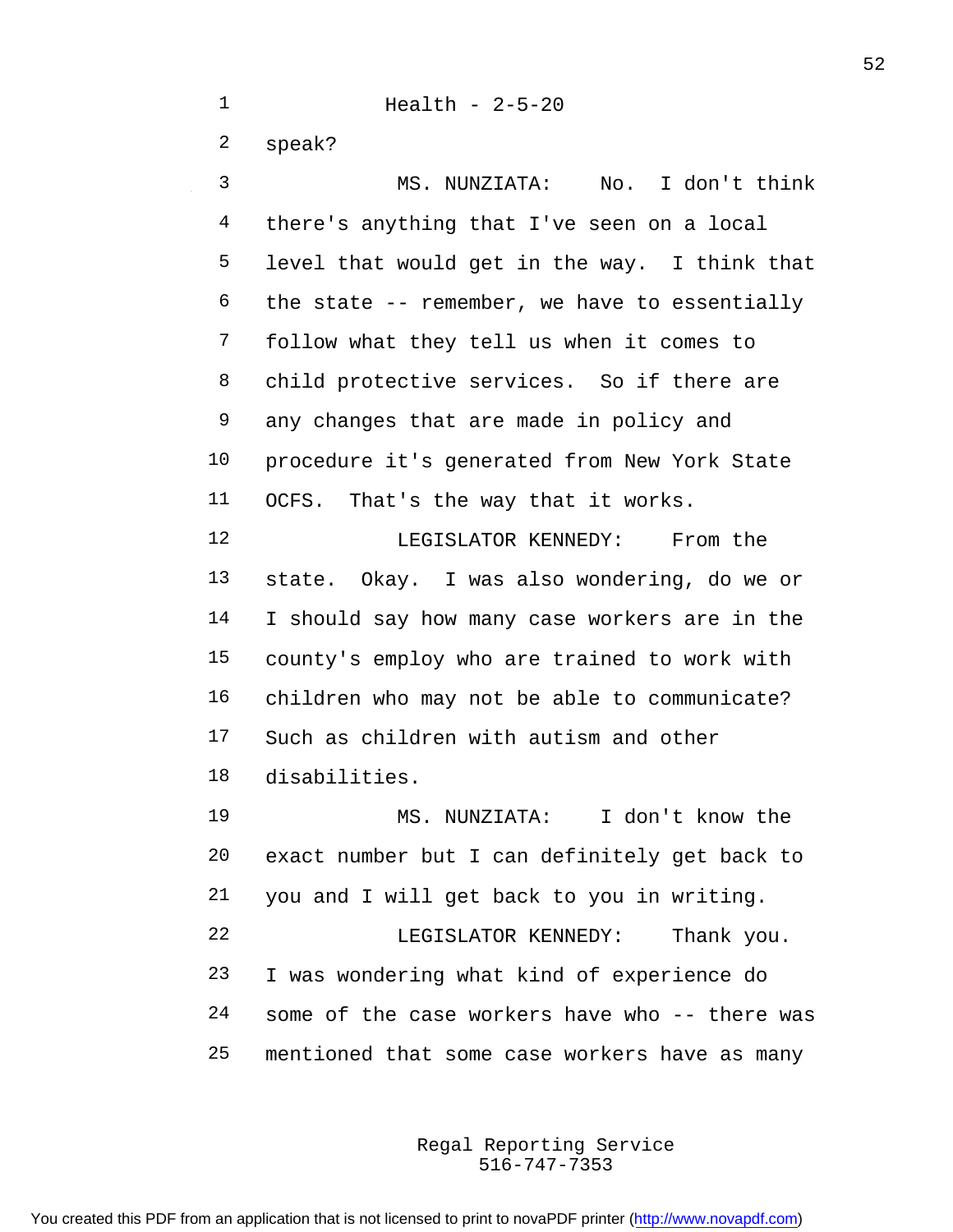speak?

MS. NUNZIATA: No. I don't think there's anything that I've seen on a local level that would get in the way. I think that the state -- remember, we have to essentially follow what they tell us when it comes to child protective services. So if there are any changes that are made in policy and procedure it's generated from New York State OCFS. That's the way that it works.

LEGISLATOR KENNEDY: From the state. Okay. I was also wondering, do we or I should say how many case workers are in the county's employ who are trained to work with children who may not be able to communicate? Such as children with autism and other disabilities.

MS. NUNZIATA: I don't know the exact number but I can definitely get back to you and I will get back to you in writing.

LEGISLATOR KENNEDY: Thank you. I was wondering what kind of experience do some of the case workers have who -- there was mentioned that some case workers have as many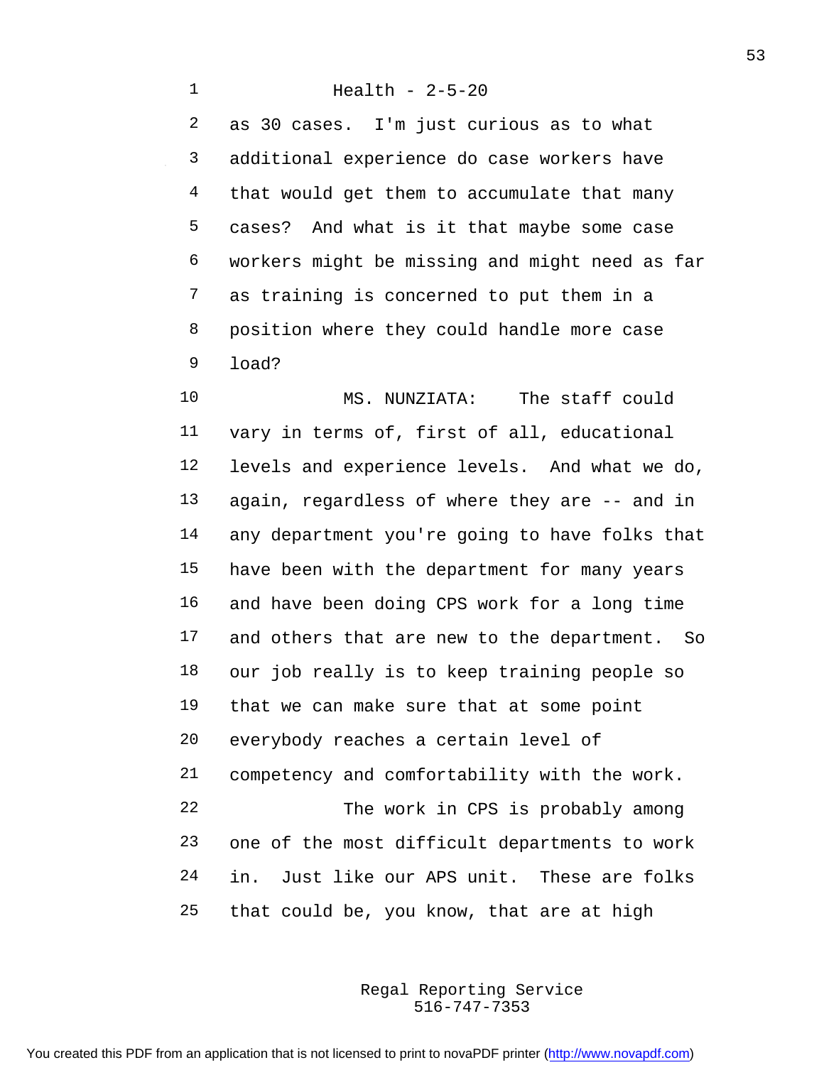as 30 cases. I'm just curious as to what additional experience do case workers have that would get them to accumulate that many cases? And what is it that maybe some case workers might be missing and might need as far as training is concerned to put them in a position where they could handle more case load?

MS. NUNZIATA: The staff could vary in terms of, first of all, educational levels and experience levels. And what we do, again, regardless of where they are -- and in any department you're going to have folks that have been with the department for many years and have been doing CPS work for a long time and others that are new to the department. So our job really is to keep training people so that we can make sure that at some point everybody reaches a certain level of competency and comfortability with the work.

The work in CPS is probably among one of the most difficult departments to work in. Just like our APS unit. These are folks that could be, you know, that are at high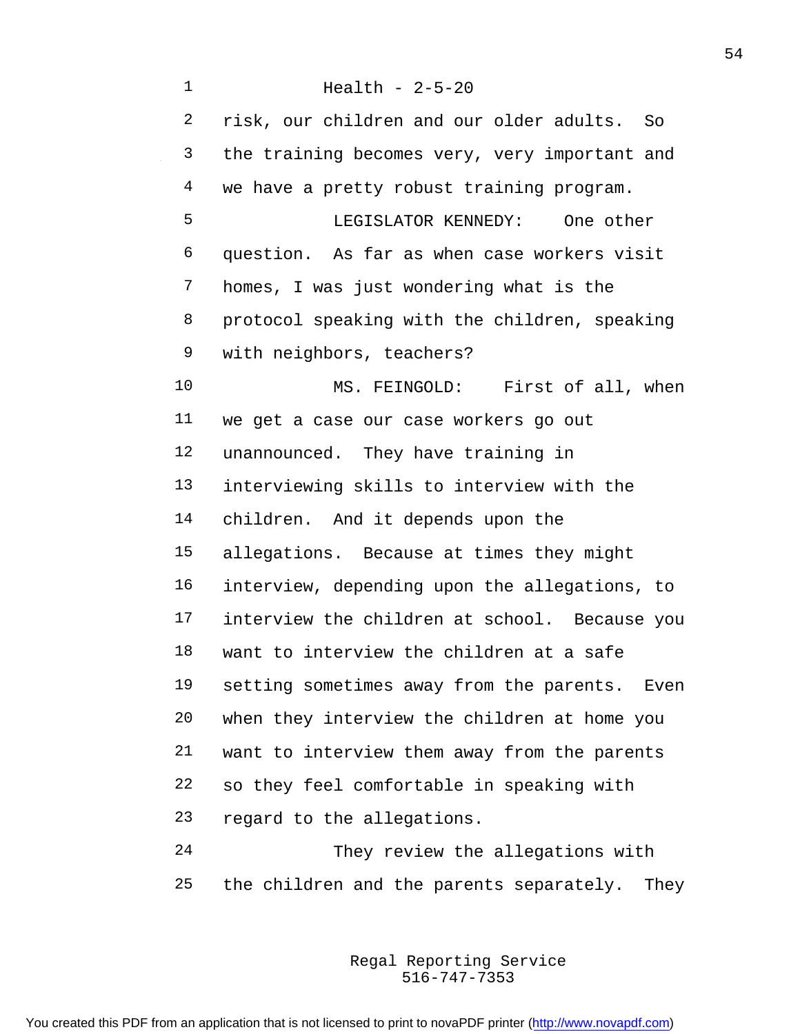risk, our children and our older adults. So the training becomes very, very important and we have a pretty robust training program.

LEGISLATOR KENNEDY: One other question. As far as when case workers visit homes, I was just wondering what is the protocol speaking with the children, speaking with neighbors, teachers?

MS. FEINGOLD: First of all, when we get a case our case workers go out unannounced. They have training in interviewing skills to interview with the children. And it depends upon the allegations. Because at times they might interview, depending upon the allegations, to interview the children at school. Because you want to interview the children at a safe setting sometimes away from the parents. Even when they interview the children at home you want to interview them away from the parents so they feel comfortable in speaking with regard to the allegations.

They review the allegations with the children and the parents separately. They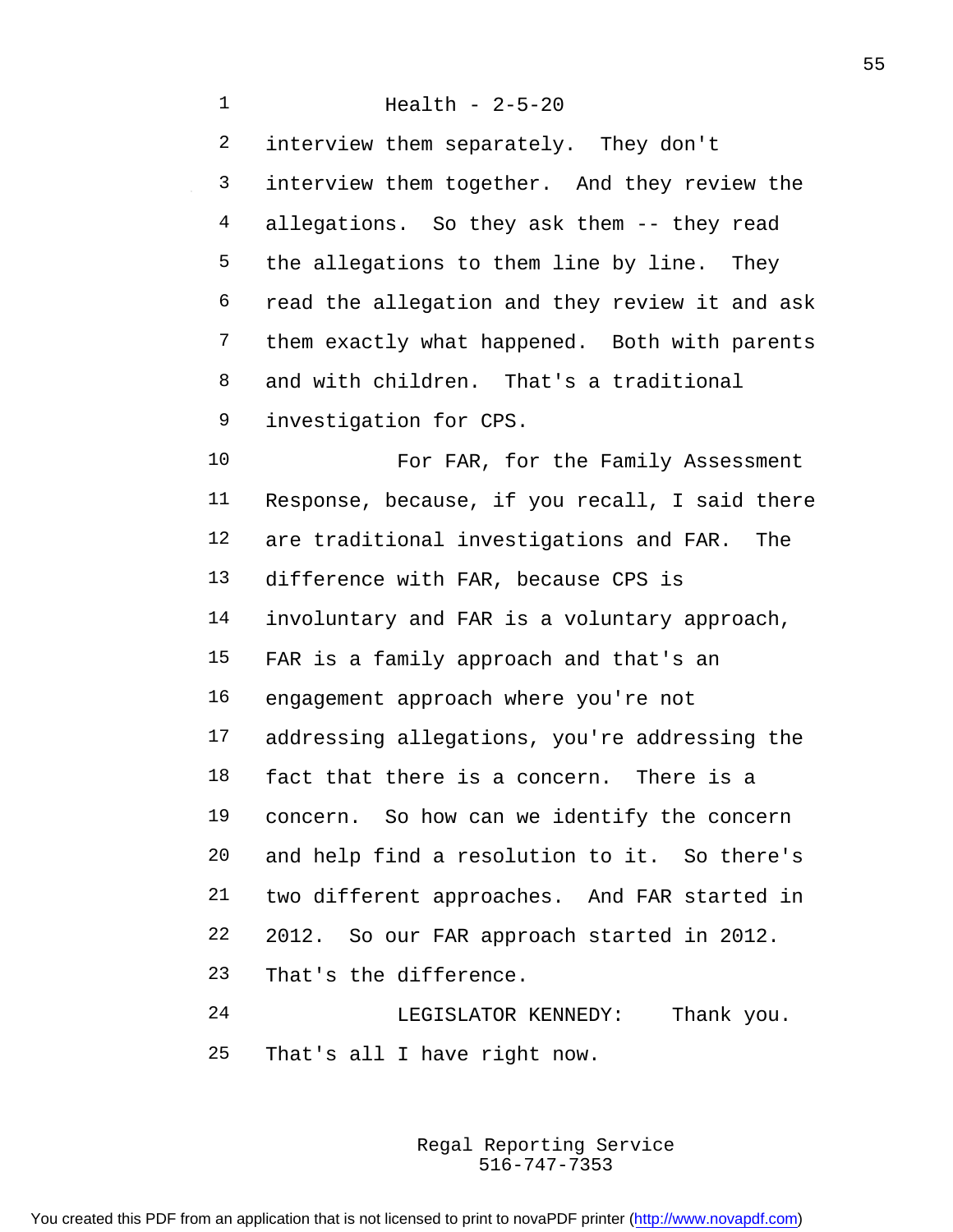interview them separately. They don't interview them together. And they review the allegations. So they ask them -- they read the allegations to them line by line. They read the allegation and they review it and ask them exactly what happened. Both with parents and with children. That's a traditional investigation for CPS.

For FAR, for the Family Assessment Response, because, if you recall, I said there are traditional investigations and FAR. The difference with FAR, because CPS is involuntary and FAR is a voluntary approach, FAR is a family approach and that's an engagement approach where you're not addressing allegations, you're addressing the fact that there is a concern. There is a concern. So how can we identify the concern and help find a resolution to it. So there's two different approaches. And FAR started in 2012. So our FAR approach started in 2012. That's the difference.

LEGISLATOR KENNEDY: Thank you. That's all I have right now.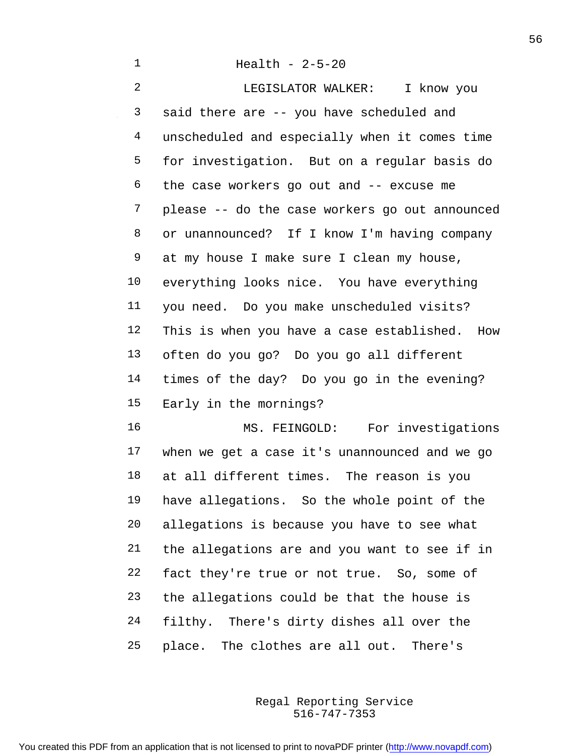Health - 2-5-20

LEGISLATOR WALKER: I know you said there are -- you have scheduled and unscheduled and especially when it comes time for investigation. But on a regular basis do the case workers go out and -- excuse me please -- do the case workers go out announced or unannounced? If I know I'm having company at my house I make sure I clean my house, everything looks nice. You have everything you need. Do you make unscheduled visits? This is when you have a case established. How often do you go? Do you go all different times of the day? Do you go in the evening? Early in the mornings?

MS. FEINGOLD: For investigations when we get a case it's unannounced and we go at all different times. The reason is you have allegations. So the whole point of the allegations is because you have to see what the allegations are and you want to see if in fact they're true or not true. So, some of the allegations could be that the house is filthy. There's dirty dishes all over the place. The clothes are all out. There's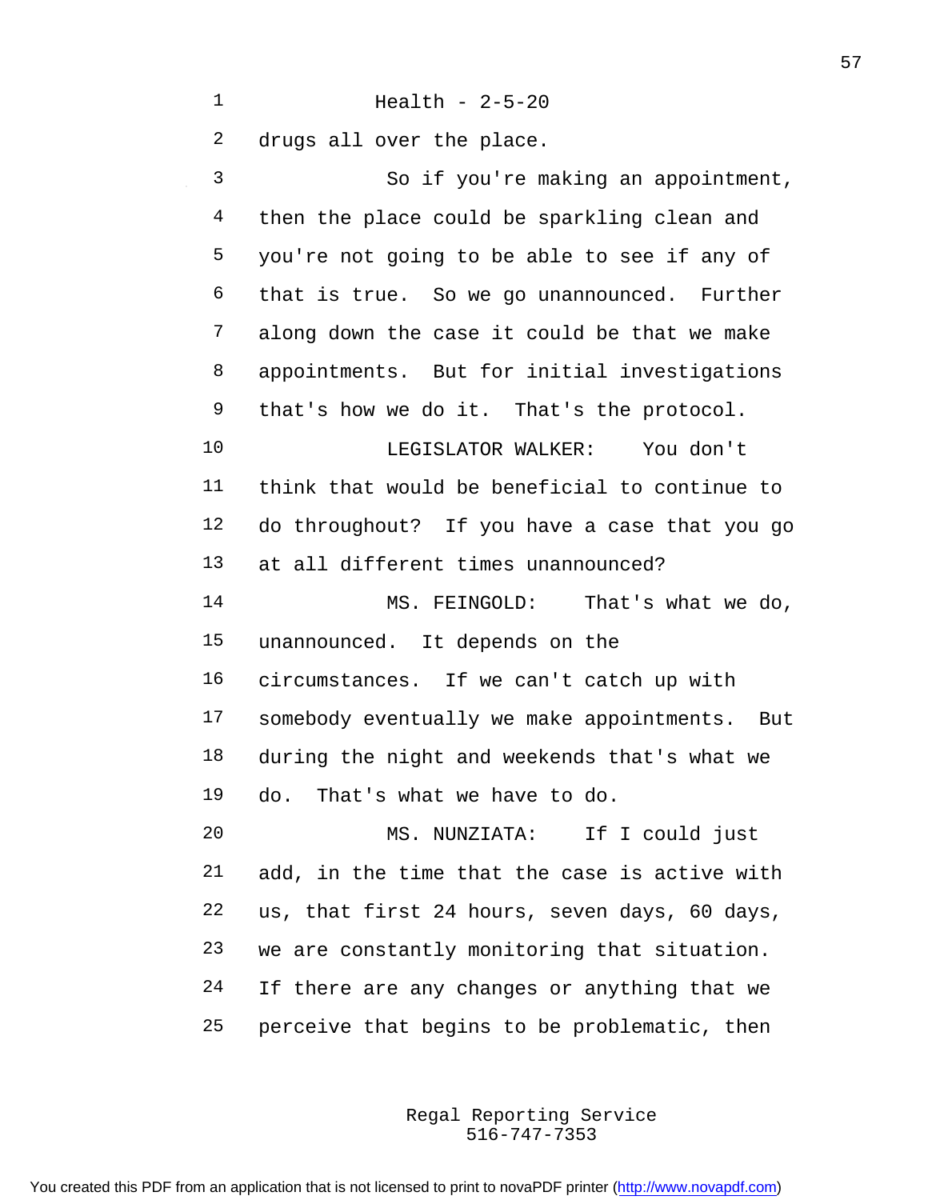drugs all over the place.

So if you're making an appointment, then the place could be sparkling clean and you're not going to be able to see if any of that is true. So we go unannounced. Further along down the case it could be that we make appointments. But for initial investigations that's how we do it. That's the protocol.

LEGISLATOR WALKER: You don't think that would be beneficial to continue to do throughout? If you have a case that you go at all different times unannounced?

MS. FEINGOLD: That's what we do, unannounced. It depends on the circumstances. If we can't catch up with somebody eventually we make appointments. But during the night and weekends that's what we do. That's what we have to do.

MS. NUNZIATA: If I could just add, in the time that the case is active with us, that first 24 hours, seven days, 60 days, we are constantly monitoring that situation. If there are any changes or anything that we perceive that begins to be problematic, then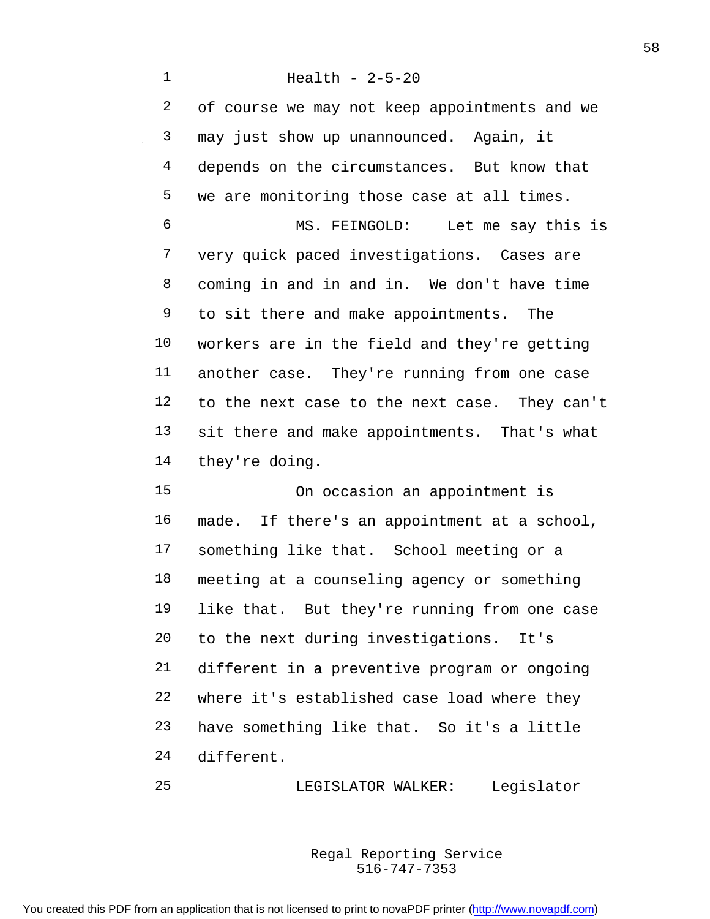of course we may not keep appointments and we may just show up unannounced. Again, it depends on the circumstances. But know that we are monitoring those case at all times.

MS. FEINGOLD: Let me say this is very quick paced investigations. Cases are coming in and in and in. We don't have time to sit there and make appointments. The workers are in the field and they're getting another case. They're running from one case to the next case to the next case. They can't sit there and make appointments. That's what they're doing.

On occasion an appointment is made. If there's an appointment at a school, something like that. School meeting or a meeting at a counseling agency or something like that. But they're running from one case to the next during investigations. It's different in a preventive program or ongoing where it's established case load where they have something like that. So it's a little different.

LEGISLATOR WALKER: Legislator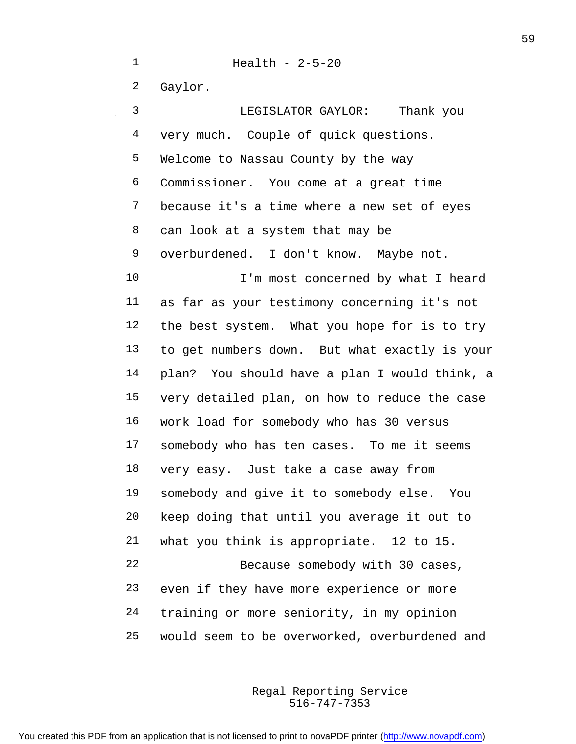Gaylor.

LEGISLATOR GAYLOR: Thank you very much. Couple of quick questions. Welcome to Nassau County by the way Commissioner. You come at a great time because it's a time where a new set of eyes can look at a system that may be overburdened. I don't know. Maybe not.

I'm most concerned by what I heard as far as your testimony concerning it's not the best system. What you hope for is to try to get numbers down. But what exactly is your plan? You should have a plan I would think, a very detailed plan, on how to reduce the case work load for somebody who has 30 versus somebody who has ten cases. To me it seems very easy. Just take a case away from somebody and give it to somebody else. You keep doing that until you average it out to what you think is appropriate. 12 to 15.

Because somebody with 30 cases, even if they have more experience or more training or more seniority, in my opinion would seem to be overworked, overburdened and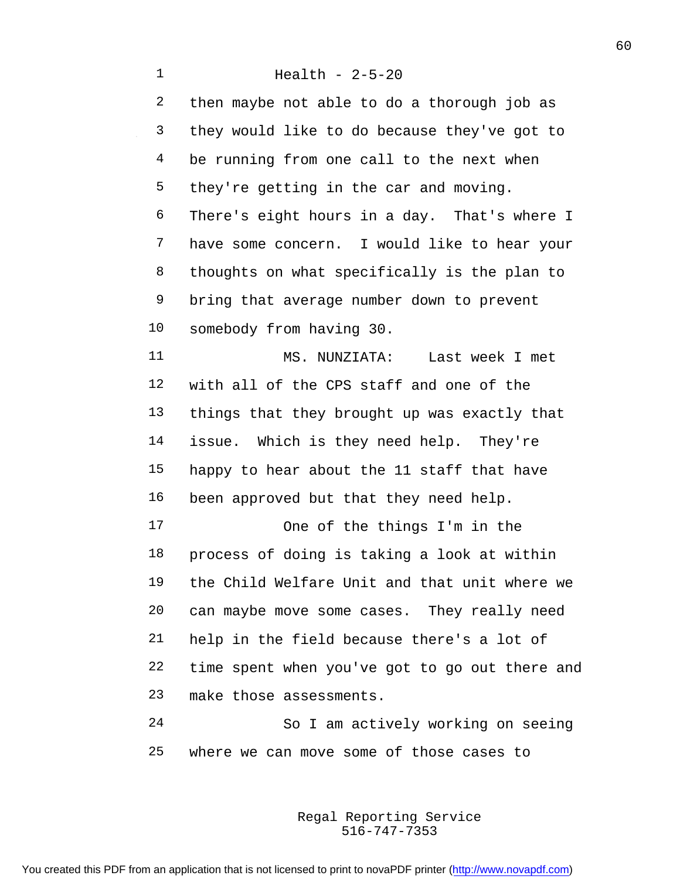then maybe not able to do a thorough job as they would like to do because they've got to be running from one call to the next when they're getting in the car and moving. There's eight hours in a day. That's where I have some concern. I would like to hear your thoughts on what specifically is the plan to bring that average number down to prevent somebody from having 30.

MS. NUNZIATA: Last week I met with all of the CPS staff and one of the things that they brought up was exactly that issue. Which is they need help. They're happy to hear about the 11 staff that have been approved but that they need help.

One of the things I'm in the process of doing is taking a look at within the Child Welfare Unit and that unit where we can maybe move some cases. They really need help in the field because there's a lot of time spent when you've got to go out there and make those assessments.

So I am actively working on seeing where we can move some of those cases to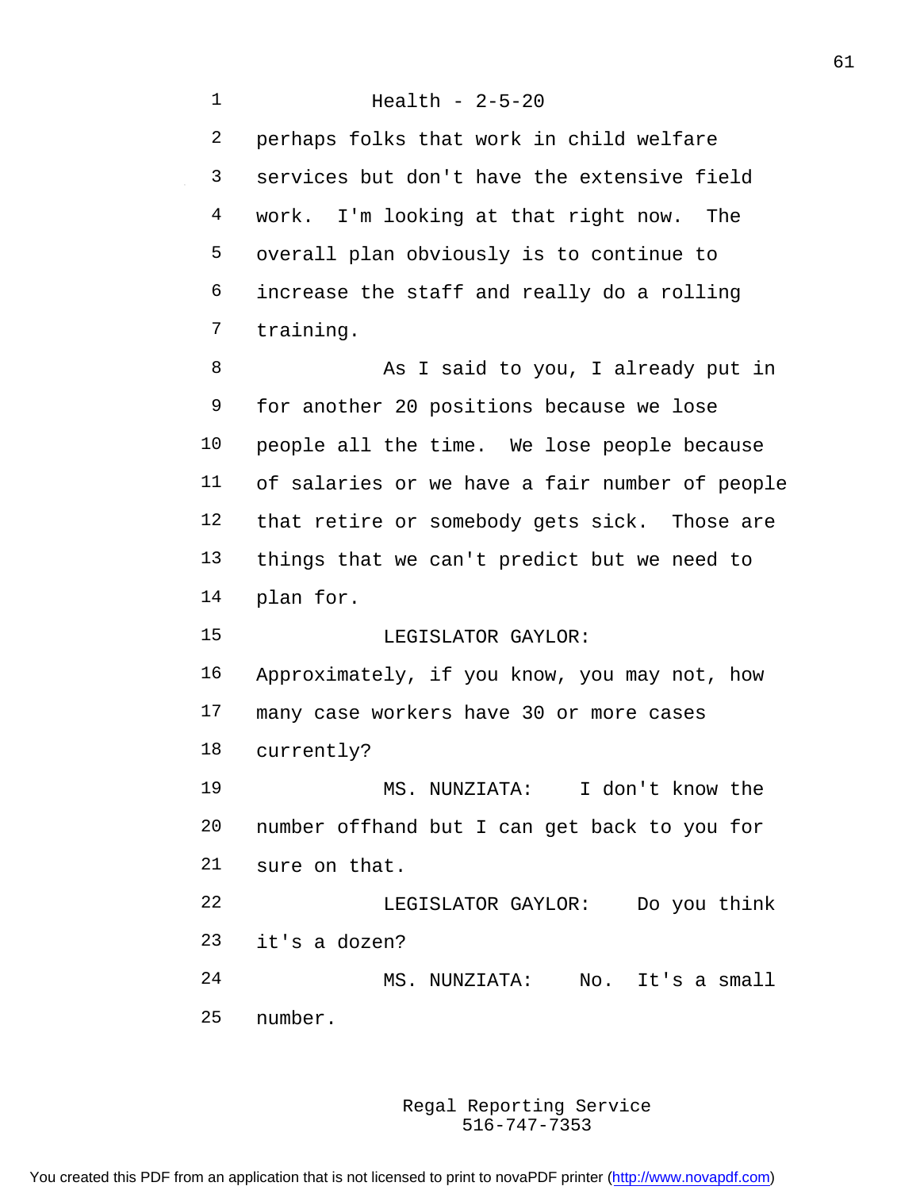perhaps folks that work in child welfare services but don't have the extensive field work. I'm looking at that right now. The overall plan obviously is to continue to increase the staff and really do a rolling training.

As I said to you, I already put in for another 20 positions because we lose people all the time. We lose people because of salaries or we have a fair number of people that retire or somebody gets sick. Those are things that we can't predict but we need to plan for.

LEGISLATOR GAYLOR: Approximately, if you know, you may not, how many case workers have 30 or more cases currently?

MS. NUNZIATA: I don't know the number offhand but I can get back to you for sure on that.

LEGISLATOR GAYLOR: Do you think it's a dozen?

MS. NUNZIATA: No. It's a small number.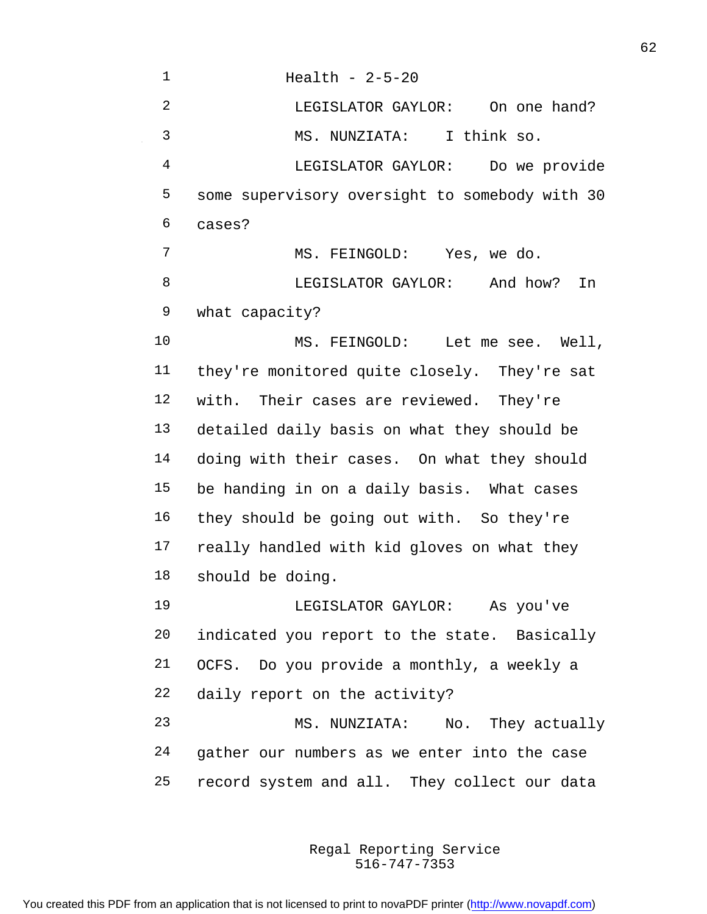Health - 2-5-20

LEGISLATOR GAYLOR: On one hand?

MS. NUNZIATA: I think so.

LEGISLATOR GAYLOR: Do we provide some supervisory oversight to somebody with 30 cases?

MS. FEINGOLD: Yes, we do.

LEGISLATOR GAYLOR: And how? In what capacity?

MS. FEINGOLD: Let me see. Well, they're monitored quite closely. They're sat with. Their cases are reviewed. They're detailed daily basis on what they should be doing with their cases. On what they should be handing in on a daily basis. What cases they should be going out with. So they're really handled with kid gloves on what they should be doing.

LEGISLATOR GAYLOR: As you've indicated you report to the state. Basically OCFS. Do you provide a monthly, a weekly a daily report on the activity?

MS. NUNZIATA: No. They actually gather our numbers as we enter into the case record system and all. They collect our data

Regal Reporting Service
516-747-7353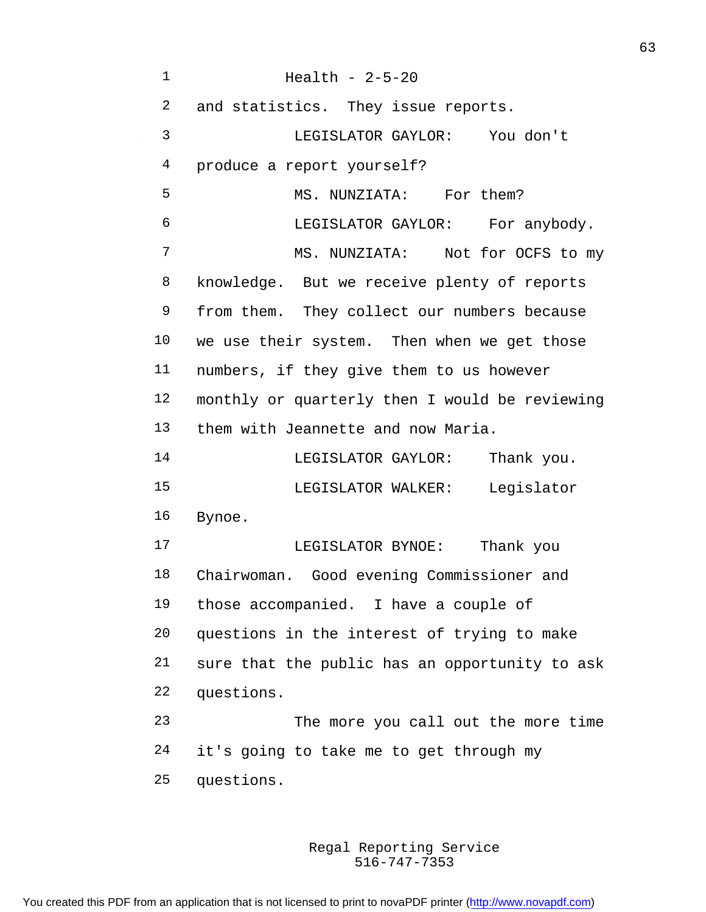Health - 2-5-20

and statistics. They issue reports.

LEGISLATOR GAYLOR: You don't produce a report yourself?

MS. NUNZIATA: For them?

LEGISLATOR GAYLOR: For anybody.

MS. NUNZIATA: Not for OCFS to my knowledge. But we receive plenty of reports from them. They collect our numbers because we use their system. Then when we get those numbers, if they give them to us however monthly or quarterly then I would be reviewing them with Jeannette and now Maria.

LEGISLATOR GAYLOR: Thank you.

LEGISLATOR WALKER: Legislator Bynoe.

LEGISLATOR BYNOE: Thank you Chairwoman. Good evening Commissioner and those accompanied. I have a couple of questions in the interest of trying to make sure that the public has an opportunity to ask questions.

The more you call out the more time it's going to take me to get through my questions.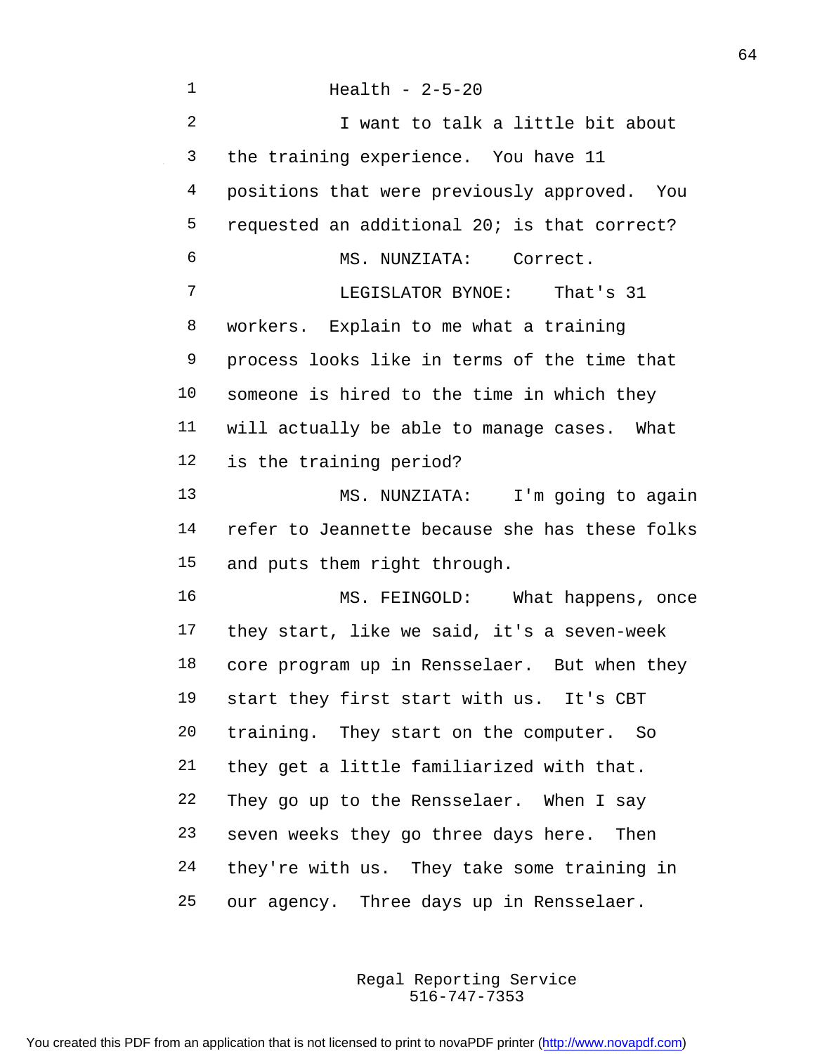Health - 2-5-20

I want to talk a little bit about the training experience. You have 11 positions that were previously approved. You requested an additional 20; is that correct?

MS. NUNZIATA: Correct.

LEGISLATOR BYNOE: That's 31 workers. Explain to me what a training process looks like in terms of the time that someone is hired to the time in which they will actually be able to manage cases. What is the training period?

MS. NUNZIATA: I'm going to again refer to Jeannette because she has these folks and puts them right through.

MS. FEINGOLD: What happens, once they start, like we said, it's a seven-week core program up in Rensselaer. But when they start they first start with us. It's CBT training. They start on the computer. So they get a little familiarized with that. They go up to the Rensselaer. When I say seven weeks they go three days here. Then they're with us. They take some training in our agency. Three days up in Rensselaer.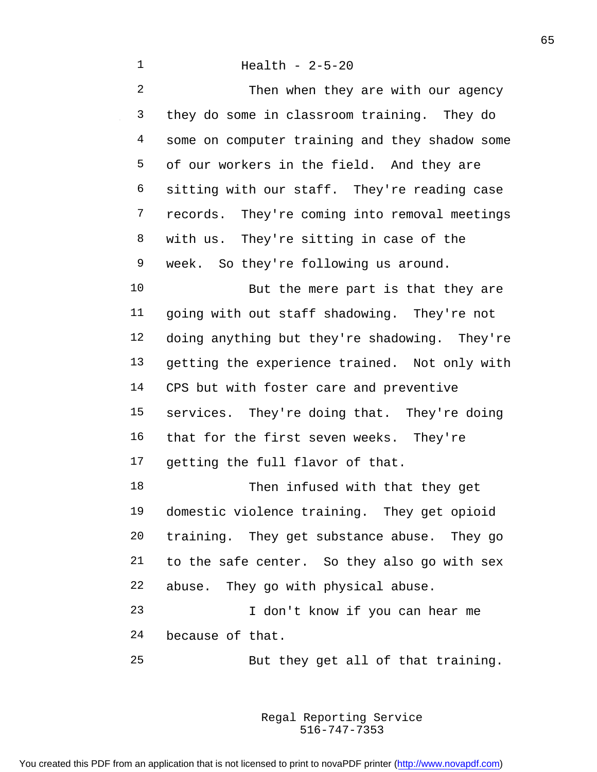Then when they are with our agency they do some in classroom training. They do some on computer training and they shadow some of our workers in the field. And they are sitting with our staff. They're reading case records. They're coming into removal meetings with us. They're sitting in case of the week. So they're following us around.

But the mere part is that they are going with out staff shadowing. They're not doing anything but they're shadowing. They're getting the experience trained. Not only with CPS but with foster care and preventive services. They're doing that. They're doing that for the first seven weeks. They're getting the full flavor of that.

Then infused with that they get domestic violence training. They get opioid training. They get substance abuse. They go to the safe center. So they also go with sex abuse. They go with physical abuse.

I don't know if you can hear me because of that.

But they get all of that training.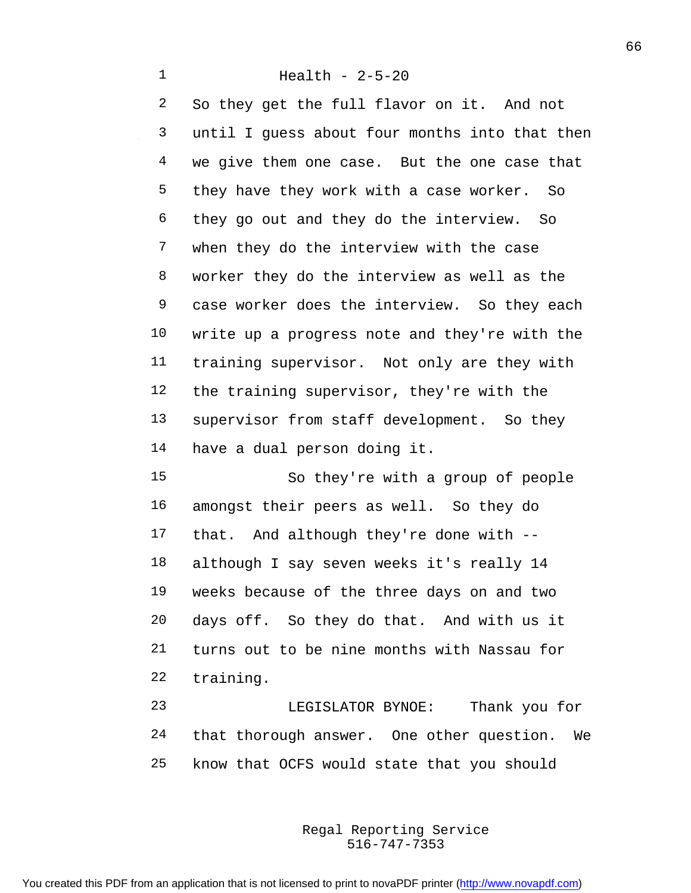So they get the full flavor on it. And not until I guess about four months into that then we give them one case. But the one case that they have they work with a case worker. So they go out and they do the interview. So when they do the interview with the case worker they do the interview as well as the case worker does the interview. So they each write up a progress note and they're with the training supervisor. Not only are they with the training supervisor, they're with the supervisor from staff development. So they have a dual person doing it.

So they're with a group of people amongst their peers as well. So they do that. And although they're done with -- although I say seven weeks it's really 14 weeks because of the three days on and two days off. So they do that. And with us it turns out to be nine months with Nassau for training.

LEGISLATOR BYNOE: Thank you for that thorough answer. One other question. We know that OCFS would state that you should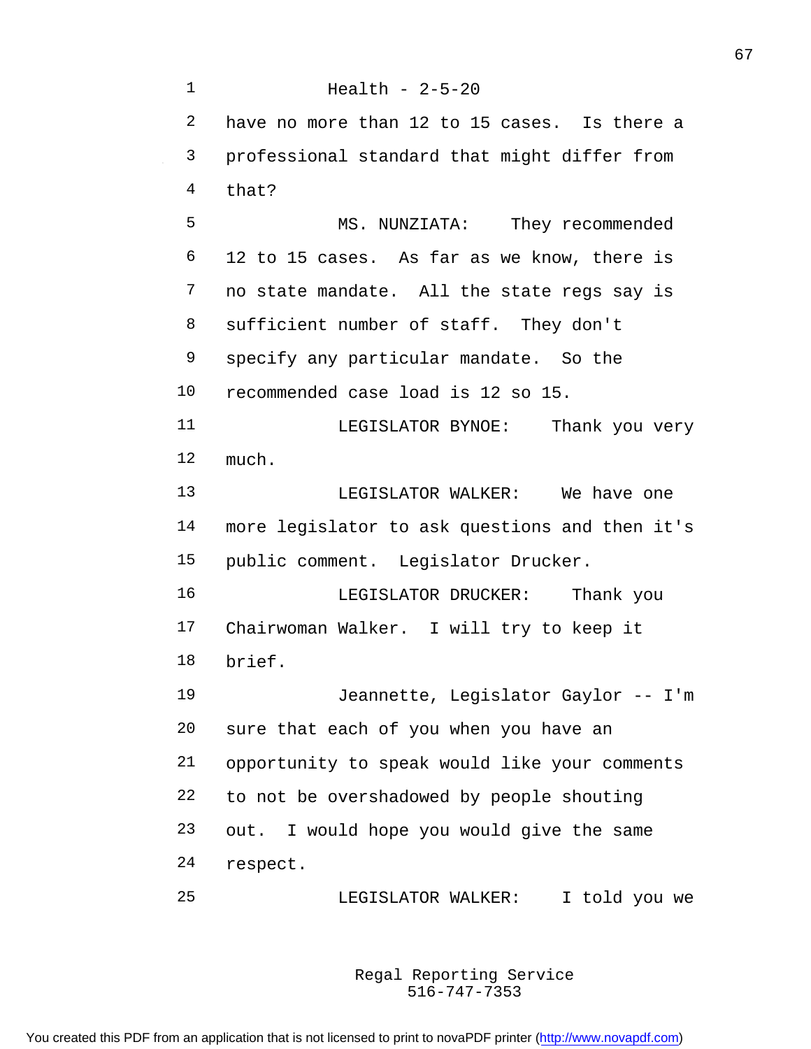Health - 2-5-20

have no more than 12 to 15 cases. Is there a professional standard that might differ from that?

MS. NUNZIATA: They recommended 12 to 15 cases. As far as we know, there is no state mandate. All the state regs say is sufficient number of staff. They don't specify any particular mandate. So the recommended case load is 12 so 15.

LEGISLATOR BYNOE: Thank you very much.

LEGISLATOR WALKER: We have one more legislator to ask questions and then it's public comment. Legislator Drucker.

LEGISLATOR DRUCKER: Thank you Chairwoman Walker. I will try to keep it brief.

Jeannette, Legislator Gaylor -- I'm sure that each of you when you have an opportunity to speak would like your comments to not be overshadowed by people shouting out. I would hope you would give the same respect.

LEGISLATOR WALKER: I told you we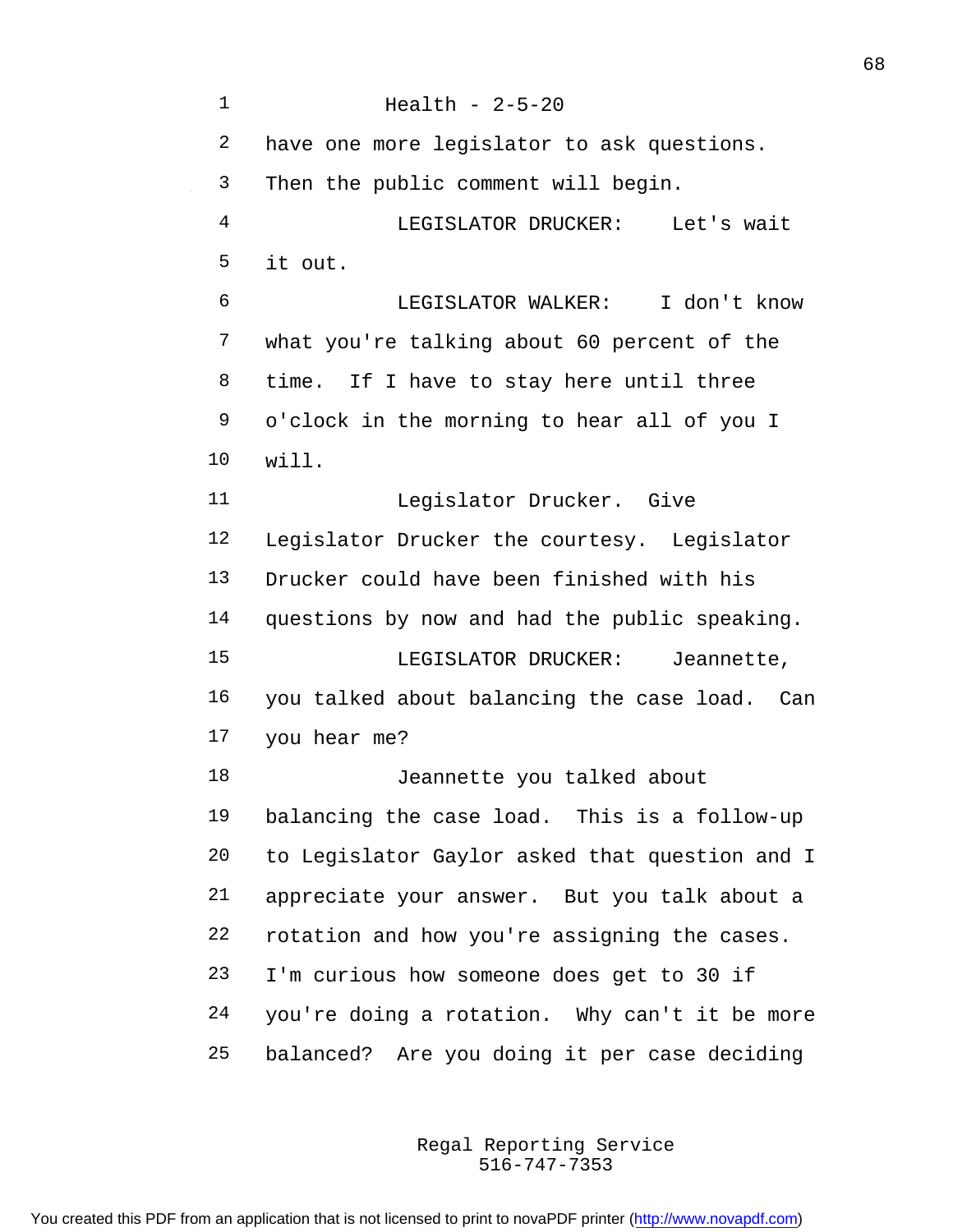have one more legislator to ask questions. Then the public comment will begin.

LEGISLATOR DRUCKER: Let's wait it out.

LEGISLATOR WALKER: I don't know what you're talking about 60 percent of the time. If I have to stay here until three o'clock in the morning to hear all of you I will.

Legislator Drucker. Give Legislator Drucker the courtesy. Legislator Drucker could have been finished with his questions by now and had the public speaking.

LEGISLATOR DRUCKER: Jeannette, you talked about balancing the case load. Can you hear me?

Jeannette you talked about balancing the case load. This is a follow-up to Legislator Gaylor asked that question and I appreciate your answer. But you talk about a rotation and how you're assigning the cases. I'm curious how someone does get to 30 if you're doing a rotation. Why can't it be more balanced? Are you doing it per case deciding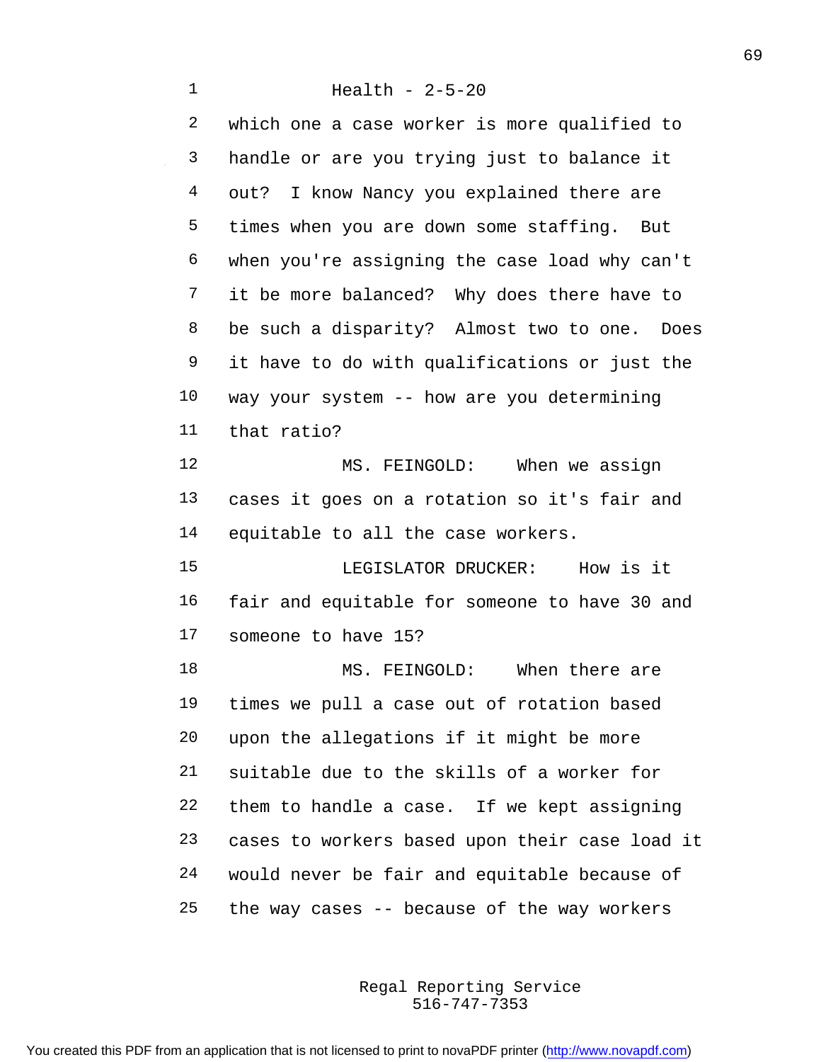Health - 2-5-20

which one a case worker is more qualified to handle or are you trying just to balance it out? I know Nancy you explained there are times when you are down some staffing. But when you're assigning the case load why can't it be more balanced? Why does there have to be such a disparity? Almost two to one. Does it have to do with qualifications or just the way your system -- how are you determining that ratio?

MS. FEINGOLD: When we assign cases it goes on a rotation so it's fair and equitable to all the case workers.

LEGISLATOR DRUCKER: How is it fair and equitable for someone to have 30 and someone to have 15?

MS. FEINGOLD: When there are times we pull a case out of rotation based upon the allegations if it might be more suitable due to the skills of a worker for them to handle a case. If we kept assigning cases to workers based upon their case load it would never be fair and equitable because of the way cases -- because of the way workers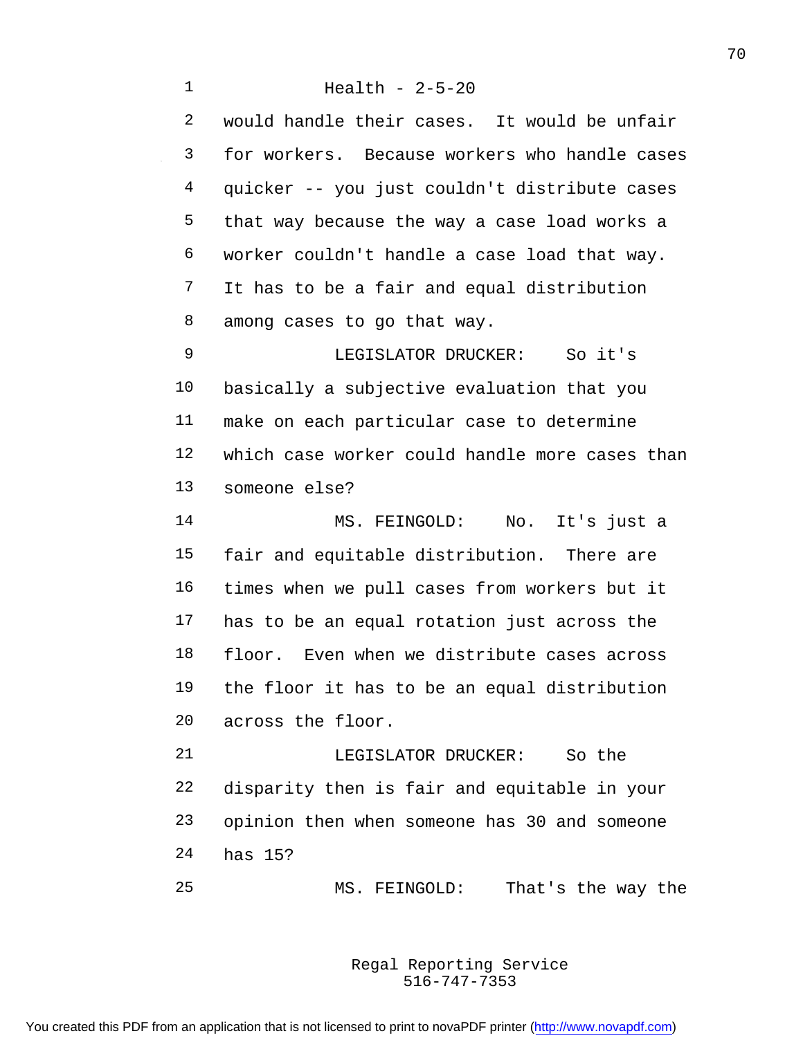would handle their cases. It would be unfair for workers. Because workers who handle cases quicker -- you just couldn't distribute cases that way because the way a case load works a worker couldn't handle a case load that way. It has to be a fair and equal distribution among cases to go that way.

LEGISLATOR DRUCKER: So it's basically a subjective evaluation that you make on each particular case to determine which case worker could handle more cases than someone else?

MS. FEINGOLD: No. It's just a fair and equitable distribution. There are times when we pull cases from workers but it has to be an equal rotation just across the floor. Even when we distribute cases across the floor it has to be an equal distribution across the floor.

LEGISLATOR DRUCKER: So the disparity then is fair and equitable in your opinion then when someone has 30 and someone has 15?

MS. FEINGOLD: That's the way the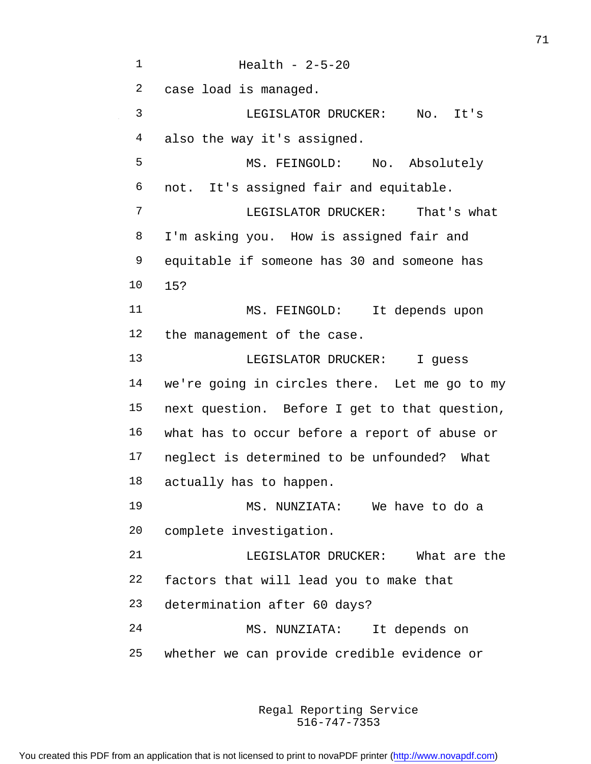case load is managed.

LEGISLATOR DRUCKER: No. It's also the way it's assigned.

MS. FEINGOLD: No. Absolutely not. It's assigned fair and equitable.

LEGISLATOR DRUCKER: That's what I'm asking you. How is assigned fair and equitable if someone has 30 and someone has 15?

MS. FEINGOLD: It depends upon the management of the case.

LEGISLATOR DRUCKER: I guess we're going in circles there. Let me go to my next question. Before I get to that question, what has to occur before a report of abuse or neglect is determined to be unfounded? What actually has to happen.

MS. NUNZIATA: We have to do a complete investigation.

LEGISLATOR DRUCKER: What are the factors that will lead you to make that determination after 60 days?

MS. NUNZIATA: It depends on whether we can provide credible evidence or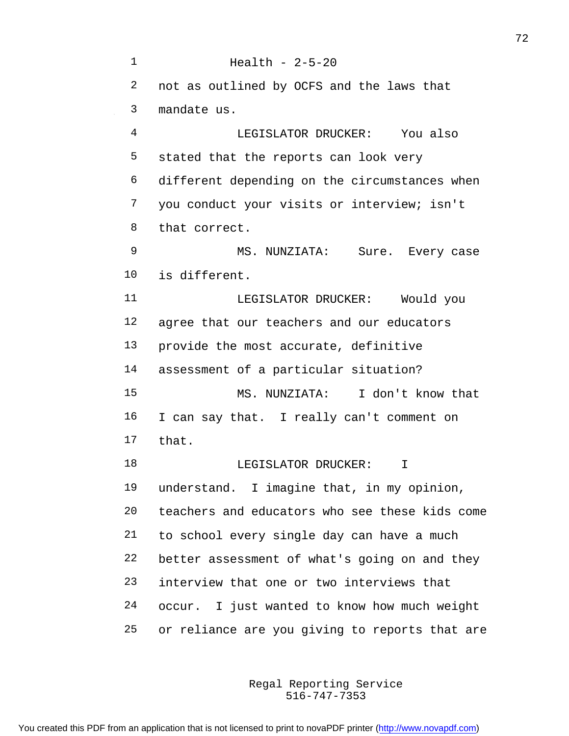not as outlined by OCFS and the laws that mandate us.

LEGISLATOR DRUCKER: You also stated that the reports can look very different depending on the circumstances when you conduct your visits or interview; isn't that correct.

MS. NUNZIATA: Sure. Every case is different.

LEGISLATOR DRUCKER: Would you agree that our teachers and our educators provide the most accurate, definitive assessment of a particular situation?

MS. NUNZIATA: I don't know that I can say that. I really can't comment on that.

LEGISLATOR DRUCKER: I understand. I imagine that, in my opinion, teachers and educators who see these kids come to school every single day can have a much better assessment of what's going on and they interview that one or two interviews that occur. I just wanted to know how much weight or reliance are you giving to reports that are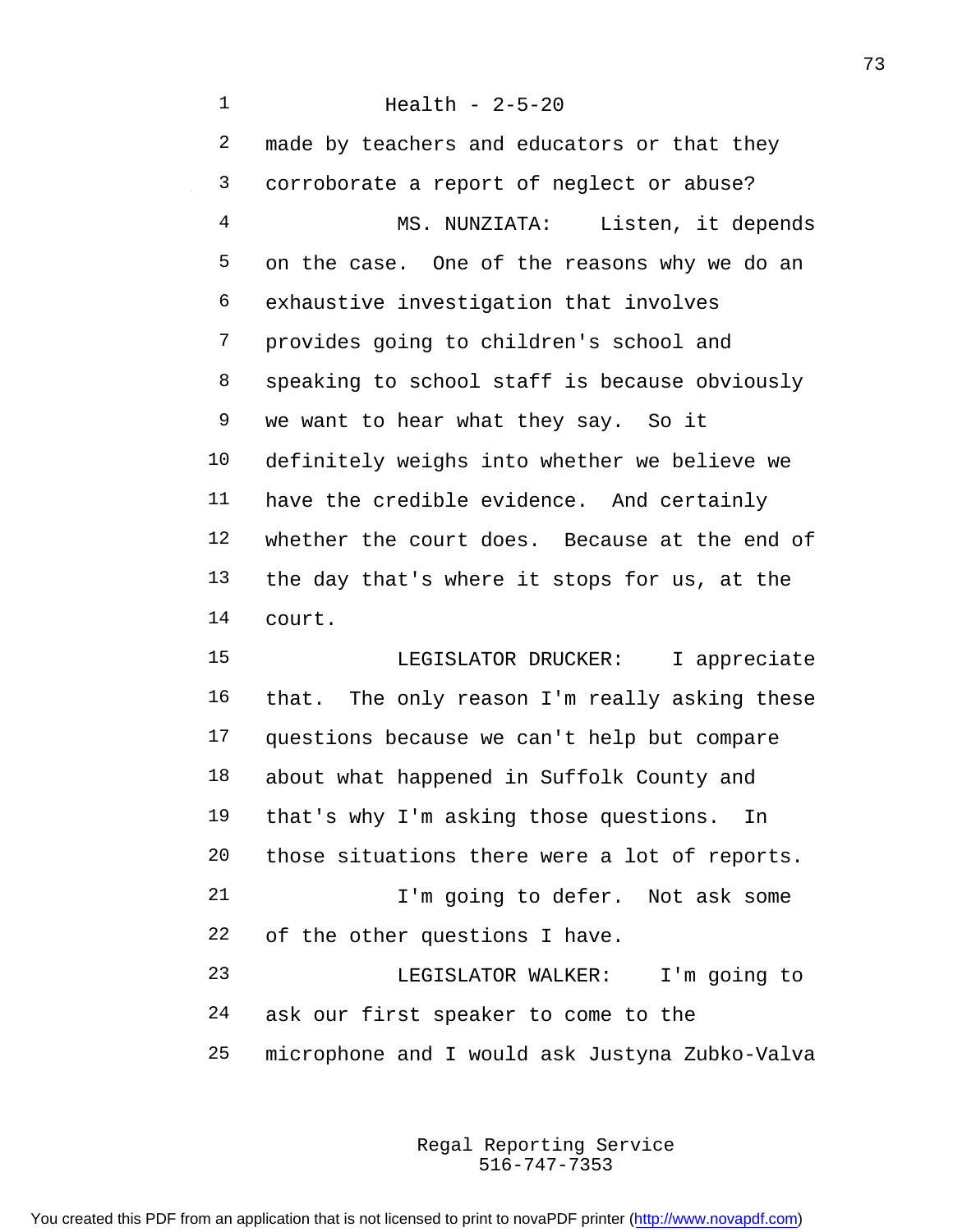made by teachers and educators or that they corroborate a report of neglect or abuse?

MS. NUNZIATA: Listen, it depends on the case. One of the reasons why we do an exhaustive investigation that involves provides going to children's school and speaking to school staff is because obviously we want to hear what they say. So it definitely weighs into whether we believe we have the credible evidence. And certainly whether the court does. Because at the end of the day that's where it stops for us, at the court.

LEGISLATOR DRUCKER: I appreciate that. The only reason I'm really asking these questions because we can't help but compare about what happened in Suffolk County and that's why I'm asking those questions. In those situations there were a lot of reports.

I'm going to defer. Not ask some of the other questions I have.

LEGISLATOR WALKER: I'm going to ask our first speaker to come to the microphone and I would ask Justyna Zubko-Valva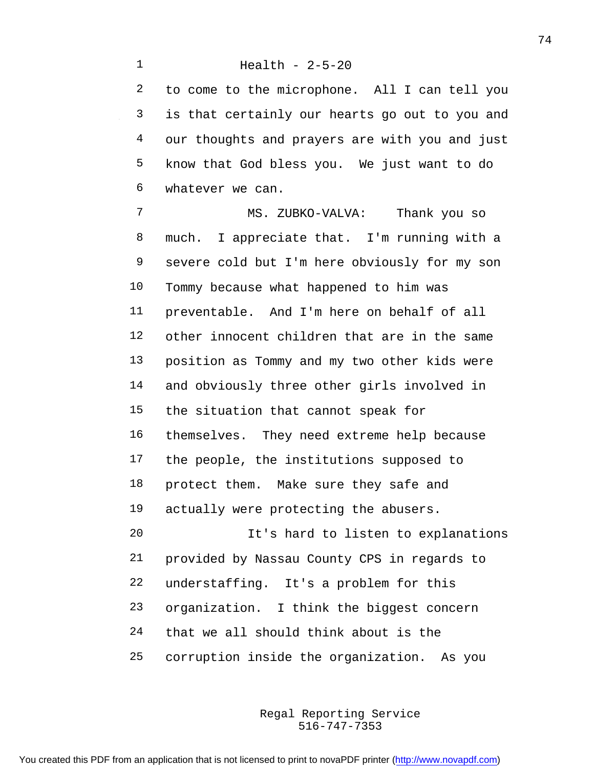to come to the microphone. All I can tell you is that certainly our hearts go out to you and our thoughts and prayers are with you and just know that God bless you. We just want to do whatever we can.

MS. ZUBKO-VALVA: Thank you so much. I appreciate that. I'm running with a severe cold but I'm here obviously for my son Tommy because what happened to him was preventable. And I'm here on behalf of all other innocent children that are in the same position as Tommy and my two other kids were and obviously three other girls involved in the situation that cannot speak for themselves. They need extreme help because the people, the institutions supposed to protect them. Make sure they safe and actually were protecting the abusers.

It's hard to listen to explanations provided by Nassau County CPS in regards to understaffing. It's a problem for this organization. I think the biggest concern that we all should think about is the corruption inside the organization. As you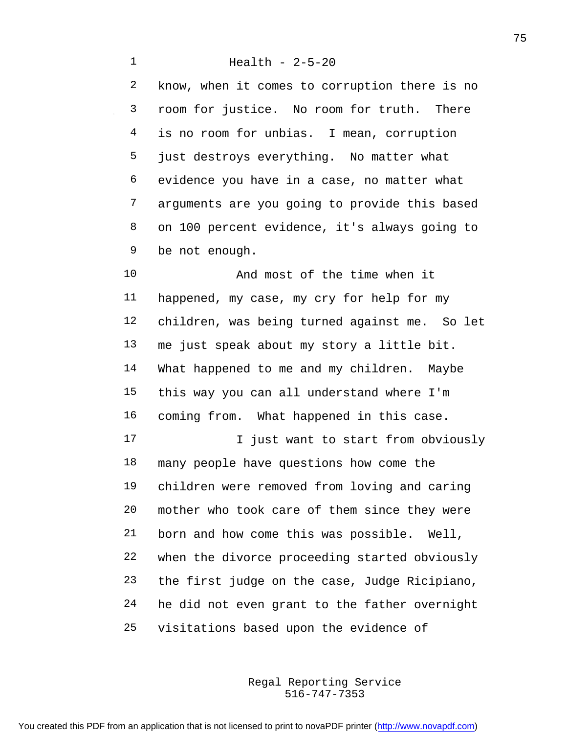know, when it comes to corruption there is no room for justice. No room for truth. There is no room for unbias. I mean, corruption just destroys everything. No matter what evidence you have in a case, no matter what arguments are you going to provide this based on 100 percent evidence, it's always going to be not enough.

And most of the time when it happened, my case, my cry for help for my children, was being turned against me. So let me just speak about my story a little bit. What happened to me and my children. Maybe this way you can all understand where I'm coming from. What happened in this case.

I just want to start from obviously many people have questions how come the children were removed from loving and caring mother who took care of them since they were born and how come this was possible. Well, when the divorce proceeding started obviously the first judge on the case, Judge Ricipiano, he did not even grant to the father overnight visitations based upon the evidence of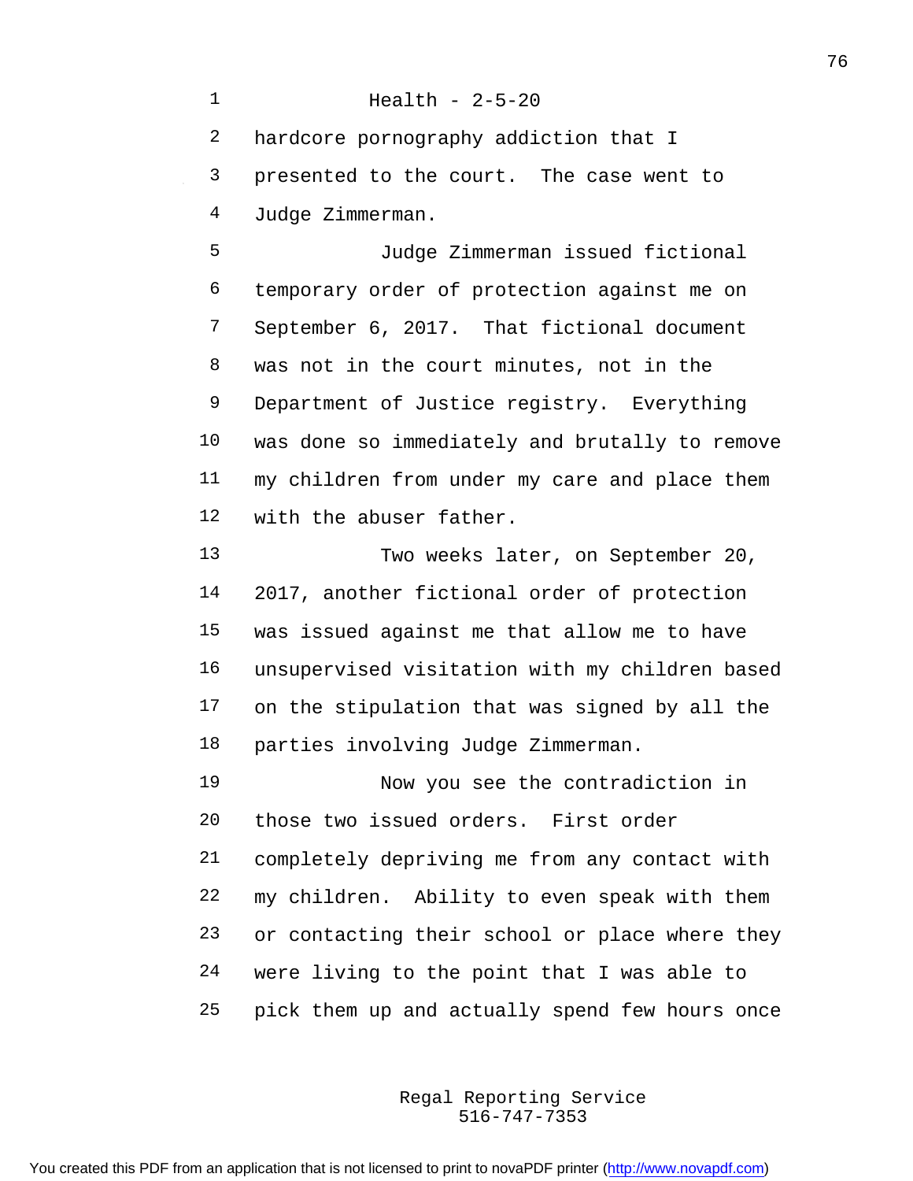Health - 2-5-20

hardcore pornography addiction that I presented to the court. The case went to Judge Zimmerman.

Judge Zimmerman issued fictional temporary order of protection against me on September 6, 2017. That fictional document was not in the court minutes, not in the Department of Justice registry. Everything was done so immediately and brutally to remove my children from under my care and place them with the abuser father.

Two weeks later, on September 20, 2017, another fictional order of protection was issued against me that allow me to have unsupervised visitation with my children based on the stipulation that was signed by all the parties involving Judge Zimmerman.

Now you see the contradiction in those two issued orders. First order completely depriving me from any contact with my children. Ability to even speak with them or contacting their school or place where they were living to the point that I was able to pick them up and actually spend few hours once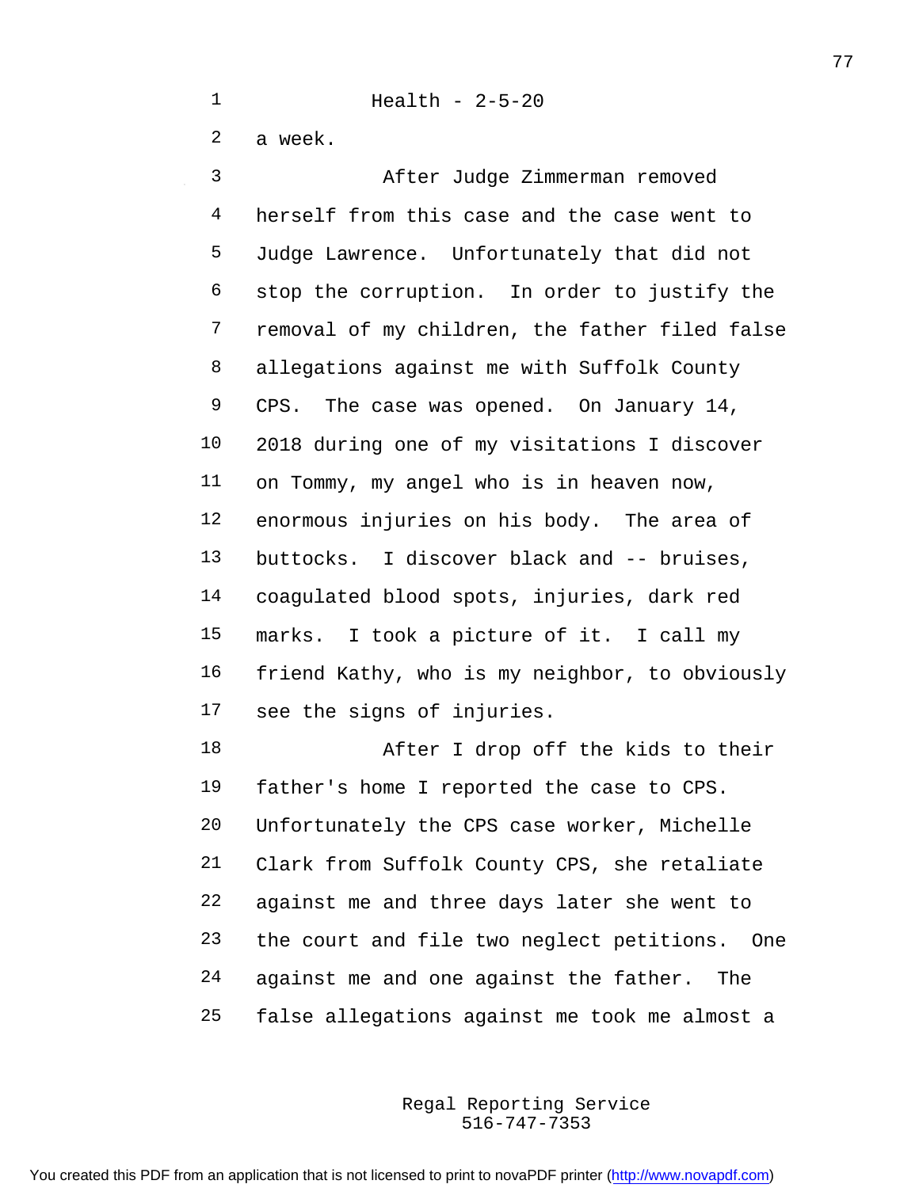a week.

After Judge Zimmerman removed herself from this case and the case went to Judge Lawrence. Unfortunately that did not stop the corruption. In order to justify the removal of my children, the father filed false allegations against me with Suffolk County CPS. The case was opened. On January 14, 2018 during one of my visitations I discover on Tommy, my angel who is in heaven now, enormous injuries on his body. The area of buttocks. I discover black and -- bruises, coagulated blood spots, injuries, dark red marks. I took a picture of it. I call my friend Kathy, who is my neighbor, to obviously see the signs of injuries.

After I drop off the kids to their father's home I reported the case to CPS. Unfortunately the CPS case worker, Michelle Clark from Suffolk County CPS, she retaliate against me and three days later she went to the court and file two neglect petitions. One against me and one against the father. The false allegations against me took me almost a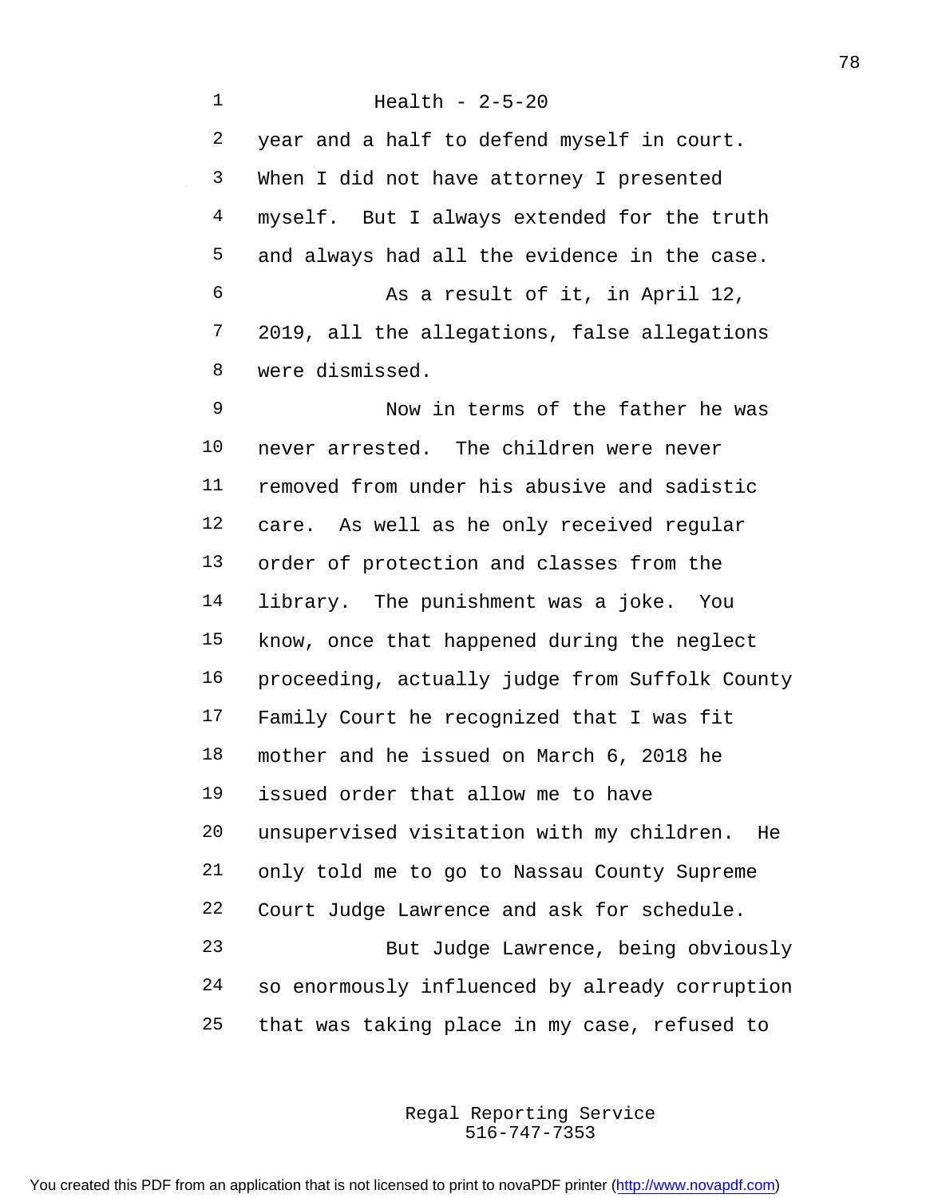year and a half to defend myself in court. When I did not have attorney I presented myself. But I always extended for the truth and always had all the evidence in the case.

As a result of it, in April 12, 2019, all the allegations, false allegations were dismissed.

Now in terms of the father he was never arrested. The children were never removed from under his abusive and sadistic care. As well as he only received regular order of protection and classes from the library. The punishment was a joke. You know, once that happened during the neglect proceeding, actually judge from Suffolk County Family Court he recognized that I was fit mother and he issued on March 6, 2018 he issued order that allow me to have unsupervised visitation with my children. He only told me to go to Nassau County Supreme Court Judge Lawrence and ask for schedule.

But Judge Lawrence, being obviously so enormously influenced by already corruption that was taking place in my case, refused to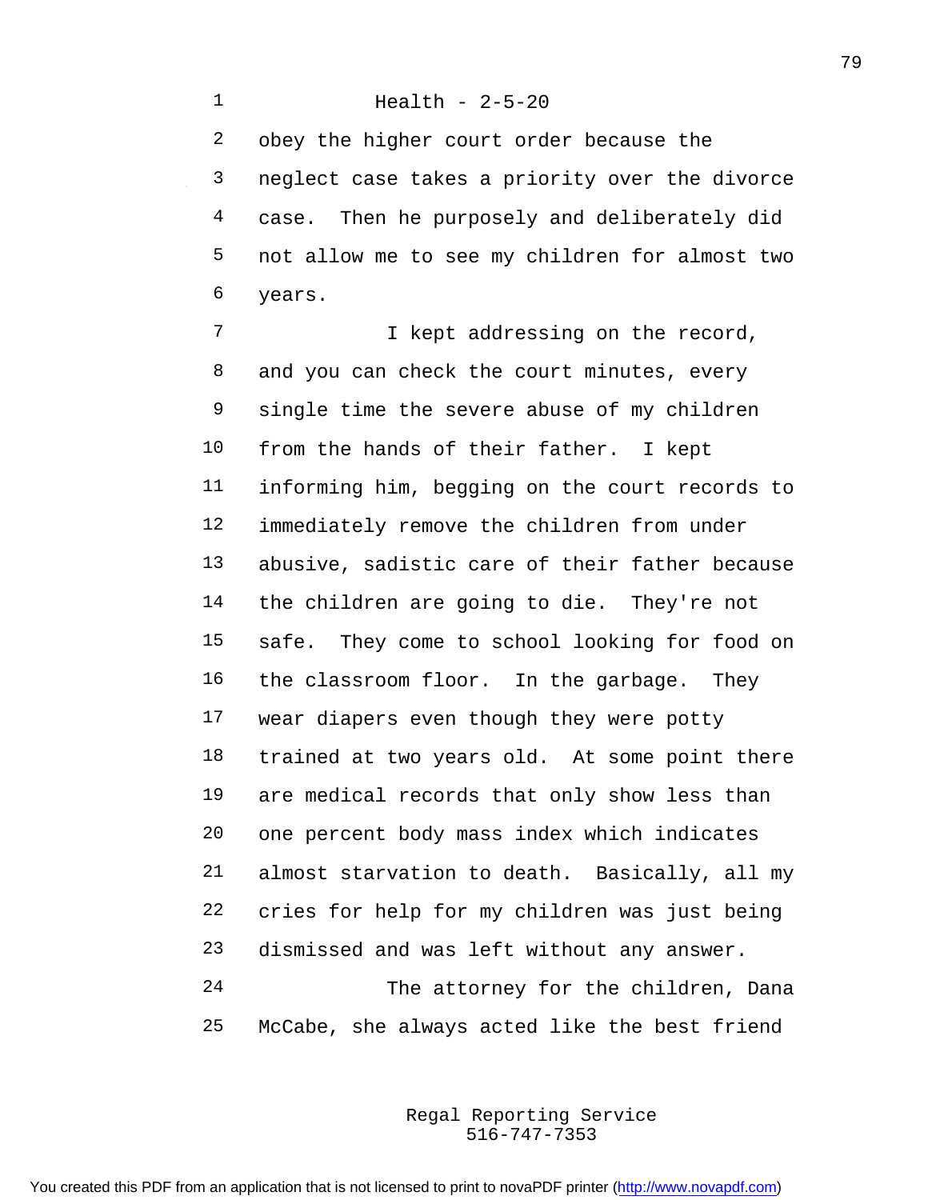obey the higher court order because the neglect case takes a priority over the divorce case. Then he purposely and deliberately did not allow me to see my children for almost two years.

I kept addressing on the record, and you can check the court minutes, every single time the severe abuse of my children from the hands of their father. I kept informing him, begging on the court records to immediately remove the children from under abusive, sadistic care of their father because the children are going to die. They're not safe. They come to school looking for food on the classroom floor. In the garbage. They wear diapers even though they were potty trained at two years old. At some point there are medical records that only show less than one percent body mass index which indicates almost starvation to death. Basically, all my cries for help for my children was just being dismissed and was left without any answer.

The attorney for the children, Dana McCabe, she always acted like the best friend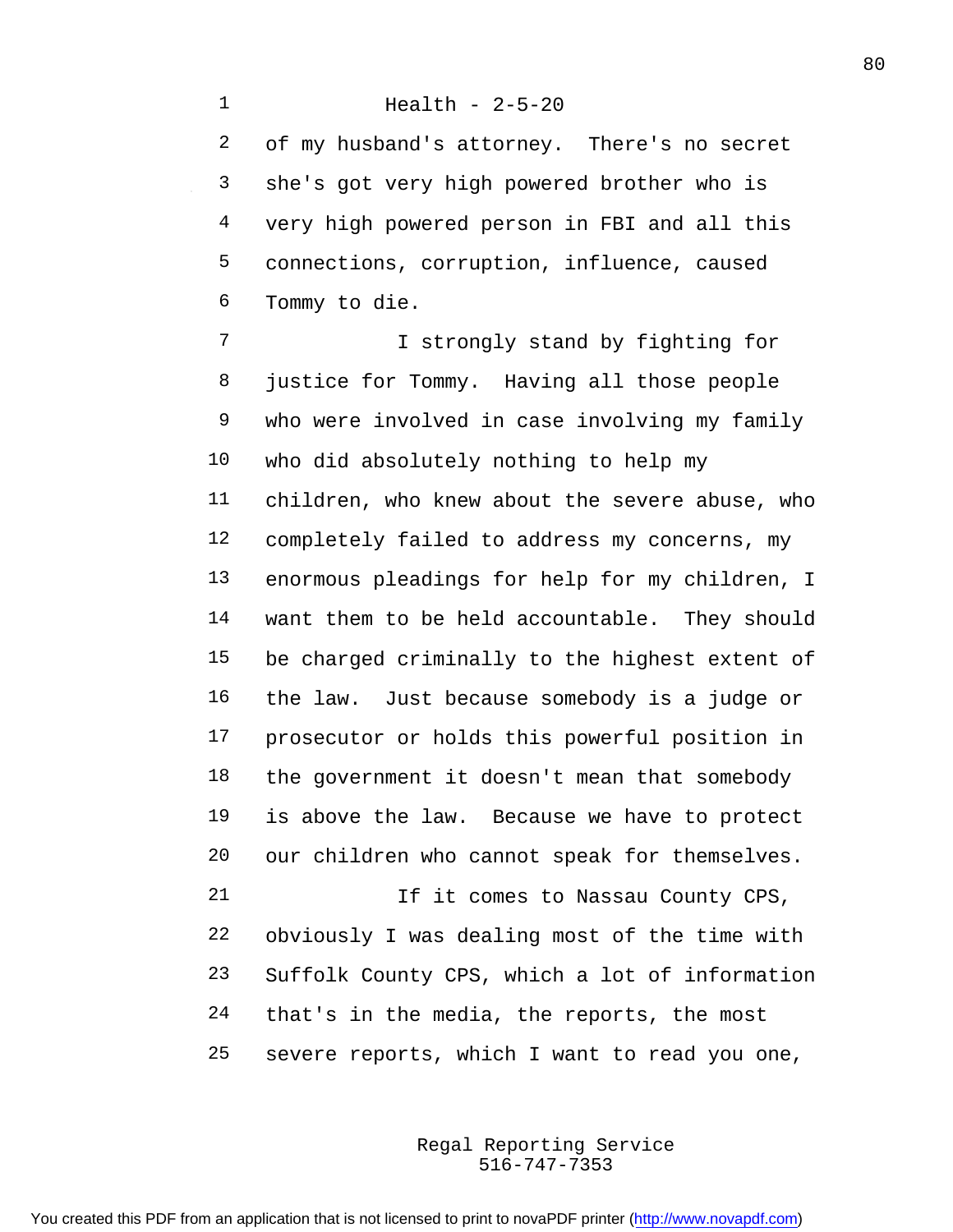of my husband's attorney. There's no secret she's got very high powered brother who is very high powered person in FBI and all this connections, corruption, influence, caused Tommy to die.

I strongly stand by fighting for justice for Tommy. Having all those people who were involved in case involving my family who did absolutely nothing to help my children, who knew about the severe abuse, who completely failed to address my concerns, my enormous pleadings for help for my children, I want them to be held accountable. They should be charged criminally to the highest extent of the law. Just because somebody is a judge or prosecutor or holds this powerful position in the government it doesn't mean that somebody is above the law. Because we have to protect our children who cannot speak for themselves.

If it comes to Nassau County CPS, obviously I was dealing most of the time with Suffolk County CPS, which a lot of information that's in the media, the reports, the most severe reports, which I want to read you one,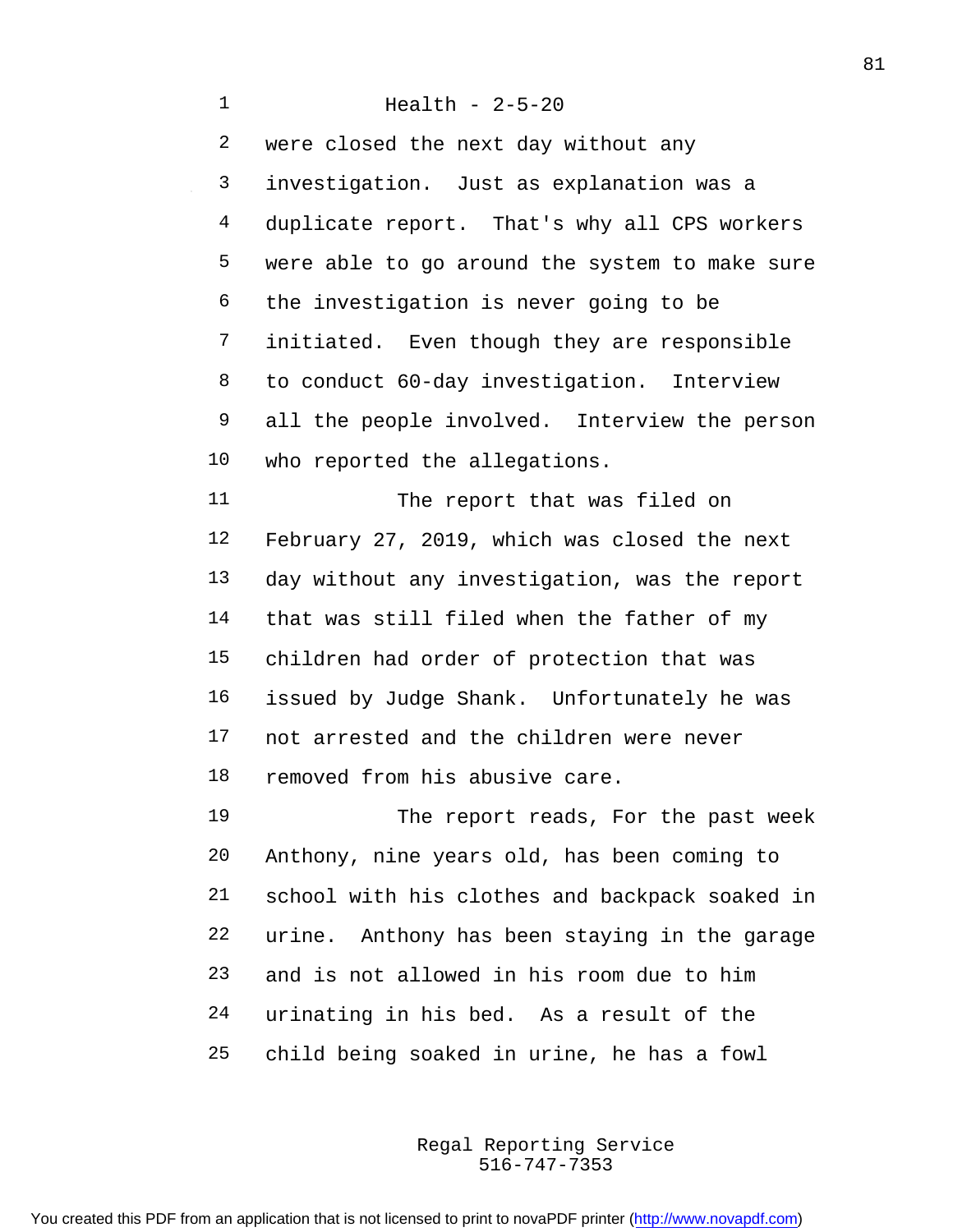were closed the next day without any investigation. Just as explanation was a duplicate report. That's why all CPS workers were able to go around the system to make sure the investigation is never going to be initiated. Even though they are responsible to conduct 60-day investigation. Interview all the people involved. Interview the person who reported the allegations.

The report that was filed on February 27, 2019, which was closed the next day without any investigation, was the report that was still filed when the father of my children had order of protection that was issued by Judge Shank. Unfortunately he was not arrested and the children were never removed from his abusive care.

The report reads, For the past week Anthony, nine years old, has been coming to school with his clothes and backpack soaked in urine. Anthony has been staying in the garage and is not allowed in his room due to him urinating in his bed. As a result of the child being soaked in urine, he has a fowl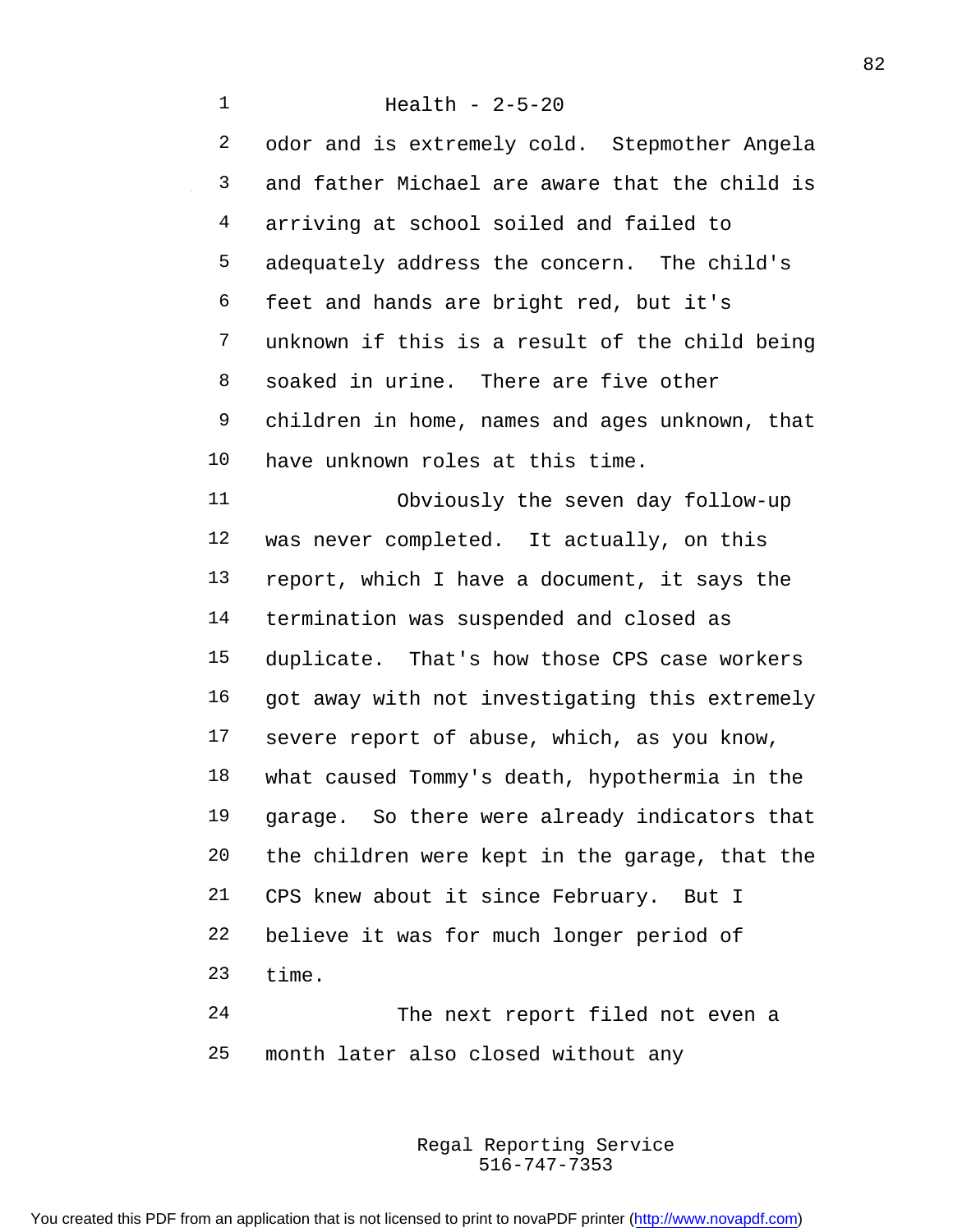Health - 2-5-20

odor and is extremely cold. Stepmother Angela and father Michael are aware that the child is arriving at school soiled and failed to adequately address the concern. The child's feet and hands are bright red, but it's unknown if this is a result of the child being soaked in urine. There are five other children in home, names and ages unknown, that have unknown roles at this time.

Obviously the seven day follow-up was never completed. It actually, on this report, which I have a document, it says the termination was suspended and closed as duplicate. That's how those CPS case workers got away with not investigating this extremely severe report of abuse, which, as you know, what caused Tommy's death, hypothermia in the garage. So there were already indicators that the children were kept in the garage, that the CPS knew about it since February. But I believe it was for much longer period of time.

The next report filed not even a month later also closed without any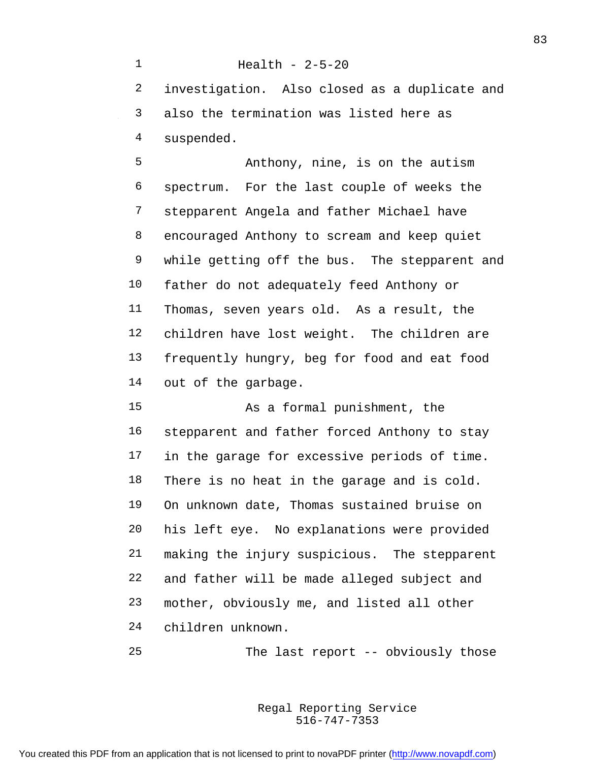Health - 2-5-20

investigation. Also closed as a duplicate and also the termination was listed here as suspended.

Anthony, nine, is on the autism spectrum. For the last couple of weeks the stepparent Angela and father Michael have encouraged Anthony to scream and keep quiet while getting off the bus. The stepparent and father do not adequately feed Anthony or Thomas, seven years old. As a result, the children have lost weight. The children are frequently hungry, beg for food and eat food out of the garbage.

As a formal punishment, the stepparent and father forced Anthony to stay in the garage for excessive periods of time. There is no heat in the garage and is cold. On unknown date, Thomas sustained bruise on his left eye. No explanations were provided making the injury suspicious. The stepparent and father will be made alleged subject and mother, obviously me, and listed all other children unknown.

The last report -- obviously those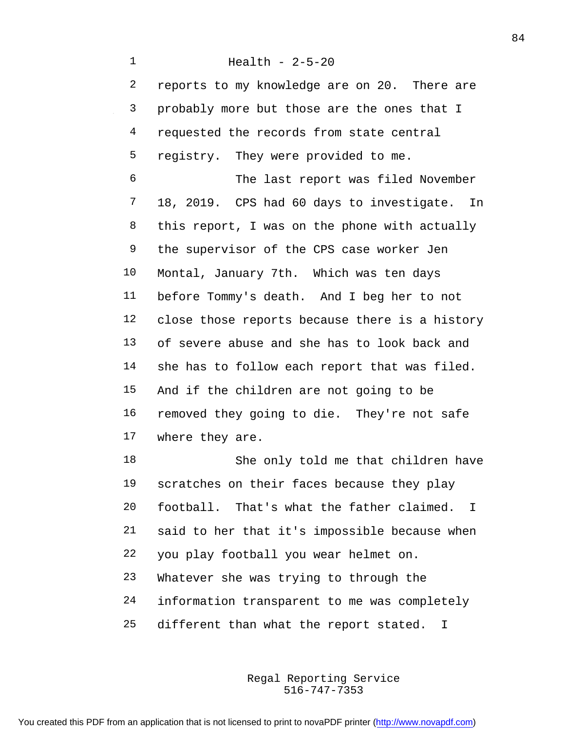Health - 2-5-20

reports to my knowledge are on 20. There are probably more but those are the ones that I requested the records from state central registry. They were provided to me.

The last report was filed November 18, 2019. CPS had 60 days to investigate. In this report, I was on the phone with actually the supervisor of the CPS case worker Jen Montal, January 7th. Which was ten days before Tommy's death. And I beg her to not close those reports because there is a history of severe abuse and she has to look back and she has to follow each report that was filed. And if the children are not going to be removed they going to die. They're not safe where they are.

She only told me that children have scratches on their faces because they play football. That's what the father claimed. I said to her that it's impossible because when you play football you wear helmet on. Whatever she was trying to through the information transparent to me was completely different than what the report stated. I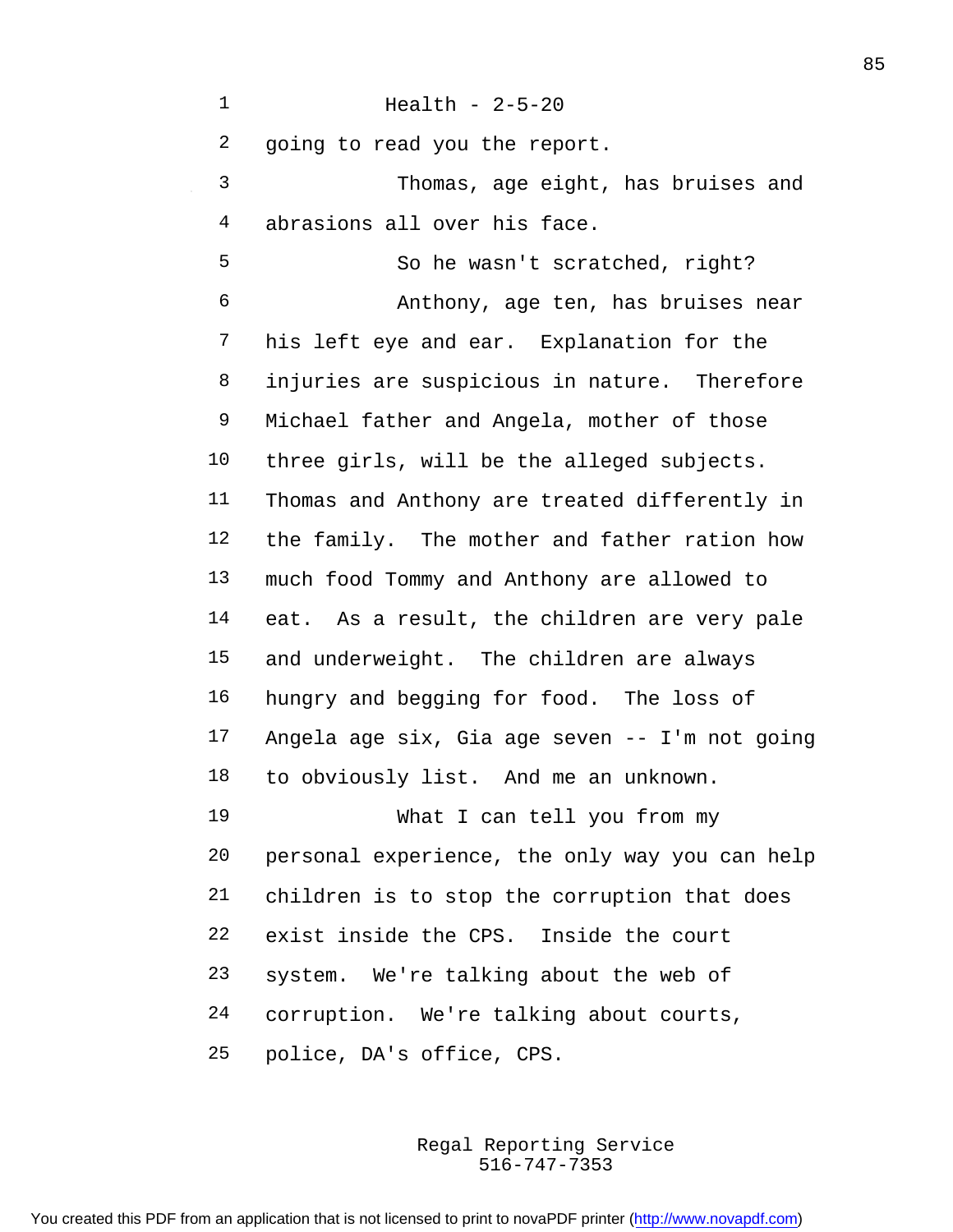Health - 2-5-20

going to read you the report.

Thomas, age eight, has bruises and abrasions all over his face.

So he wasn't scratched, right?

Anthony, age ten, has bruises near his left eye and ear. Explanation for the injuries are suspicious in nature. Therefore Michael father and Angela, mother of those three girls, will be the alleged subjects. Thomas and Anthony are treated differently in the family. The mother and father ration how much food Tommy and Anthony are allowed to eat. As a result, the children are very pale and underweight. The children are always hungry and begging for food. The loss of Angela age six, Gia age seven -- I'm not going to obviously list. And me an unknown.

What I can tell you from my personal experience, the only way you can help children is to stop the corruption that does exist inside the CPS. Inside the court system. We're talking about the web of corruption. We're talking about courts, police, DA's office, CPS.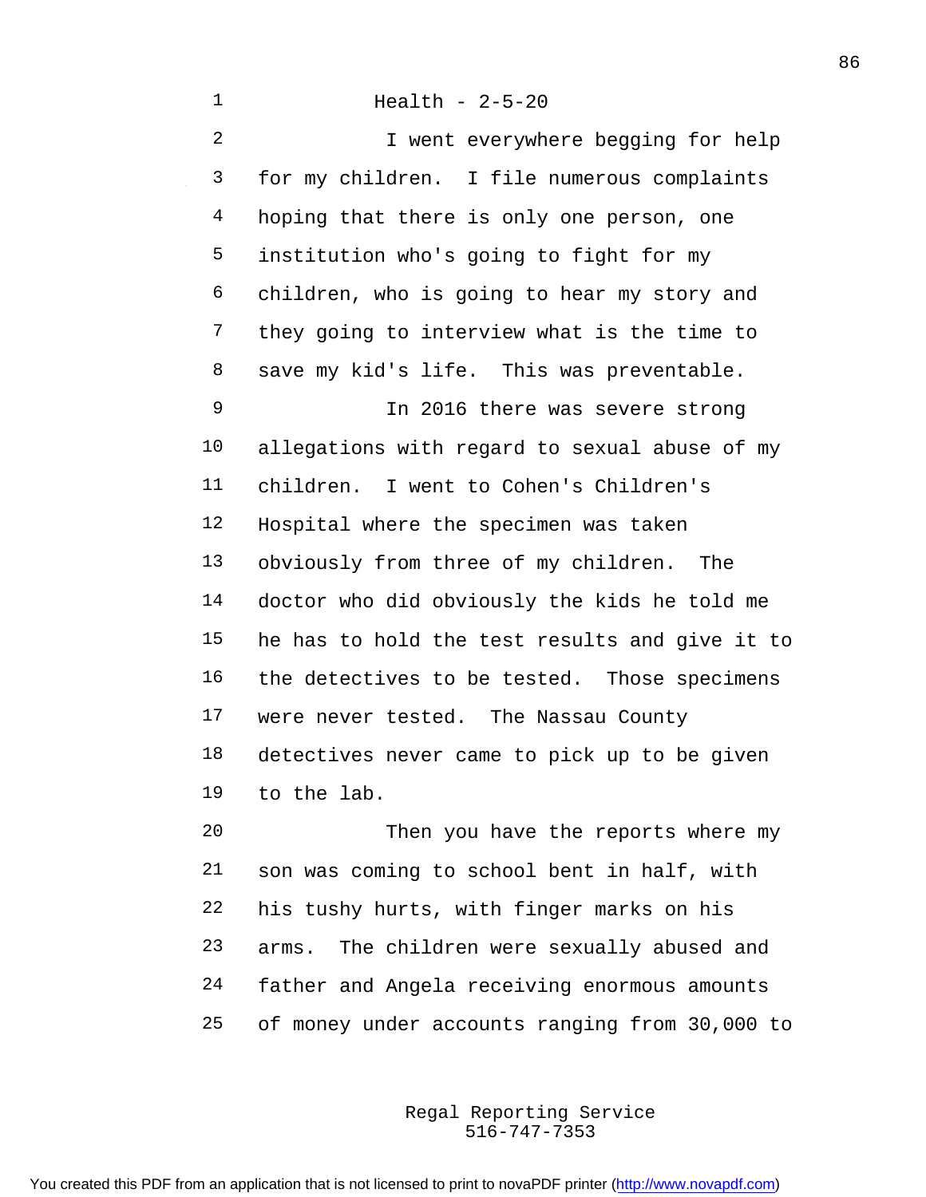Health - 2-5-20

I went everywhere begging for help for my children. I file numerous complaints hoping that there is only one person, one institution who's going to fight for my children, who is going to hear my story and they going to interview what is the time to save my kid's life. This was preventable.

In 2016 there was severe strong allegations with regard to sexual abuse of my children. I went to Cohen's Children's Hospital where the specimen was taken obviously from three of my children. The doctor who did obviously the kids he told me he has to hold the test results and give it to the detectives to be tested. Those specimens were never tested. The Nassau County detectives never came to pick up to be given to the lab.

Then you have the reports where my son was coming to school bent in half, with his tushy hurts, with finger marks on his arms. The children were sexually abused and father and Angela receiving enormous amounts of money under accounts ranging from 30,000 to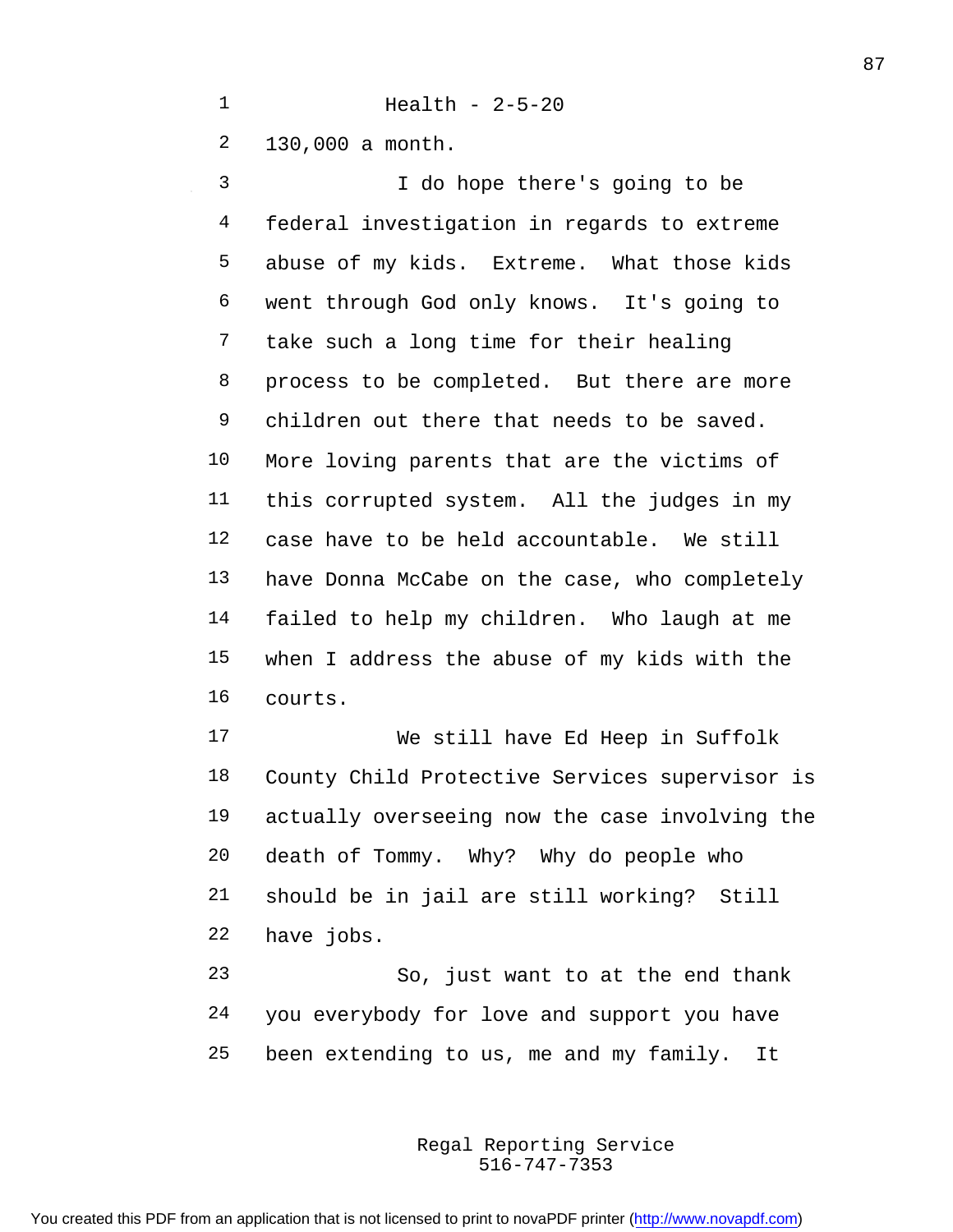130,000 a month.

I do hope there's going to be federal investigation in regards to extreme abuse of my kids. Extreme. What those kids went through God only knows. It's going to take such a long time for their healing process to be completed. But there are more children out there that needs to be saved. More loving parents that are the victims of this corrupted system. All the judges in my case have to be held accountable. We still have Donna McCabe on the case, who completely failed to help my children. Who laugh at me when I address the abuse of my kids with the courts.

We still have Ed Heep in Suffolk County Child Protective Services supervisor is actually overseeing now the case involving the death of Tommy. Why? Why do people who should be in jail are still working? Still have jobs.

So, just want to at the end thank you everybody for love and support you have been extending to us, me and my family. It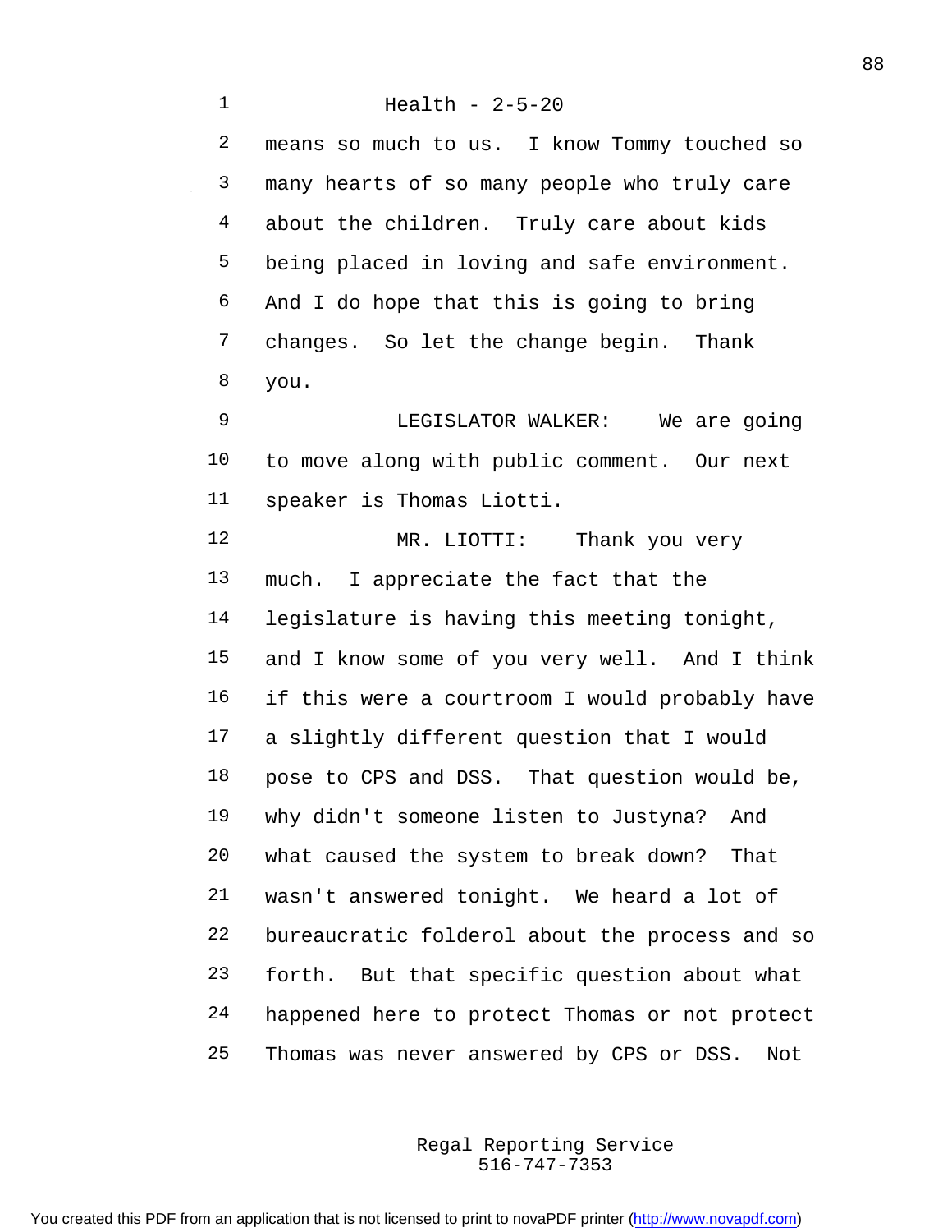means so much to us. I know Tommy touched so many hearts of so many people who truly care about the children. Truly care about kids being placed in loving and safe environment. And I do hope that this is going to bring changes. So let the change begin. Thank you.

LEGISLATOR WALKER: We are going to move along with public comment. Our next speaker is Thomas Liotti.

MR. LIOTTI: Thank you very much. I appreciate the fact that the legislature is having this meeting tonight, and I know some of you very well. And I think if this were a courtroom I would probably have a slightly different question that I would pose to CPS and DSS. That question would be, why didn't someone listen to Justyna? And what caused the system to break down? That wasn't answered tonight. We heard a lot of bureaucratic folderol about the process and so forth. But that specific question about what happened here to protect Thomas or not protect Thomas was never answered by CPS or DSS. Not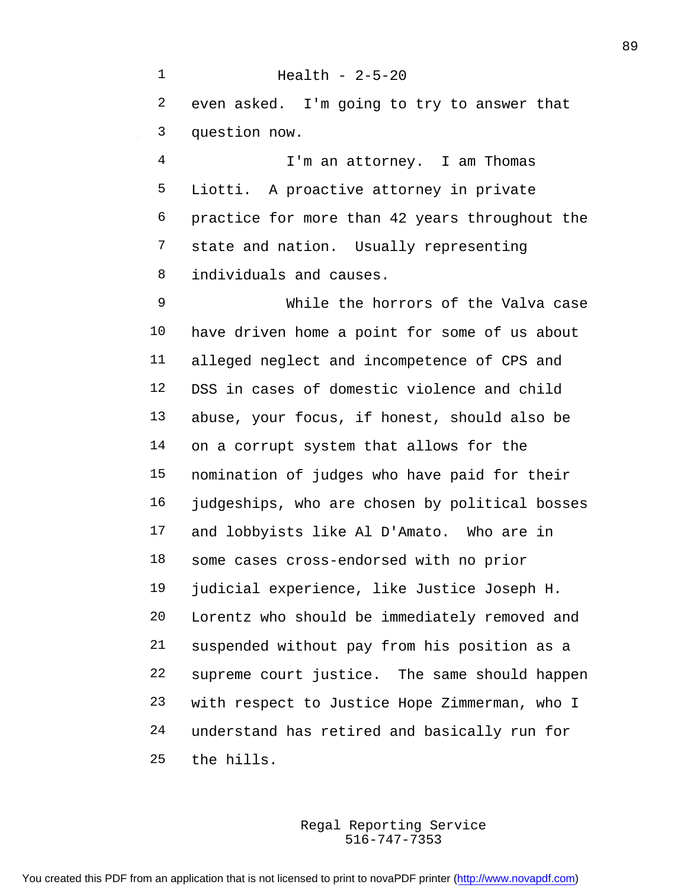Health - 2-5-20

even asked. I'm going to try to answer that question now.

I'm an attorney. I am Thomas Liotti. A proactive attorney in private practice for more than 42 years throughout the state and nation. Usually representing individuals and causes.

While the horrors of the Valva case have driven home a point for some of us about alleged neglect and incompetence of CPS and DSS in cases of domestic violence and child abuse, your focus, if honest, should also be on a corrupt system that allows for the nomination of judges who have paid for their judgeships, who are chosen by political bosses and lobbyists like Al D'Amato. Who are in some cases cross-endorsed with no prior judicial experience, like Justice Joseph H. Lorentz who should be immediately removed and suspended without pay from his position as a supreme court justice. The same should happen with respect to Justice Hope Zimmerman, who I understand has retired and basically run for the hills.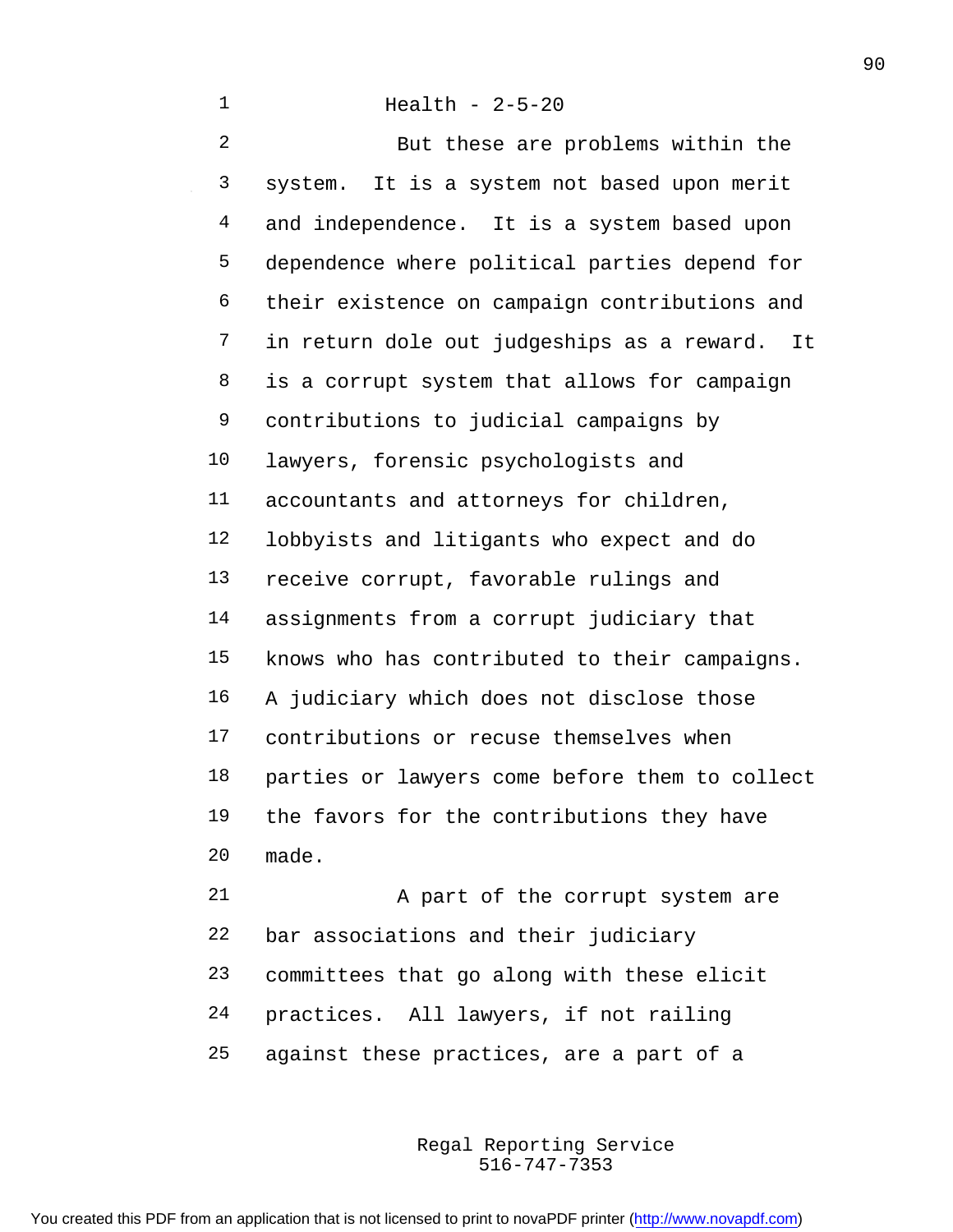But these are problems within the system. It is a system not based upon merit and independence. It is a system based upon dependence where political parties depend for their existence on campaign contributions and in return dole out judgeships as a reward. It is a corrupt system that allows for campaign contributions to judicial campaigns by lawyers, forensic psychologists and accountants and attorneys for children, lobbyists and litigants who expect and do receive corrupt, favorable rulings and assignments from a corrupt judiciary that knows who has contributed to their campaigns. A judiciary which does not disclose those contributions or recuse themselves when parties or lawyers come before them to collect the favors for the contributions they have made.

A part of the corrupt system are bar associations and their judiciary committees that go along with these elicit practices. All lawyers, if not railing against these practices, are a part of a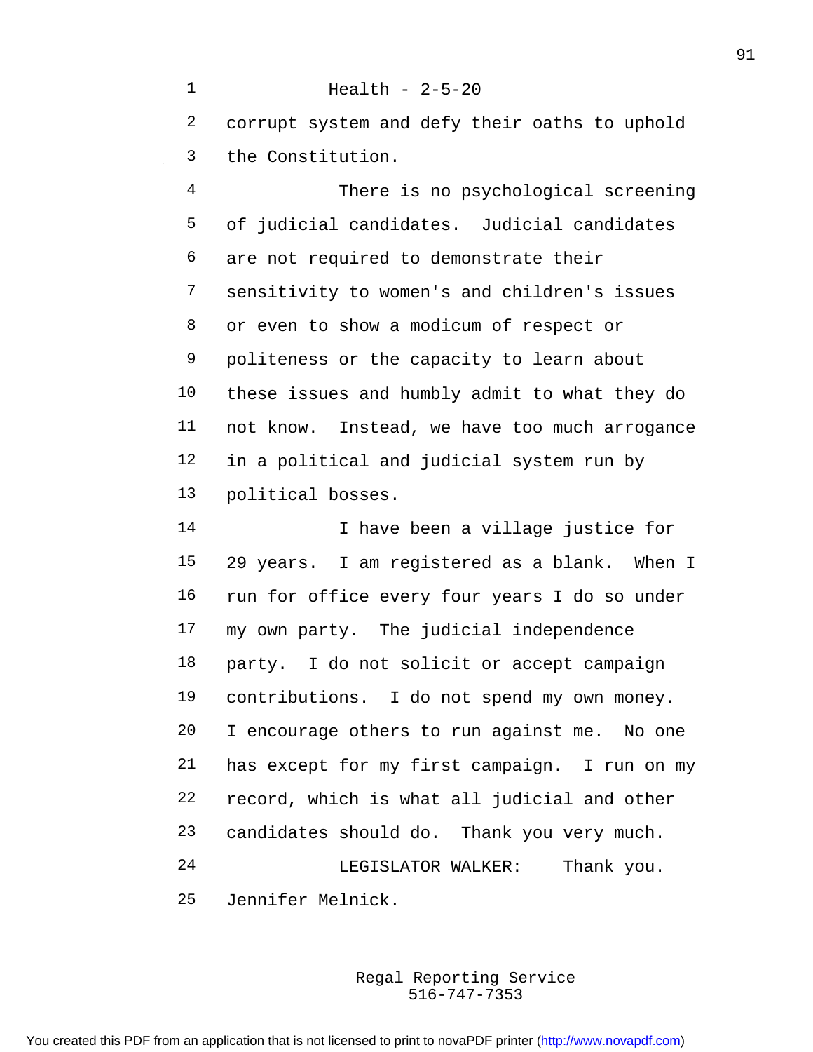corrupt system and defy their oaths to uphold the Constitution.

There is no psychological screening of judicial candidates. Judicial candidates are not required to demonstrate their sensitivity to women's and children's issues or even to show a modicum of respect or politeness or the capacity to learn about these issues and humbly admit to what they do not know. Instead, we have too much arrogance in a political and judicial system run by political bosses.

I have been a village justice for 29 years. I am registered as a blank. When I run for office every four years I do so under my own party. The judicial independence party. I do not solicit or accept campaign contributions. I do not spend my own money. I encourage others to run against me. No one has except for my first campaign. I run on my record, which is what all judicial and other candidates should do. Thank you very much.

LEGISLATOR WALKER: Thank you. Jennifer Melnick.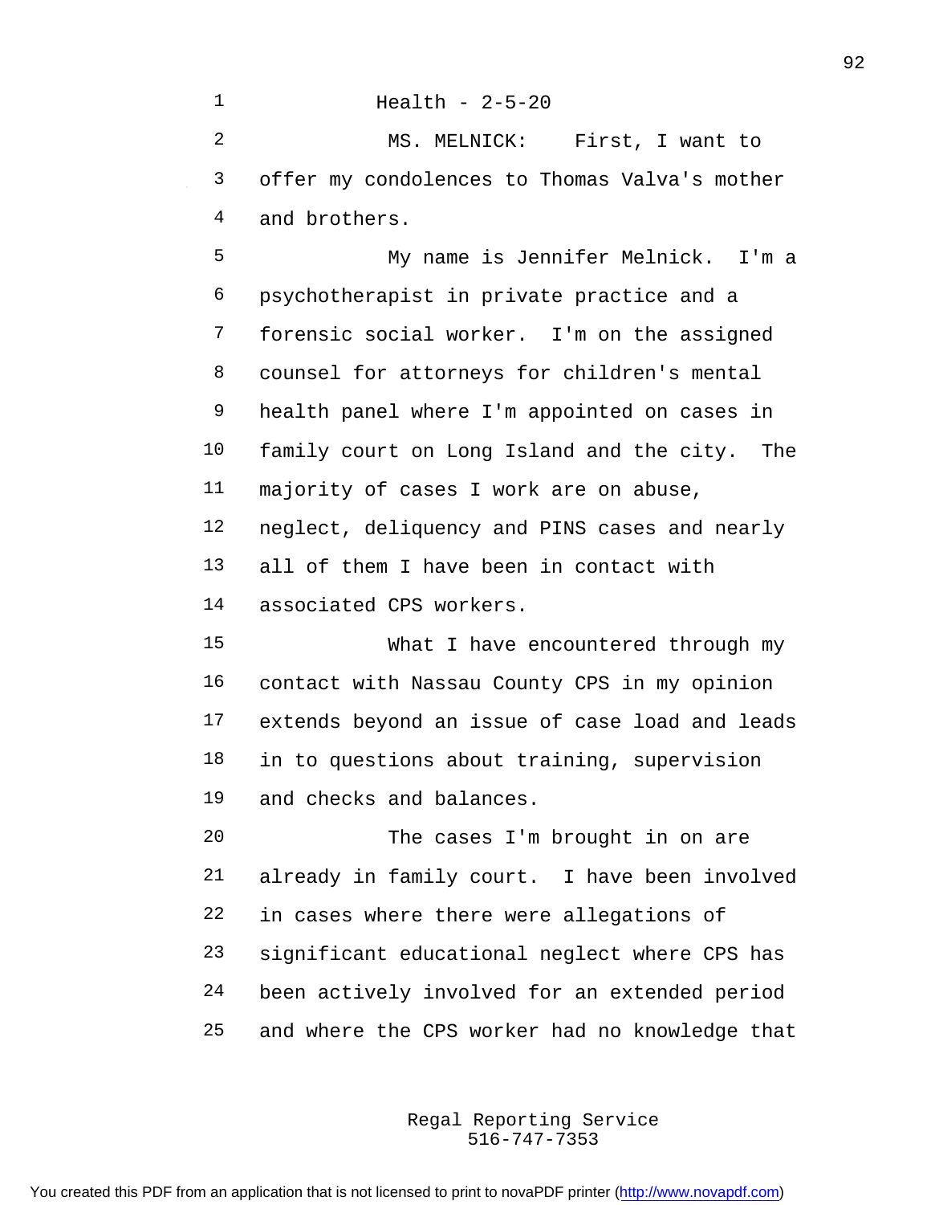Health - 2-5-20

MS. MELNICK: First, I want to offer my condolences to Thomas Valva's mother and brothers.

My name is Jennifer Melnick. I'm a psychotherapist in private practice and a forensic social worker. I'm on the assigned counsel for attorneys for children's mental health panel where I'm appointed on cases in family court on Long Island and the city. The majority of cases I work are on abuse, neglect, deliquency and PINS cases and nearly all of them I have been in contact with associated CPS workers.

What I have encountered through my contact with Nassau County CPS in my opinion extends beyond an issue of case load and leads in to questions about training, supervision and checks and balances.

The cases I'm brought in on are already in family court. I have been involved in cases where there were allegations of significant educational neglect where CPS has been actively involved for an extended period and where the CPS worker had no knowledge that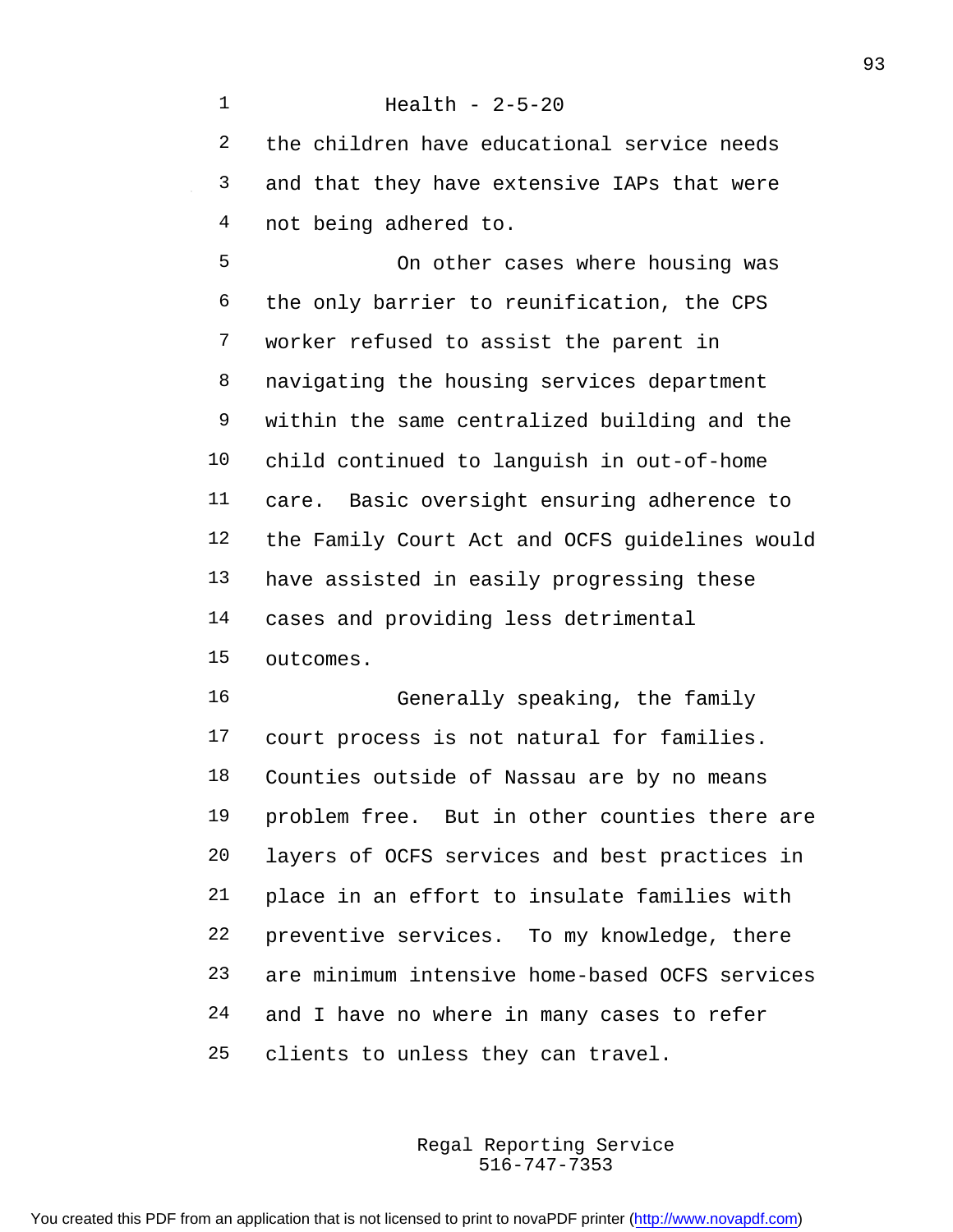the children have educational service needs and that they have extensive IAPs that were not being adhered to.

On other cases where housing was the only barrier to reunification, the CPS worker refused to assist the parent in navigating the housing services department within the same centralized building and the child continued to languish in out-of-home care. Basic oversight ensuring adherence to the Family Court Act and OCFS guidelines would have assisted in easily progressing these cases and providing less detrimental outcomes.

Generally speaking, the family court process is not natural for families. Counties outside of Nassau are by no means problem free. But in other counties there are layers of OCFS services and best practices in place in an effort to insulate families with preventive services. To my knowledge, there are minimum intensive home-based OCFS services and I have no where in many cases to refer clients to unless they can travel.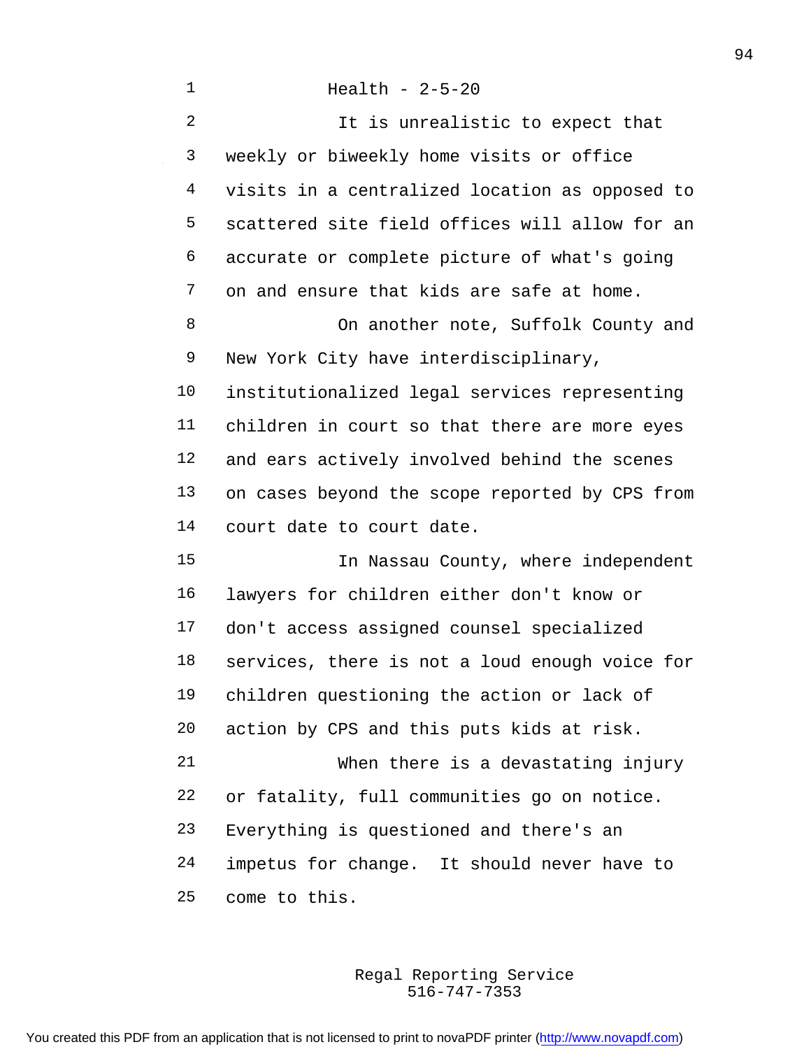It is unrealistic to expect that weekly or biweekly home visits or office visits in a centralized location as opposed to scattered site field offices will allow for an accurate or complete picture of what's going on and ensure that kids are safe at home.

On another note, Suffolk County and New York City have interdisciplinary, institutionalized legal services representing children in court so that there are more eyes and ears actively involved behind the scenes on cases beyond the scope reported by CPS from court date to court date.

In Nassau County, where independent lawyers for children either don't know or don't access assigned counsel specialized services, there is not a loud enough voice for children questioning the action or lack of action by CPS and this puts kids at risk.

When there is a devastating injury or fatality, full communities go on notice. Everything is questioned and there's an impetus for change. It should never have to come to this.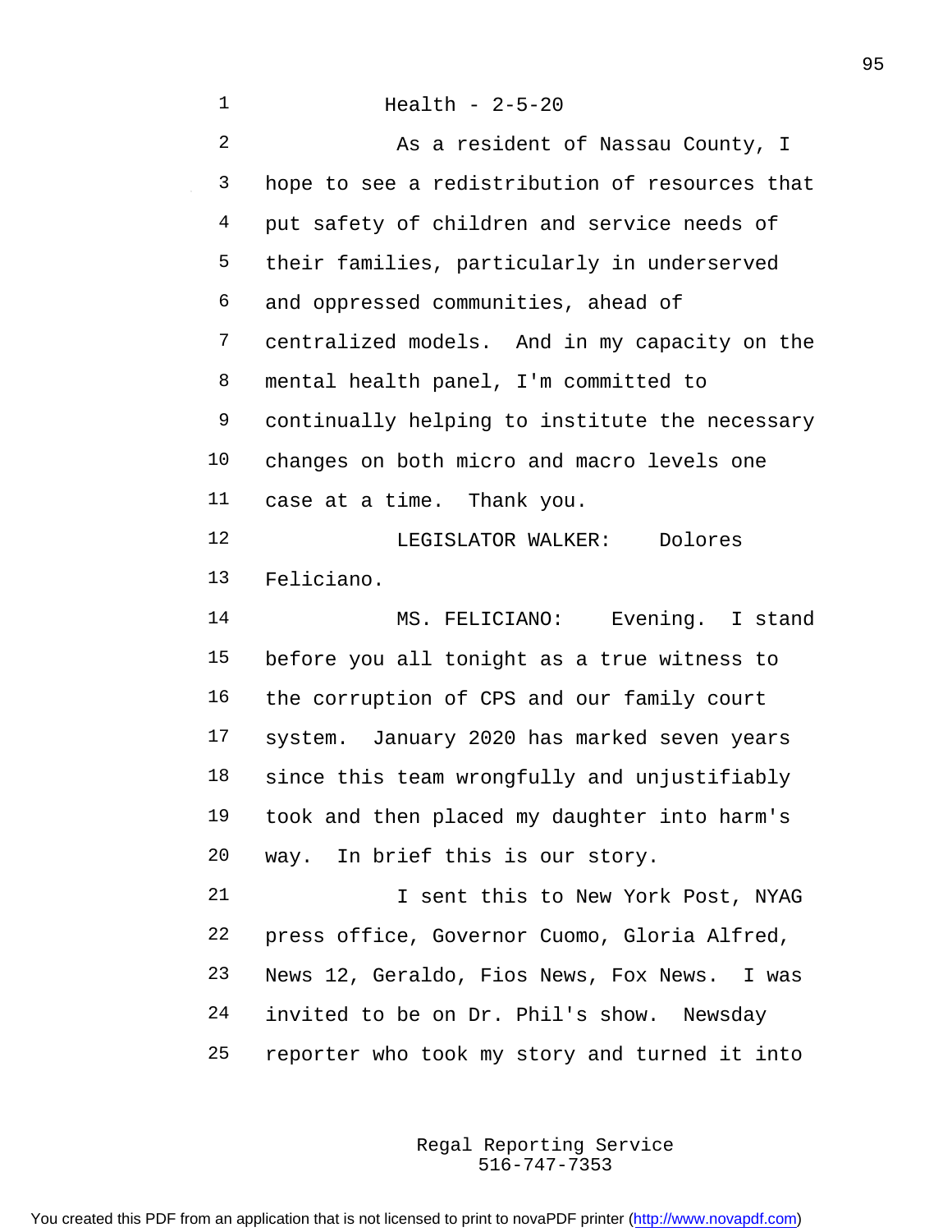Health - 2-5-20

As a resident of Nassau County, I hope to see a redistribution of resources that put safety of children and service needs of their families, particularly in underserved and oppressed communities, ahead of centralized models. And in my capacity on the mental health panel, I'm committed to continually helping to institute the necessary changes on both micro and macro levels one case at a time. Thank you.

LEGISLATOR WALKER: Dolores Feliciano.

MS. FELICIANO: Evening. I stand before you all tonight as a true witness to the corruption of CPS and our family court system. January 2020 has marked seven years since this team wrongfully and unjustifiably took and then placed my daughter into harm's way. In brief this is our story.

I sent this to New York Post, NYAG press office, Governor Cuomo, Gloria Alfred, News 12, Geraldo, Fios News, Fox News. I was invited to be on Dr. Phil's show. Newsday reporter who took my story and turned it into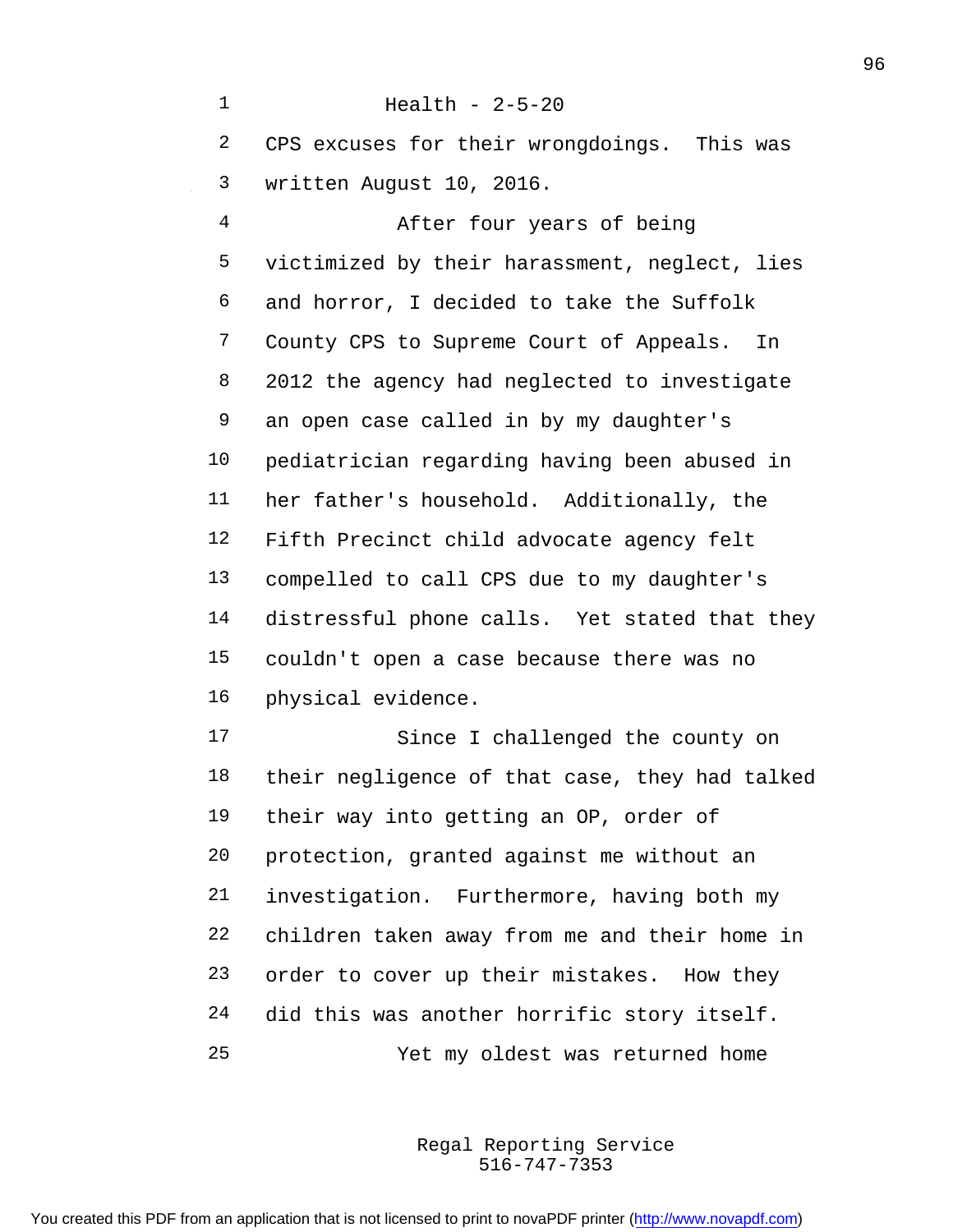CPS excuses for their wrongdoings. This was written August 10, 2016.

After four years of being victimized by their harassment, neglect, lies and horror, I decided to take the Suffolk County CPS to Supreme Court of Appeals. In 2012 the agency had neglected to investigate an open case called in by my daughter's pediatrician regarding having been abused in her father's household. Additionally, the Fifth Precinct child advocate agency felt compelled to call CPS due to my daughter's distressful phone calls. Yet stated that they couldn't open a case because there was no physical evidence.

Since I challenged the county on their negligence of that case, they had talked their way into getting an OP, order of protection, granted against me without an investigation. Furthermore, having both my children taken away from me and their home in order to cover up their mistakes. How they did this was another horrific story itself.

Yet my oldest was returned home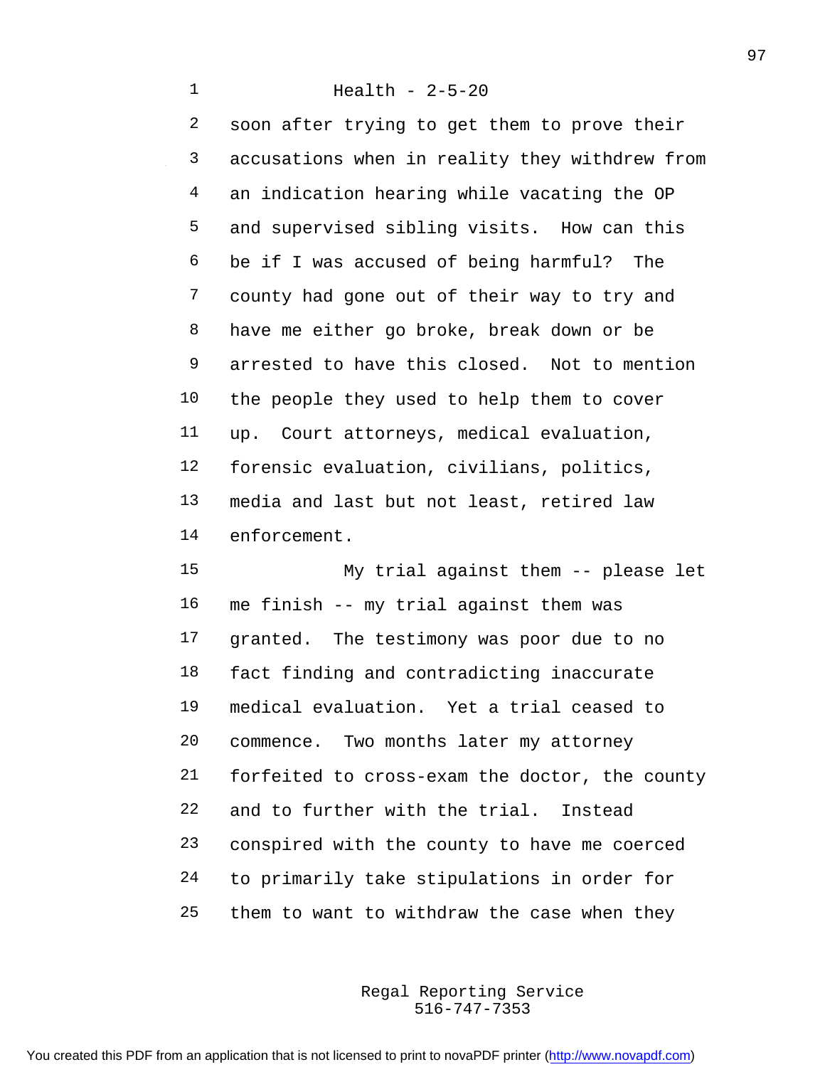Health - 2-5-20

soon after trying to get them to prove their accusations when in reality they withdrew from an indication hearing while vacating the OP and supervised sibling visits. How can this be if I was accused of being harmful? The county had gone out of their way to try and have me either go broke, break down or be arrested to have this closed. Not to mention the people they used to help them to cover up. Court attorneys, medical evaluation, forensic evaluation, civilians, politics, media and last but not least, retired law enforcement.

My trial against them -- please let me finish -- my trial against them was granted. The testimony was poor due to no fact finding and contradicting inaccurate medical evaluation. Yet a trial ceased to commence. Two months later my attorney forfeited to cross-exam the doctor, the county and to further with the trial. Instead conspired with the county to have me coerced to primarily take stipulations in order for them to want to withdraw the case when they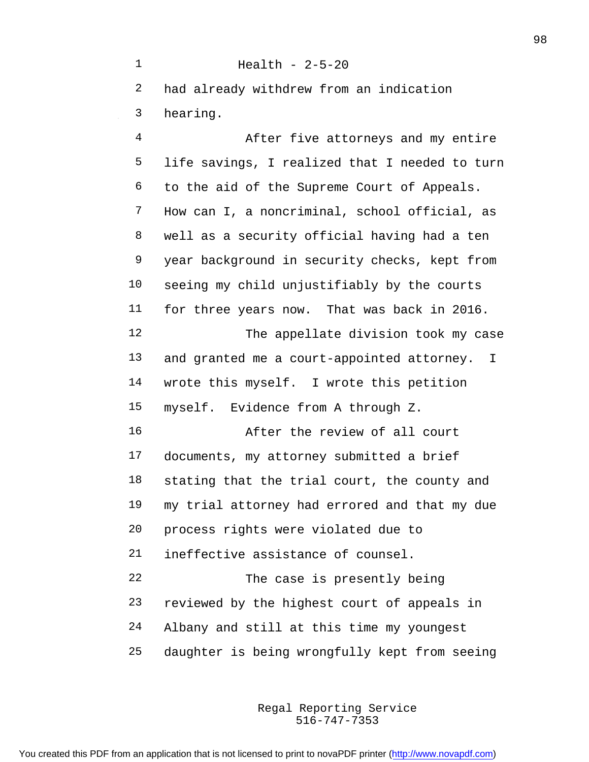had already withdrew from an indication hearing.

After five attorneys and my entire life savings, I realized that I needed to turn to the aid of the Supreme Court of Appeals. How can I, a noncriminal, school official, as well as a security official having had a ten year background in security checks, kept from seeing my child unjustifiably by the courts for three years now. That was back in 2016.

The appellate division took my case and granted me a court-appointed attorney. I wrote this myself. I wrote this petition myself. Evidence from A through Z.

After the review of all court documents, my attorney submitted a brief stating that the trial court, the county and my trial attorney had errored and that my due process rights were violated due to ineffective assistance of counsel.

The case is presently being reviewed by the highest court of appeals in Albany and still at this time my youngest daughter is being wrongfully kept from seeing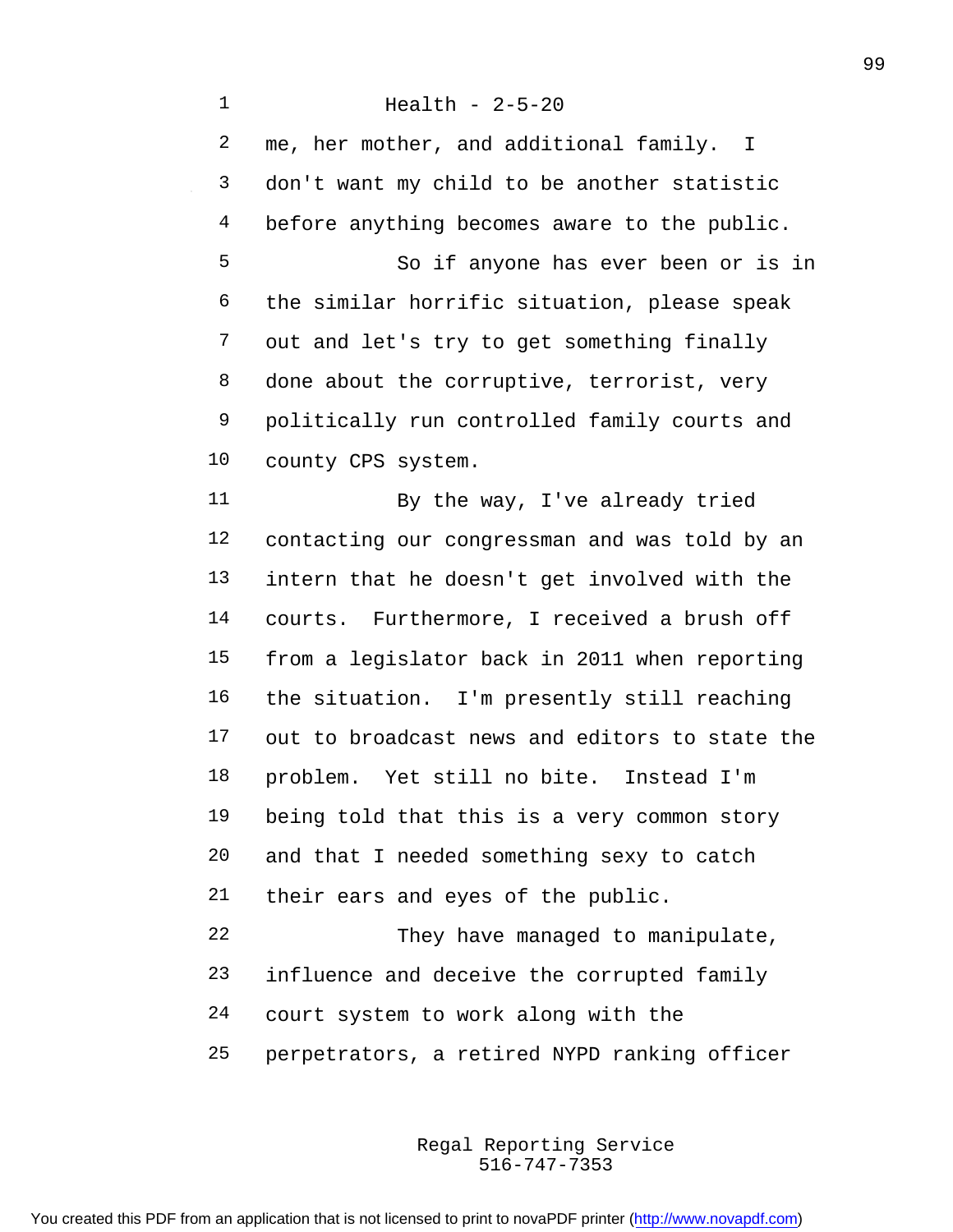me, her mother, and additional family. I don't want my child to be another statistic before anything becomes aware to the public.

So if anyone has ever been or is in the similar horrific situation, please speak out and let's try to get something finally done about the corruptive, terrorist, very politically run controlled family courts and county CPS system.

By the way, I've already tried contacting our congressman and was told by an intern that he doesn't get involved with the courts. Furthermore, I received a brush off from a legislator back in 2011 when reporting the situation. I'm presently still reaching out to broadcast news and editors to state the problem. Yet still no bite. Instead I'm being told that this is a very common story and that I needed something sexy to catch their ears and eyes of the public.

They have managed to manipulate, influence and deceive the corrupted family court system to work along with the perpetrators, a retired NYPD ranking officer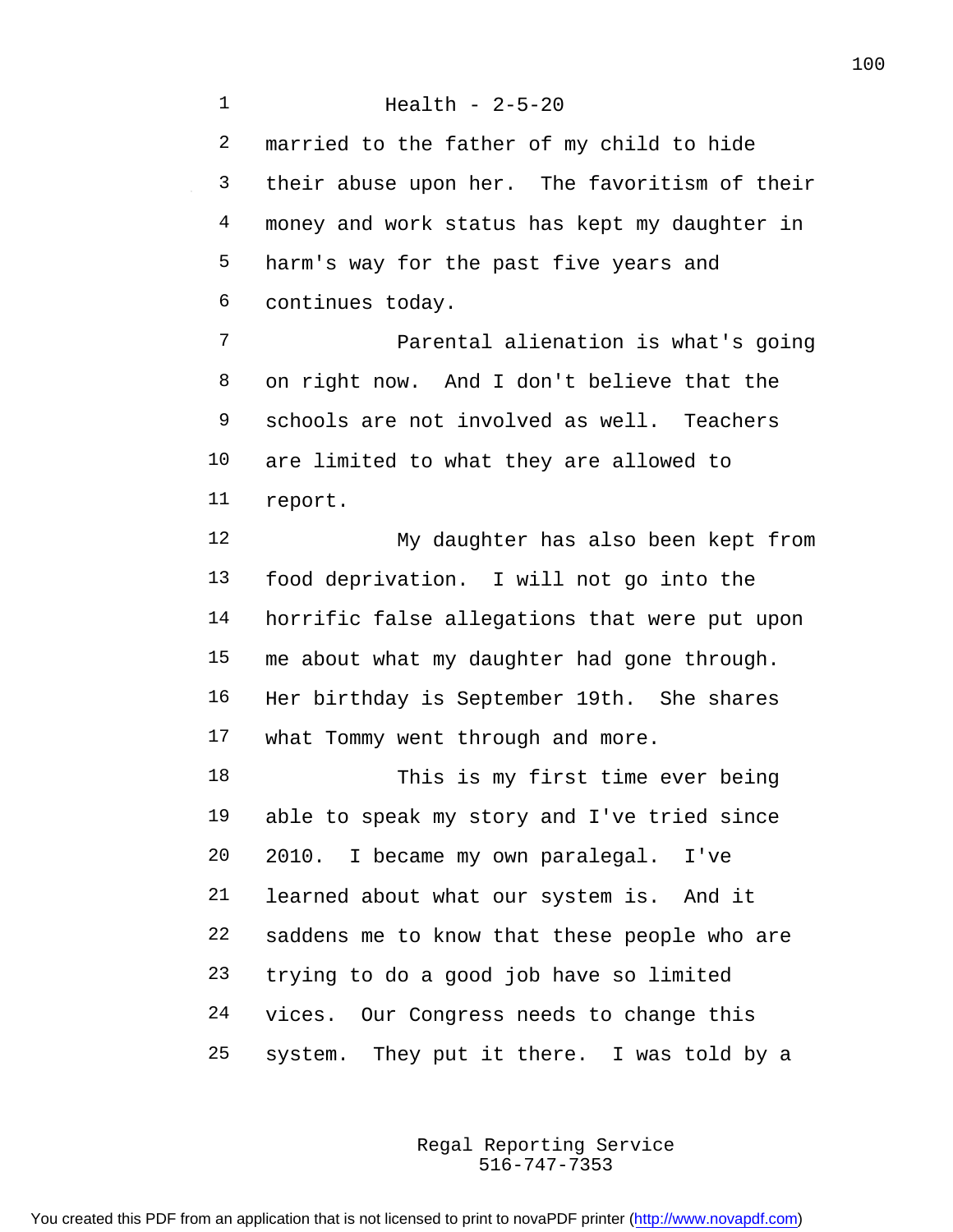married to the father of my child to hide their abuse upon her. The favoritism of their money and work status has kept my daughter in harm's way for the past five years and continues today.

Parental alienation is what's going on right now. And I don't believe that the schools are not involved as well. Teachers are limited to what they are allowed to report.

My daughter has also been kept from food deprivation. I will not go into the horrific false allegations that were put upon me about what my daughter had gone through. Her birthday is September 19th. She shares what Tommy went through and more.

This is my first time ever being able to speak my story and I've tried since 2010. I became my own paralegal. I've learned about what our system is. And it saddens me to know that these people who are trying to do a good job have so limited vices. Our Congress needs to change this system. They put it there. I was told by a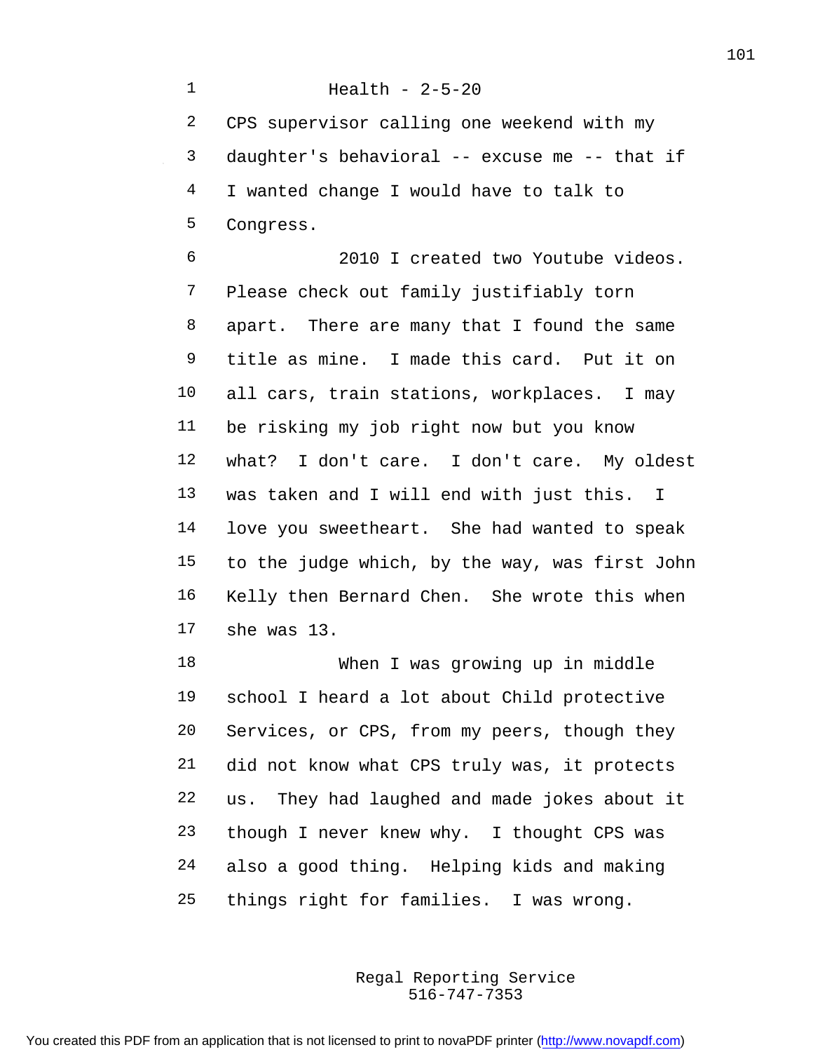CPS supervisor calling one weekend with my daughter's behavioral -- excuse me -- that if I wanted change I would have to talk to Congress.

2010 I created two Youtube videos. Please check out family justifiably torn apart. There are many that I found the same title as mine. I made this card. Put it on all cars, train stations, workplaces. I may be risking my job right now but you know what? I don't care. I don't care. My oldest was taken and I will end with just this. I love you sweetheart. She had wanted to speak to the judge which, by the way, was first John Kelly then Bernard Chen. She wrote this when she was 13.

When I was growing up in middle school I heard a lot about Child protective Services, or CPS, from my peers, though they did not know what CPS truly was, it protects us. They had laughed and made jokes about it though I never knew why. I thought CPS was also a good thing. Helping kids and making things right for families. I was wrong.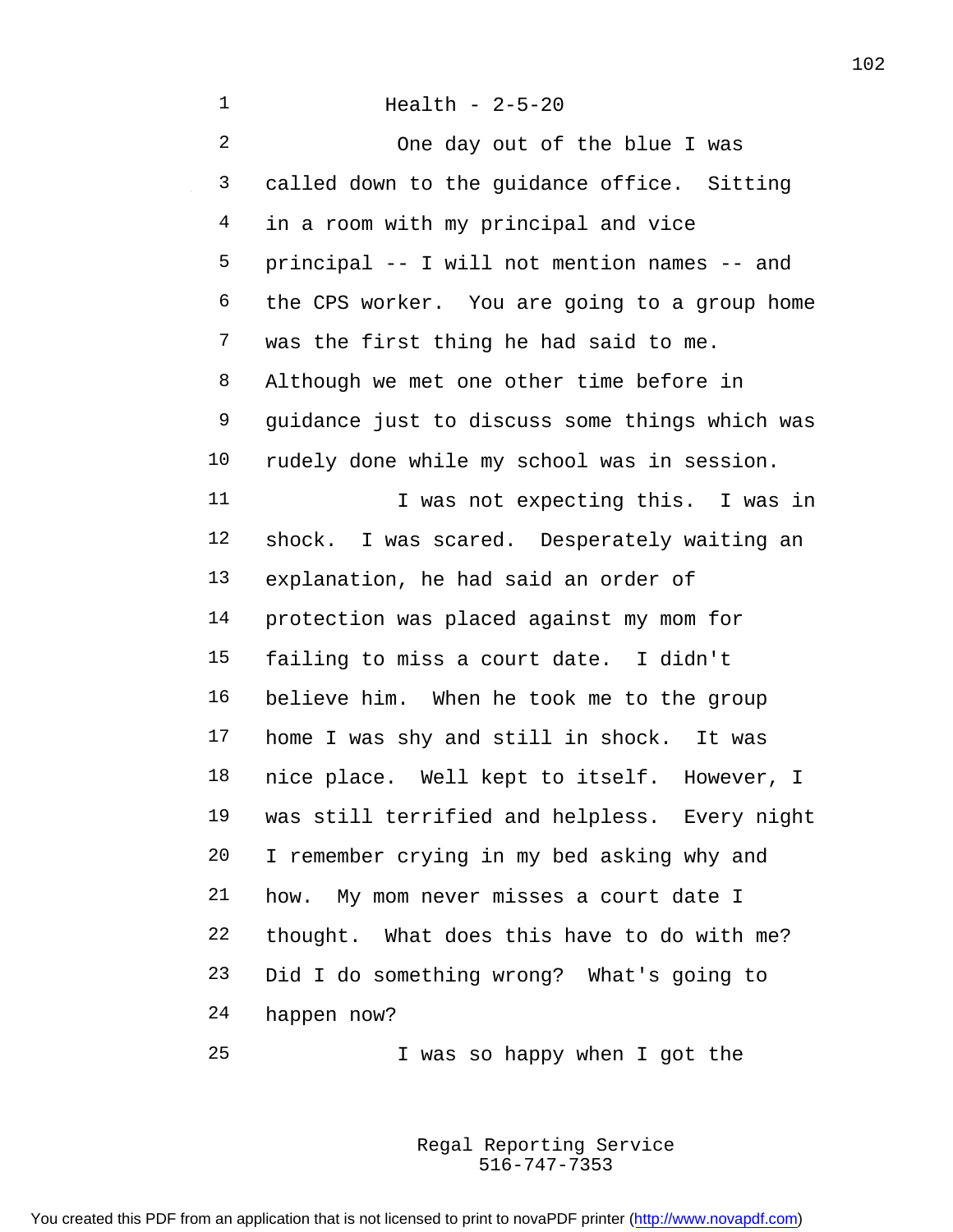Health - 2-5-20

One day out of the blue I was called down to the guidance office. Sitting in a room with my principal and vice principal -- I will not mention names -- and the CPS worker. You are going to a group home was the first thing he had said to me. Although we met one other time before in guidance just to discuss some things which was rudely done while my school was in session.

I was not expecting this. I was in shock. I was scared. Desperately waiting an explanation, he had said an order of protection was placed against my mom for failing to miss a court date. I didn't believe him. When he took me to the group home I was shy and still in shock. It was nice place. Well kept to itself. However, I was still terrified and helpless. Every night I remember crying in my bed asking why and how. My mom never misses a court date I thought. What does this have to do with me? Did I do something wrong? What's going to happen now?

I was so happy when I got the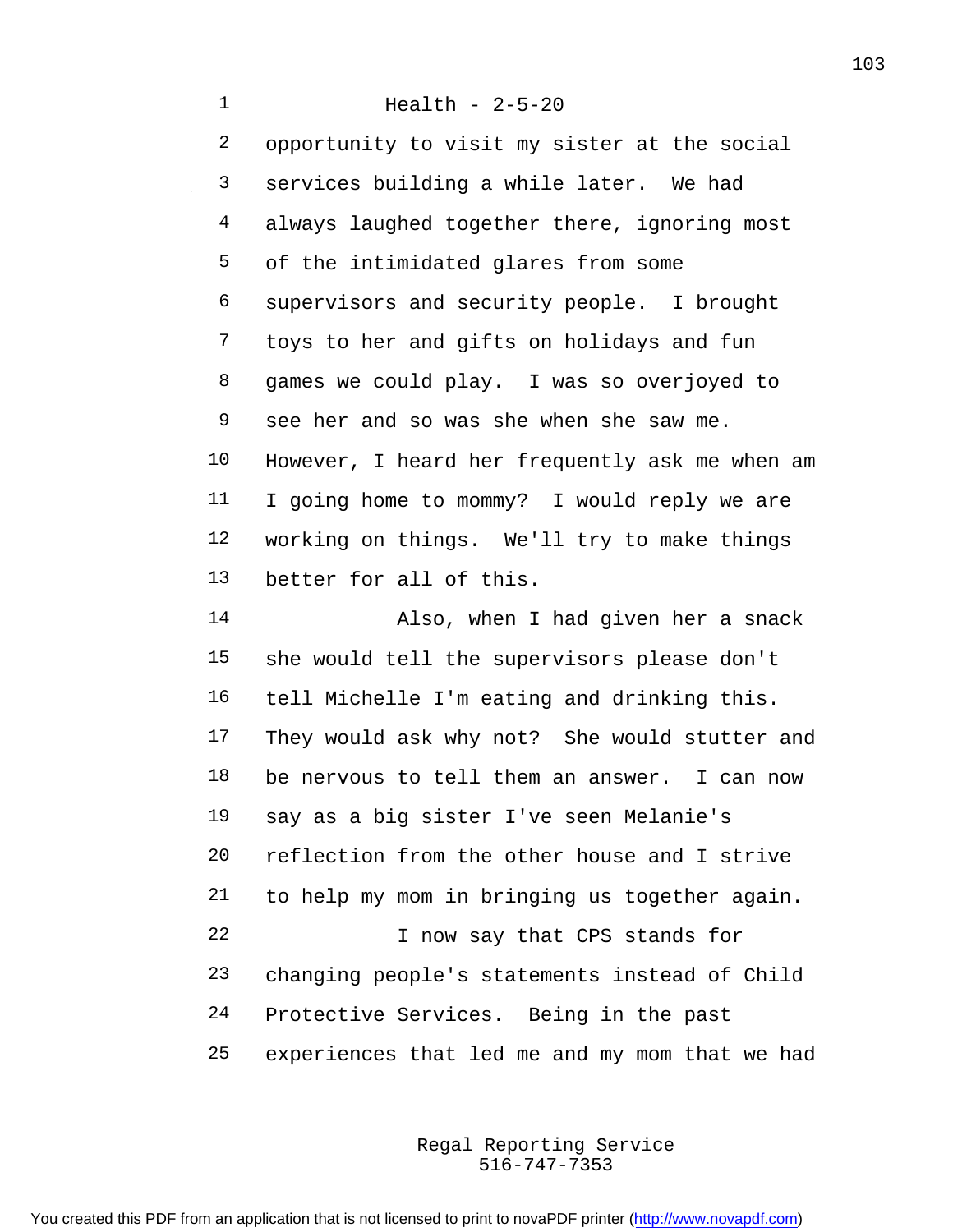opportunity to visit my sister at the social services building a while later. We had always laughed together there, ignoring most of the intimidated glares from some supervisors and security people. I brought toys to her and gifts on holidays and fun games we could play. I was so overjoyed to see her and so was she when she saw me. However, I heard her frequently ask me when am I going home to mommy? I would reply we are working on things. We'll try to make things better for all of this.

Also, when I had given her a snack she would tell the supervisors please don't tell Michelle I'm eating and drinking this. They would ask why not? She would stutter and be nervous to tell them an answer. I can now say as a big sister I've seen Melanie's reflection from the other house and I strive to help my mom in bringing us together again.

I now say that CPS stands for changing people's statements instead of Child Protective Services. Being in the past experiences that led me and my mom that we had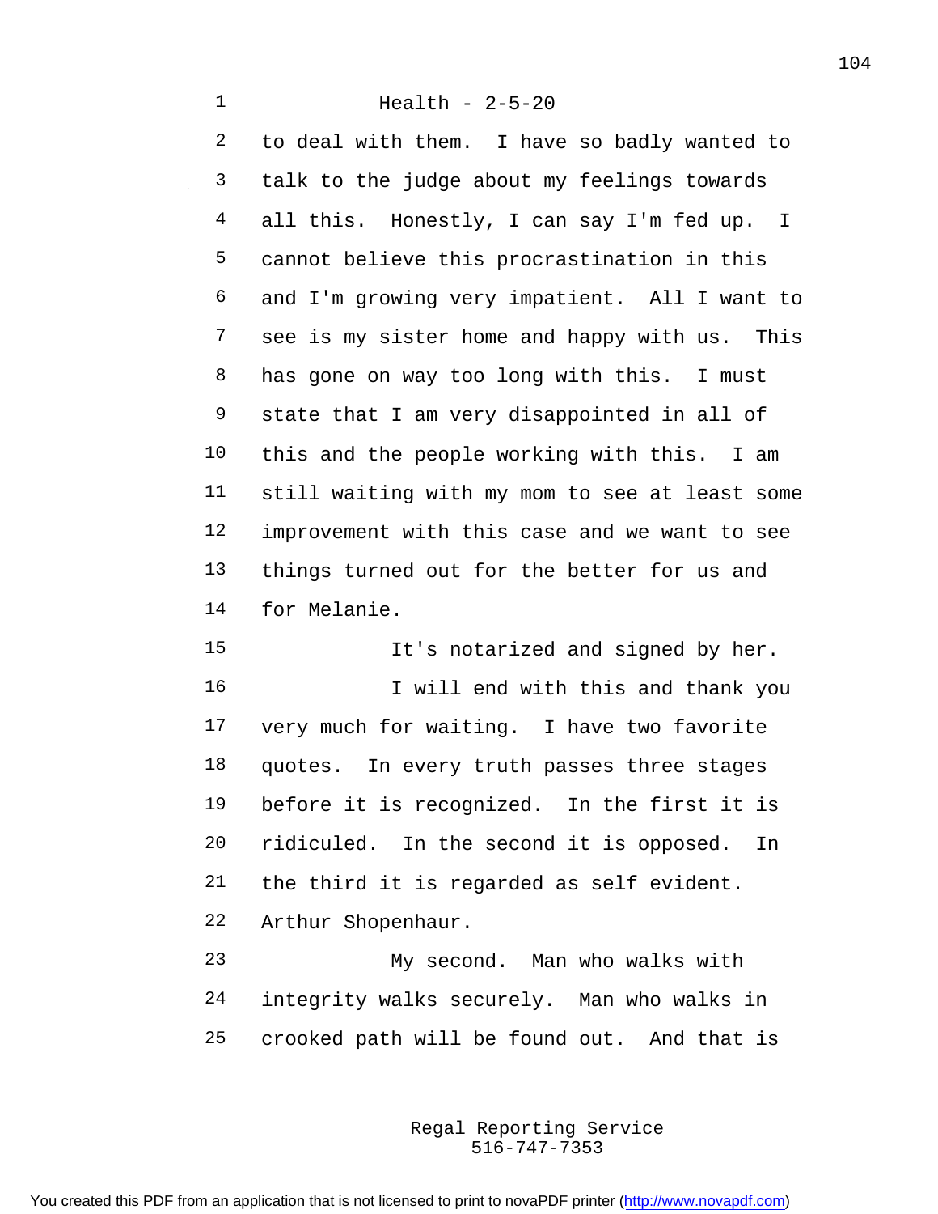Health - 2-5-20

to deal with them. I have so badly wanted to talk to the judge about my feelings towards all this. Honestly, I can say I'm fed up. I cannot believe this procrastination in this and I'm growing very impatient. All I want to see is my sister home and happy with us. This has gone on way too long with this. I must state that I am very disappointed in all of this and the people working with this. I am still waiting with my mom to see at least some improvement with this case and we want to see things turned out for the better for us and for Melanie.

It's notarized and signed by her.

I will end with this and thank you very much for waiting. I have two favorite quotes. In every truth passes three stages before it is recognized. In the first it is ridiculed. In the second it is opposed. In the third it is regarded as self evident. Arthur Shopenhaur.

My second. Man who walks with integrity walks securely. Man who walks in crooked path will be found out. And that is

Regal Reporting Service
516-747-7353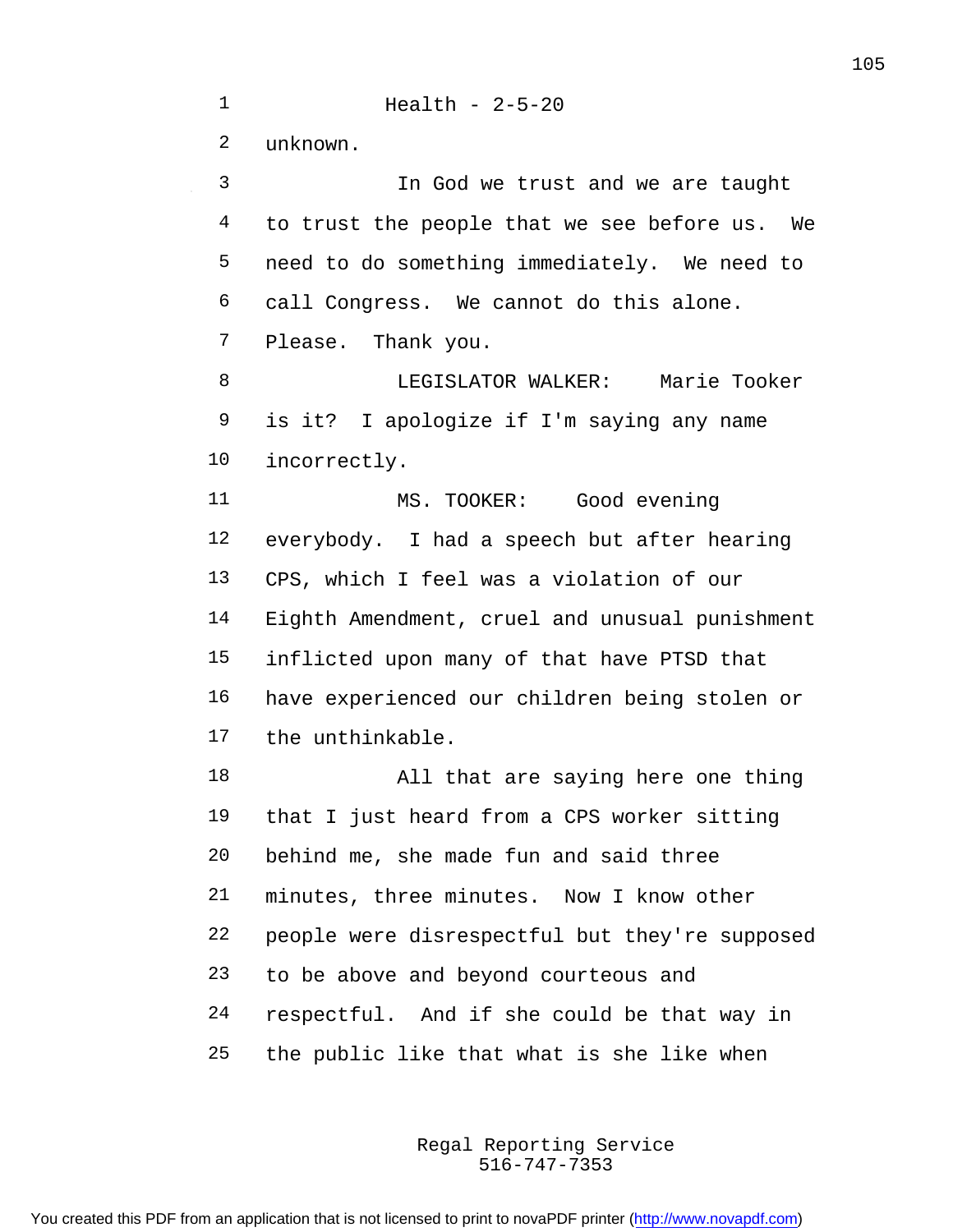unknown.

In God we trust and we are taught to trust the people that we see before us. We need to do something immediately. We need to call Congress. We cannot do this alone. Please. Thank you.

LEGISLATOR WALKER: Marie Tooker is it? I apologize if I'm saying any name incorrectly.

MS. TOOKER: Good evening everybody. I had a speech but after hearing CPS, which I feel was a violation of our Eighth Amendment, cruel and unusual punishment inflicted upon many of that have PTSD that have experienced our children being stolen or the unthinkable.

All that are saying here one thing that I just heard from a CPS worker sitting behind me, she made fun and said three minutes, three minutes. Now I know other people were disrespectful but they're supposed to be above and beyond courteous and respectful. And if she could be that way in the public like that what is she like when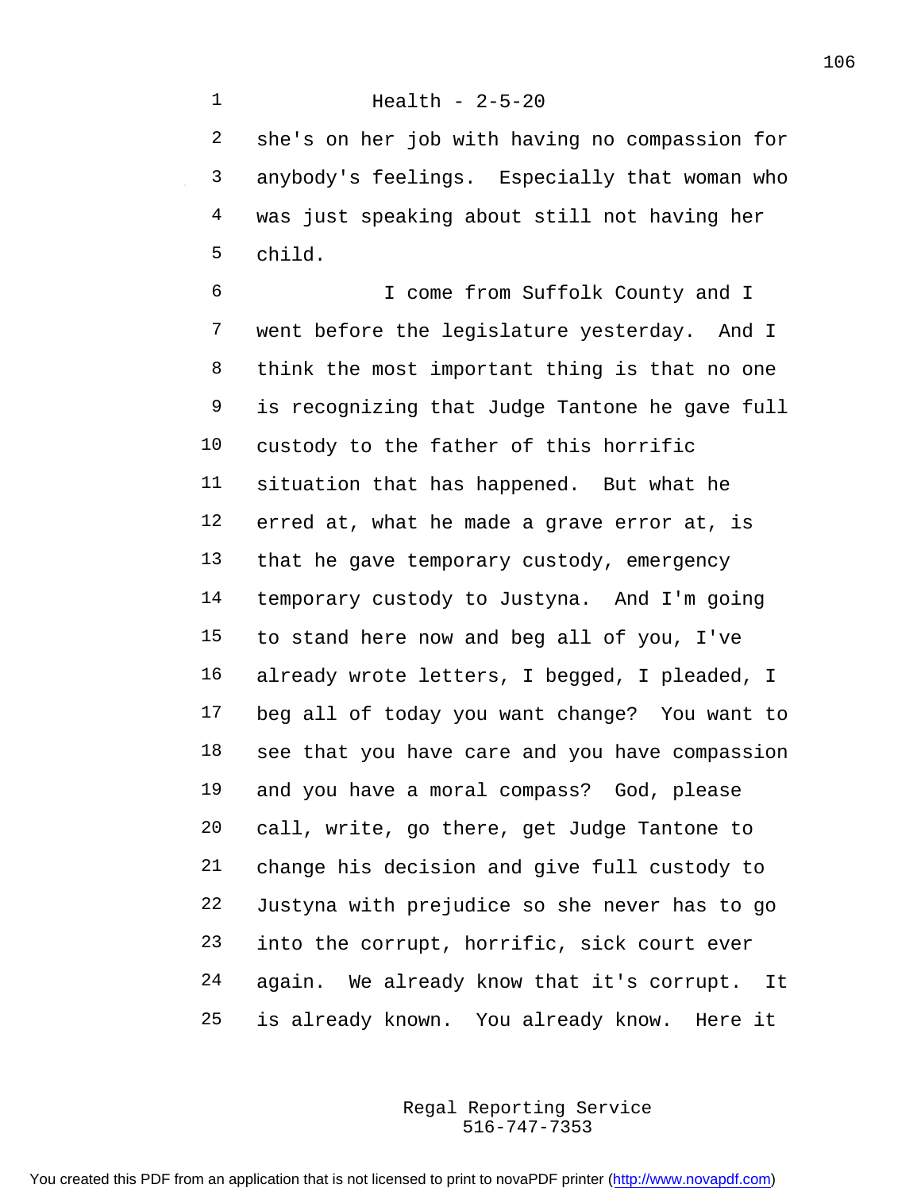Health - 2-5-20

she's on her job with having no compassion for anybody's feelings. Especially that woman who was just speaking about still not having her child.

I come from Suffolk County and I went before the legislature yesterday. And I think the most important thing is that no one is recognizing that Judge Tantone he gave full custody to the father of this horrific situation that has happened. But what he erred at, what he made a grave error at, is that he gave temporary custody, emergency temporary custody to Justyna. And I'm going to stand here now and beg all of you, I've already wrote letters, I begged, I pleaded, I beg all of today you want change? You want to see that you have care and you have compassion and you have a moral compass? God, please call, write, go there, get Judge Tantone to change his decision and give full custody to Justyna with prejudice so she never has to go into the corrupt, horrific, sick court ever again. We already know that it's corrupt. It is already known. You already know. Here it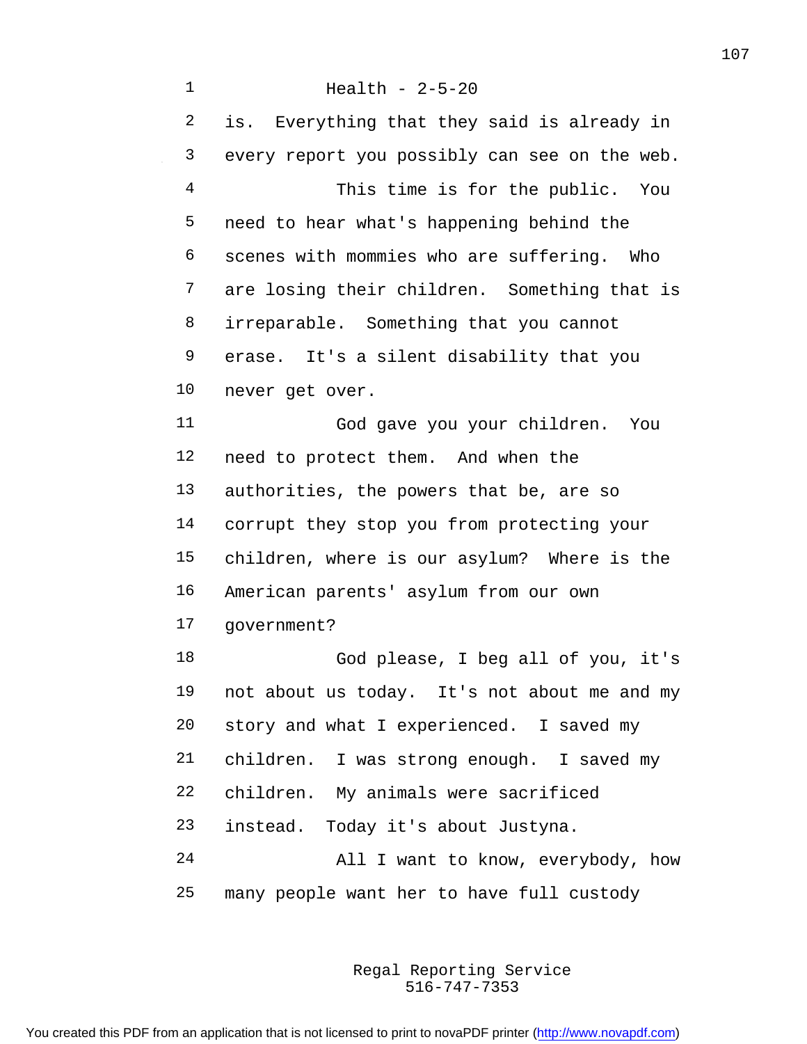Health - 2-5-20

is. Everything that they said is already in every report you possibly can see on the web.

This time is for the public. You need to hear what's happening behind the scenes with mommies who are suffering. Who are losing their children. Something that is irreparable. Something that you cannot erase. It's a silent disability that you never get over.

God gave you your children. You need to protect them. And when the authorities, the powers that be, are so corrupt they stop you from protecting your children, where is our asylum? Where is the American parents' asylum from our own government?

God please, I beg all of you, it's not about us today. It's not about me and my story and what I experienced. I saved my children. I was strong enough. I saved my children. My animals were sacrificed instead. Today it's about Justyna.

All I want to know, everybody, how many people want her to have full custody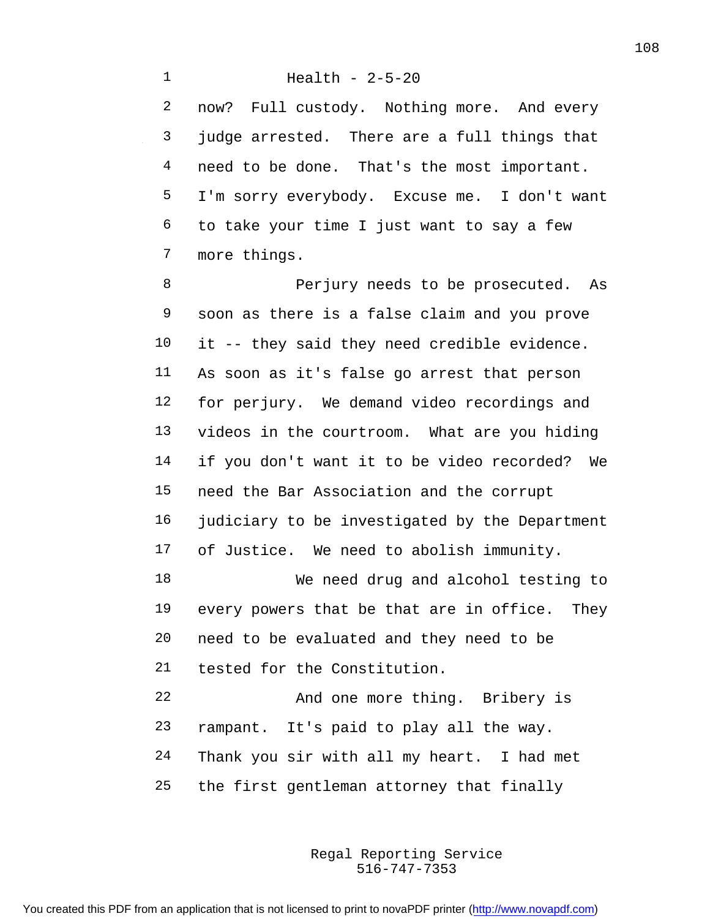now? Full custody. Nothing more. And every judge arrested. There are a full things that need to be done. That's the most important. I'm sorry everybody. Excuse me. I don't want to take your time I just want to say a few more things.

Perjury needs to be prosecuted. As soon as there is a false claim and you prove it -- they said they need credible evidence. As soon as it's false go arrest that person for perjury. We demand video recordings and videos in the courtroom. What are you hiding if you don't want it to be video recorded? We need the Bar Association and the corrupt judiciary to be investigated by the Department of Justice. We need to abolish immunity.

We need drug and alcohol testing to every powers that be that are in office. They need to be evaluated and they need to be tested for the Constitution.

And one more thing. Bribery is rampant. It's paid to play all the way. Thank you sir with all my heart. I had met the first gentleman attorney that finally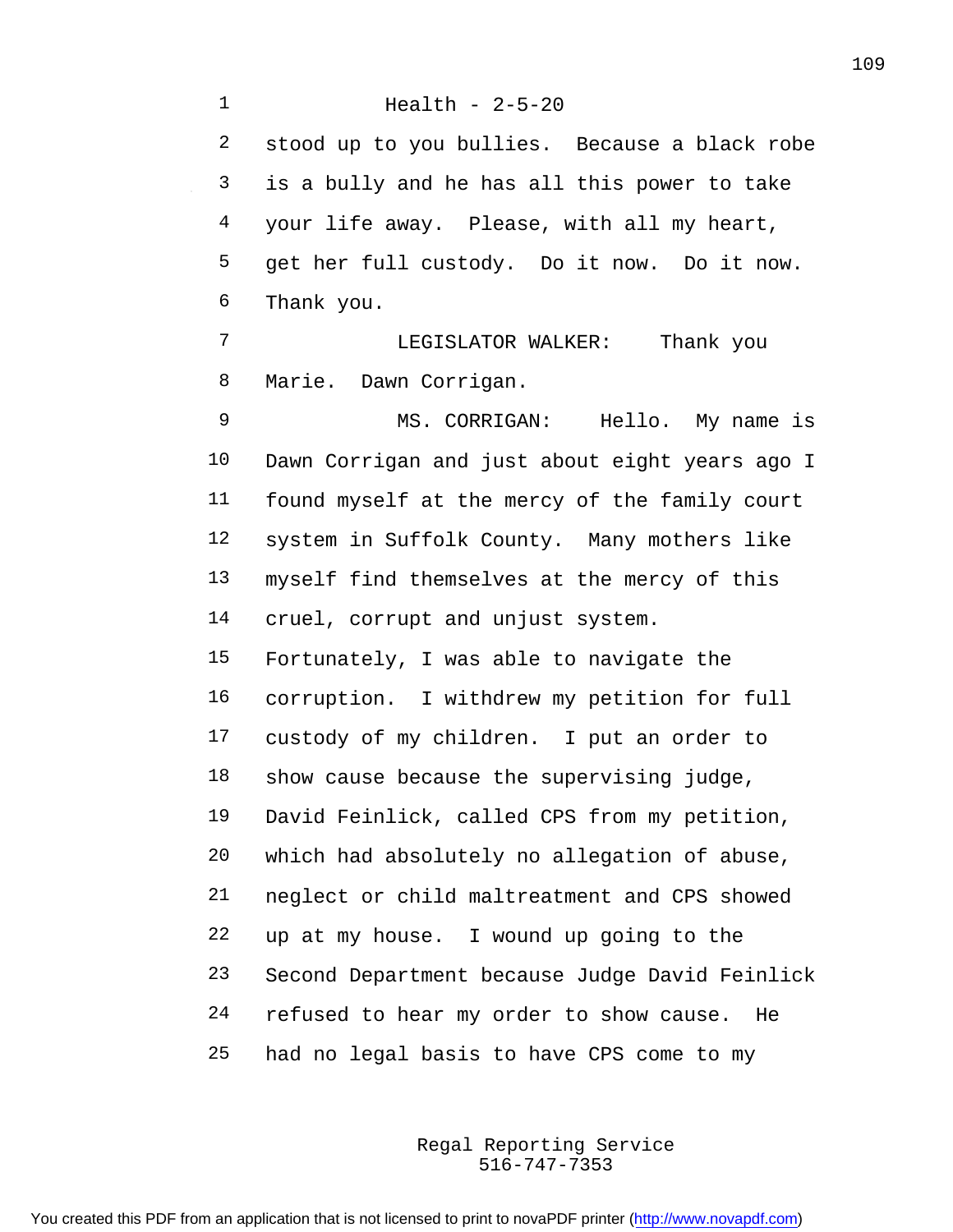stood up to you bullies. Because a black robe is a bully and he has all this power to take your life away. Please, with all my heart, get her full custody. Do it now. Do it now. Thank you.

LEGISLATOR WALKER: Thank you Marie. Dawn Corrigan.

MS. CORRIGAN: Hello. My name is Dawn Corrigan and just about eight years ago I found myself at the mercy of the family court system in Suffolk County. Many mothers like myself find themselves at the mercy of this cruel, corrupt and unjust system.

Fortunately, I was able to navigate the corruption. I withdrew my petition for full custody of my children. I put an order to show cause because the supervising judge, David Feinlick, called CPS from my petition, which had absolutely no allegation of abuse, neglect or child maltreatment and CPS showed up at my house. I wound up going to the Second Department because Judge David Feinlick refused to hear my order to show cause. He had no legal basis to have CPS come to my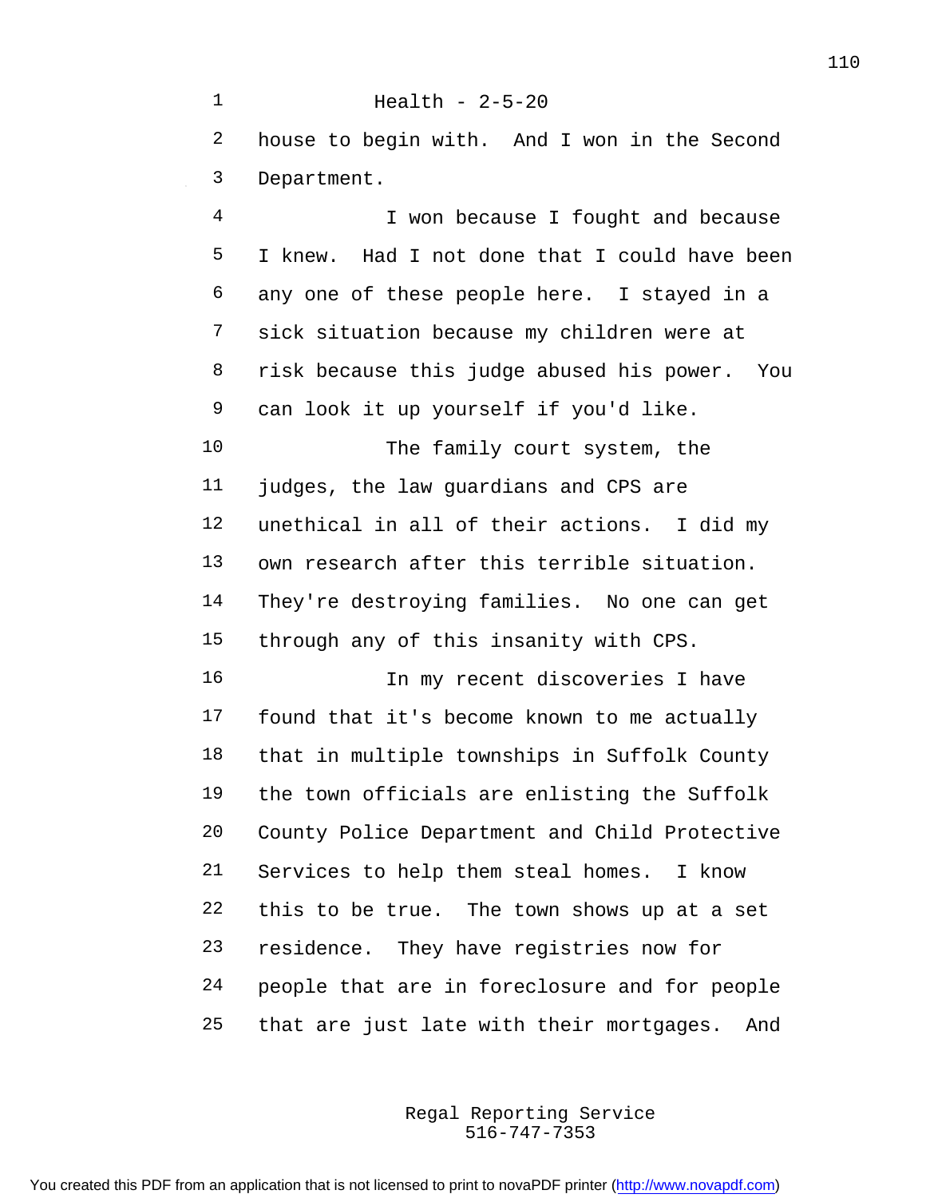house to begin with. And I won in the Second Department.

I won because I fought and because I knew. Had I not done that I could have been any one of these people here. I stayed in a sick situation because my children were at risk because this judge abused his power. You can look it up yourself if you'd like.

The family court system, the judges, the law guardians and CPS are unethical in all of their actions. I did my own research after this terrible situation. They're destroying families. No one can get through any of this insanity with CPS.

In my recent discoveries I have found that it's become known to me actually that in multiple townships in Suffolk County the town officials are enlisting the Suffolk County Police Department and Child Protective Services to help them steal homes. I know this to be true. The town shows up at a set residence. They have registries now for people that are in foreclosure and for people that are just late with their mortgages. And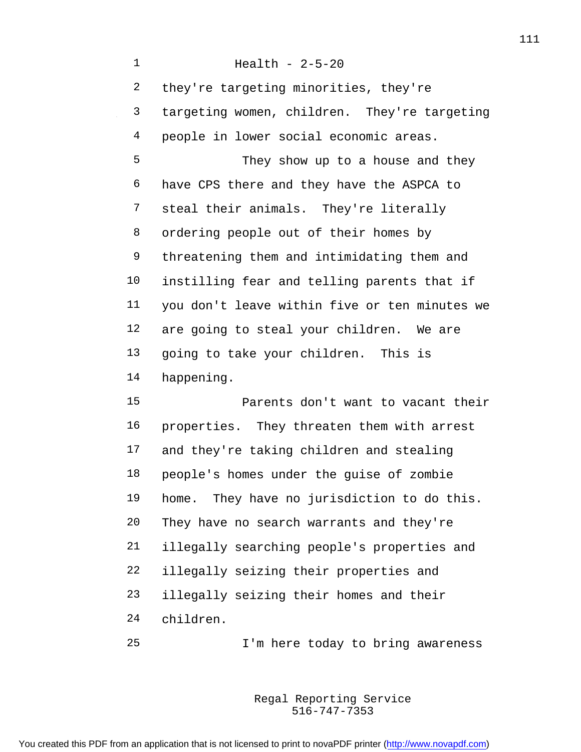Health - 2-5-20

they're targeting minorities, they're targeting women, children. They're targeting people in lower social economic areas.

They show up to a house and they have CPS there and they have the ASPCA to steal their animals. They're literally ordering people out of their homes by threatening them and intimidating them and instilling fear and telling parents that if you don't leave within five or ten minutes we are going to steal your children. We are going to take your children. This is happening.

Parents don't want to vacant their properties. They threaten them with arrest and they're taking children and stealing people's homes under the guise of zombie home. They have no jurisdiction to do this. They have no search warrants and they're illegally searching people's properties and illegally seizing their properties and illegally seizing their homes and their children.

I'm here today to bring awareness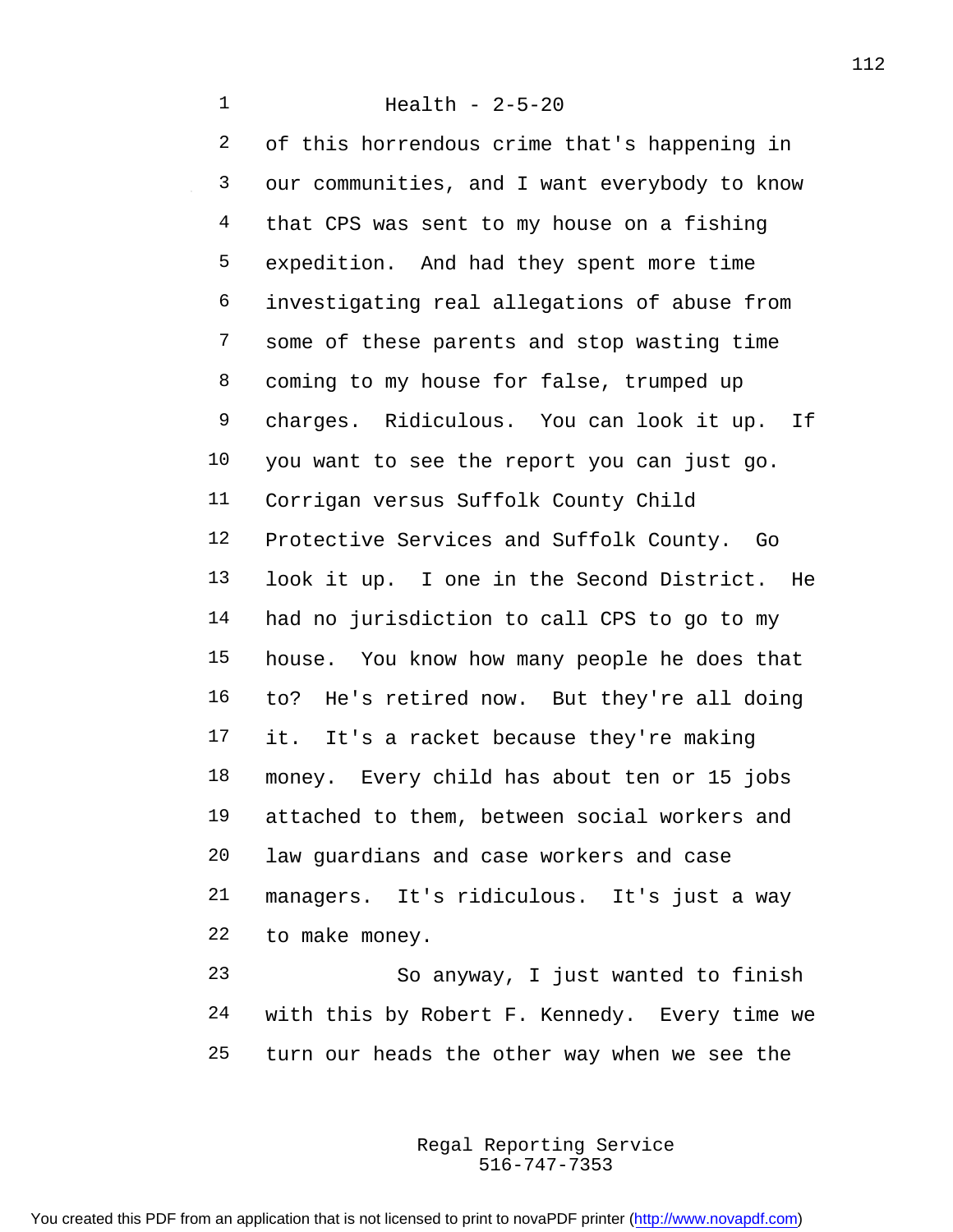of this horrendous crime that's happening in our communities, and I want everybody to know that CPS was sent to my house on a fishing expedition. And had they spent more time investigating real allegations of abuse from some of these parents and stop wasting time coming to my house for false, trumped up charges. Ridiculous. You can look it up. If you want to see the report you can just go. Corrigan versus Suffolk County Child Protective Services and Suffolk County. Go look it up. I one in the Second District. He had no jurisdiction to call CPS to go to my house. You know how many people he does that to? He's retired now. But they're all doing it. It's a racket because they're making money. Every child has about ten or 15 jobs attached to them, between social workers and law guardians and case workers and case managers. It's ridiculous. It's just a way to make money.

So anyway, I just wanted to finish with this by Robert F. Kennedy. Every time we turn our heads the other way when we see the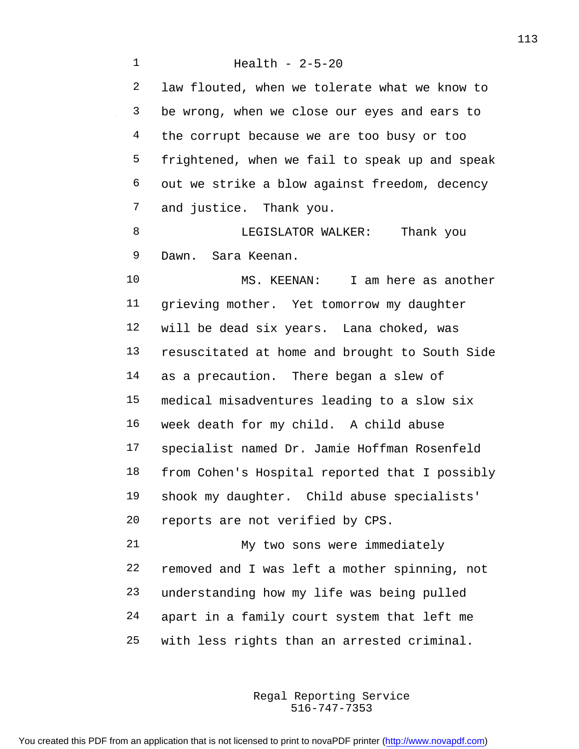law flouted, when we tolerate what we know to be wrong, when we close our eyes and ears to the corrupt because we are too busy or too frightened, when we fail to speak up and speak out we strike a blow against freedom, decency and justice. Thank you.

LEGISLATOR WALKER: Thank you Dawn. Sara Keenan.

MS. KEENAN: I am here as another grieving mother. Yet tomorrow my daughter will be dead six years. Lana choked, was resuscitated at home and brought to South Side as a precaution. There began a slew of medical misadventures leading to a slow six week death for my child. A child abuse specialist named Dr. Jamie Hoffman Rosenfeld from Cohen's Hospital reported that I possibly shook my daughter. Child abuse specialists' reports are not verified by CPS.

My two sons were immediately removed and I was left a mother spinning, not understanding how my life was being pulled apart in a family court system that left me with less rights than an arrested criminal.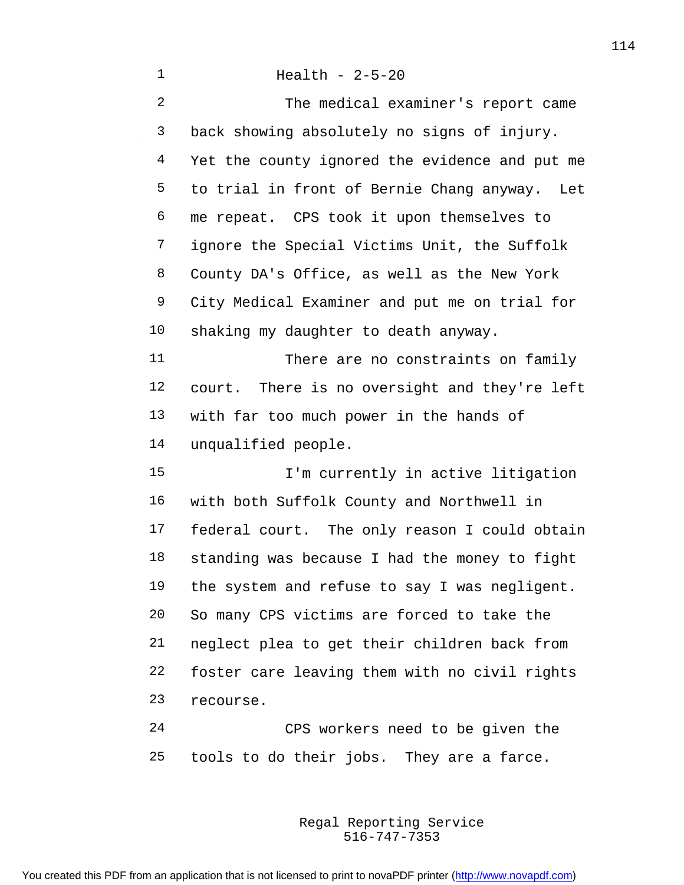The medical examiner's report came back showing absolutely no signs of injury. Yet the county ignored the evidence and put me to trial in front of Bernie Chang anyway. Let me repeat. CPS took it upon themselves to ignore the Special Victims Unit, the Suffolk County DA's Office, as well as the New York City Medical Examiner and put me on trial for shaking my daughter to death anyway.

There are no constraints on family court. There is no oversight and they're left with far too much power in the hands of unqualified people.

I'm currently in active litigation with both Suffolk County and Northwell in federal court. The only reason I could obtain standing was because I had the money to fight the system and refuse to say I was negligent. So many CPS victims are forced to take the neglect plea to get their children back from foster care leaving them with no civil rights recourse.

CPS workers need to be given the tools to do their jobs. They are a farce.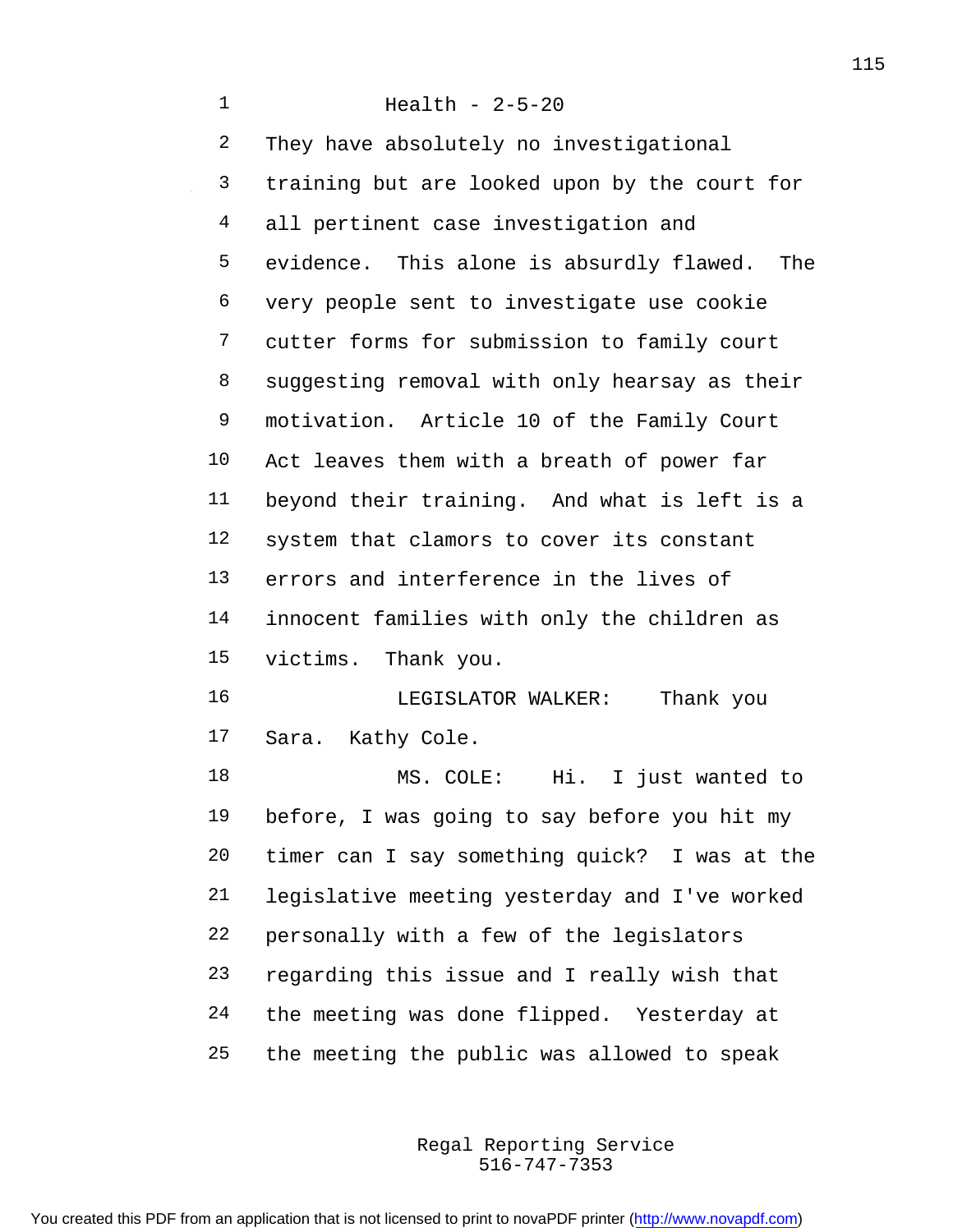Health - 2-5-20

They have absolutely no investigational training but are looked upon by the court for all pertinent case investigation and evidence. This alone is absurdly flawed. The very people sent to investigate use cookie cutter forms for submission to family court suggesting removal with only hearsay as their motivation. Article 10 of the Family Court Act leaves them with a breath of power far beyond their training. And what is left is a system that clamors to cover its constant errors and interference in the lives of innocent families with only the children as victims. Thank you.

LEGISLATOR WALKER: Thank you Sara. Kathy Cole.

MS. COLE: Hi. I just wanted to before, I was going to say before you hit my timer can I say something quick? I was at the legislative meeting yesterday and I've worked personally with a few of the legislators regarding this issue and I really wish that the meeting was done flipped. Yesterday at the meeting the public was allowed to speak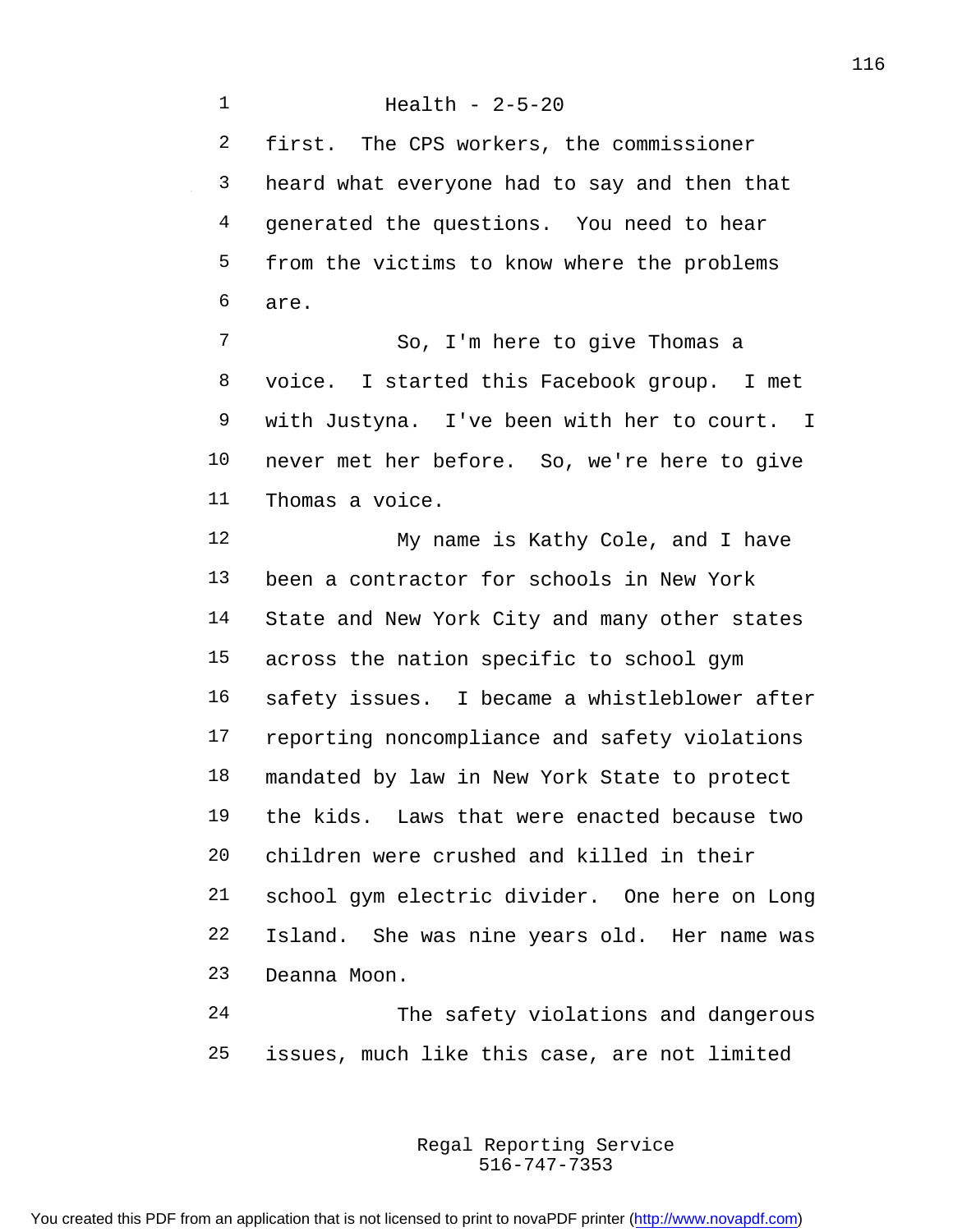first. The CPS workers, the commissioner heard what everyone had to say and then that generated the questions. You need to hear from the victims to know where the problems are.

So, I'm here to give Thomas a voice. I started this Facebook group. I met with Justyna. I've been with her to court. I never met her before. So, we're here to give Thomas a voice.

My name is Kathy Cole, and I have been a contractor for schools in New York State and New York City and many other states across the nation specific to school gym safety issues. I became a whistleblower after reporting noncompliance and safety violations mandated by law in New York State to protect the kids. Laws that were enacted because two children were crushed and killed in their school gym electric divider. One here on Long Island. She was nine years old. Her name was Deanna Moon.

The safety violations and dangerous issues, much like this case, are not limited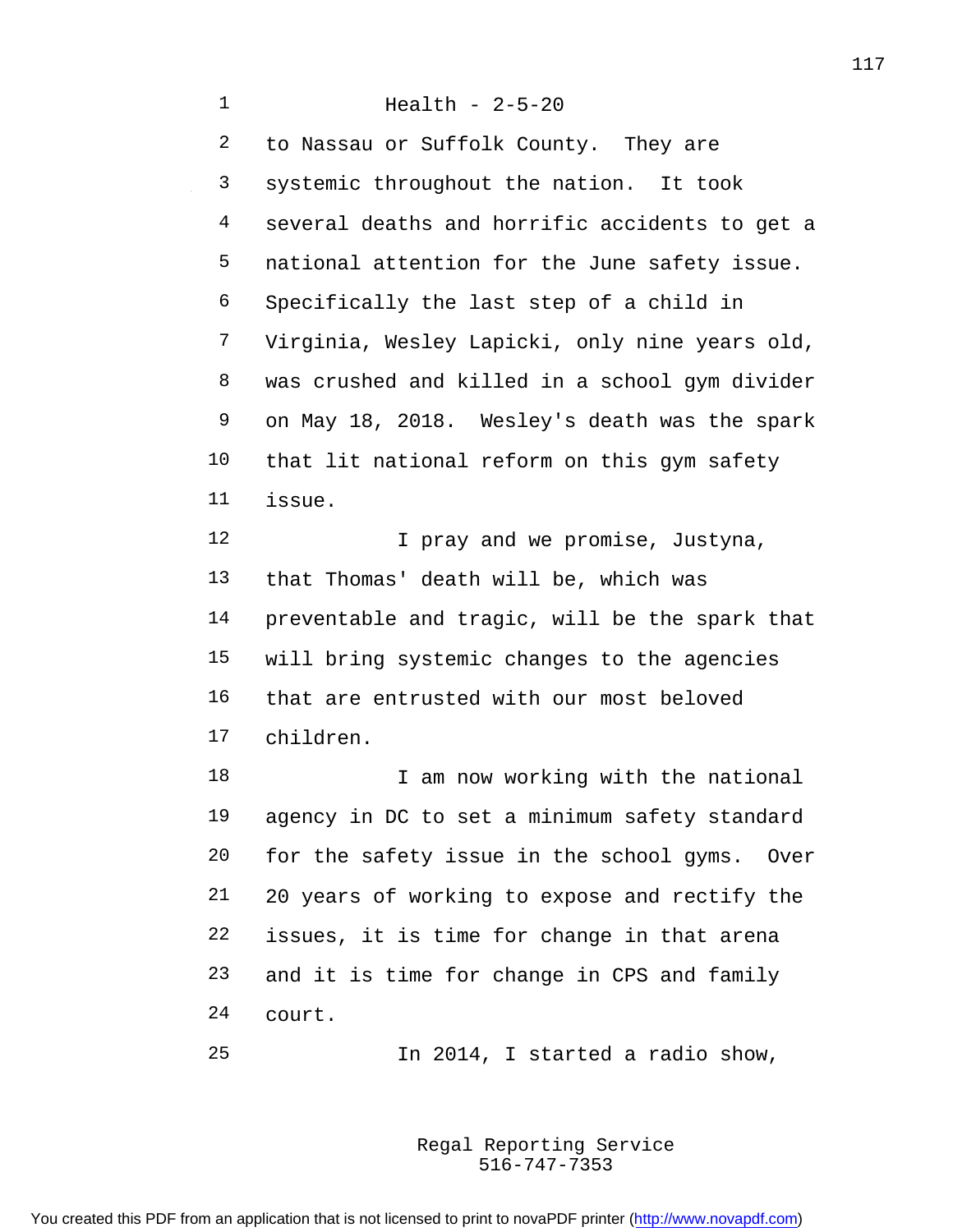to Nassau or Suffolk County. They are systemic throughout the nation. It took several deaths and horrific accidents to get a national attention for the June safety issue. Specifically the last step of a child in Virginia, Wesley Lapicki, only nine years old, was crushed and killed in a school gym divider on May 18, 2018. Wesley's death was the spark that lit national reform on this gym safety issue.

I pray and we promise, Justyna, that Thomas' death will be, which was preventable and tragic, will be the spark that will bring systemic changes to the agencies that are entrusted with our most beloved children.

I am now working with the national agency in DC to set a minimum safety standard for the safety issue in the school gyms. Over 20 years of working to expose and rectify the issues, it is time for change in that arena and it is time for change in CPS and family court.

In 2014, I started a radio show,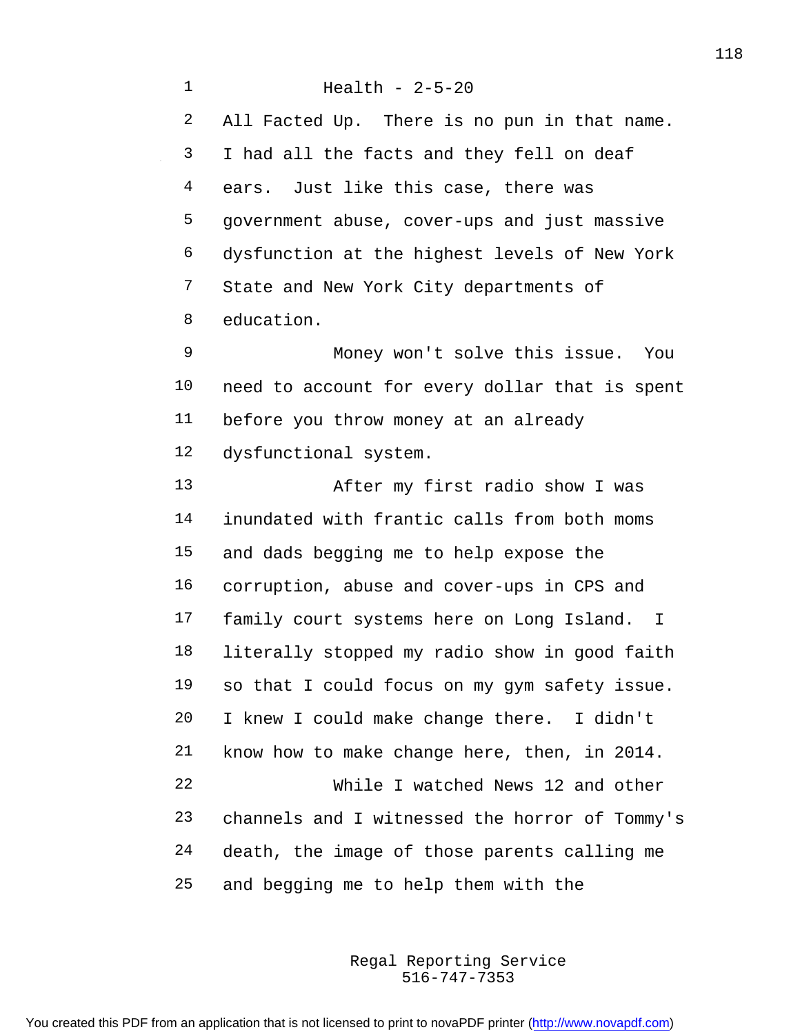Health - 2-5-20

All Facted Up. There is no pun in that name. I had all the facts and they fell on deaf ears. Just like this case, there was government abuse, cover-ups and just massive dysfunction at the highest levels of New York State and New York City departments of education.

Money won't solve this issue. You need to account for every dollar that is spent before you throw money at an already dysfunctional system.

After my first radio show I was inundated with frantic calls from both moms and dads begging me to help expose the corruption, abuse and cover-ups in CPS and family court systems here on Long Island. I literally stopped my radio show in good faith so that I could focus on my gym safety issue. I knew I could make change there. I didn't know how to make change here, then, in 2014.

While I watched News 12 and other channels and I witnessed the horror of Tommy's death, the image of those parents calling me and begging me to help them with the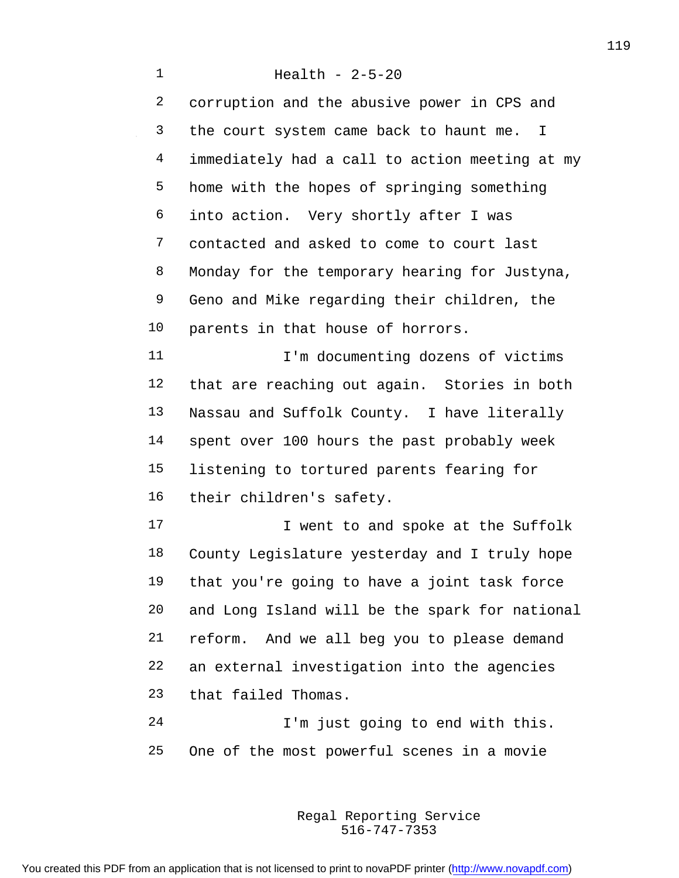corruption and the abusive power in CPS and the court system came back to haunt me. I immediately had a call to action meeting at my home with the hopes of springing something into action. Very shortly after I was contacted and asked to come to court last Monday for the temporary hearing for Justyna, Geno and Mike regarding their children, the parents in that house of horrors.

I'm documenting dozens of victims that are reaching out again. Stories in both Nassau and Suffolk County. I have literally spent over 100 hours the past probably week listening to tortured parents fearing for their children's safety.

I went to and spoke at the Suffolk County Legislature yesterday and I truly hope that you're going to have a joint task force and Long Island will be the spark for national reform. And we all beg you to please demand an external investigation into the agencies that failed Thomas.

I'm just going to end with this. One of the most powerful scenes in a movie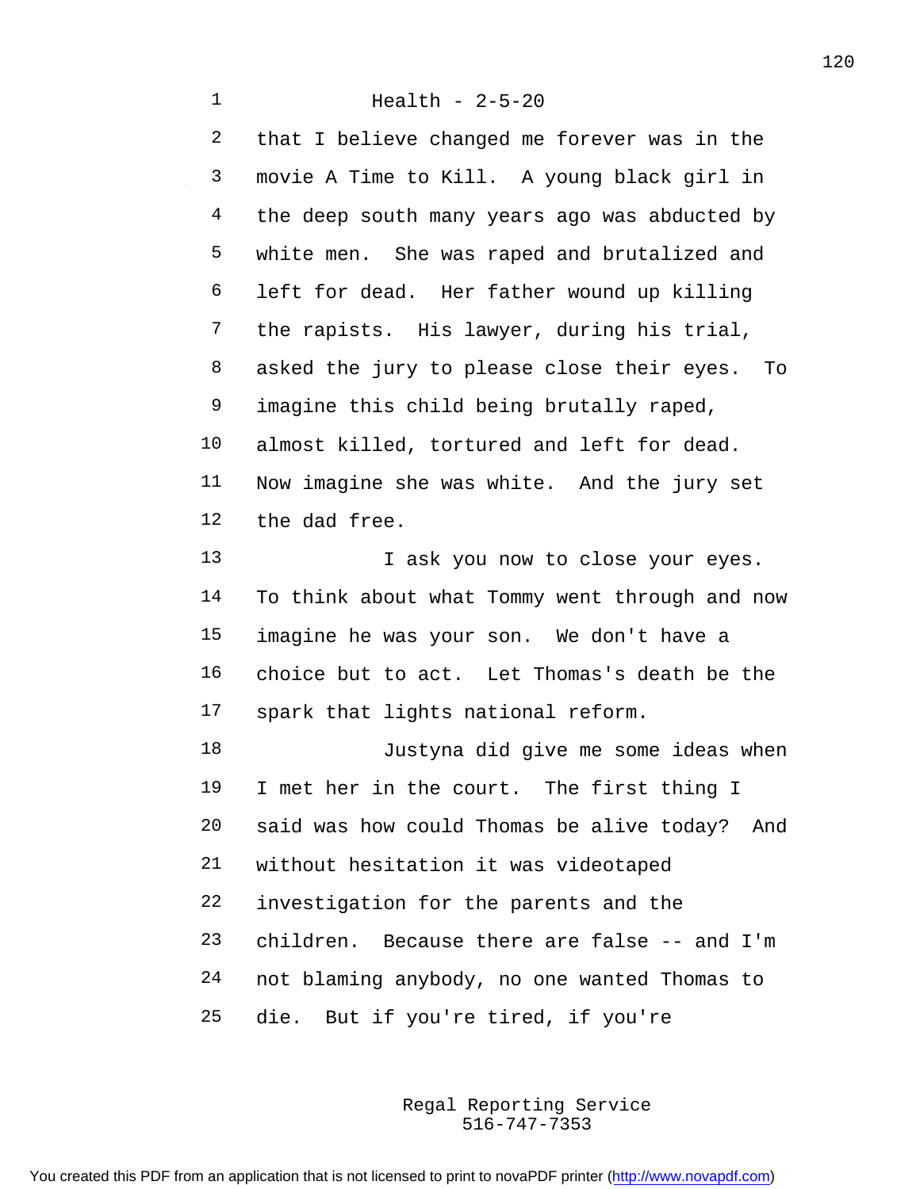Health - 2-5-20

that I believe changed me forever was in the movie A Time to Kill. A young black girl in the deep south many years ago was abducted by white men. She was raped and brutalized and left for dead. Her father wound up killing the rapists. His lawyer, during his trial, asked the jury to please close their eyes. To imagine this child being brutally raped, almost killed, tortured and left for dead. Now imagine she was white. And the jury set the dad free.

I ask you now to close your eyes. To think about what Tommy went through and now imagine he was your son. We don't have a choice but to act. Let Thomas's death be the spark that lights national reform.

Justyna did give me some ideas when I met her in the court. The first thing I said was how could Thomas be alive today? And without hesitation it was videotaped investigation for the parents and the children. Because there are false -- and I'm not blaming anybody, no one wanted Thomas to die. But if you're tired, if you're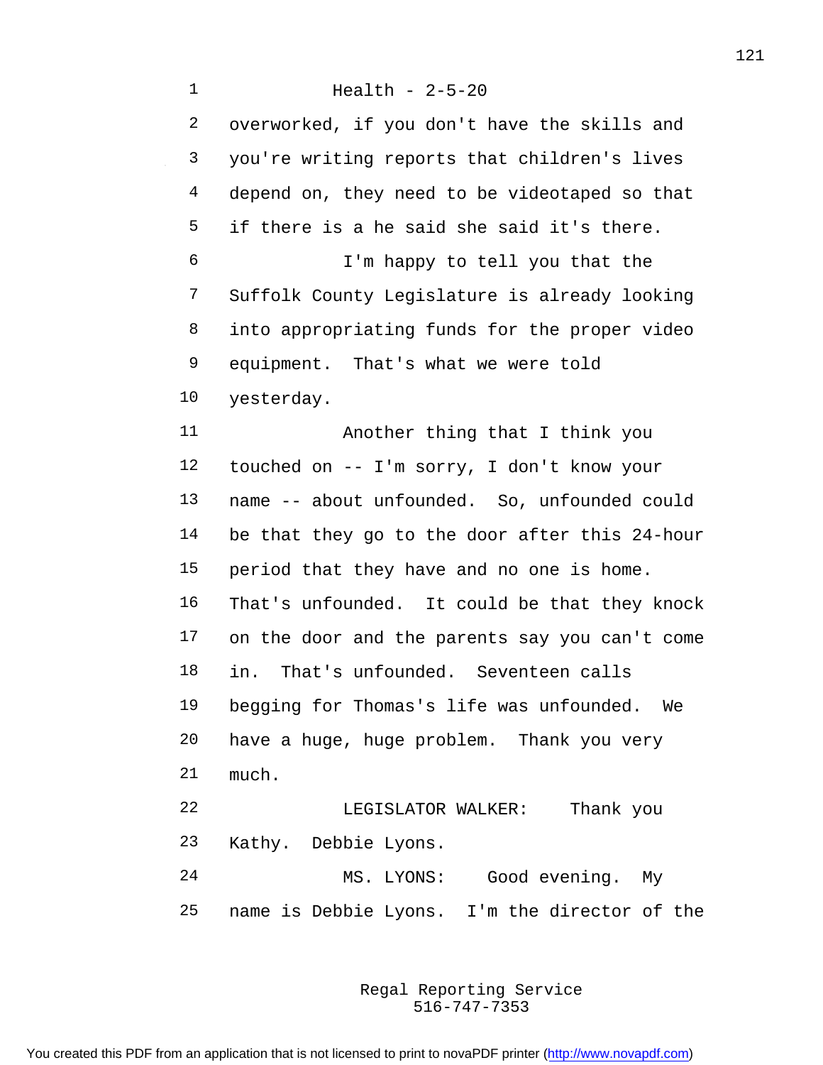overworked, if you don't have the skills and you're writing reports that children's lives depend on, they need to be videotaped so that if there is a he said she said it's there.

I'm happy to tell you that the Suffolk County Legislature is already looking into appropriating funds for the proper video equipment. That's what we were told yesterday.

Another thing that I think you touched on -- I'm sorry, I don't know your name -- about unfounded. So, unfounded could be that they go to the door after this 24-hour period that they have and no one is home. That's unfounded. It could be that they knock on the door and the parents say you can't come in. That's unfounded. Seventeen calls begging for Thomas's life was unfounded. We have a huge, huge problem. Thank you very much.

LEGISLATOR WALKER: Thank you Kathy. Debbie Lyons.

MS. LYONS: Good evening. My name is Debbie Lyons. I'm the director of the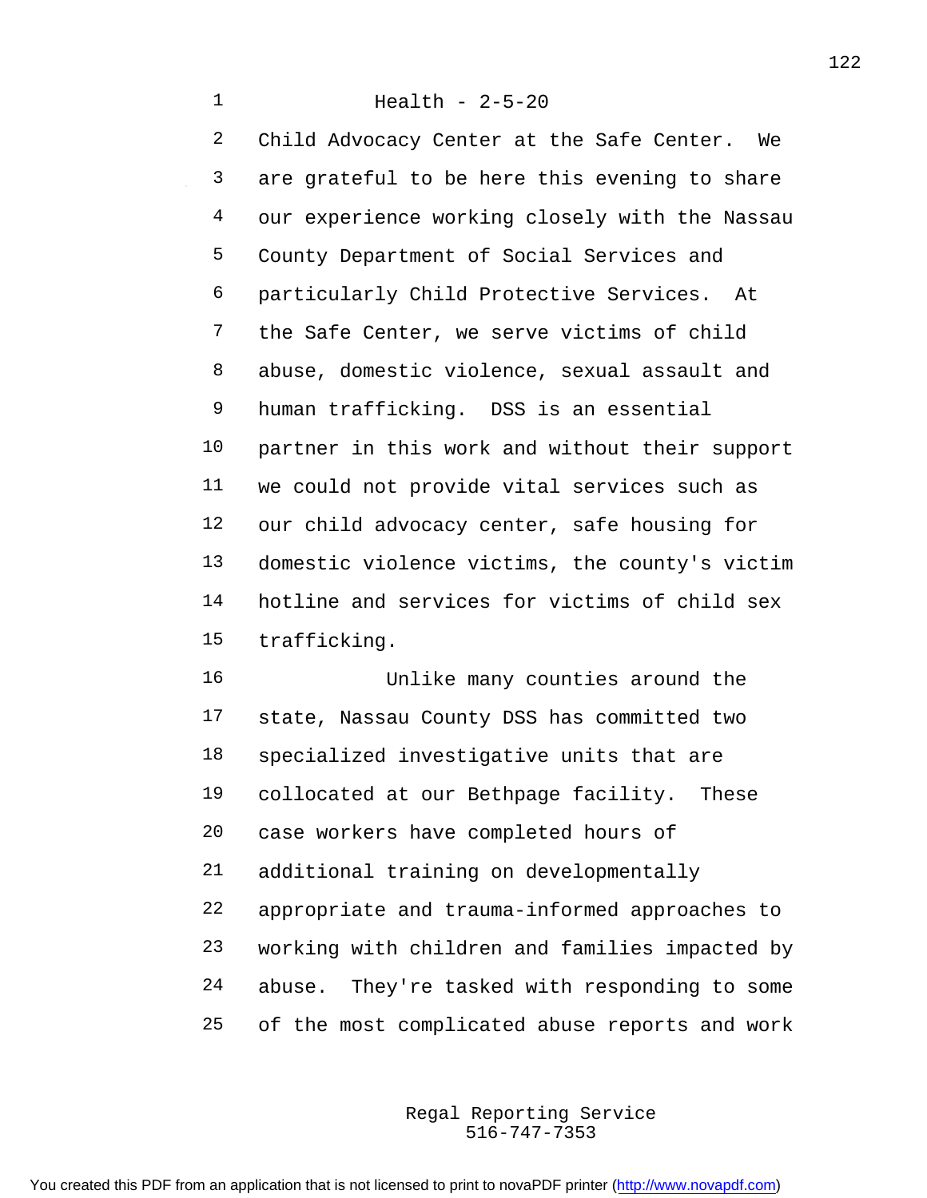Child Advocacy Center at the Safe Center. We are grateful to be here this evening to share our experience working closely with the Nassau County Department of Social Services and particularly Child Protective Services. At the Safe Center, we serve victims of child abuse, domestic violence, sexual assault and human trafficking. DSS is an essential partner in this work and without their support we could not provide vital services such as our child advocacy center, safe housing for domestic violence victims, the county's victim hotline and services for victims of child sex trafficking.

Unlike many counties around the state, Nassau County DSS has committed two specialized investigative units that are collocated at our Bethpage facility. These case workers have completed hours of additional training on developmentally appropriate and trauma-informed approaches to working with children and families impacted by abuse. They're tasked with responding to some of the most complicated abuse reports and work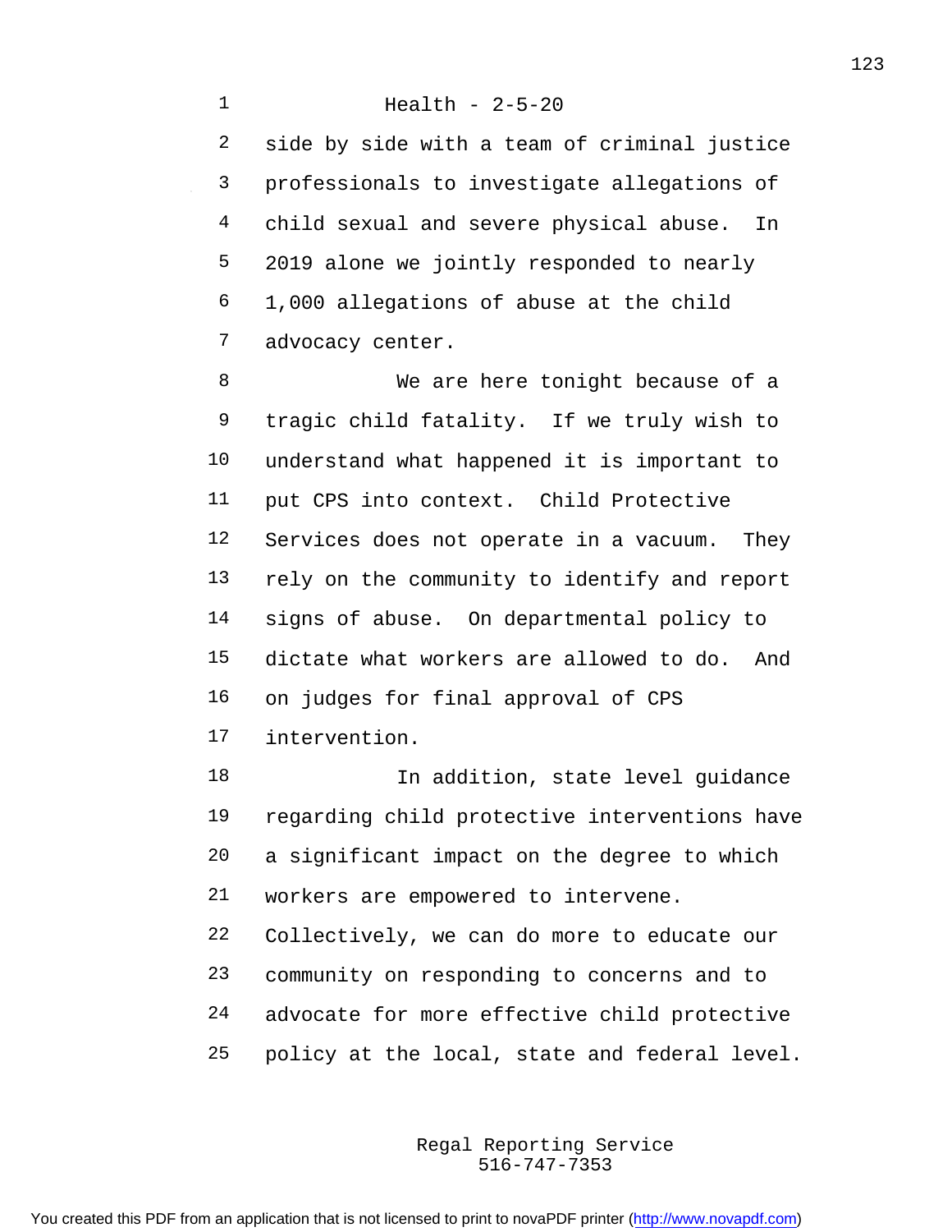side by side with a team of criminal justice professionals to investigate allegations of child sexual and severe physical abuse. In 2019 alone we jointly responded to nearly 1,000 allegations of abuse at the child advocacy center.

We are here tonight because of a tragic child fatality. If we truly wish to understand what happened it is important to put CPS into context. Child Protective Services does not operate in a vacuum. They rely on the community to identify and report signs of abuse. On departmental policy to dictate what workers are allowed to do. And on judges for final approval of CPS intervention.

In addition, state level guidance regarding child protective interventions have a significant impact on the degree to which workers are empowered to intervene. Collectively, we can do more to educate our community on responding to concerns and to advocate for more effective child protective policy at the local, state and federal level.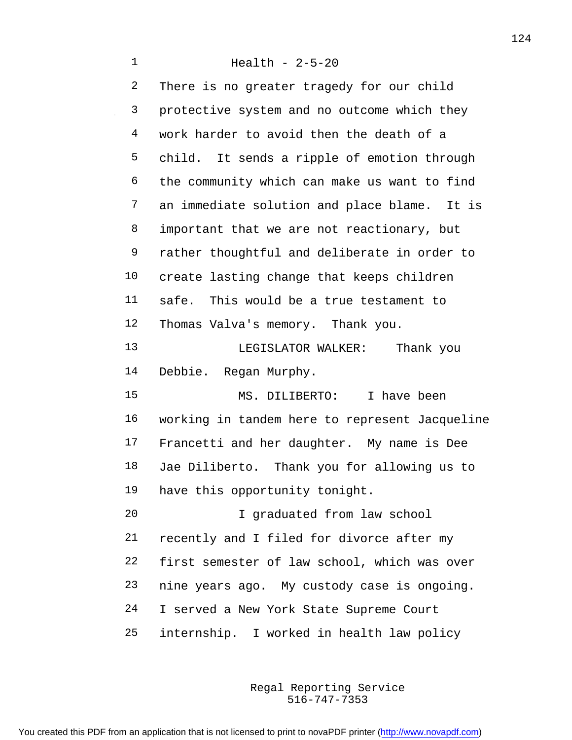Health - 2-5-20

There is no greater tragedy for our child protective system and no outcome which they work harder to avoid then the death of a child. It sends a ripple of emotion through the community which can make us want to find an immediate solution and place blame. It is important that we are not reactionary, but rather thoughtful and deliberate in order to create lasting change that keeps children safe. This would be a true testament to Thomas Valva's memory. Thank you.

LEGISLATOR WALKER: Thank you Debbie. Regan Murphy.

MS. DILIBERTO: I have been working in tandem here to represent Jacqueline Francetti and her daughter. My name is Dee Jae Diliberto. Thank you for allowing us to have this opportunity tonight.

I graduated from law school recently and I filed for divorce after my first semester of law school, which was over nine years ago. My custody case is ongoing. I served a New York State Supreme Court internship. I worked in health law policy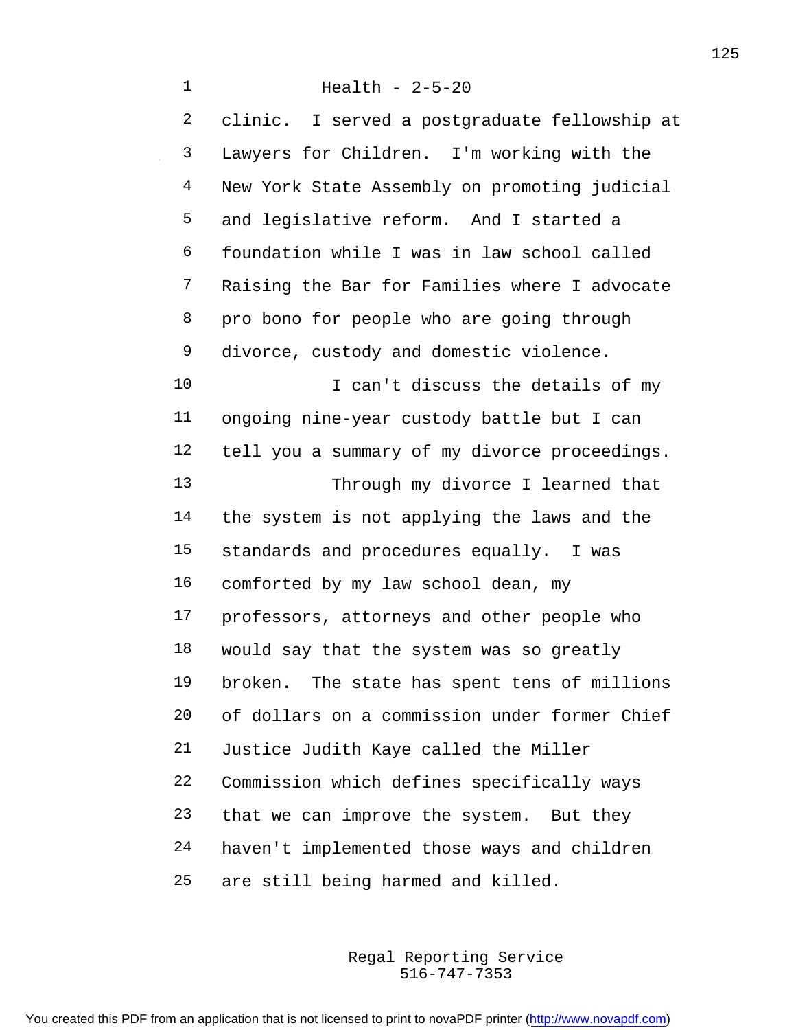clinic. I served a postgraduate fellowship at Lawyers for Children. I'm working with the New York State Assembly on promoting judicial and legislative reform. And I started a foundation while I was in law school called Raising the Bar for Families where I advocate pro bono for people who are going through divorce, custody and domestic violence.

I can't discuss the details of my ongoing nine-year custody battle but I can tell you a summary of my divorce proceedings.

Through my divorce I learned that the system is not applying the laws and the standards and procedures equally. I was comforted by my law school dean, my professors, attorneys and other people who would say that the system was so greatly broken. The state has spent tens of millions of dollars on a commission under former Chief Justice Judith Kaye called the Miller Commission which defines specifically ways that we can improve the system. But they haven't implemented those ways and children are still being harmed and killed.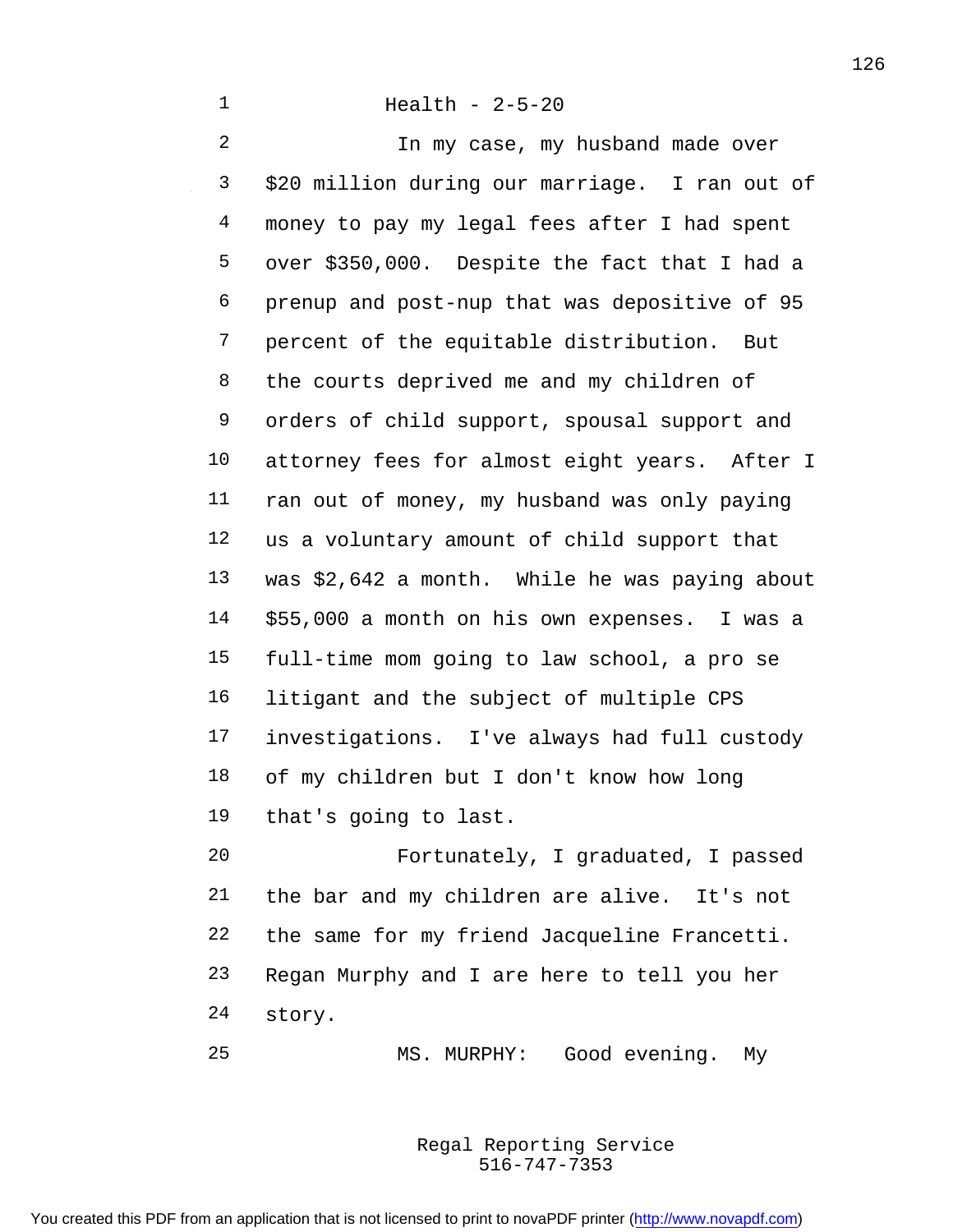Health - 2-5-20

In my case, my husband made over $20 million during our marriage. I ran out of money to pay my legal fees after I had spent over $350,000. Despite the fact that I had a prenup and post-nup that was depositive of 95 percent of the equitable distribution. But the courts deprived me and my children of orders of child support, spousal support and attorney fees for almost eight years. After I ran out of money, my husband was only paying us a voluntary amount of child support that was $2,642 a month. While he was paying about $55,000 a month on his own expenses. I was a full-time mom going to law school, a pro se litigant and the subject of multiple CPS investigations. I've always had full custody of my children but I don't know how long that's going to last.

Fortunately, I graduated, I passed the bar and my children are alive. It's not the same for my friend Jacqueline Francetti. Regan Murphy and I are here to tell you her story.

MS. MURPHY: Good evening. My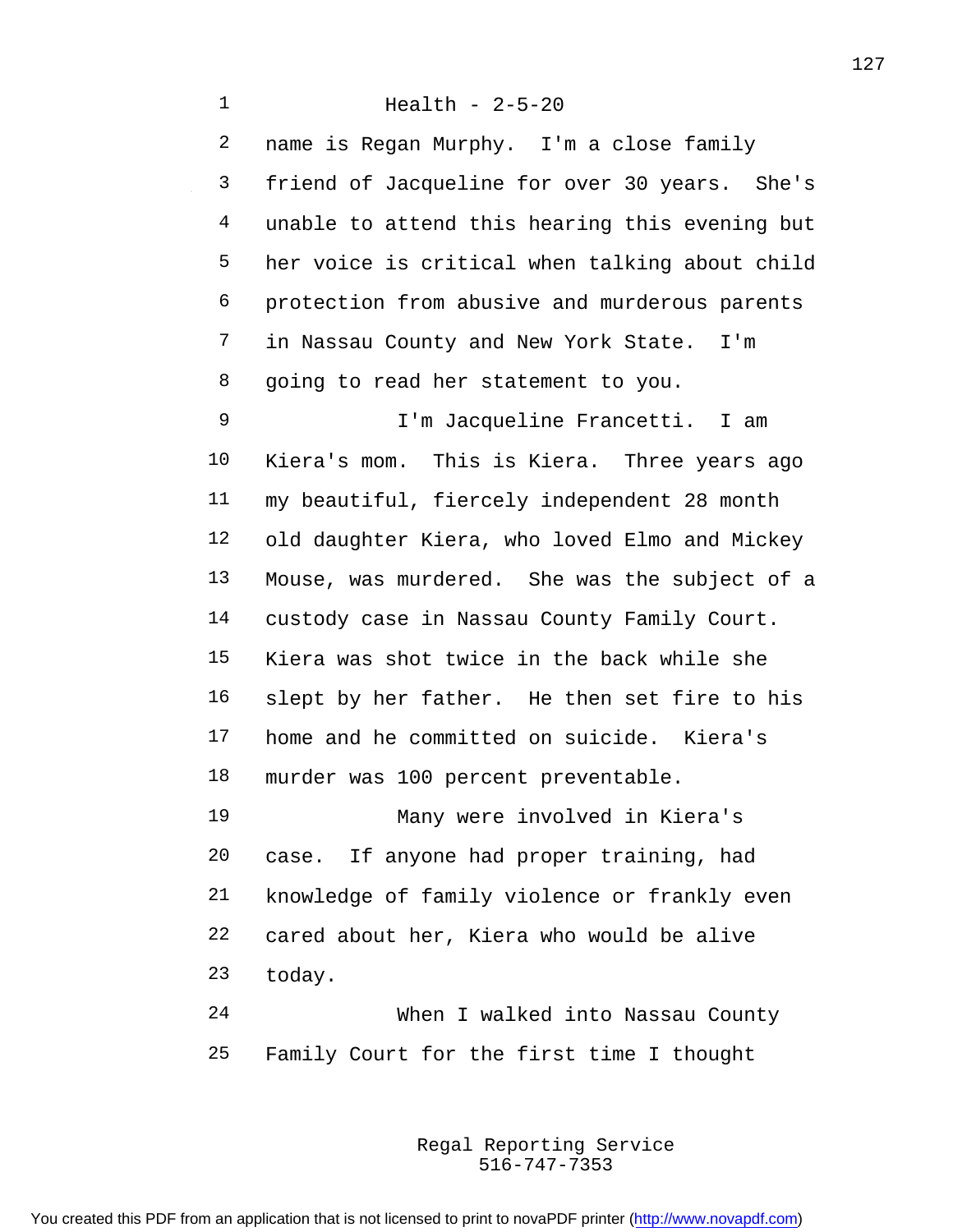name is Regan Murphy. I'm a close family friend of Jacqueline for over 30 years. She's unable to attend this hearing this evening but her voice is critical when talking about child protection from abusive and murderous parents in Nassau County and New York State. I'm going to read her statement to you.

I'm Jacqueline Francetti. I am Kiera's mom. This is Kiera. Three years ago my beautiful, fiercely independent 28 month old daughter Kiera, who loved Elmo and Mickey Mouse, was murdered. She was the subject of a custody case in Nassau County Family Court. Kiera was shot twice in the back while she slept by her father. He then set fire to his home and he committed on suicide. Kiera's murder was 100 percent preventable.

Many were involved in Kiera's case. If anyone had proper training, had knowledge of family violence or frankly even cared about her, Kiera who would be alive today.

When I walked into Nassau County Family Court for the first time I thought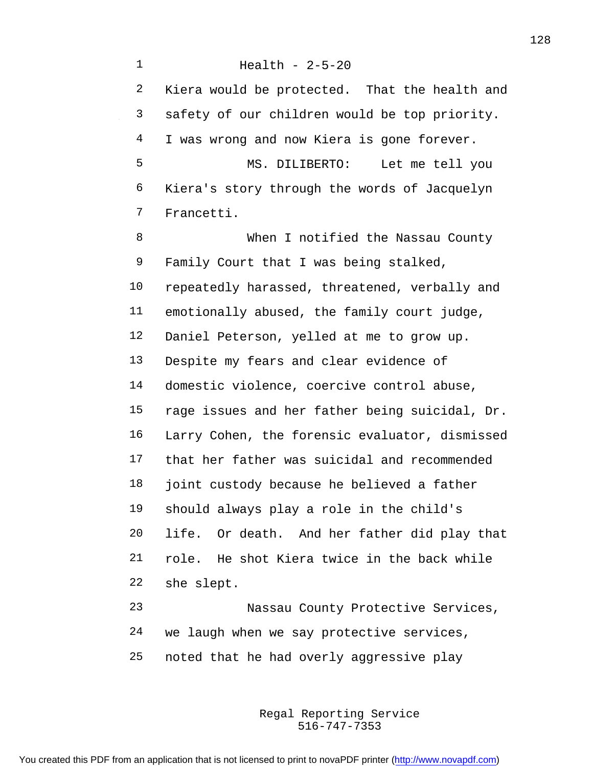Health - 2-5-20

Kiera would be protected. That the health and safety of our children would be top priority. I was wrong and now Kiera is gone forever.

MS. DILIBERTO: Let me tell you Kiera's story through the words of Jacquelyn Francetti.

When I notified the Nassau County Family Court that I was being stalked, repeatedly harassed, threatened, verbally and emotionally abused, the family court judge, Daniel Peterson, yelled at me to grow up. Despite my fears and clear evidence of domestic violence, coercive control abuse, rage issues and her father being suicidal, Dr. Larry Cohen, the forensic evaluator, dismissed that her father was suicidal and recommended joint custody because he believed a father should always play a role in the child's life. Or death. And her father did play that role. He shot Kiera twice in the back while she slept.

Nassau County Protective Services, we laugh when we say protective services, noted that he had overly aggressive play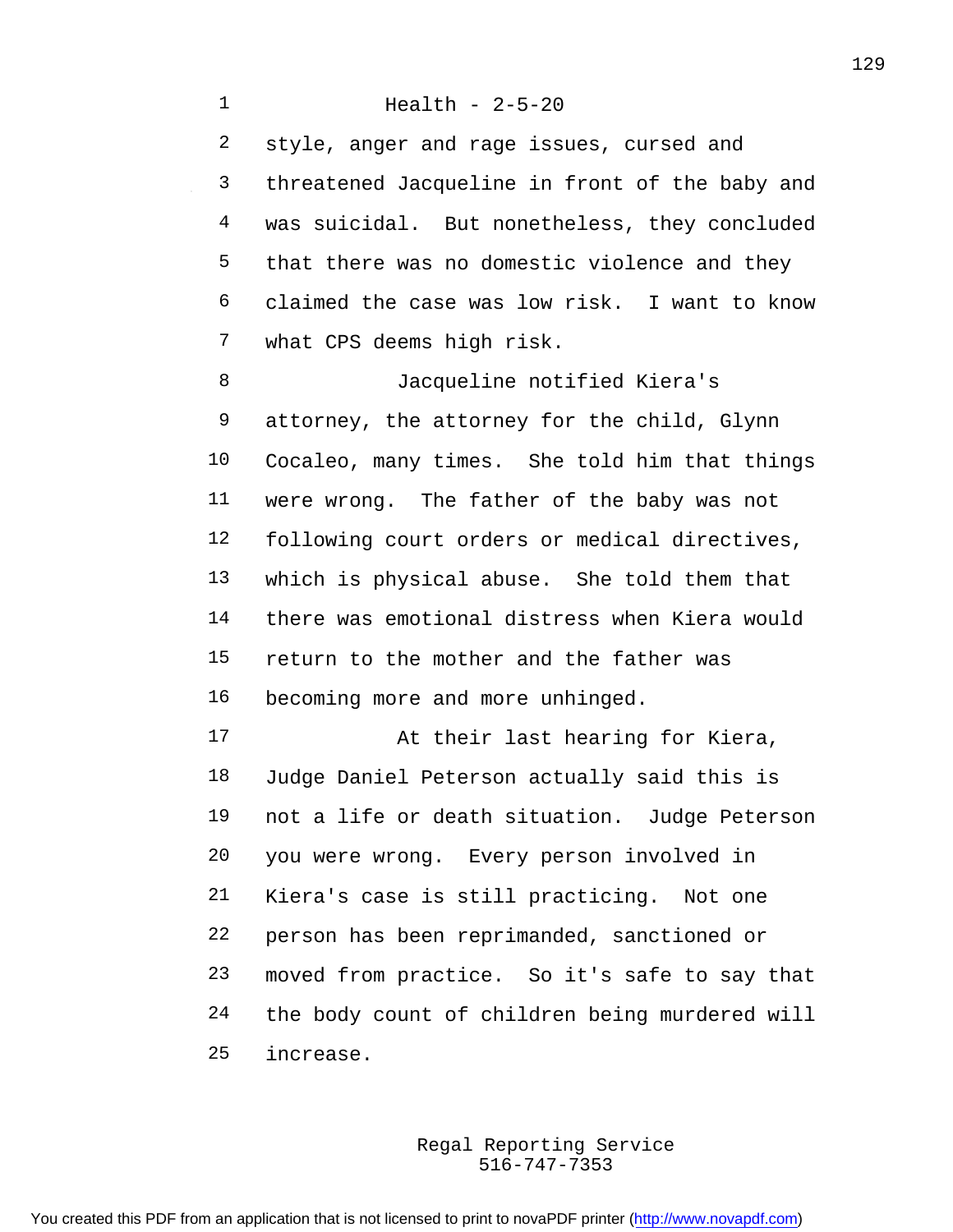Health - 2-5-20

style, anger and rage issues, cursed and threatened Jacqueline in front of the baby and was suicidal. But nonetheless, they concluded that there was no domestic violence and they claimed the case was low risk. I want to know what CPS deems high risk.

Jacqueline notified Kiera's attorney, the attorney for the child, Glynn Cocaleo, many times. She told him that things were wrong. The father of the baby was not following court orders or medical directives, which is physical abuse. She told them that there was emotional distress when Kiera would return to the mother and the father was becoming more and more unhinged.

At their last hearing for Kiera, Judge Daniel Peterson actually said this is not a life or death situation. Judge Peterson you were wrong. Every person involved in Kiera's case is still practicing. Not one person has been reprimanded, sanctioned or moved from practice. So it's safe to say that the body count of children being murdered will increase.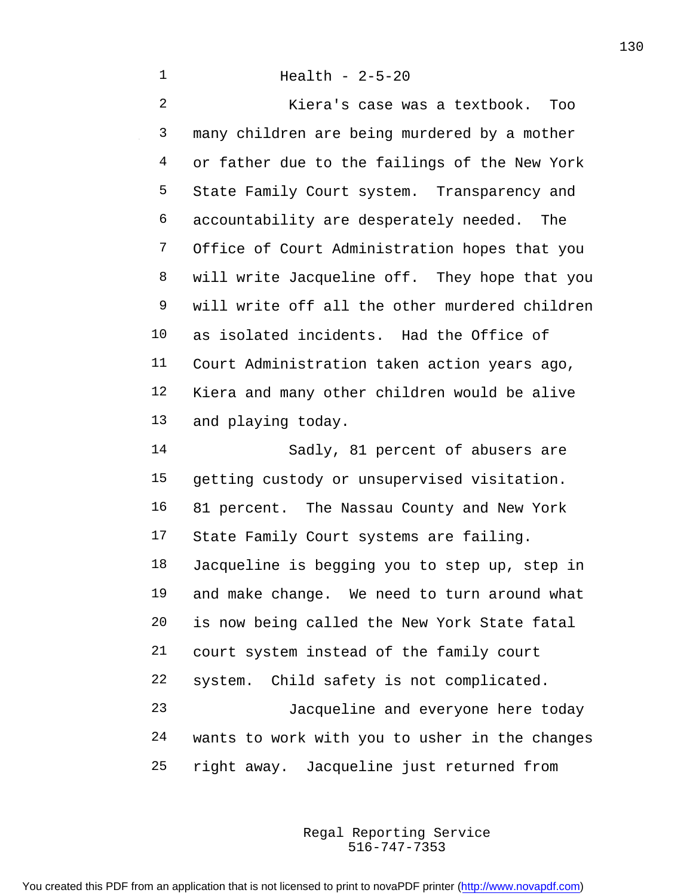Health - 2-5-20

Kiera's case was a textbook. Too many children are being murdered by a mother or father due to the failings of the New York State Family Court system. Transparency and accountability are desperately needed. The Office of Court Administration hopes that you will write Jacqueline off. They hope that you will write off all the other murdered children as isolated incidents. Had the Office of Court Administration taken action years ago, Kiera and many other children would be alive and playing today.

Sadly, 81 percent of abusers are getting custody or unsupervised visitation. 81 percent. The Nassau County and New York State Family Court systems are failing. Jacqueline is begging you to step up, step in and make change. We need to turn around what is now being called the New York State fatal court system instead of the family court system. Child safety is not complicated.

Jacqueline and everyone here today wants to work with you to usher in the changes right away. Jacqueline just returned from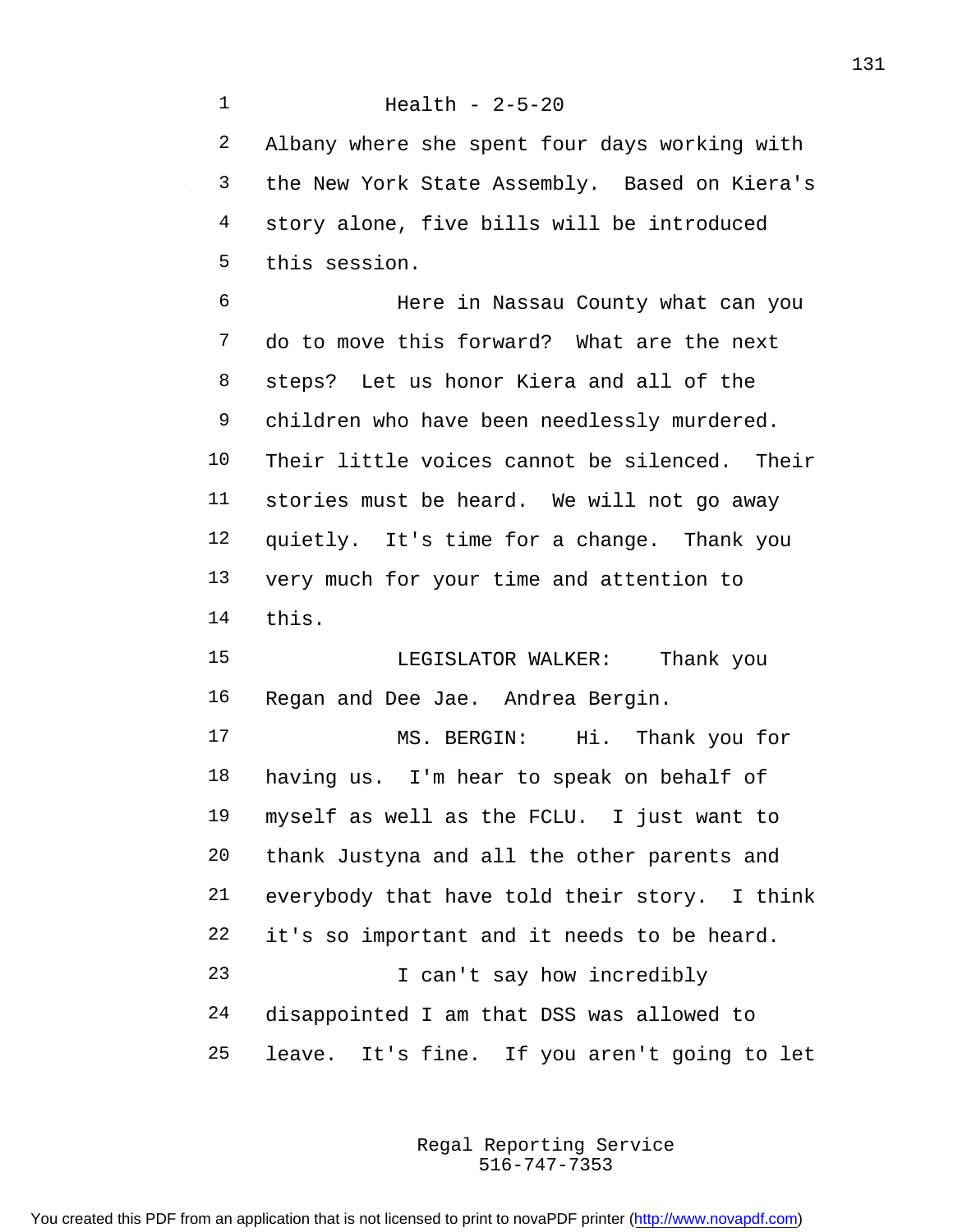Albany where she spent four days working with the New York State Assembly. Based on Kiera's story alone, five bills will be introduced this session.

Here in Nassau County what can you do to move this forward? What are the next steps? Let us honor Kiera and all of the children who have been needlessly murdered. Their little voices cannot be silenced. Their stories must be heard. We will not go away quietly. It's time for a change. Thank you very much for your time and attention to this.

LEGISLATOR WALKER: Thank you Regan and Dee Jae. Andrea Bergin.

MS. BERGIN: Hi. Thank you for having us. I'm hear to speak on behalf of myself as well as the FCLU. I just want to thank Justyna and all the other parents and everybody that have told their story. I think it's so important and it needs to be heard.

I can't say how incredibly disappointed I am that DSS was allowed to leave. It's fine. If you aren't going to let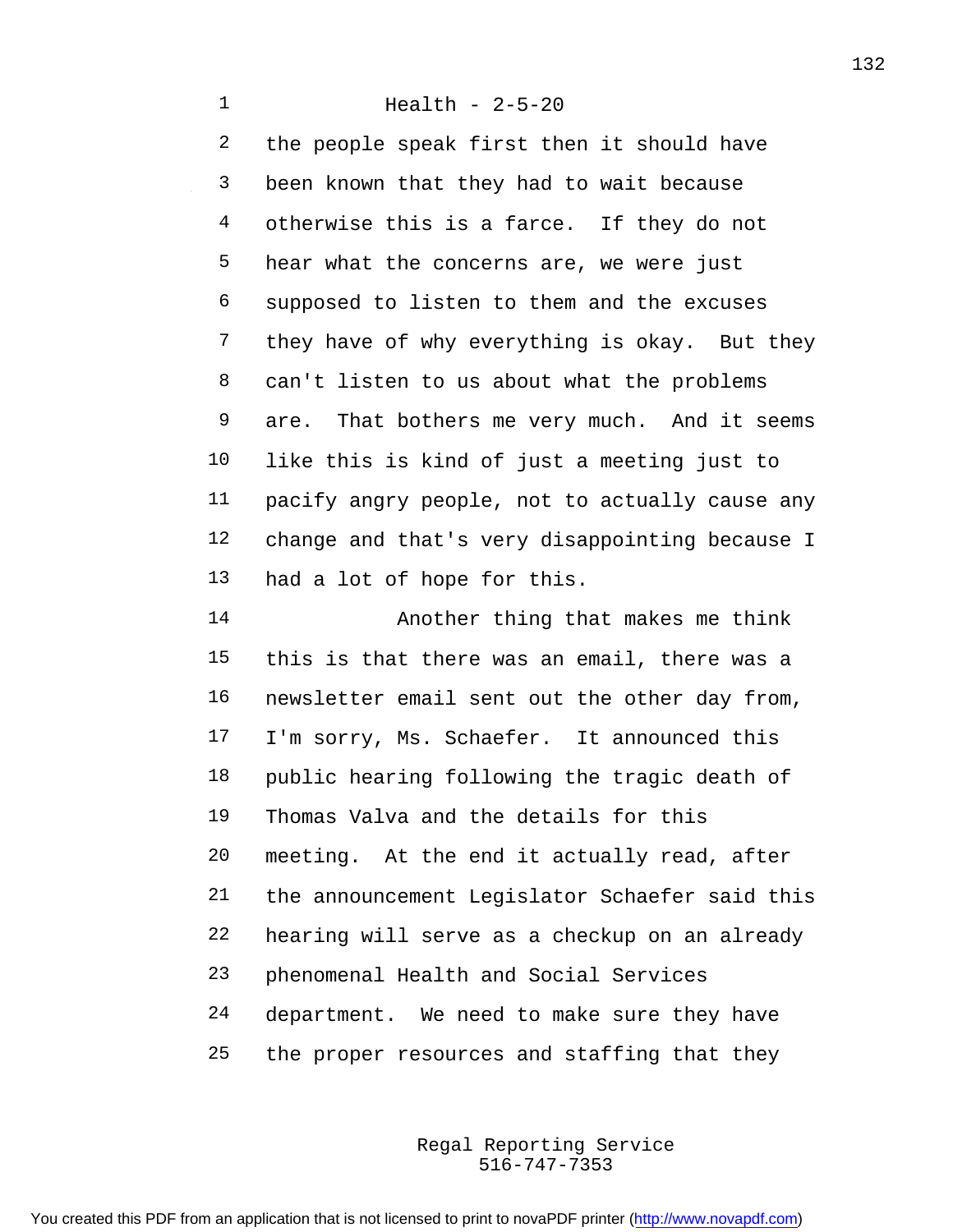the people speak first then it should have been known that they had to wait because otherwise this is a farce. If they do not hear what the concerns are, we were just supposed to listen to them and the excuses they have of why everything is okay. But they can't listen to us about what the problems are. That bothers me very much. And it seems like this is kind of just a meeting just to pacify angry people, not to actually cause any change and that's very disappointing because I had a lot of hope for this.

Another thing that makes me think this is that there was an email, there was a newsletter email sent out the other day from, I'm sorry, Ms. Schaefer. It announced this public hearing following the tragic death of Thomas Valva and the details for this meeting. At the end it actually read, after the announcement Legislator Schaefer said this hearing will serve as a checkup on an already phenomenal Health and Social Services department. We need to make sure they have the proper resources and staffing that they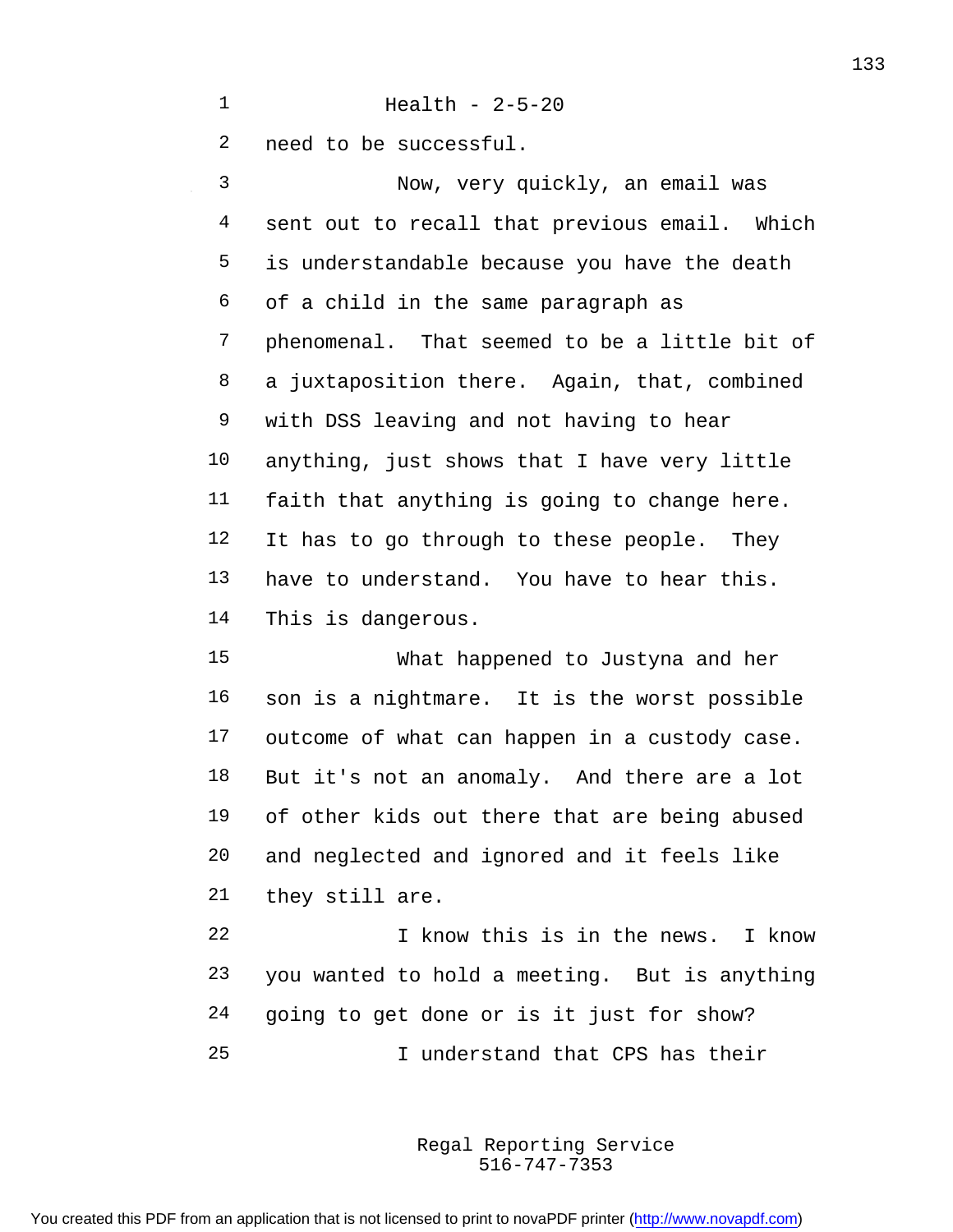need to be successful.

Now, very quickly, an email was sent out to recall that previous email. Which is understandable because you have the death of a child in the same paragraph as phenomenal. That seemed to be a little bit of a juxtaposition there. Again, that, combined with DSS leaving and not having to hear anything, just shows that I have very little faith that anything is going to change here. It has to go through to these people. They have to understand. You have to hear this. This is dangerous.

What happened to Justyna and her son is a nightmare. It is the worst possible outcome of what can happen in a custody case. But it's not an anomaly. And there are a lot of other kids out there that are being abused and neglected and ignored and it feels like they still are.

I know this is in the news. I know you wanted to hold a meeting. But is anything going to get done or is it just for show?

I understand that CPS has their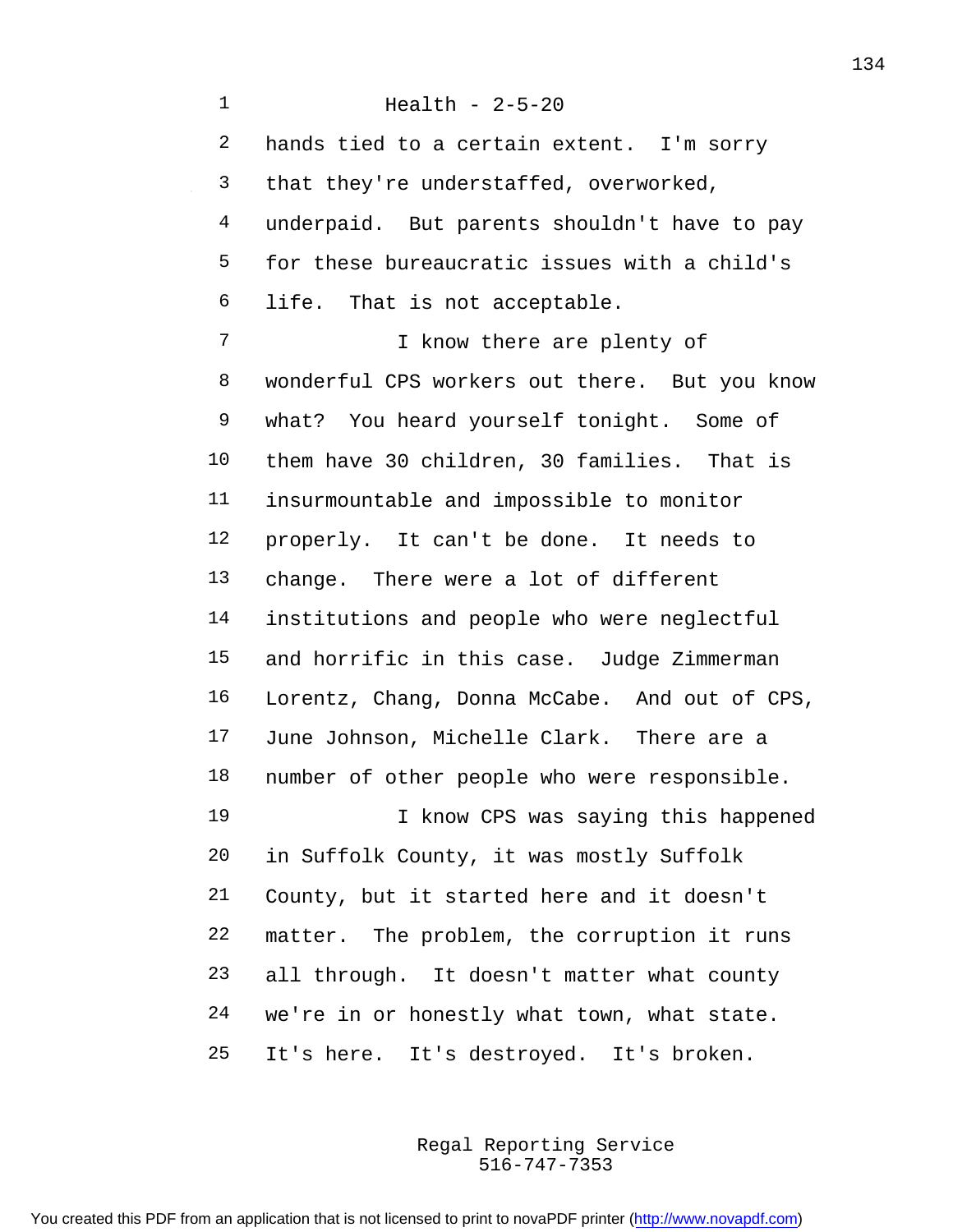Health - 2-5-20

hands tied to a certain extent. I'm sorry that they're understaffed, overworked, underpaid. But parents shouldn't have to pay for these bureaucratic issues with a child's life. That is not acceptable.

I know there are plenty of wonderful CPS workers out there. But you know what? You heard yourself tonight. Some of them have 30 children, 30 families. That is insurmountable and impossible to monitor properly. It can't be done. It needs to change. There were a lot of different institutions and people who were neglectful and horrific in this case. Judge Zimmerman Lorentz, Chang, Donna McCabe. And out of CPS, June Johnson, Michelle Clark. There are a number of other people who were responsible.

I know CPS was saying this happened in Suffolk County, it was mostly Suffolk County, but it started here and it doesn't matter. The problem, the corruption it runs all through. It doesn't matter what county we're in or honestly what town, what state. It's here. It's destroyed. It's broken.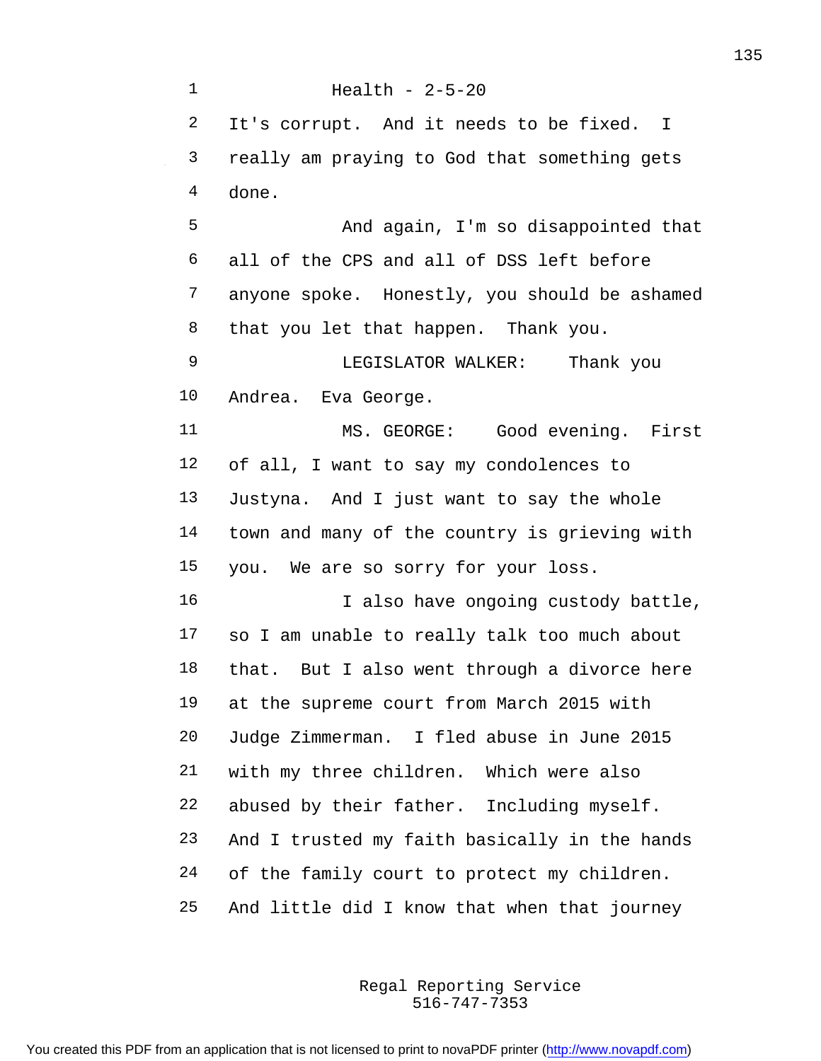It's corrupt. And it needs to be fixed. I really am praying to God that something gets done.

And again, I'm so disappointed that all of the CPS and all of DSS left before anyone spoke. Honestly, you should be ashamed that you let that happen. Thank you.

LEGISLATOR WALKER: Thank you Andrea. Eva George.

MS. GEORGE: Good evening. First of all, I want to say my condolences to Justyna. And I just want to say the whole town and many of the country is grieving with you. We are so sorry for your loss.

I also have ongoing custody battle, so I am unable to really talk too much about that. But I also went through a divorce here at the supreme court from March 2015 with Judge Zimmerman. I fled abuse in June 2015 with my three children. Which were also abused by their father. Including myself. And I trusted my faith basically in the hands of the family court to protect my children. And little did I know that when that journey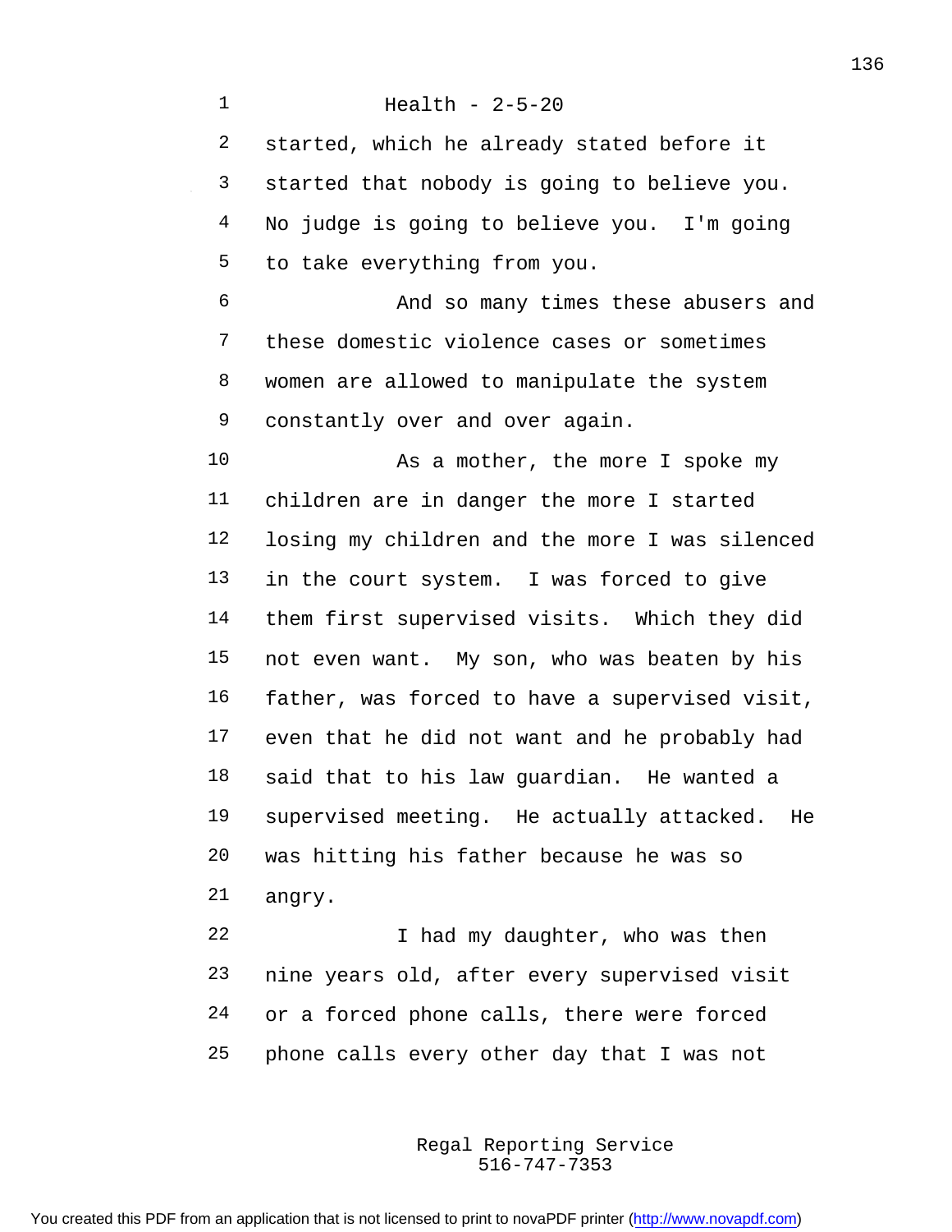started, which he already stated before it started that nobody is going to believe you. No judge is going to believe you. I'm going to take everything from you.

And so many times these abusers and these domestic violence cases or sometimes women are allowed to manipulate the system constantly over and over again.

As a mother, the more I spoke my children are in danger the more I started losing my children and the more I was silenced in the court system. I was forced to give them first supervised visits. Which they did not even want. My son, who was beaten by his father, was forced to have a supervised visit, even that he did not want and he probably had said that to his law guardian. He wanted a supervised meeting. He actually attacked. He was hitting his father because he was so angry.

I had my daughter, who was then nine years old, after every supervised visit or a forced phone calls, there were forced phone calls every other day that I was not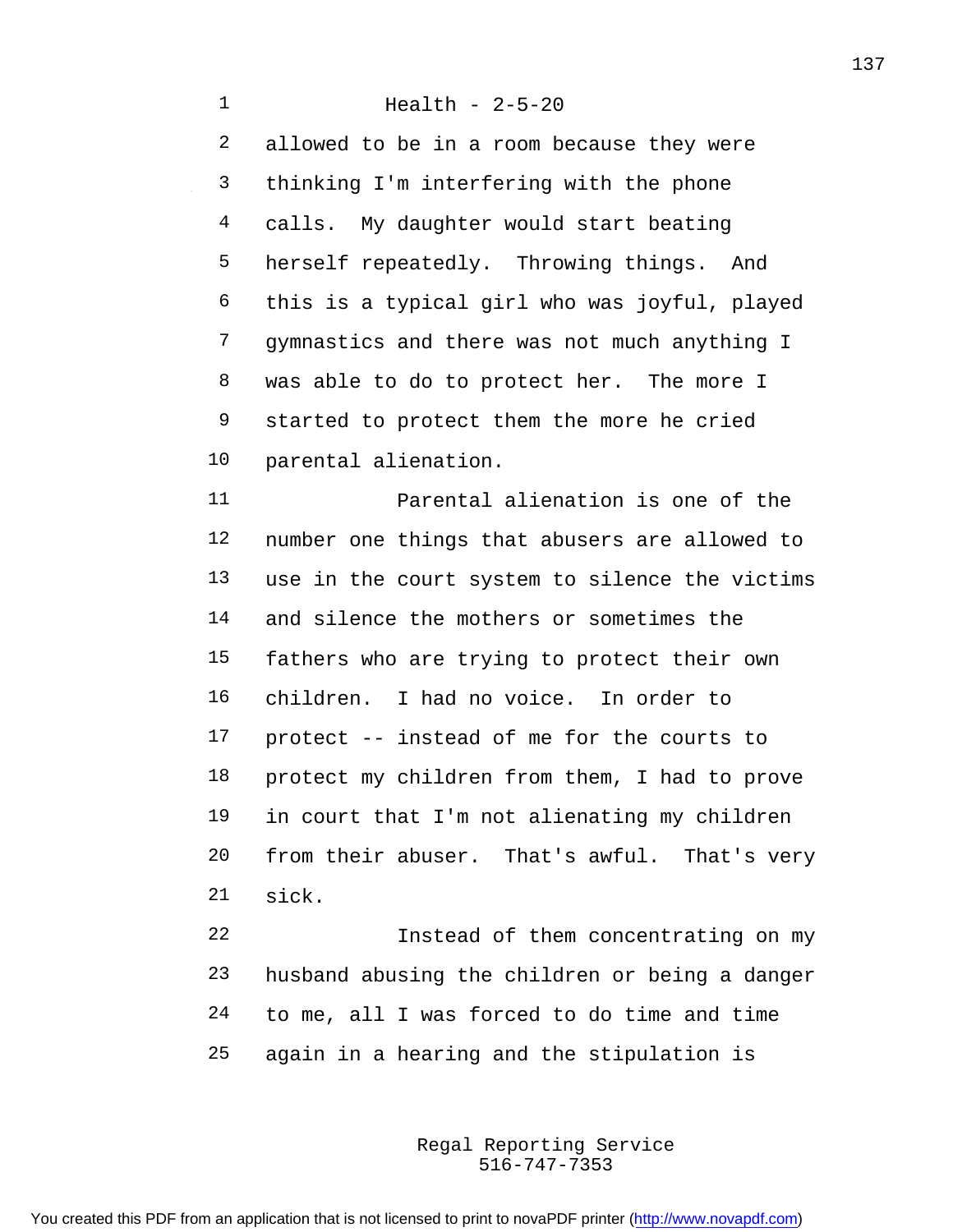allowed to be in a room because they were thinking I'm interfering with the phone calls. My daughter would start beating herself repeatedly. Throwing things. And this is a typical girl who was joyful, played gymnastics and there was not much anything I was able to do to protect her. The more I started to protect them the more he cried parental alienation.

Parental alienation is one of the number one things that abusers are allowed to use in the court system to silence the victims and silence the mothers or sometimes the fathers who are trying to protect their own children. I had no voice. In order to protect -- instead of me for the courts to protect my children from them, I had to prove in court that I'm not alienating my children from their abuser. That's awful. That's very sick.

Instead of them concentrating on my husband abusing the children or being a danger to me, all I was forced to do time and time again in a hearing and the stipulation is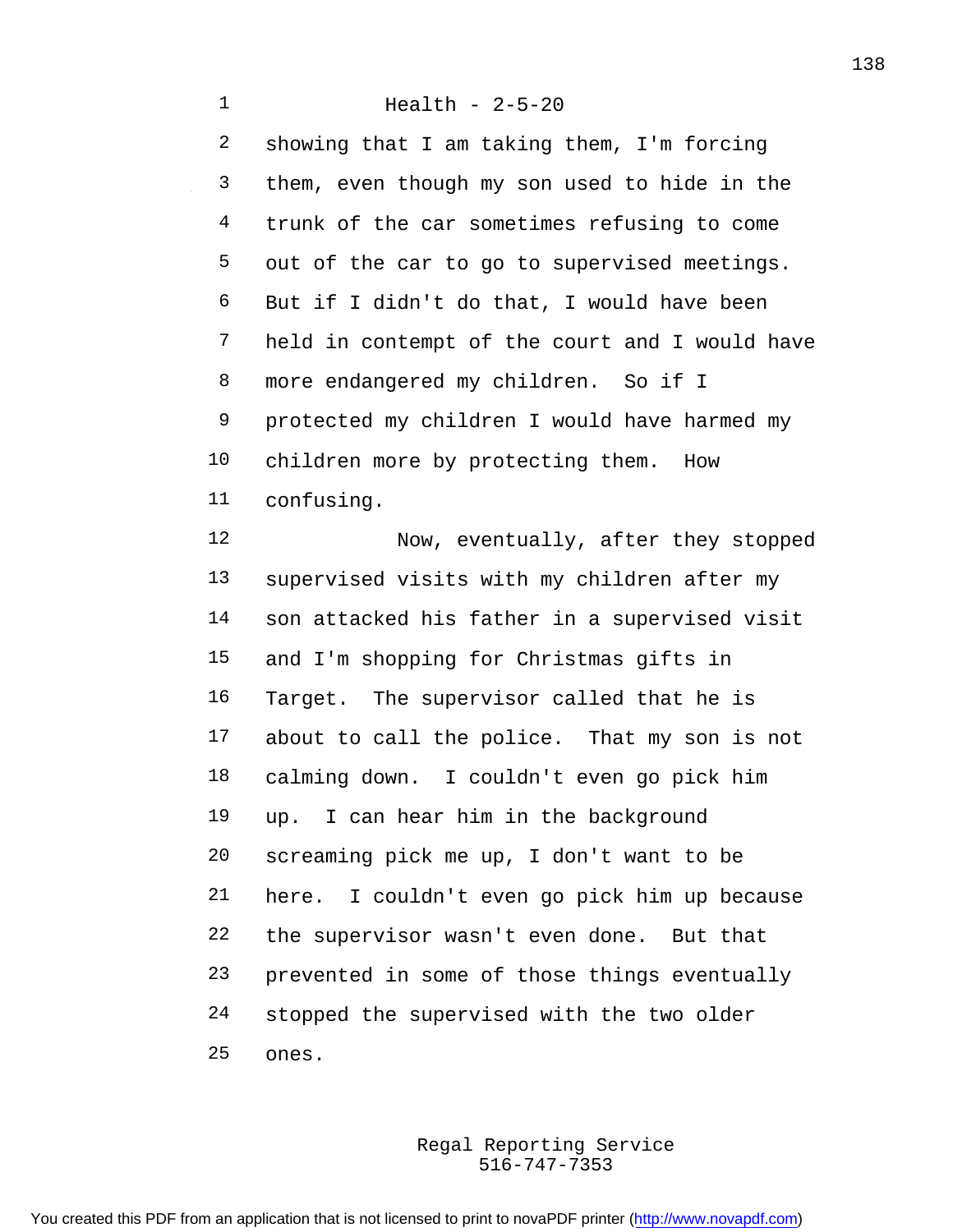Health - 2-5-20

showing that I am taking them, I'm forcing them, even though my son used to hide in the trunk of the car sometimes refusing to come out of the car to go to supervised meetings. But if I didn't do that, I would have been held in contempt of the court and I would have more endangered my children. So if I protected my children I would have harmed my children more by protecting them. How confusing.

Now, eventually, after they stopped supervised visits with my children after my son attacked his father in a supervised visit and I'm shopping for Christmas gifts in Target. The supervisor called that he is about to call the police. That my son is not calming down. I couldn't even go pick him up. I can hear him in the background screaming pick me up, I don't want to be here. I couldn't even go pick him up because the supervisor wasn't even done. But that prevented in some of those things eventually stopped the supervised with the two older ones.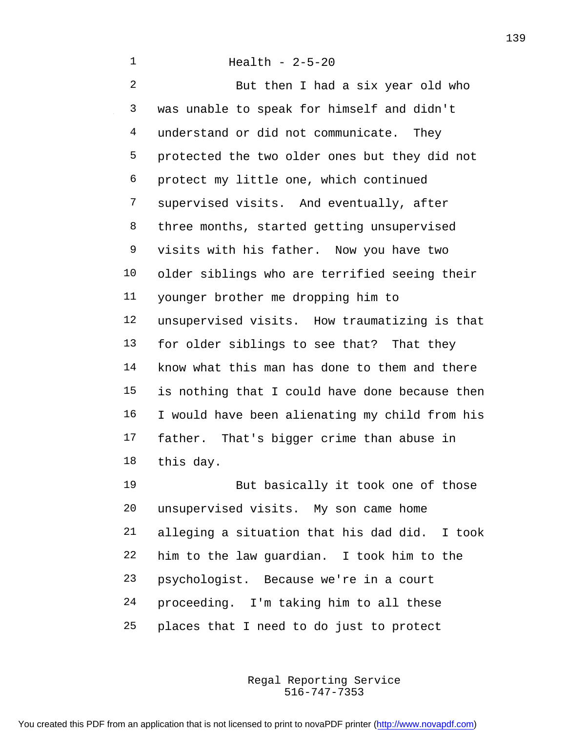Health - 2-5-20

But then I had a six year old who was unable to speak for himself and didn't understand or did not communicate. They protected the two older ones but they did not protect my little one, which continued supervised visits. And eventually, after three months, started getting unsupervised visits with his father. Now you have two older siblings who are terrified seeing their younger brother me dropping him to unsupervised visits. How traumatizing is that for older siblings to see that? That they know what this man has done to them and there is nothing that I could have done because then I would have been alienating my child from his father. That's bigger crime than abuse in this day.

But basically it took one of those unsupervised visits. My son came home alleging a situation that his dad did. I took him to the law guardian. I took him to the psychologist. Because we're in a court proceeding. I'm taking him to all these places that I need to do just to protect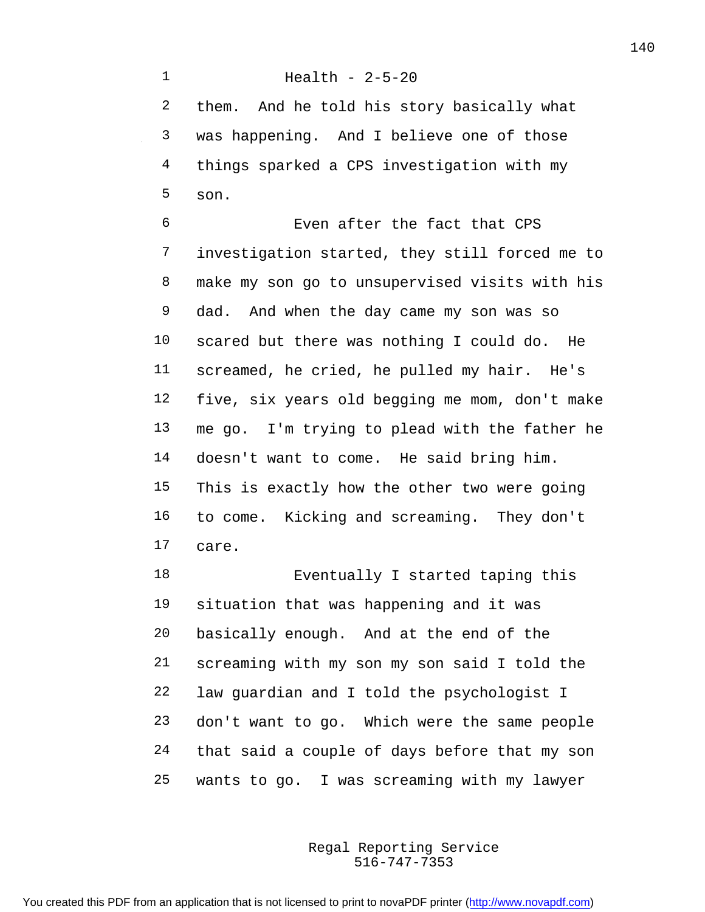Health - 2-5-20

them. And he told his story basically what was happening. And I believe one of those things sparked a CPS investigation with my son.

Even after the fact that CPS investigation started, they still forced me to make my son go to unsupervised visits with his dad. And when the day came my son was so scared but there was nothing I could do. He screamed, he cried, he pulled my hair. He's five, six years old begging me mom, don't make me go. I'm trying to plead with the father he doesn't want to come. He said bring him. This is exactly how the other two were going to come. Kicking and screaming. They don't care.

Eventually I started taping this situation that was happening and it was basically enough. And at the end of the screaming with my son my son said I told the law guardian and I told the psychologist I don't want to go. Which were the same people that said a couple of days before that my son wants to go. I was screaming with my lawyer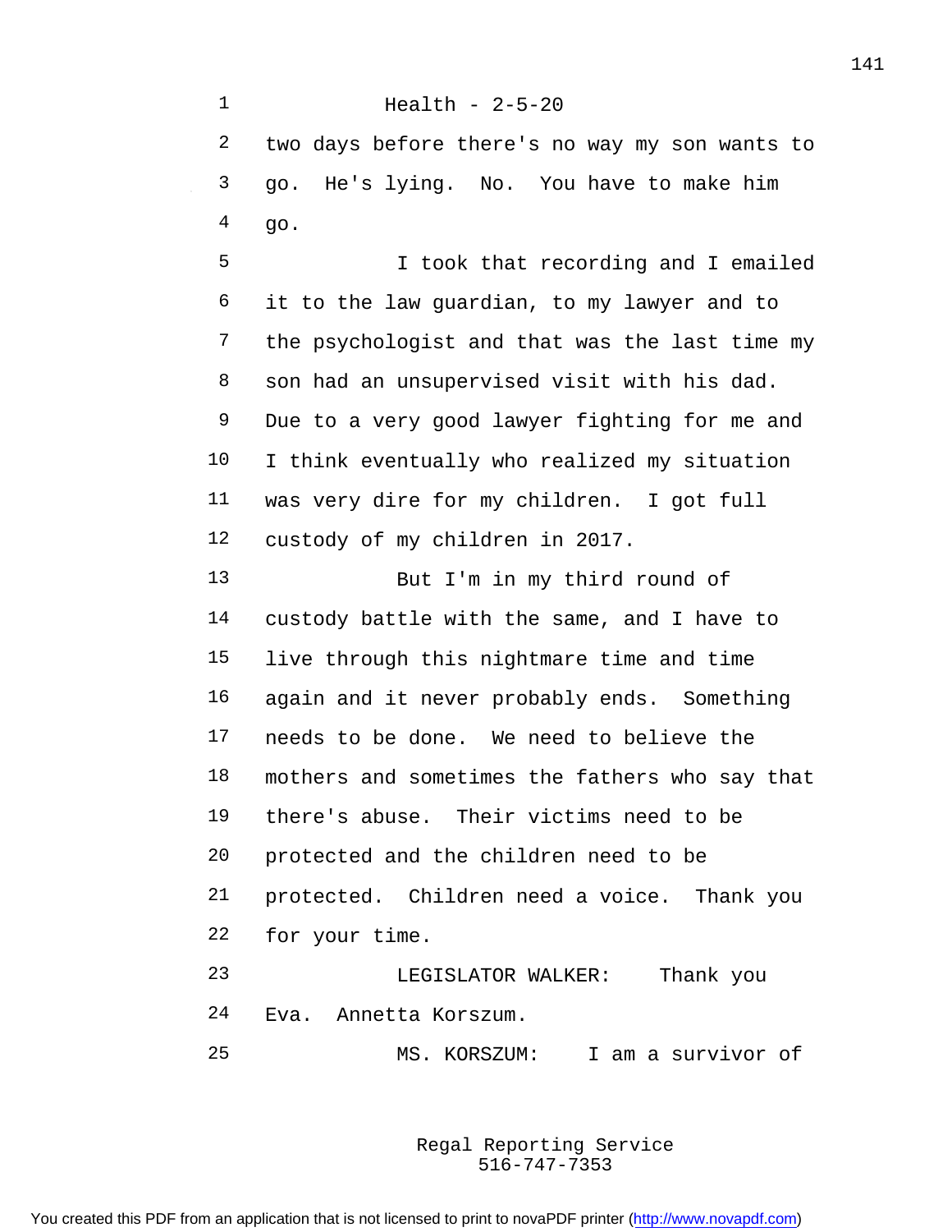Health - 2-5-20

two days before there's no way my son wants to go. He's lying. No. You have to make him go.

I took that recording and I emailed it to the law guardian, to my lawyer and to the psychologist and that was the last time my son had an unsupervised visit with his dad. Due to a very good lawyer fighting for me and I think eventually who realized my situation was very dire for my children. I got full custody of my children in 2017.

But I'm in my third round of custody battle with the same, and I have to live through this nightmare time and time again and it never probably ends. Something needs to be done. We need to believe the mothers and sometimes the fathers who say that there's abuse. Their victims need to be protected and the children need to be protected. Children need a voice. Thank you for your time.

LEGISLATOR WALKER: Thank you Eva. Annetta Korszum.

MS. KORSZUM: I am a survivor of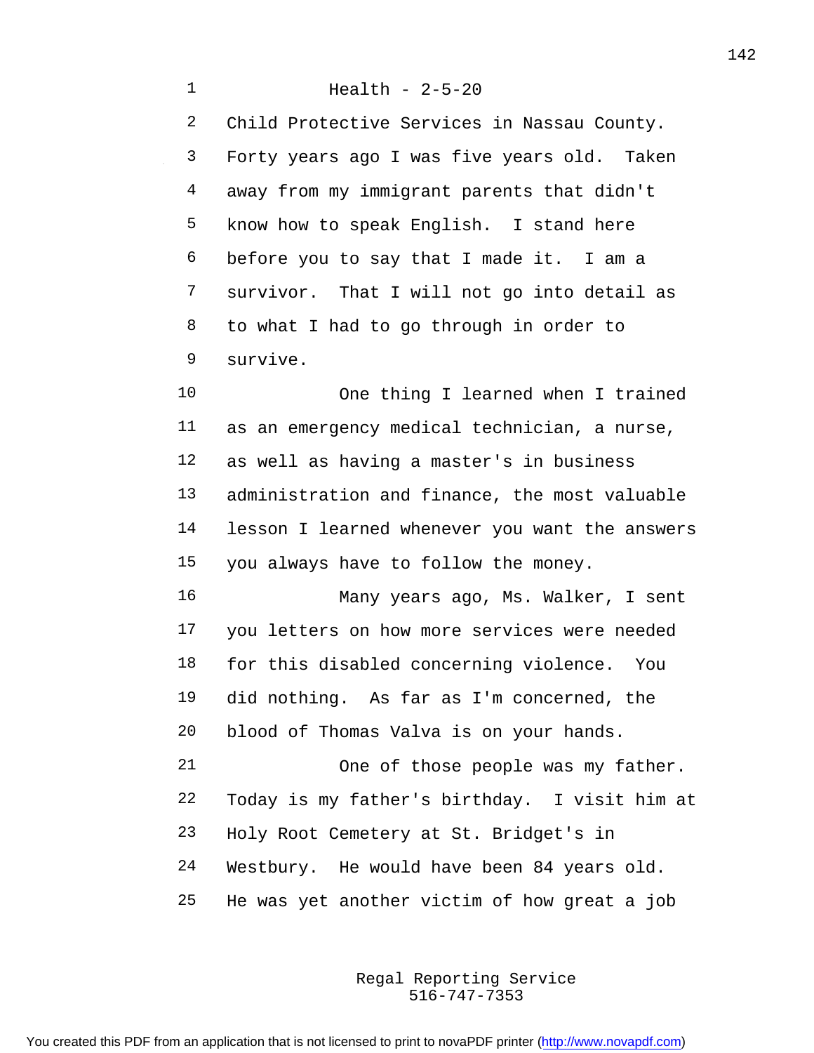Health - 2-5-20

Child Protective Services in Nassau County. Forty years ago I was five years old. Taken away from my immigrant parents that didn't know how to speak English. I stand here before you to say that I made it. I am a survivor. That I will not go into detail as to what I had to go through in order to survive.

One thing I learned when I trained as an emergency medical technician, a nurse, as well as having a master's in business administration and finance, the most valuable lesson I learned whenever you want the answers you always have to follow the money.

Many years ago, Ms. Walker, I sent you letters on how more services were needed for this disabled concerning violence. You did nothing. As far as I'm concerned, the blood of Thomas Valva is on your hands.

One of those people was my father. Today is my father's birthday. I visit him at Holy Root Cemetery at St. Bridget's in Westbury. He would have been 84 years old. He was yet another victim of how great a job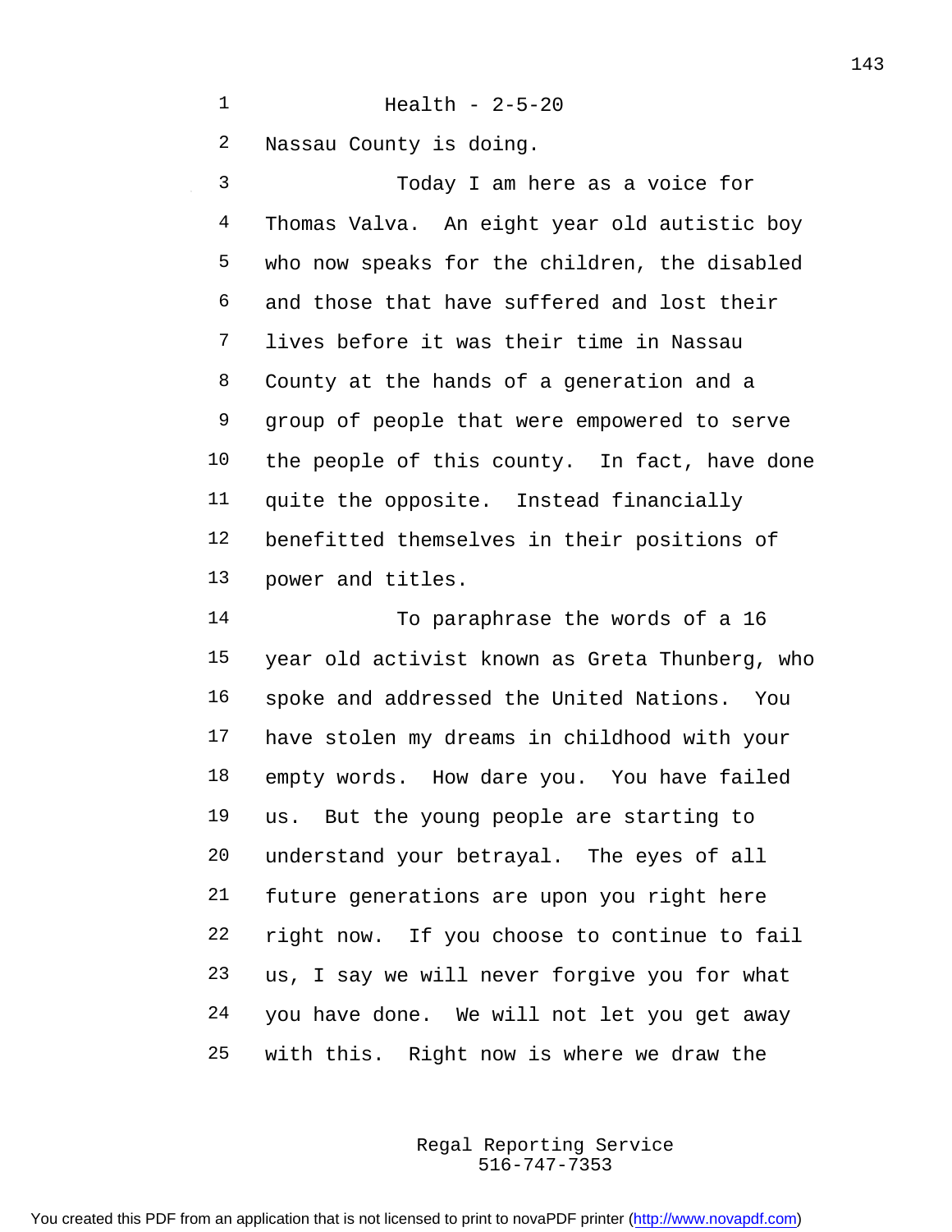Nassau County is doing.

Today I am here as a voice for Thomas Valva. An eight year old autistic boy who now speaks for the children, the disabled and those that have suffered and lost their lives before it was their time in Nassau County at the hands of a generation and a group of people that were empowered to serve the people of this county. In fact, have done quite the opposite. Instead financially benefitted themselves in their positions of power and titles.

To paraphrase the words of a 16 year old activist known as Greta Thunberg, who spoke and addressed the United Nations. You have stolen my dreams in childhood with your empty words. How dare you. You have failed us. But the young people are starting to understand your betrayal. The eyes of all future generations are upon you right here right now. If you choose to continue to fail us, I say we will never forgive you for what you have done. We will not let you get away with this. Right now is where we draw the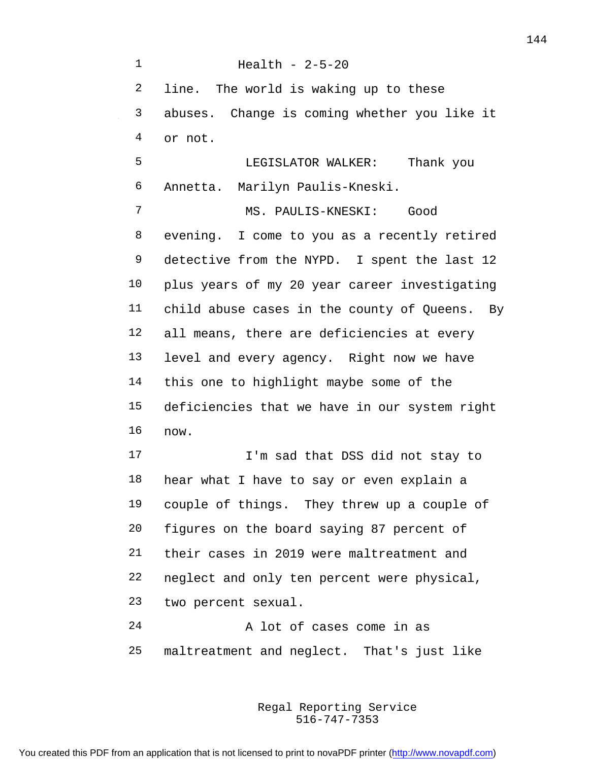line. The world is waking up to these abuses. Change is coming whether you like it or not.

LEGISLATOR WALKER: Thank you Annetta. Marilyn Paulis-Kneski.

MS. PAULIS-KNESKI: Good evening. I come to you as a recently retired detective from the NYPD. I spent the last 12 plus years of my 20 year career investigating child abuse cases in the county of Queens. By all means, there are deficiencies at every level and every agency. Right now we have this one to highlight maybe some of the deficiencies that we have in our system right now.

I'm sad that DSS did not stay to hear what I have to say or even explain a couple of things. They threw up a couple of figures on the board saying 87 percent of their cases in 2019 were maltreatment and neglect and only ten percent were physical, two percent sexual.

A lot of cases come in as maltreatment and neglect. That's just like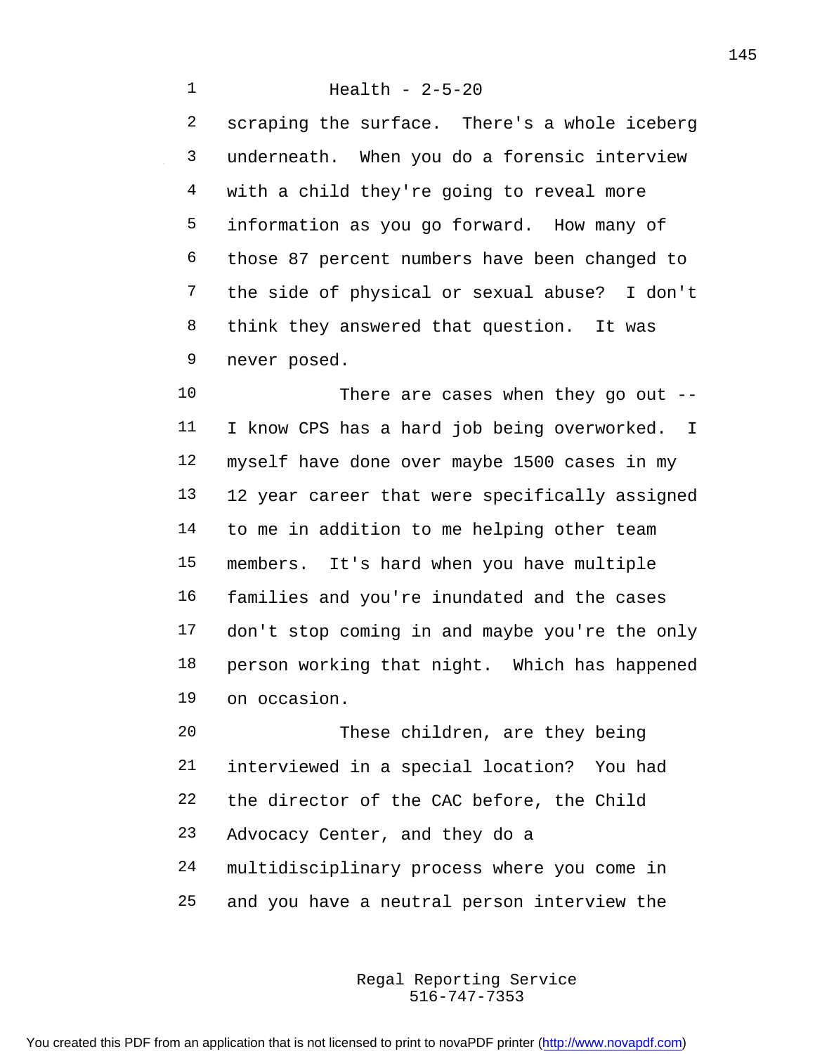scraping the surface. There's a whole iceberg underneath. When you do a forensic interview with a child they're going to reveal more information as you go forward. How many of those 87 percent numbers have been changed to the side of physical or sexual abuse? I don't think they answered that question. It was never posed.

There are cases when they go out -- I know CPS has a hard job being overworked. I myself have done over maybe 1500 cases in my 12 year career that were specifically assigned to me in addition to me helping other team members. It's hard when you have multiple families and you're inundated and the cases don't stop coming in and maybe you're the only person working that night. Which has happened on occasion.

These children, are they being interviewed in a special location? You had the director of the CAC before, the Child Advocacy Center, and they do a multidisciplinary process where you come in and you have a neutral person interview the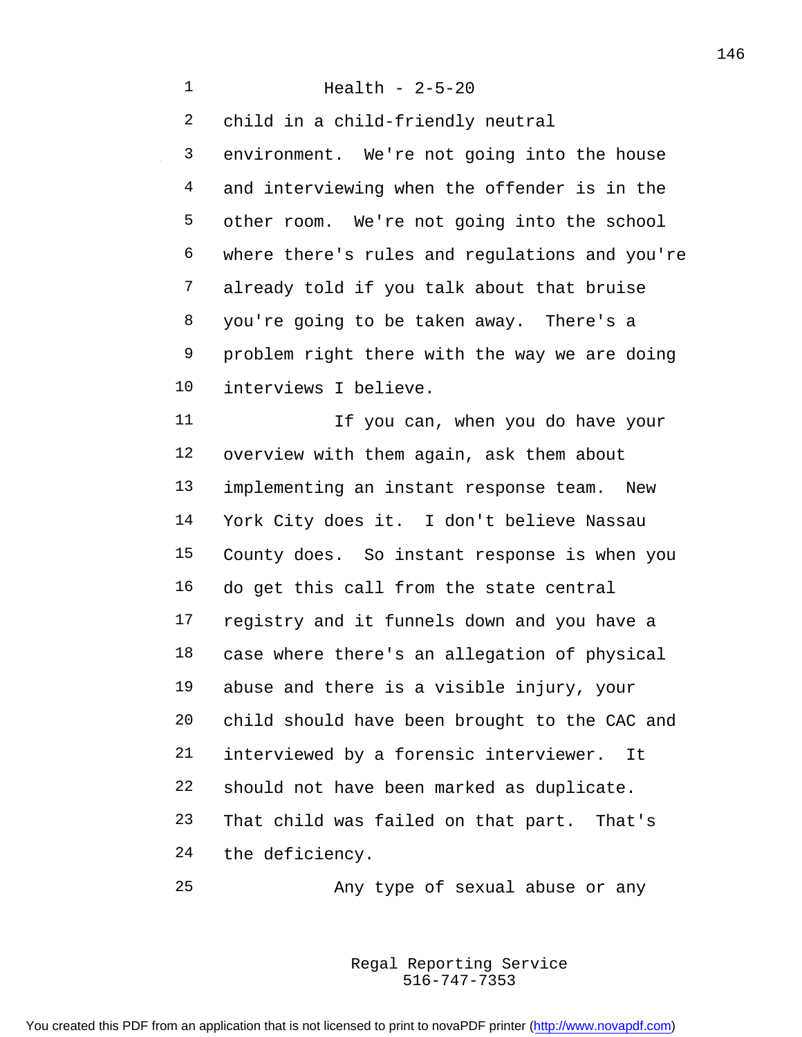child in a child-friendly neutral environment. We're not going into the house and interviewing when the offender is in the other room. We're not going into the school where there's rules and regulations and you're already told if you talk about that bruise you're going to be taken away. There's a problem right there with the way we are doing interviews I believe.

If you can, when you do have your overview with them again, ask them about implementing an instant response team. New York City does it. I don't believe Nassau County does. So instant response is when you do get this call from the state central registry and it funnels down and you have a case where there's an allegation of physical abuse and there is a visible injury, your child should have been brought to the CAC and interviewed by a forensic interviewer. It should not have been marked as duplicate. That child was failed on that part. That's the deficiency.

Any type of sexual abuse or any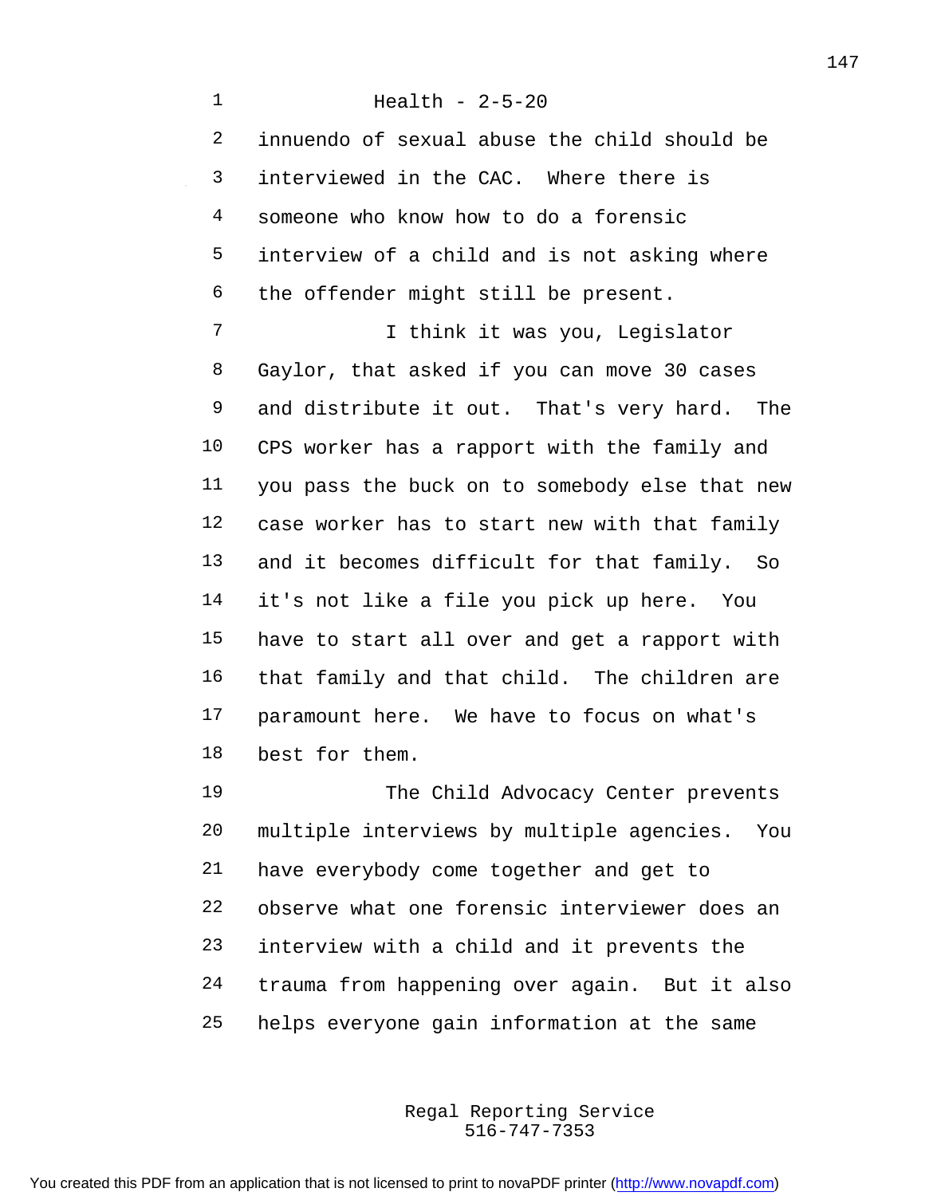innuendo of sexual abuse the child should be interviewed in the CAC. Where there is someone who know how to do a forensic interview of a child and is not asking where the offender might still be present.

I think it was you, Legislator Gaylor, that asked if you can move 30 cases and distribute it out. That's very hard. The CPS worker has a rapport with the family and you pass the buck on to somebody else that new case worker has to start new with that family and it becomes difficult for that family. So it's not like a file you pick up here. You have to start all over and get a rapport with that family and that child. The children are paramount here. We have to focus on what's best for them.

The Child Advocacy Center prevents multiple interviews by multiple agencies. You have everybody come together and get to observe what one forensic interviewer does an interview with a child and it prevents the trauma from happening over again. But it also helps everyone gain information at the same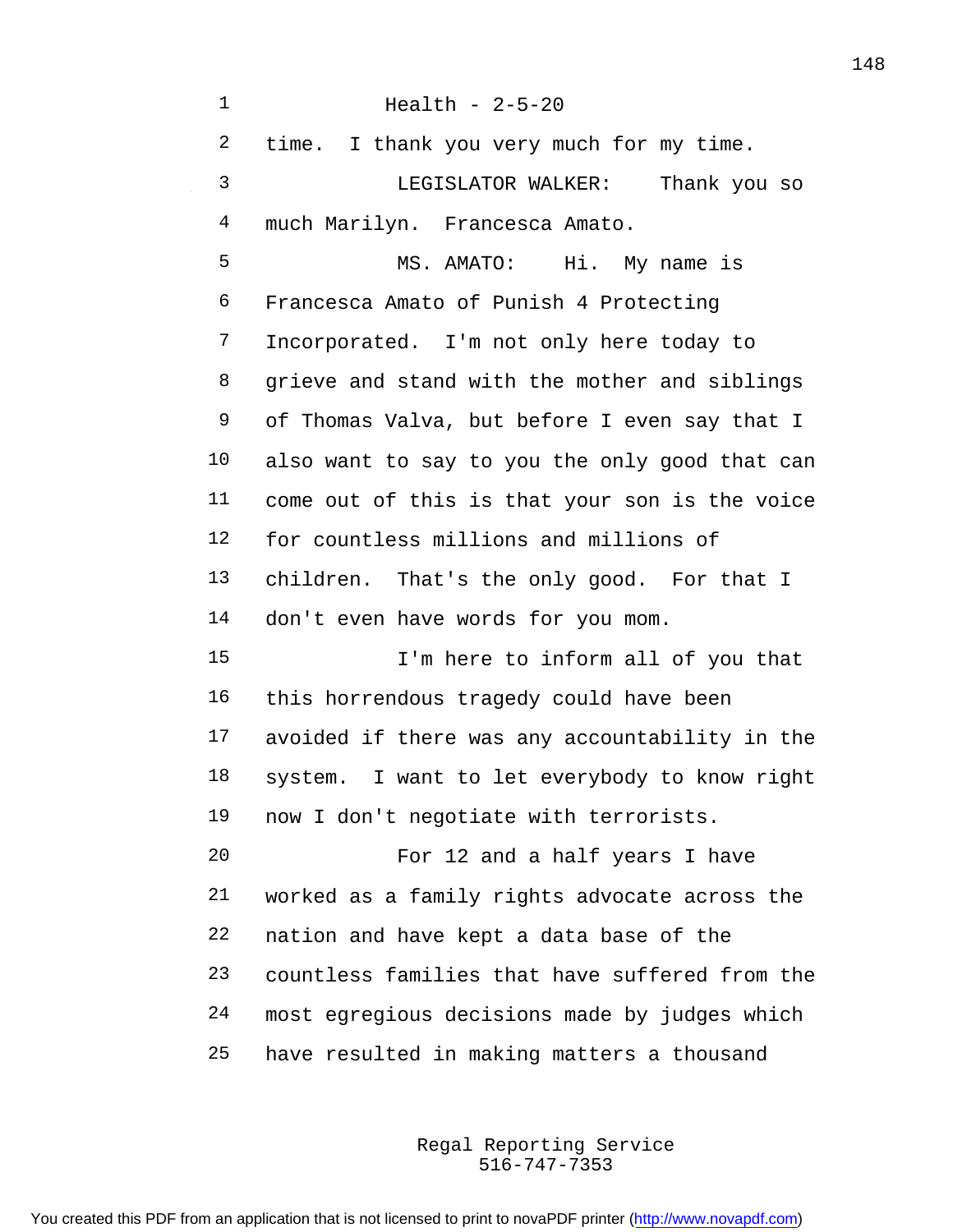Health - 2-5-20

time. I thank you very much for my time.

LEGISLATOR WALKER: Thank you so much Marilyn. Francesca Amato.

MS. AMATO: Hi. My name is Francesca Amato of Punish 4 Protecting Incorporated. I'm not only here today to grieve and stand with the mother and siblings of Thomas Valva, but before I even say that I also want to say to you the only good that can come out of this is that your son is the voice for countless millions and millions of children. That's the only good. For that I don't even have words for you mom.

I'm here to inform all of you that this horrendous tragedy could have been avoided if there was any accountability in the system. I want to let everybody to know right now I don't negotiate with terrorists.

For 12 and a half years I have worked as a family rights advocate across the nation and have kept a data base of the countless families that have suffered from the most egregious decisions made by judges which have resulted in making matters a thousand

Regal Reporting Service
516-747-7353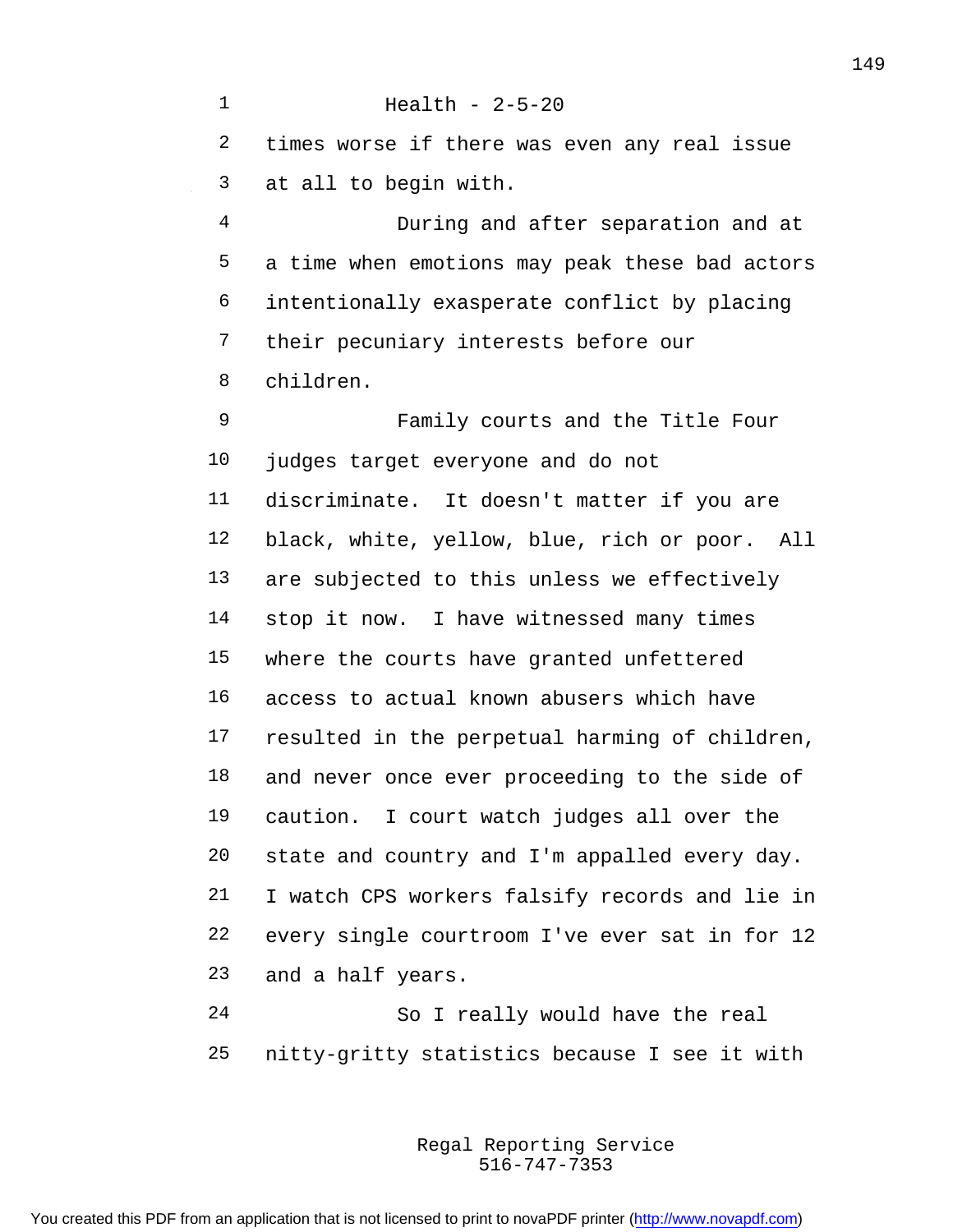times worse if there was even any real issue at all to begin with.

During and after separation and at a time when emotions may peak these bad actors intentionally exasperate conflict by placing their pecuniary interests before our children.

Family courts and the Title Four judges target everyone and do not discriminate. It doesn't matter if you are black, white, yellow, blue, rich or poor. All are subjected to this unless we effectively stop it now. I have witnessed many times where the courts have granted unfettered access to actual known abusers which have resulted in the perpetual harming of children, and never once ever proceeding to the side of caution. I court watch judges all over the state and country and I'm appalled every day. I watch CPS workers falsify records and lie in every single courtroom I've ever sat in for 12 and a half years.

So I really would have the real nitty-gritty statistics because I see it with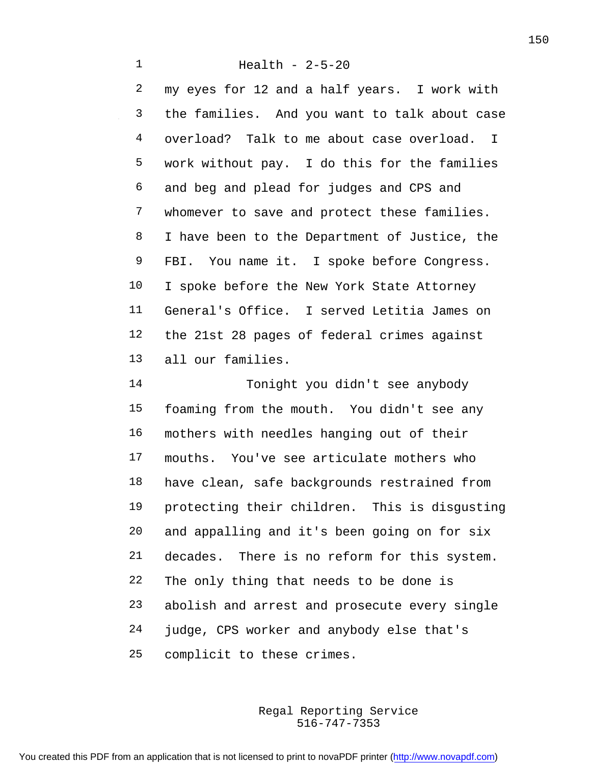Health - 2-5-20

my eyes for 12 and a half years. I work with the families. And you want to talk about case overload? Talk to me about case overload. I work without pay. I do this for the families and beg and plead for judges and CPS and whomever to save and protect these families. I have been to the Department of Justice, the FBI. You name it. I spoke before Congress. I spoke before the New York State Attorney General's Office. I served Letitia James on the 21st 28 pages of federal crimes against all our families.

Tonight you didn't see anybody foaming from the mouth. You didn't see any mothers with needles hanging out of their mouths. You've see articulate mothers who have clean, safe backgrounds restrained from protecting their children. This is disgusting and appalling and it's been going on for six decades. There is no reform for this system. The only thing that needs to be done is abolish and arrest and prosecute every single judge, CPS worker and anybody else that's complicit to these crimes.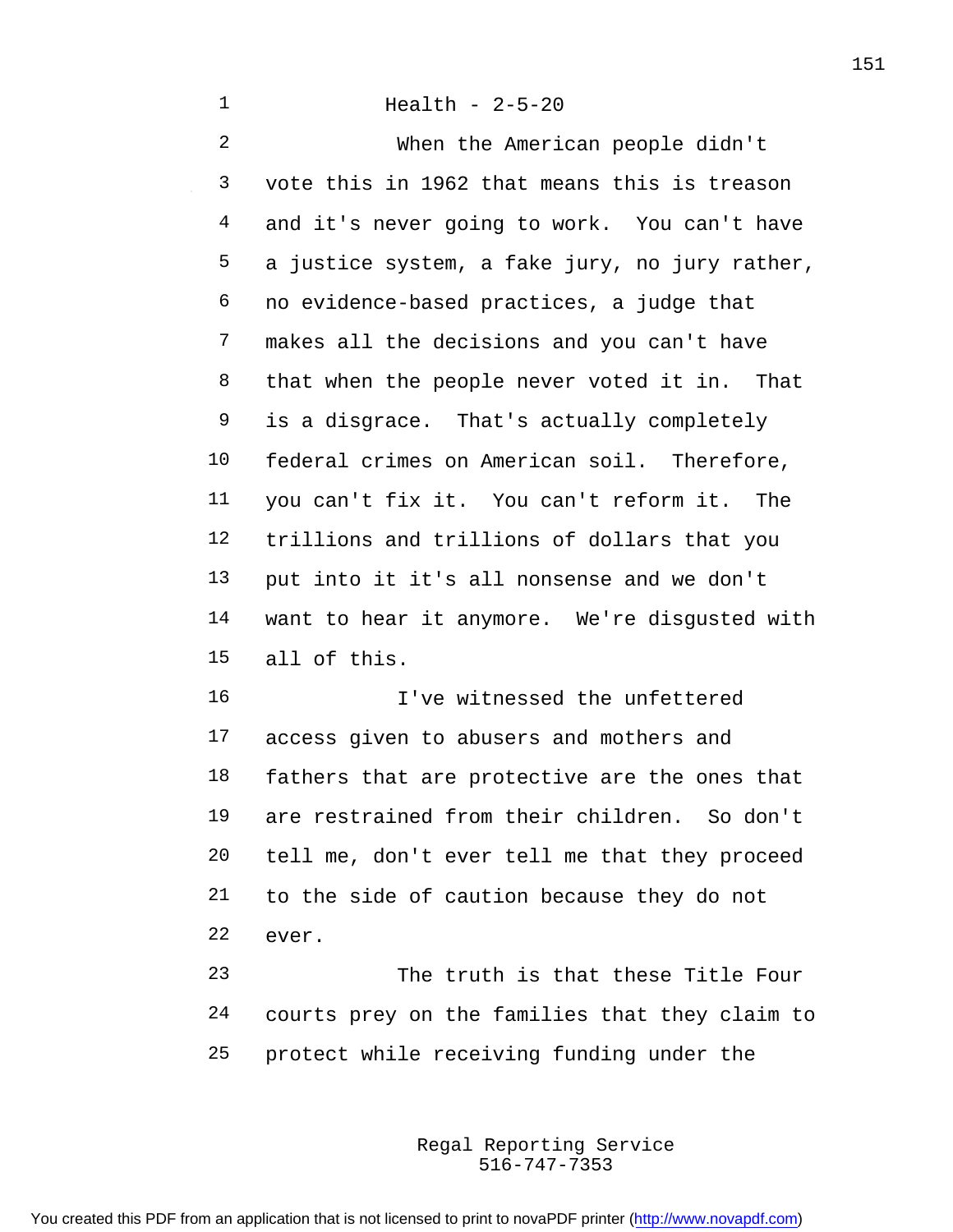When the American people didn't vote this in 1962 that means this is treason and it's never going to work. You can't have a justice system, a fake jury, no jury rather, no evidence-based practices, a judge that makes all the decisions and you can't have that when the people never voted it in. That is a disgrace. That's actually completely federal crimes on American soil. Therefore, you can't fix it. You can't reform it. The trillions and trillions of dollars that you put into it it's all nonsense and we don't want to hear it anymore. We're disgusted with all of this.

I've witnessed the unfettered access given to abusers and mothers and fathers that are protective are the ones that are restrained from their children. So don't tell me, don't ever tell me that they proceed to the side of caution because they do not ever.

The truth is that these Title Four courts prey on the families that they claim to protect while receiving funding under the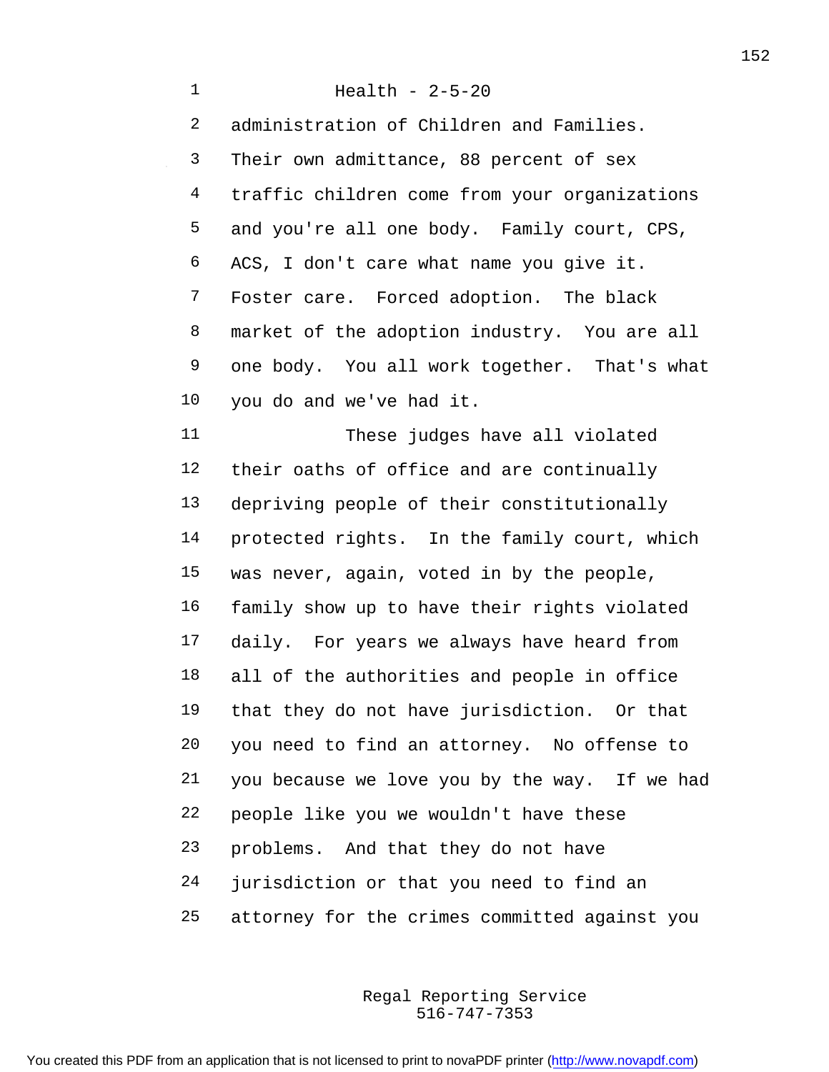Health - 2-5-20

administration of Children and Families. Their own admittance, 88 percent of sex traffic children come from your organizations and you're all one body. Family court, CPS, ACS, I don't care what name you give it. Foster care. Forced adoption. The black market of the adoption industry. You are all one body. You all work together. That's what you do and we've had it.

These judges have all violated their oaths of office and are continually depriving people of their constitutionally protected rights. In the family court, which was never, again, voted in by the people, family show up to have their rights violated daily. For years we always have heard from all of the authorities and people in office that they do not have jurisdiction. Or that you need to find an attorney. No offense to you because we love you by the way. If we had people like you we wouldn't have these problems. And that they do not have jurisdiction or that you need to find an attorney for the crimes committed against you

Regal Reporting Service
516-747-7353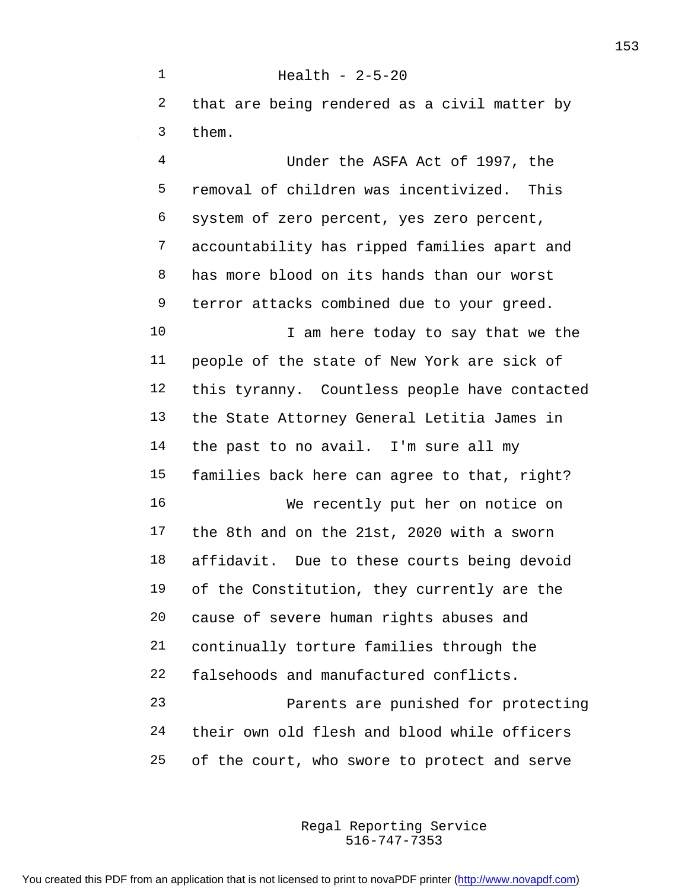that are being rendered as a civil matter by them.

Under the ASFA Act of 1997, the removal of children was incentivized. This system of zero percent, yes zero percent, accountability has ripped families apart and has more blood on its hands than our worst terror attacks combined due to your greed.

I am here today to say that we the people of the state of New York are sick of this tyranny. Countless people have contacted the State Attorney General Letitia James in the past to no avail. I'm sure all my families back here can agree to that, right?

We recently put her on notice on the 8th and on the 21st, 2020 with a sworn affidavit. Due to these courts being devoid of the Constitution, they currently are the cause of severe human rights abuses and continually torture families through the falsehoods and manufactured conflicts.

Parents are punished for protecting their own old flesh and blood while officers of the court, who swore to protect and serve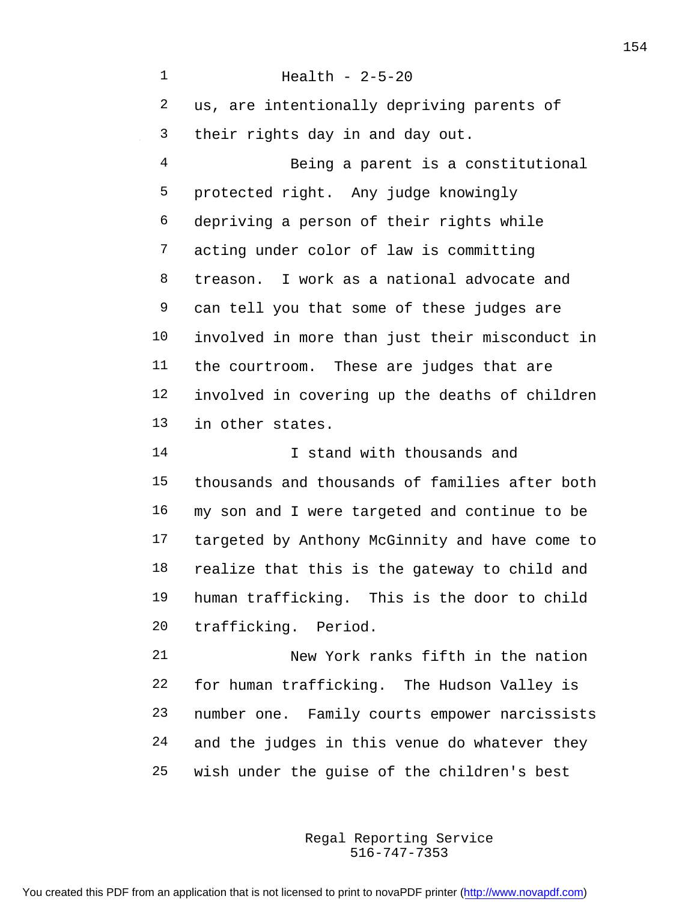us, are intentionally depriving parents of their rights day in and day out.

Being a parent is a constitutional protected right. Any judge knowingly depriving a person of their rights while acting under color of law is committing treason. I work as a national advocate and can tell you that some of these judges are involved in more than just their misconduct in the courtroom. These are judges that are involved in covering up the deaths of children in other states.

I stand with thousands and thousands and thousands of families after both my son and I were targeted and continue to be targeted by Anthony McGinnity and have come to realize that this is the gateway to child and human trafficking. This is the door to child trafficking. Period.

New York ranks fifth in the nation for human trafficking. The Hudson Valley is number one. Family courts empower narcissists and the judges in this venue do whatever they wish under the guise of the children's best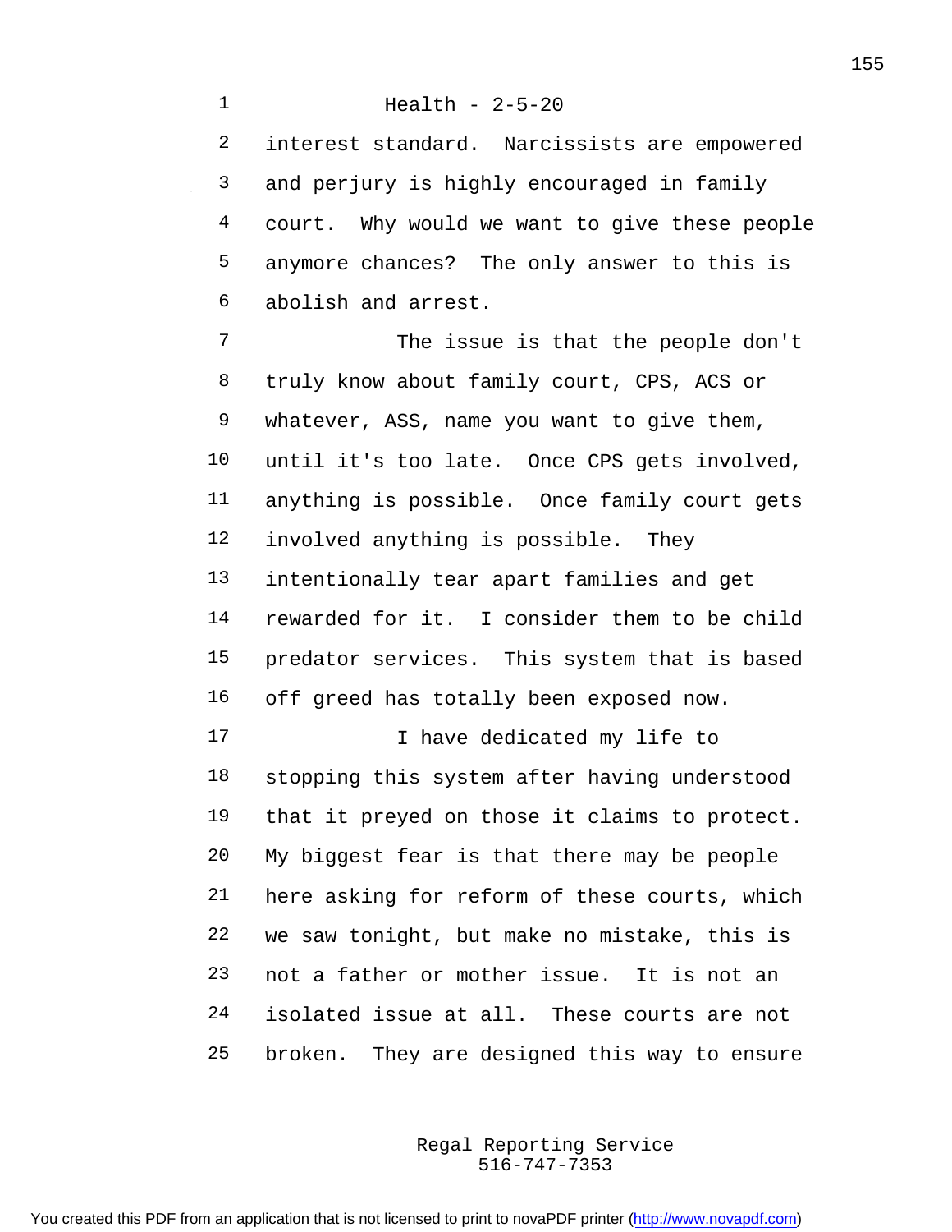interest standard. Narcissists are empowered and perjury is highly encouraged in family court. Why would we want to give these people anymore chances? The only answer to this is abolish and arrest.

The issue is that the people don't truly know about family court, CPS, ACS or whatever, ASS, name you want to give them, until it's too late. Once CPS gets involved, anything is possible. Once family court gets involved anything is possible. They intentionally tear apart families and get rewarded for it. I consider them to be child predator services. This system that is based off greed has totally been exposed now.

I have dedicated my life to stopping this system after having understood that it preyed on those it claims to protect. My biggest fear is that there may be people here asking for reform of these courts, which we saw tonight, but make no mistake, this is not a father or mother issue. It is not an isolated issue at all. These courts are not broken. They are designed this way to ensure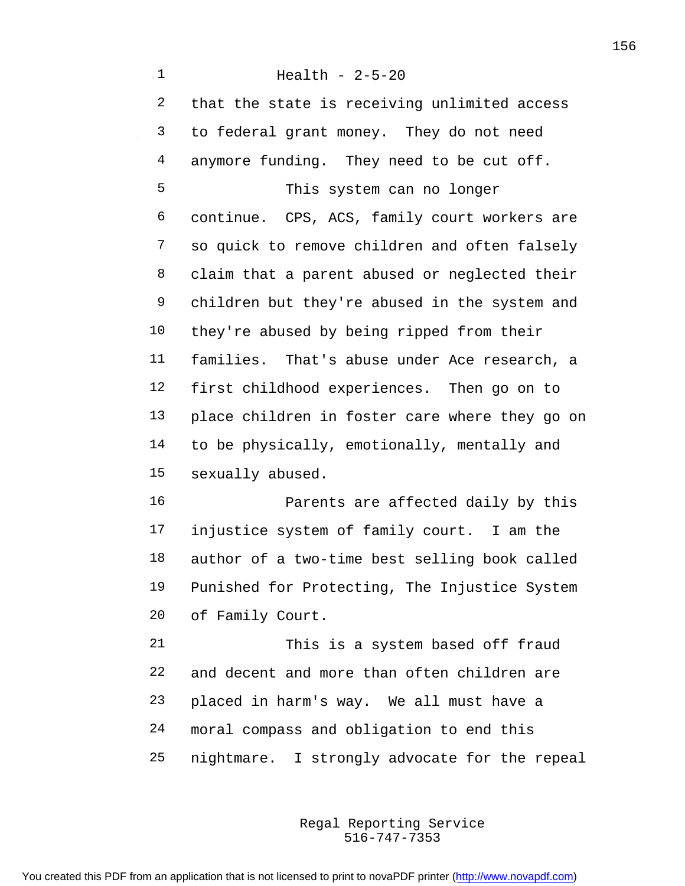that the state is receiving unlimited access to federal grant money. They do not need anymore funding. They need to be cut off.

This system can no longer continue. CPS, ACS, family court workers are so quick to remove children and often falsely claim that a parent abused or neglected their children but they're abused in the system and they're abused by being ripped from their families. That's abuse under Ace research, a first childhood experiences. Then go on to place children in foster care where they go on to be physically, emotionally, mentally and sexually abused.

Parents are affected daily by this injustice system of family court. I am the author of a two-time best selling book called Punished for Protecting, The Injustice System of Family Court.

This is a system based off fraud and decent and more than often children are placed in harm's way. We all must have a moral compass and obligation to end this nightmare. I strongly advocate for the repeal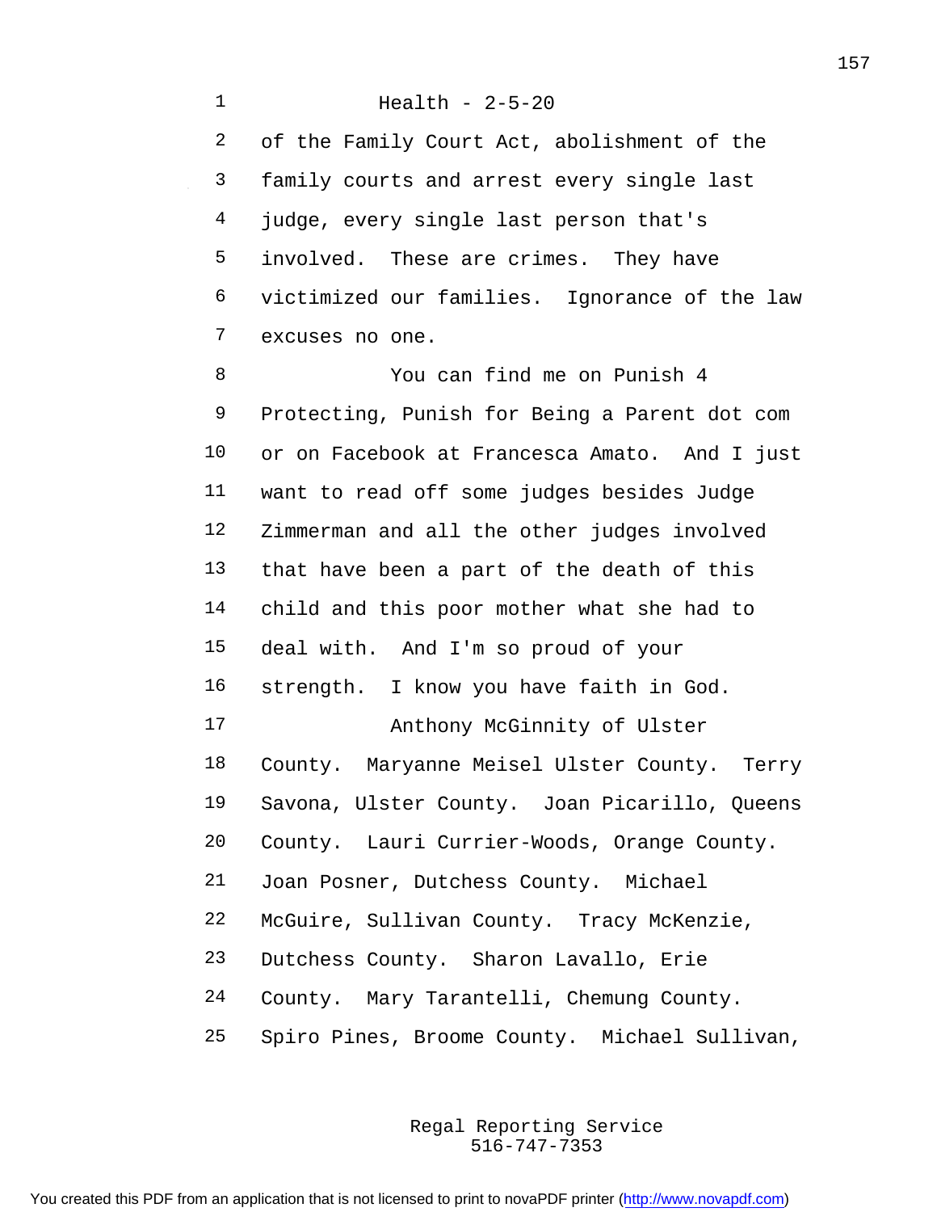of the Family Court Act, abolishment of the family courts and arrest every single last judge, every single last person that's involved. These are crimes. They have victimized our families. Ignorance of the law excuses no one.

You can find me on Punish 4 Protecting, Punish for Being a Parent dot com or on Facebook at Francesca Amato. And I just want to read off some judges besides Judge Zimmerman and all the other judges involved that have been a part of the death of this child and this poor mother what she had to deal with. And I'm so proud of your strength. I know you have faith in God.

Anthony McGinnity of Ulster County. Maryanne Meisel Ulster County. Terry Savona, Ulster County. Joan Picarillo, Queens County. Lauri Currier-Woods, Orange County. Joan Posner, Dutchess County. Michael McGuire, Sullivan County. Tracy McKenzie, Dutchess County. Sharon Lavallo, Erie County. Mary Tarantelli, Chemung County. Spiro Pines, Broome County. Michael Sullivan,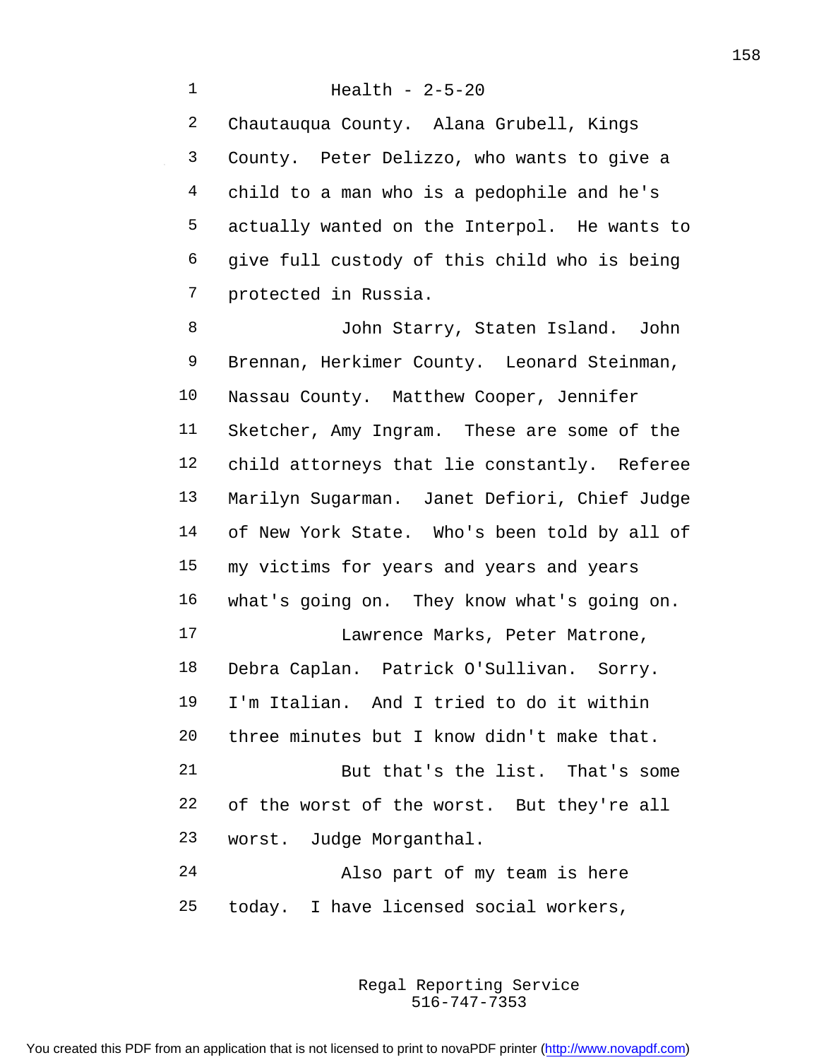Health - 2-5-20

Chautauqua County. Alana Grubell, Kings County. Peter Delizzo, who wants to give a child to a man who is a pedophile and he's actually wanted on the Interpol. He wants to give full custody of this child who is being protected in Russia.

John Starry, Staten Island. John Brennan, Herkimer County. Leonard Steinman, Nassau County. Matthew Cooper, Jennifer Sketcher, Amy Ingram. These are some of the child attorneys that lie constantly. Referee Marilyn Sugarman. Janet Defiori, Chief Judge of New York State. Who's been told by all of my victims for years and years and years what's going on. They know what's going on.

Lawrence Marks, Peter Matrone, Debra Caplan. Patrick O'Sullivan. Sorry. I'm Italian. And I tried to do it within three minutes but I know didn't make that.

But that's the list. That's some of the worst of the worst. But they're all worst. Judge Morganthal.

Also part of my team is here today. I have licensed social workers,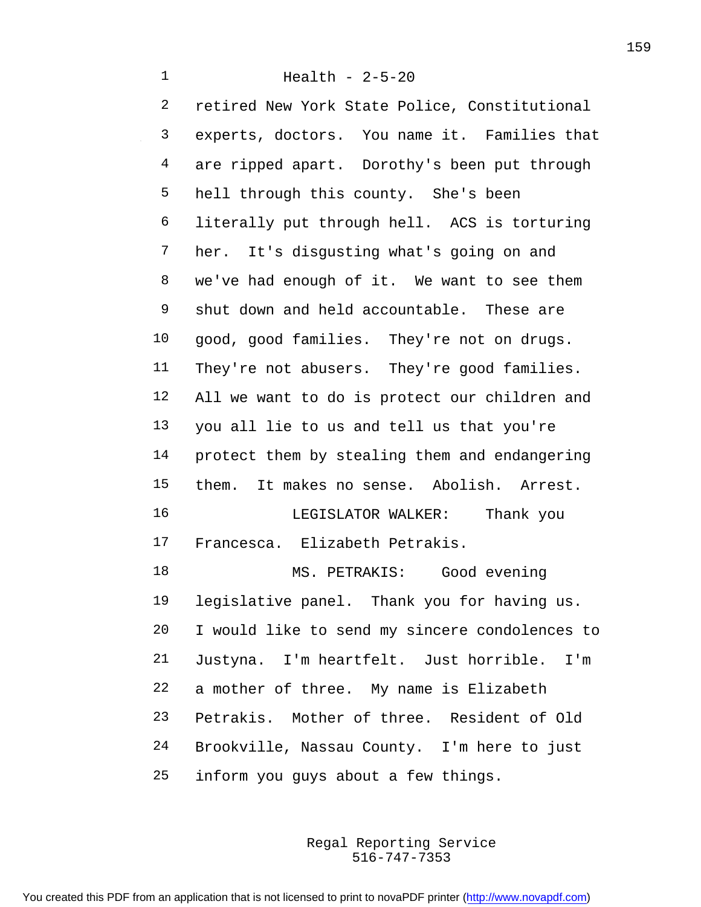retired New York State Police, Constitutional experts, doctors. You name it. Families that are ripped apart. Dorothy's been put through hell through this county. She's been literally put through hell. ACS is torturing her. It's disgusting what's going on and we've had enough of it. We want to see them shut down and held accountable. These are good, good families. They're not on drugs. They're not abusers. They're good families. All we want to do is protect our children and you all lie to us and tell us that you're protect them by stealing them and endangering them. It makes no sense. Abolish. Arrest.

LEGISLATOR WALKER: Thank you Francesca. Elizabeth Petrakis.

MS. PETRAKIS: Good evening legislative panel. Thank you for having us. I would like to send my sincere condolences to Justyna. I'm heartfelt. Just horrible. I'm a mother of three. My name is Elizabeth Petrakis. Mother of three. Resident of Old Brookville, Nassau County. I'm here to just inform you guys about a few things.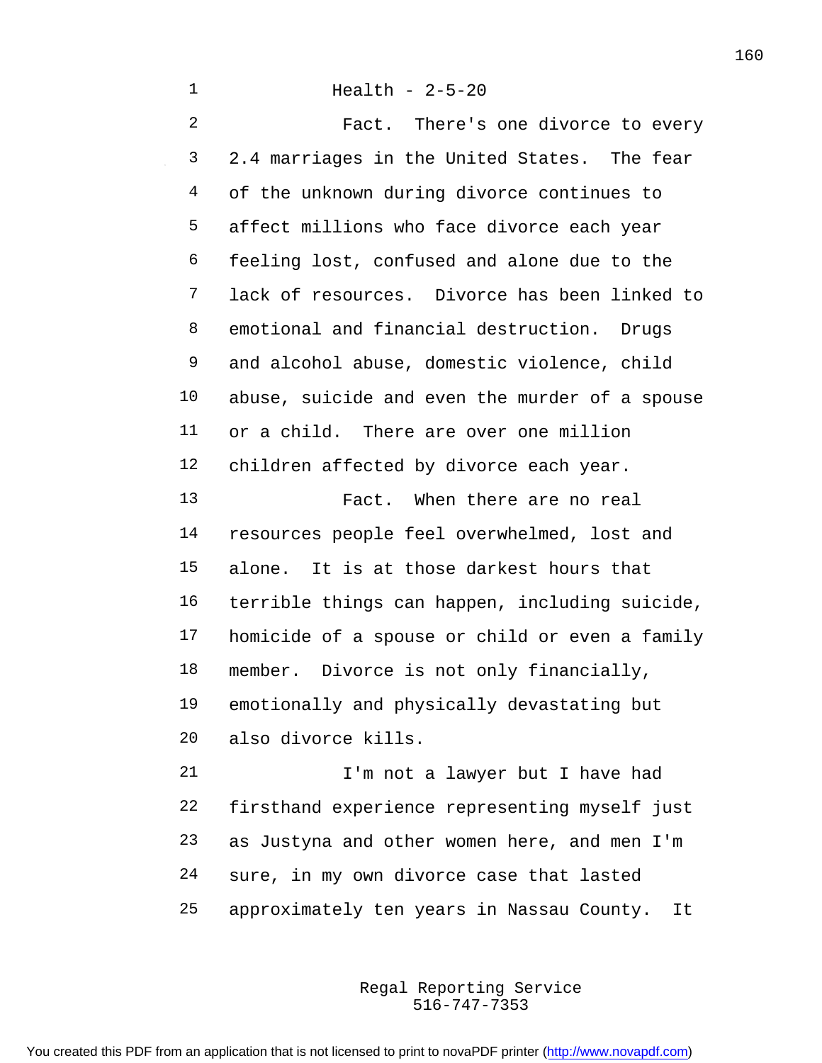Health - 2-5-20

Fact. There's one divorce to every 2.4 marriages in the United States. The fear of the unknown during divorce continues to affect millions who face divorce each year feeling lost, confused and alone due to the lack of resources. Divorce has been linked to emotional and financial destruction. Drugs and alcohol abuse, domestic violence, child abuse, suicide and even the murder of a spouse or a child. There are over one million children affected by divorce each year.

Fact. When there are no real resources people feel overwhelmed, lost and alone. It is at those darkest hours that terrible things can happen, including suicide, homicide of a spouse or child or even a family member. Divorce is not only financially, emotionally and physically devastating but also divorce kills.

I'm not a lawyer but I have had firsthand experience representing myself just as Justyna and other women here, and men I'm sure, in my own divorce case that lasted approximately ten years in Nassau County. It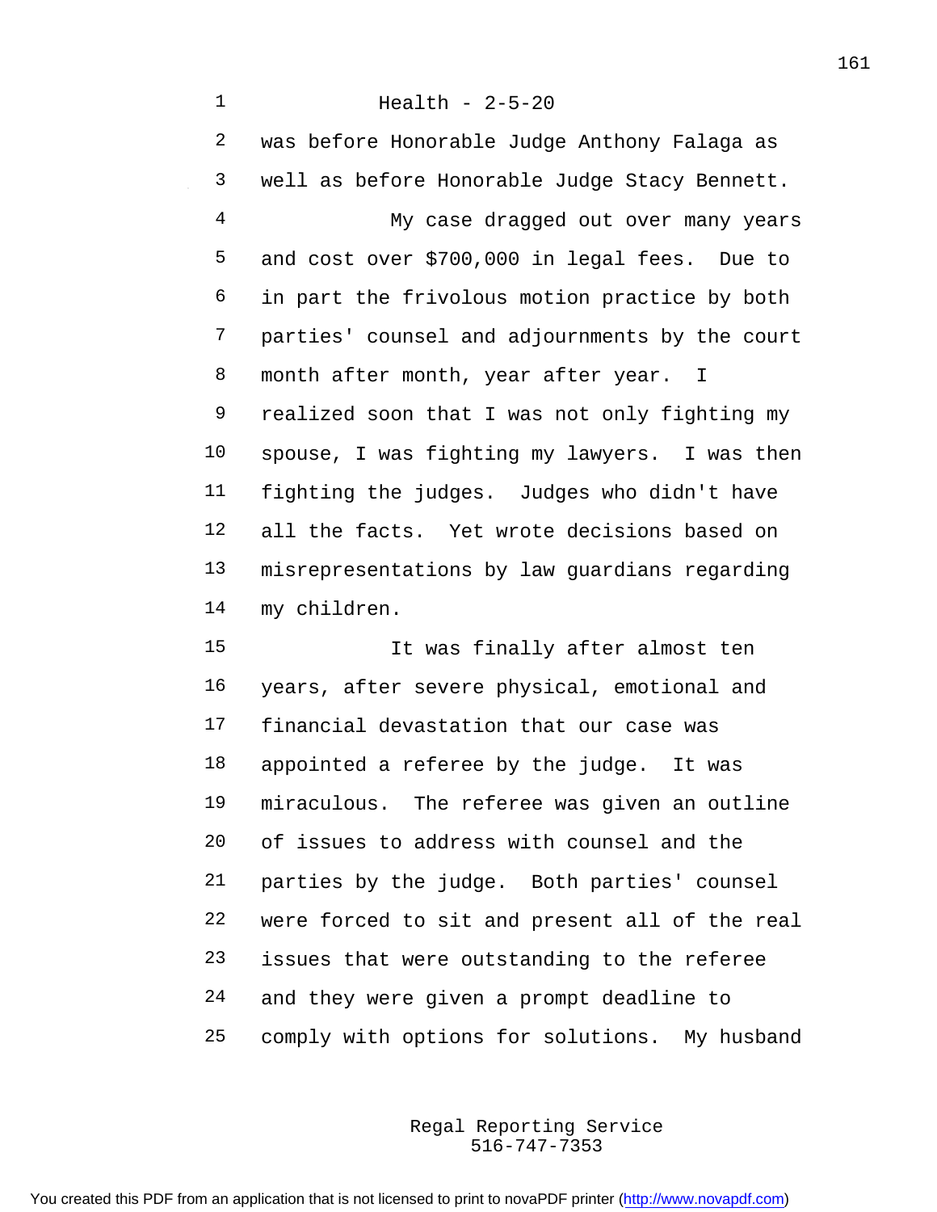Health - 2-5-20

was before Honorable Judge Anthony Falaga as well as before Honorable Judge Stacy Bennett.

My case dragged out over many years and cost over $700,000 in legal fees. Due to in part the frivolous motion practice by both parties' counsel and adjournments by the court month after month, year after year. I realized soon that I was not only fighting my spouse, I was fighting my lawyers. I was then fighting the judges. Judges who didn't have all the facts. Yet wrote decisions based on misrepresentations by law guardians regarding my children.

It was finally after almost ten years, after severe physical, emotional and financial devastation that our case was appointed a referee by the judge. It was miraculous. The referee was given an outline of issues to address with counsel and the parties by the judge. Both parties' counsel were forced to sit and present all of the real issues that were outstanding to the referee and they were given a prompt deadline to comply with options for solutions. My husband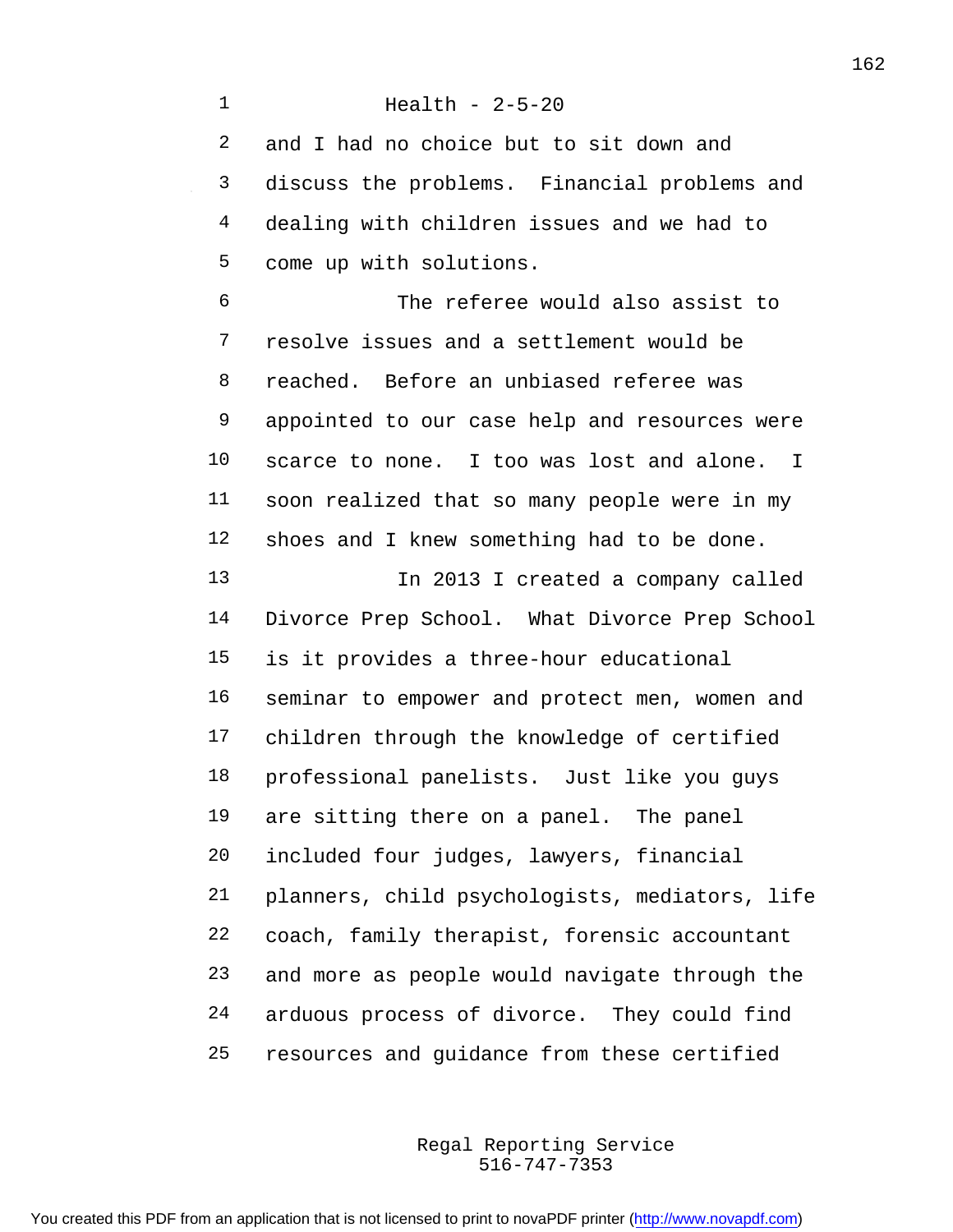and I had no choice but to sit down and discuss the problems. Financial problems and dealing with children issues and we had to come up with solutions.

The referee would also assist to resolve issues and a settlement would be reached. Before an unbiased referee was appointed to our case help and resources were scarce to none. I too was lost and alone. I soon realized that so many people were in my shoes and I knew something had to be done.

In 2013 I created a company called Divorce Prep School. What Divorce Prep School is it provides a three-hour educational seminar to empower and protect men, women and children through the knowledge of certified professional panelists. Just like you guys are sitting there on a panel. The panel included four judges, lawyers, financial planners, child psychologists, mediators, life coach, family therapist, forensic accountant and more as people would navigate through the arduous process of divorce. They could find resources and guidance from these certified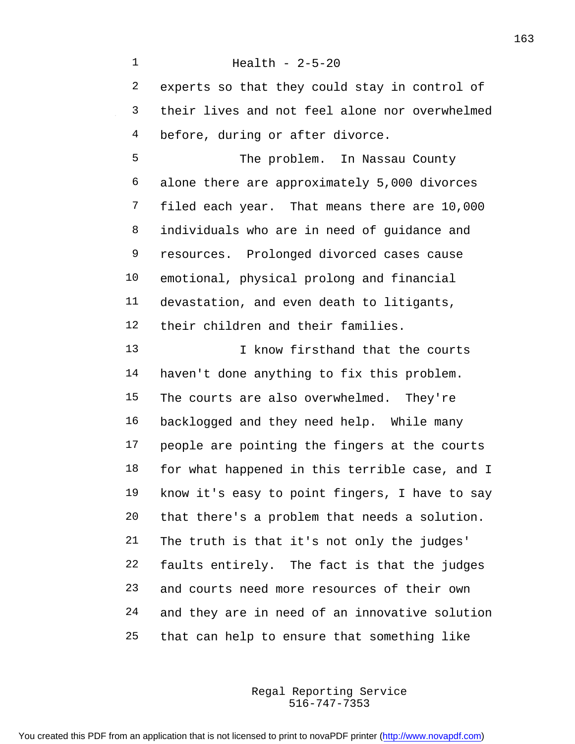Health - 2-5-20

experts so that they could stay in control of their lives and not feel alone nor overwhelmed before, during or after divorce.

The problem. In Nassau County alone there are approximately 5,000 divorces filed each year. That means there are 10,000 individuals who are in need of guidance and resources. Prolonged divorced cases cause emotional, physical prolong and financial devastation, and even death to litigants, their children and their families.

I know firsthand that the courts haven't done anything to fix this problem. The courts are also overwhelmed. They're backlogged and they need help. While many people are pointing the fingers at the courts for what happened in this terrible case, and I know it's easy to point fingers, I have to say that there's a problem that needs a solution. The truth is that it's not only the judges' faults entirely. The fact is that the judges and courts need more resources of their own and they are in need of an innovative solution that can help to ensure that something like

Regal Reporting Service
516-747-7353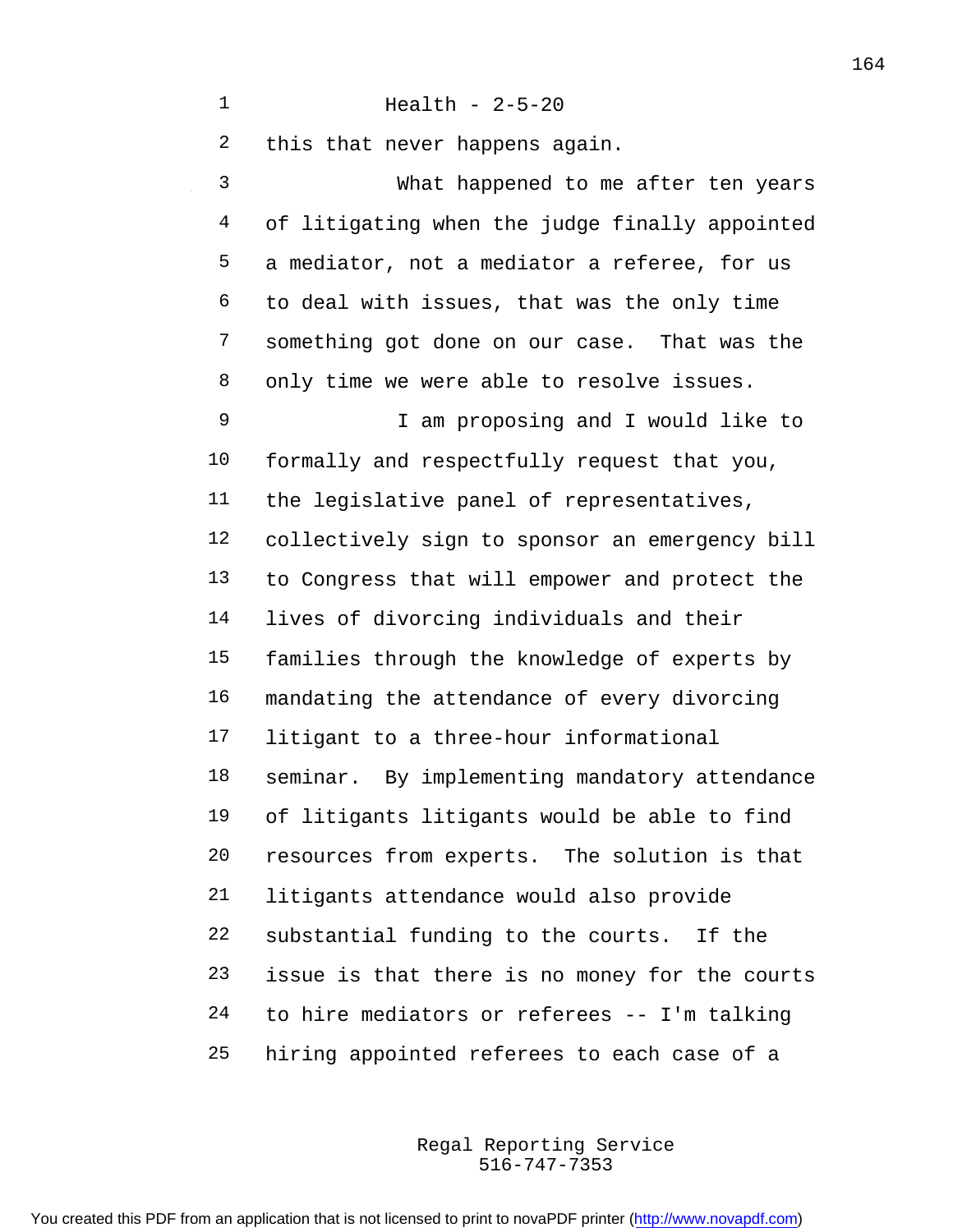this that never happens again.

What happened to me after ten years of litigating when the judge finally appointed a mediator, not a mediator a referee, for us to deal with issues, that was the only time something got done on our case. That was the only time we were able to resolve issues.

I am proposing and I would like to formally and respectfully request that you, the legislative panel of representatives, collectively sign to sponsor an emergency bill to Congress that will empower and protect the lives of divorcing individuals and their families through the knowledge of experts by mandating the attendance of every divorcing litigant to a three-hour informational seminar. By implementing mandatory attendance of litigants litigants would be able to find resources from experts. The solution is that litigants attendance would also provide substantial funding to the courts. If the issue is that there is no money for the courts to hire mediators or referees -- I'm talking hiring appointed referees to each case of a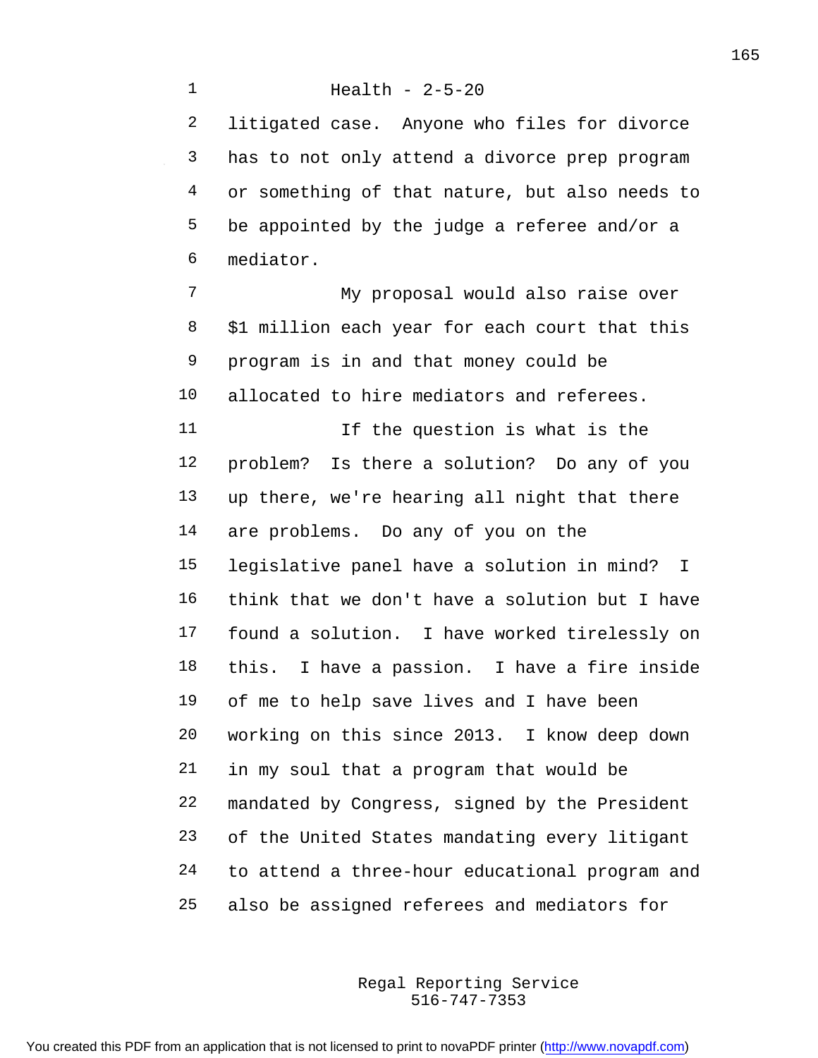litigated case. Anyone who files for divorce has to not only attend a divorce prep program or something of that nature, but also needs to be appointed by the judge a referee and/or a mediator.

My proposal would also raise over $1 million each year for each court that this program is in and that money could be allocated to hire mediators and referees.

If the question is what is the problem? Is there a solution? Do any of you up there, we're hearing all night that there are problems. Do any of you on the legislative panel have a solution in mind? I think that we don't have a solution but I have found a solution. I have worked tirelessly on this. I have a passion. I have a fire inside of me to help save lives and I have been working on this since 2013. I know deep down in my soul that a program that would be mandated by Congress, signed by the President of the United States mandating every litigant to attend a three-hour educational program and also be assigned referees and mediators for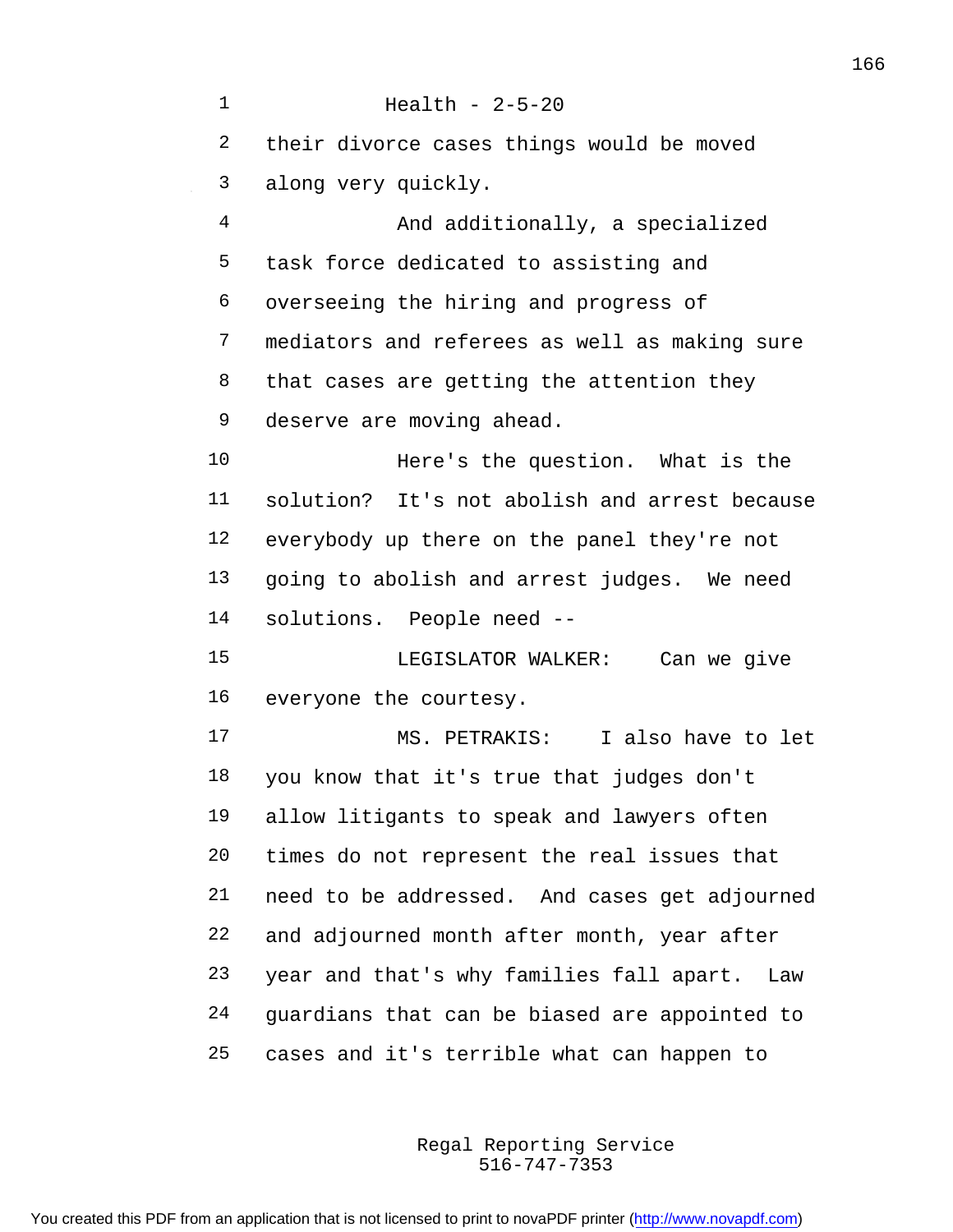their divorce cases things would be moved along very quickly.

And additionally, a specialized task force dedicated to assisting and overseeing the hiring and progress of mediators and referees as well as making sure that cases are getting the attention they deserve are moving ahead.

Here's the question. What is the solution? It's not abolish and arrest because everybody up there on the panel they're not going to abolish and arrest judges. We need solutions. People need --

LEGISLATOR WALKER: Can we give everyone the courtesy.

MS. PETRAKIS: I also have to let you know that it's true that judges don't allow litigants to speak and lawyers often times do not represent the real issues that need to be addressed. And cases get adjourned and adjourned month after month, year after year and that's why families fall apart. Law guardians that can be biased are appointed to cases and it's terrible what can happen to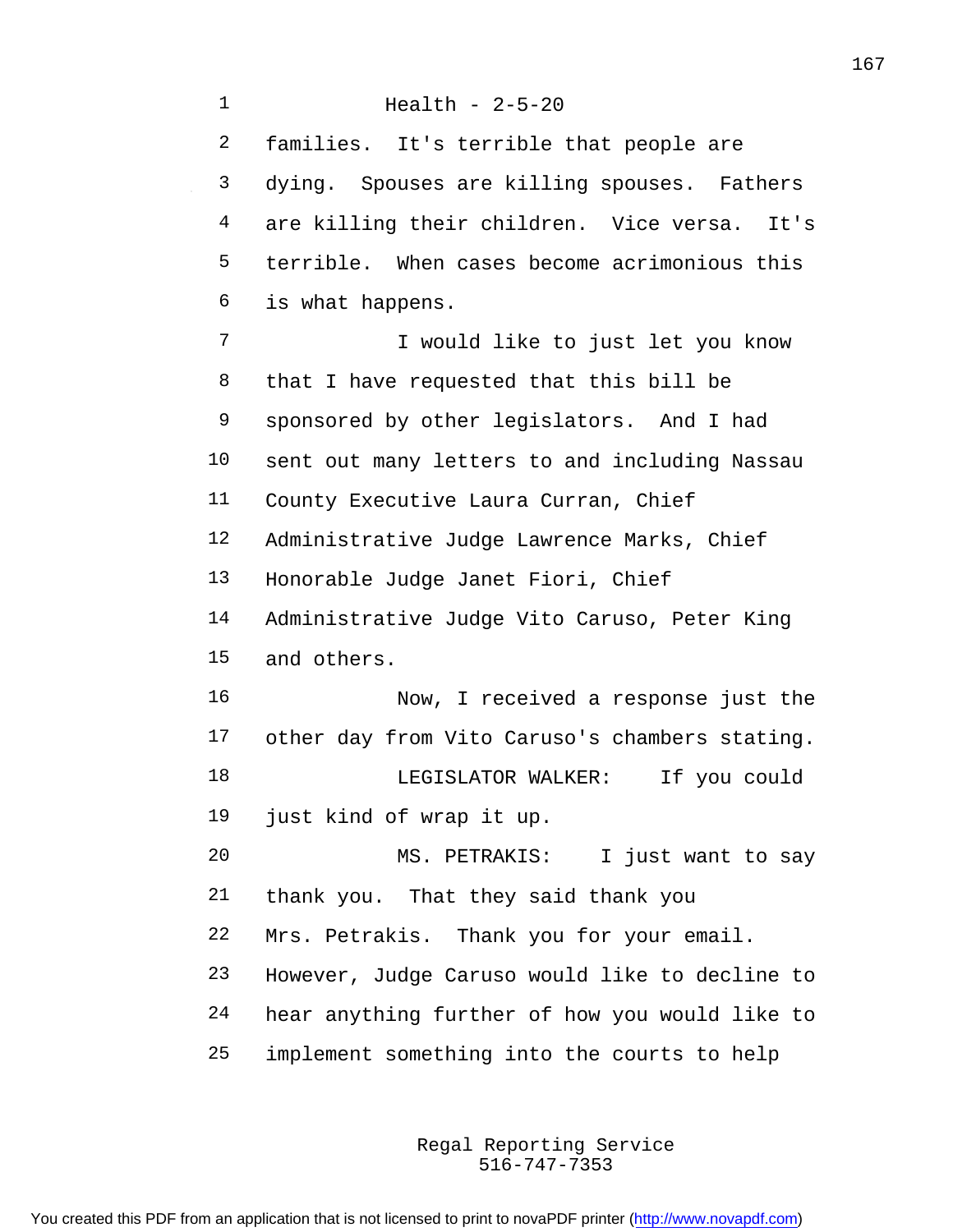families. It's terrible that people are dying. Spouses are killing spouses. Fathers are killing their children. Vice versa. It's terrible. When cases become acrimonious this is what happens.

I would like to just let you know that I have requested that this bill be sponsored by other legislators. And I had sent out many letters to and including Nassau County Executive Laura Curran, Chief Administrative Judge Lawrence Marks, Chief Honorable Judge Janet Fiori, Chief Administrative Judge Vito Caruso, Peter King and others.

Now, I received a response just the other day from Vito Caruso's chambers stating.

LEGISLATOR WALKER: If you could just kind of wrap it up.

MS. PETRAKIS: I just want to say thank you. That they said thank you Mrs. Petrakis. Thank you for your email. However, Judge Caruso would like to decline to hear anything further of how you would like to implement something into the courts to help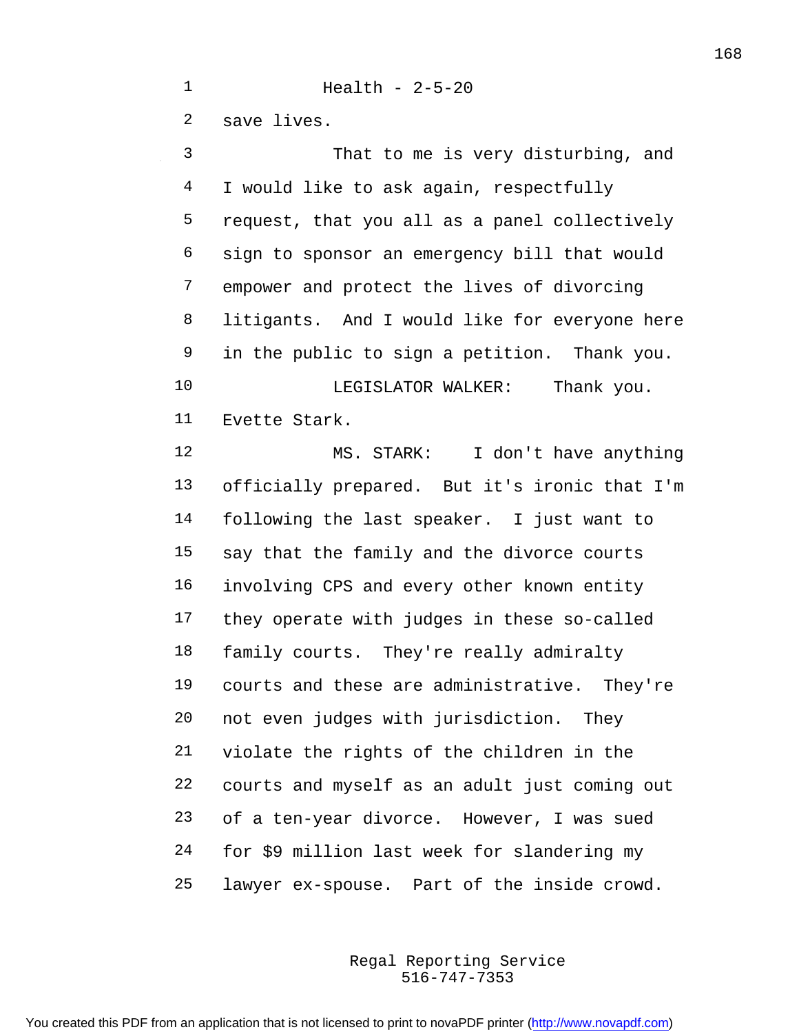save lives.

That to me is very disturbing, and I would like to ask again, respectfully request, that you all as a panel collectively sign to sponsor an emergency bill that would empower and protect the lives of divorcing litigants. And I would like for everyone here in the public to sign a petition. Thank you.

LEGISLATOR WALKER: Thank you. Evette Stark.

MS. STARK: I don't have anything officially prepared. But it's ironic that I'm following the last speaker. I just want to say that the family and the divorce courts involving CPS and every other known entity they operate with judges in these so-called family courts. They're really admiralty courts and these are administrative. They're not even judges with jurisdiction. They violate the rights of the children in the courts and myself as an adult just coming out of a ten-year divorce. However, I was sued for $9 million last week for slandering my lawyer ex-spouse. Part of the inside crowd.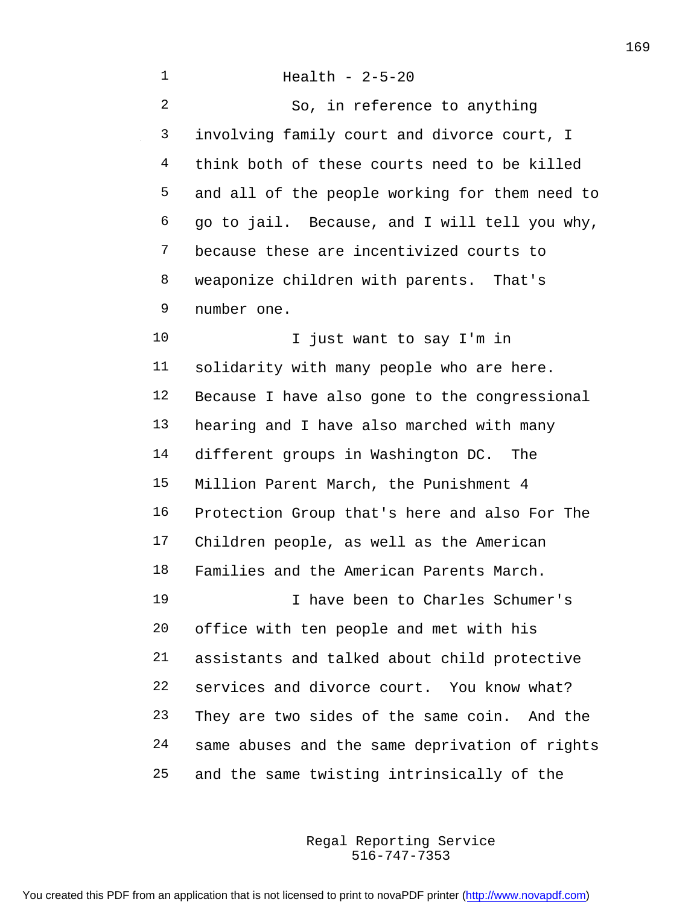Health - 2-5-20

So, in reference to anything involving family court and divorce court, I think both of these courts need to be killed and all of the people working for them need to go to jail. Because, and I will tell you why, because these are incentivized courts to weaponize children with parents. That's number one.

I just want to say I'm in solidarity with many people who are here. Because I have also gone to the congressional hearing and I have also marched with many different groups in Washington DC. The Million Parent March, the Punishment 4 Protection Group that's here and also For The Children people, as well as the American Families and the American Parents March.

I have been to Charles Schumer's office with ten people and met with his assistants and talked about child protective services and divorce court. You know what? They are two sides of the same coin. And the same abuses and the same deprivation of rights and the same twisting intrinsically of the

Regal Reporting Service
516-747-7353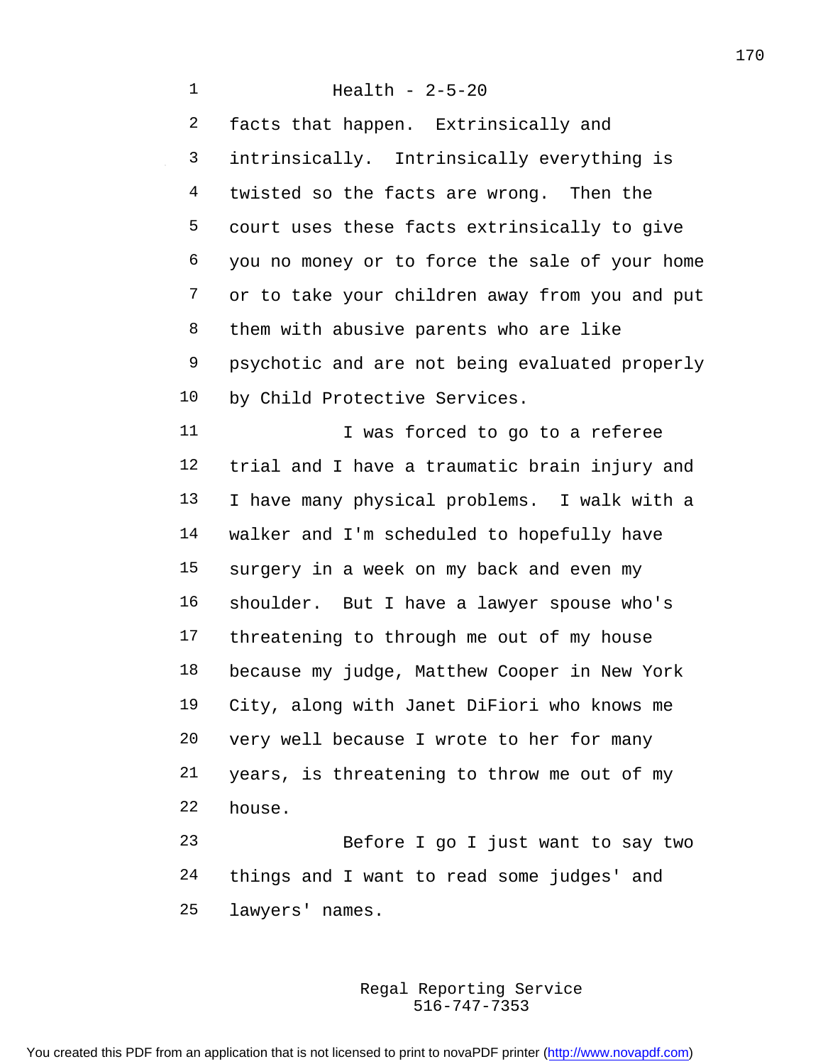Health - 2-5-20

facts that happen. Extrinsically and intrinsically. Intrinsically everything is twisted so the facts are wrong. Then the court uses these facts extrinsically to give you no money or to force the sale of your home or to take your children away from you and put them with abusive parents who are like psychotic and are not being evaluated properly by Child Protective Services.

I was forced to go to a referee trial and I have a traumatic brain injury and I have many physical problems. I walk with a walker and I'm scheduled to hopefully have surgery in a week on my back and even my shoulder. But I have a lawyer spouse who's threatening to through me out of my house because my judge, Matthew Cooper in New York City, along with Janet DiFiori who knows me very well because I wrote to her for many years, is threatening to throw me out of my house.

Before I go I just want to say two things and I want to read some judges' and lawyers' names.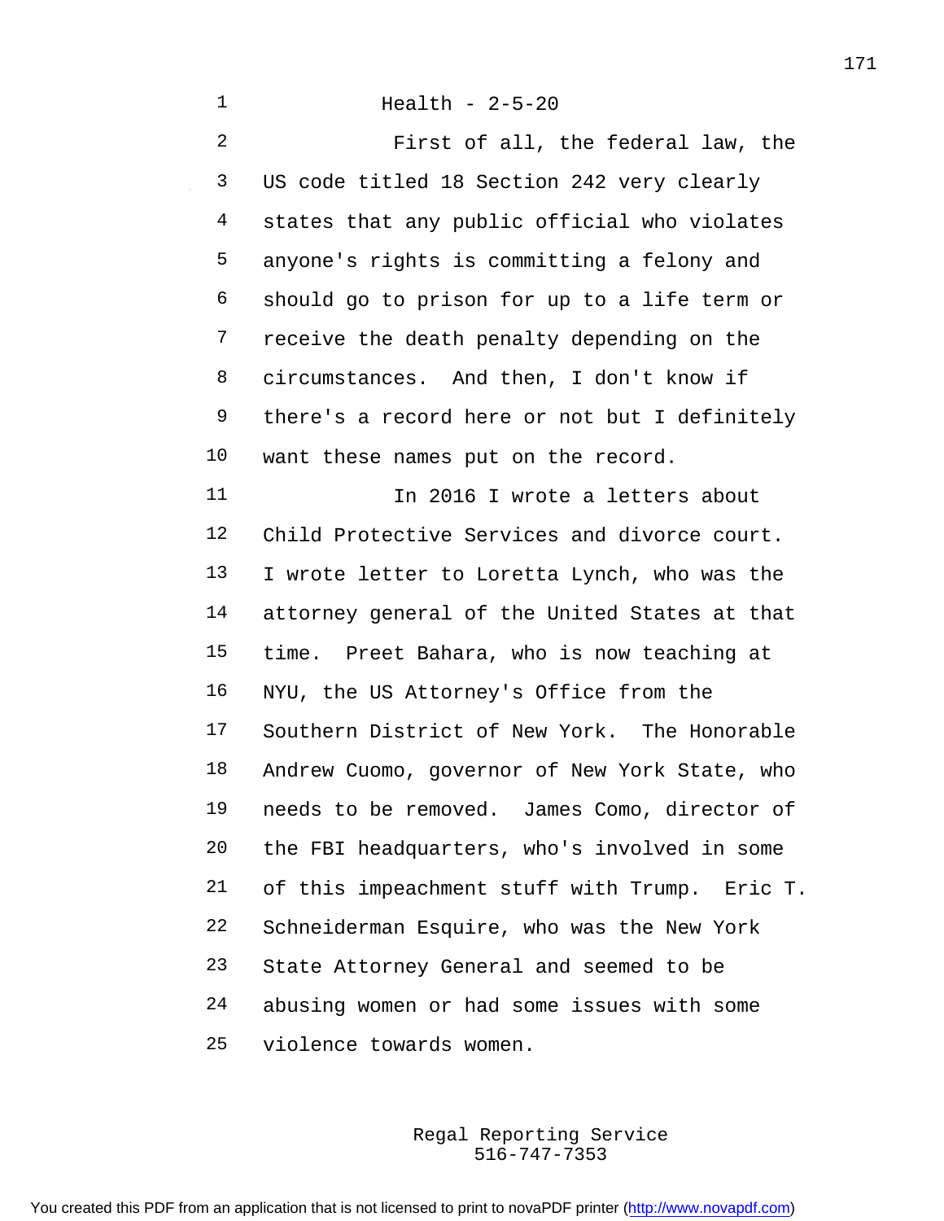Health - 2-5-20

First of all, the federal law, the US code titled 18 Section 242 very clearly states that any public official who violates anyone's rights is committing a felony and should go to prison for up to a life term or receive the death penalty depending on the circumstances. And then, I don't know if there's a record here or not but I definitely want these names put on the record.

In 2016 I wrote a letters about Child Protective Services and divorce court. I wrote letter to Loretta Lynch, who was the attorney general of the United States at that time. Preet Bahara, who is now teaching at NYU, the US Attorney's Office from the Southern District of New York. The Honorable Andrew Cuomo, governor of New York State, who needs to be removed. James Como, director of the FBI headquarters, who's involved in some of this impeachment stuff with Trump. Eric T. Schneiderman Esquire, who was the New York State Attorney General and seemed to be abusing women or had some issues with some violence towards women.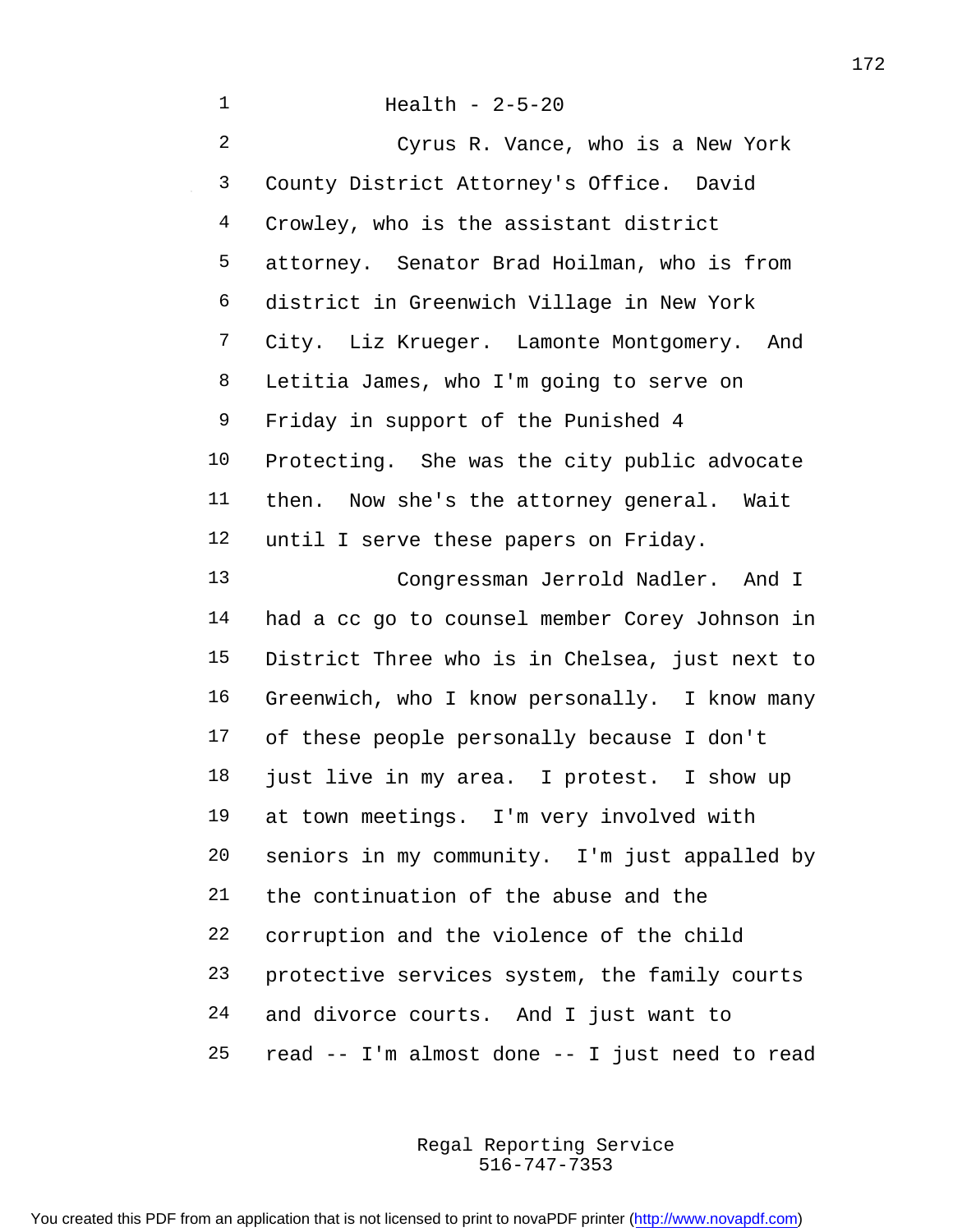Health - 2-5-20

Cyrus R. Vance, who is a New York County District Attorney's Office. David Crowley, who is the assistant district attorney. Senator Brad Hoilman, who is from district in Greenwich Village in New York City. Liz Krueger. Lamonte Montgomery. And Letitia James, who I'm going to serve on Friday in support of the Punished 4 Protecting. She was the city public advocate then. Now she's the attorney general. Wait until I serve these papers on Friday.

Congressman Jerrold Nadler. And I had a cc go to counsel member Corey Johnson in District Three who is in Chelsea, just next to Greenwich, who I know personally. I know many of these people personally because I don't just live in my area. I protest. I show up at town meetings. I'm very involved with seniors in my community. I'm just appalled by the continuation of the abuse and the corruption and the violence of the child protective services system, the family courts and divorce courts. And I just want to read -- I'm almost done -- I just need to read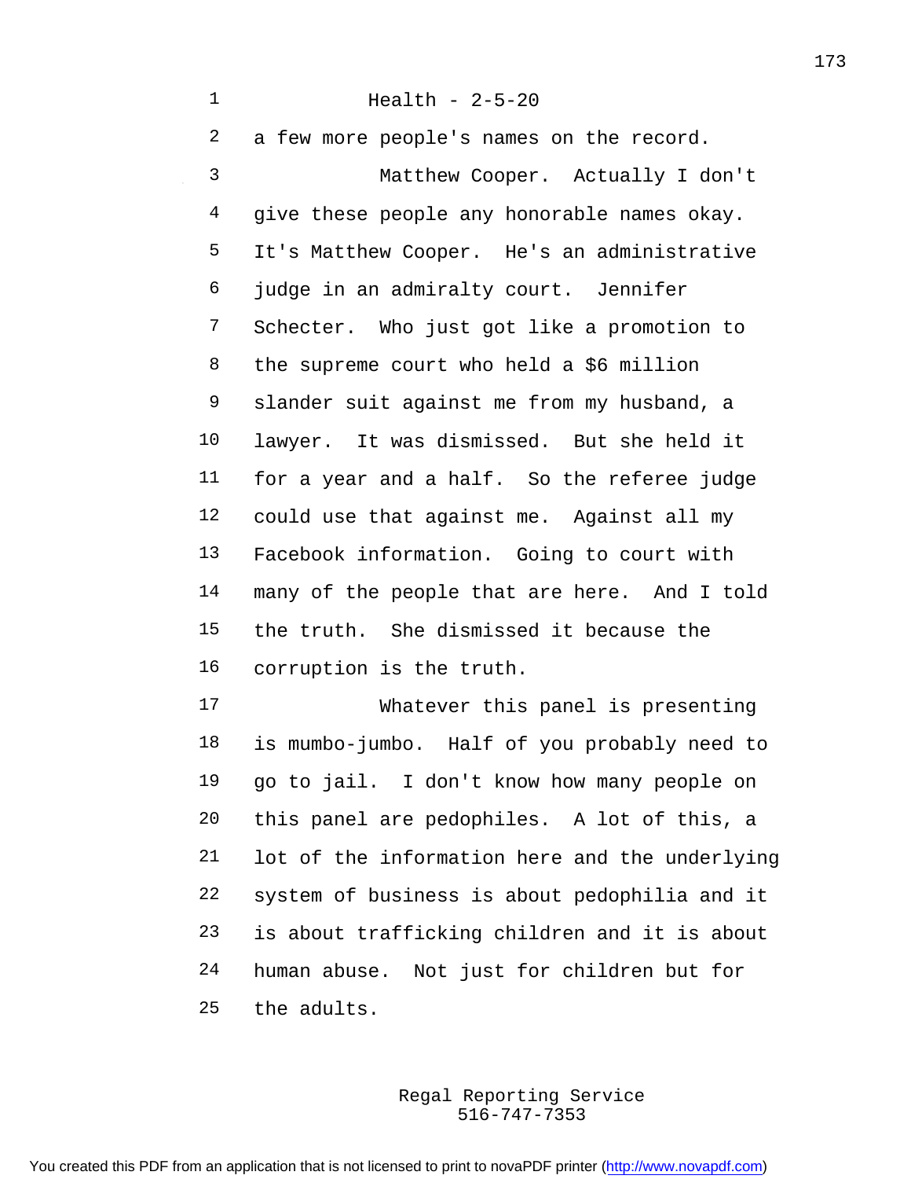Health - 2-5-20

a few more people's names on the record.

Matthew Cooper. Actually I don't give these people any honorable names okay. It's Matthew Cooper. He's an administrative judge in an admiralty court. Jennifer Schecter. Who just got like a promotion to the supreme court who held a $6 million slander suit against me from my husband, a lawyer. It was dismissed. But she held it for a year and a half. So the referee judge could use that against me. Against all my Facebook information. Going to court with many of the people that are here. And I told the truth. She dismissed it because the corruption is the truth.

Whatever this panel is presenting is mumbo-jumbo. Half of you probably need to go to jail. I don't know how many people on this panel are pedophiles. A lot of this, a lot of the information here and the underlying system of business is about pedophilia and it is about trafficking children and it is about human abuse. Not just for children but for the adults.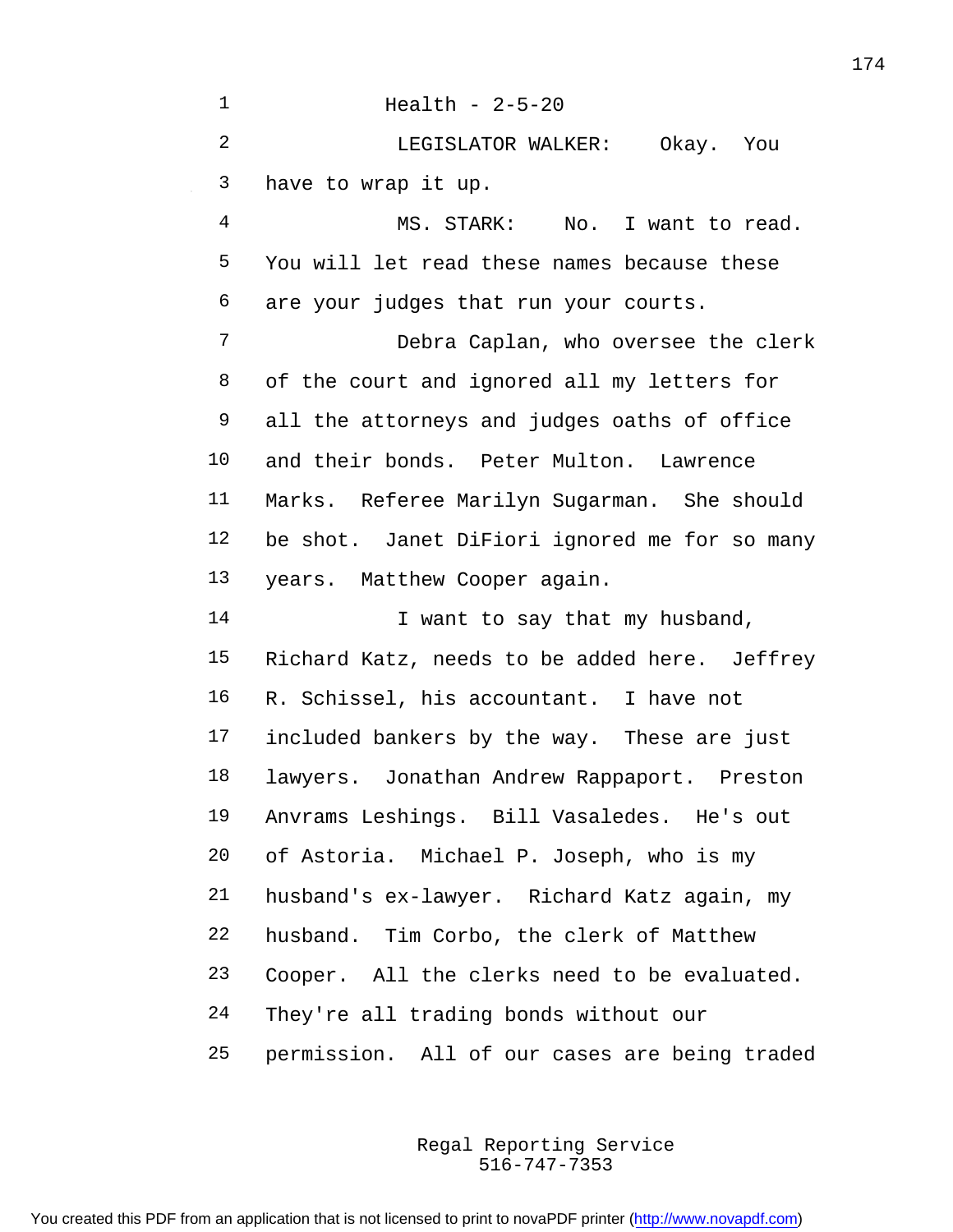Health - 2-5-20

LEGISLATOR WALKER: Okay. You have to wrap it up.

MS. STARK: No. I want to read. You will let read these names because these are your judges that run your courts.

Debra Caplan, who oversee the clerk of the court and ignored all my letters for all the attorneys and judges oaths of office and their bonds. Peter Multon. Lawrence Marks. Referee Marilyn Sugarman. She should be shot. Janet DiFiori ignored me for so many years. Matthew Cooper again.

I want to say that my husband, Richard Katz, needs to be added here. Jeffrey R. Schissel, his accountant. I have not included bankers by the way. These are just lawyers. Jonathan Andrew Rappaport. Preston Anvrams Leshings. Bill Vasaledes. He's out of Astoria. Michael P. Joseph, who is my husband's ex-lawyer. Richard Katz again, my husband. Tim Corbo, the clerk of Matthew Cooper. All the clerks need to be evaluated. They're all trading bonds without our permission. All of our cases are being traded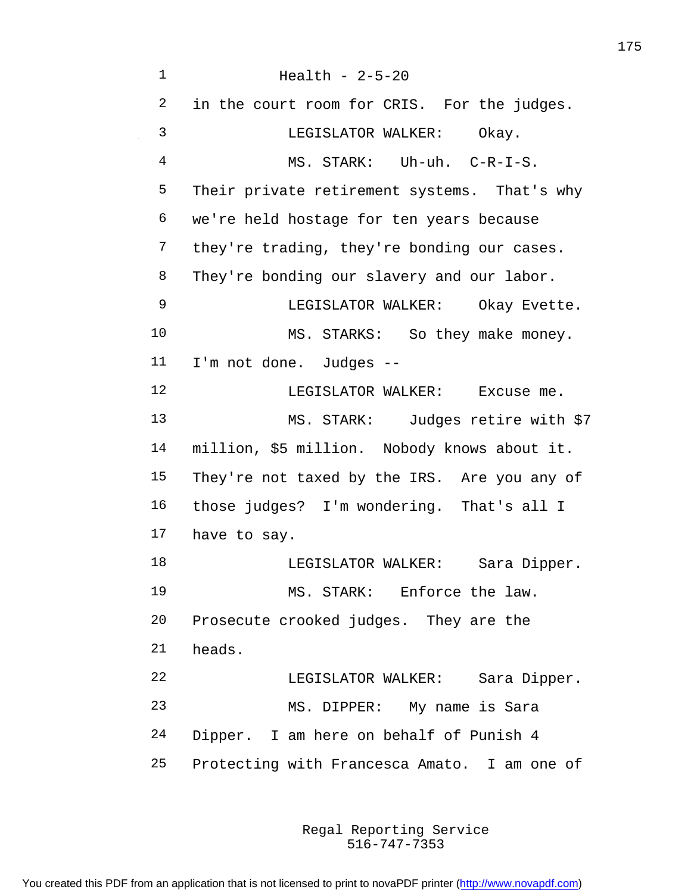in the court room for CRIS. For the judges.

LEGISLATOR WALKER: Okay.

MS. STARK: Uh-uh. C-R-I-S. Their private retirement systems. That's why we're held hostage for ten years because they're trading, they're bonding our cases. They're bonding our slavery and our labor.

LEGISLATOR WALKER: Okay Evette.

MS. STARKS: So they make money. I'm not done. Judges --

LEGISLATOR WALKER: Excuse me.

MS. STARK: Judges retire with $7 million, $5 million. Nobody knows about it. They're not taxed by the IRS. Are you any of those judges? I'm wondering. That's all I have to say.

LEGISLATOR WALKER: Sara Dipper.

MS. STARK: Enforce the law. Prosecute crooked judges. They are the heads.

LEGISLATOR WALKER: Sara Dipper.

MS. DIPPER: My name is Sara Dipper. I am here on behalf of Punish 4 Protecting with Francesca Amato. I am one of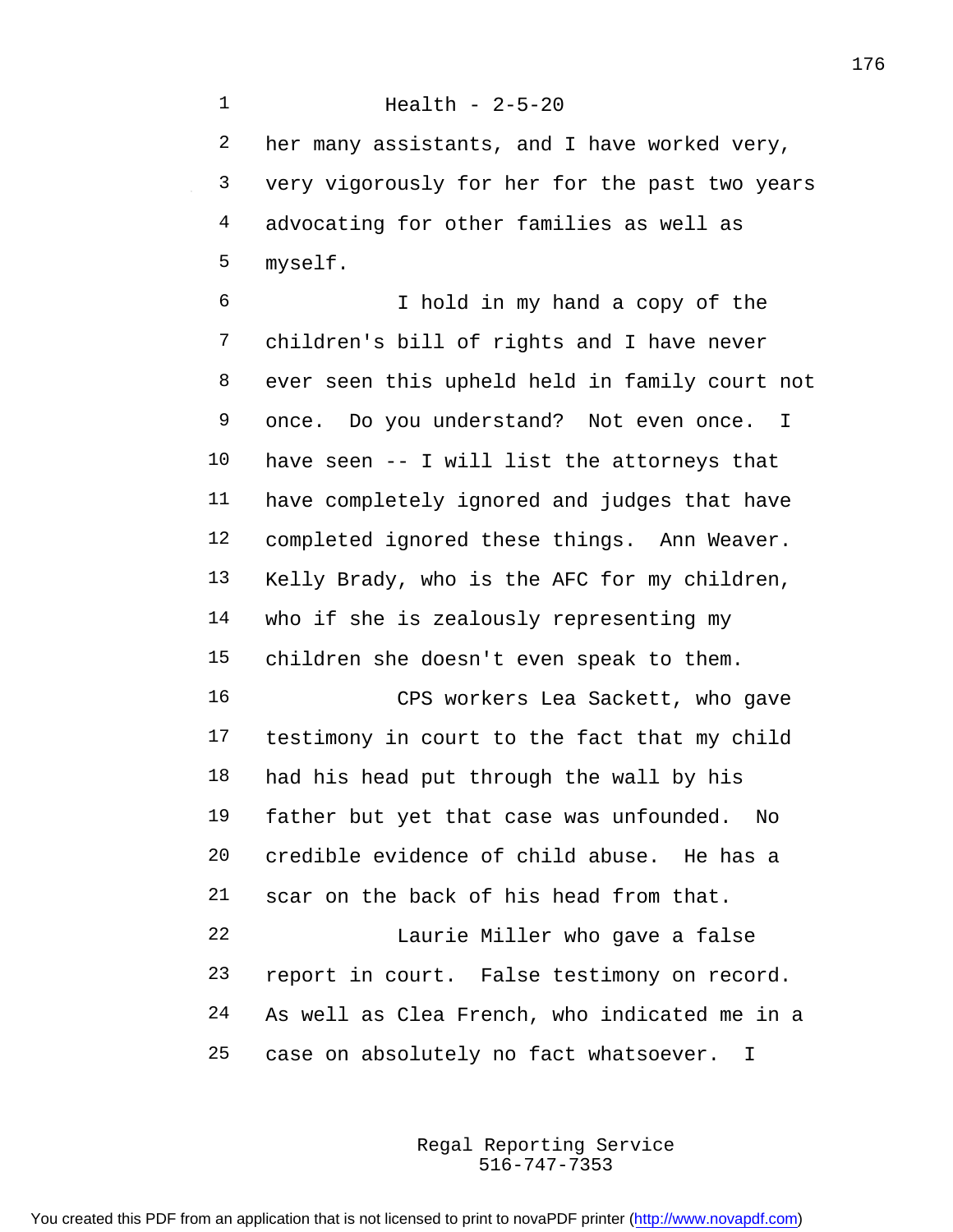Health - 2-5-20

her many assistants, and I have worked very, very vigorously for her for the past two years advocating for other families as well as myself.

I hold in my hand a copy of the children's bill of rights and I have never ever seen this upheld held in family court not once. Do you understand? Not even once. I have seen -- I will list the attorneys that have completely ignored and judges that have completed ignored these things. Ann Weaver. Kelly Brady, who is the AFC for my children, who if she is zealously representing my children she doesn't even speak to them.

CPS workers Lea Sackett, who gave testimony in court to the fact that my child had his head put through the wall by his father but yet that case was unfounded. No credible evidence of child abuse. He has a scar on the back of his head from that.

Laurie Miller who gave a false report in court. False testimony on record. As well as Clea French, who indicated me in a case on absolutely no fact whatsoever. I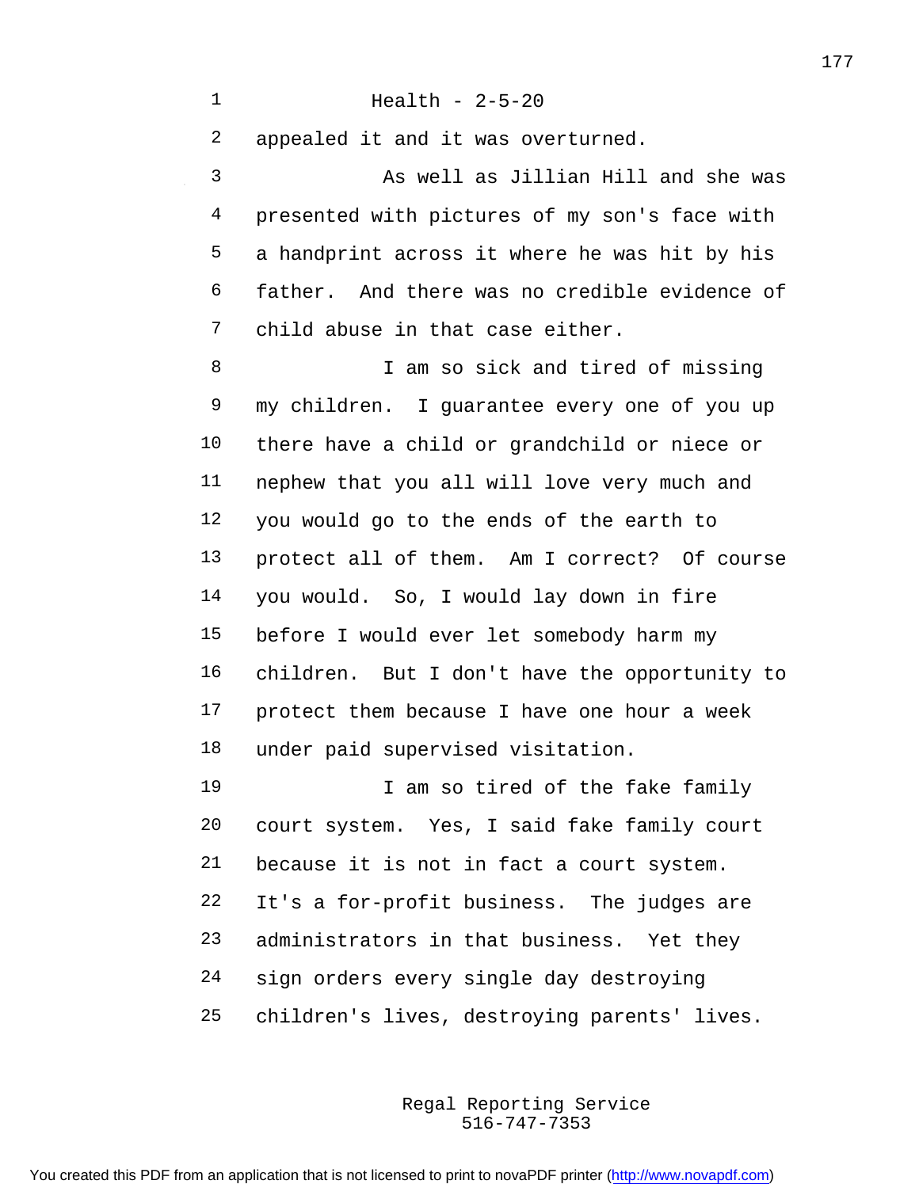Health - 2-5-20

appealed it and it was overturned.

As well as Jillian Hill and she was presented with pictures of my son's face with a handprint across it where he was hit by his father. And there was no credible evidence of child abuse in that case either.

I am so sick and tired of missing my children. I guarantee every one of you up there have a child or grandchild or niece or nephew that you all will love very much and you would go to the ends of the earth to protect all of them. Am I correct? Of course you would. So, I would lay down in fire before I would ever let somebody harm my children. But I don't have the opportunity to protect them because I have one hour a week under paid supervised visitation.

I am so tired of the fake family court system. Yes, I said fake family court because it is not in fact a court system. It's a for-profit business. The judges are administrators in that business. Yet they sign orders every single day destroying children's lives, destroying parents' lives.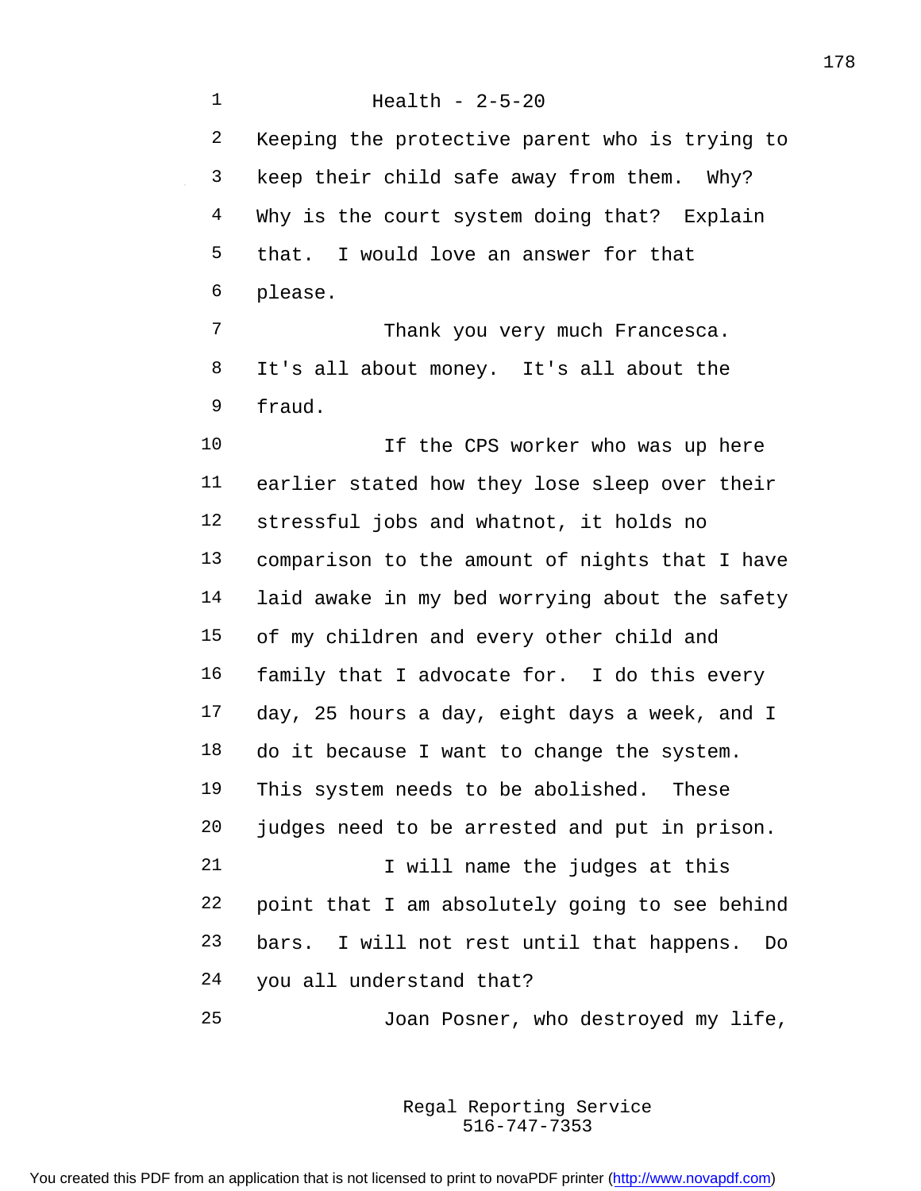Keeping the protective parent who is trying to keep their child safe away from them. Why? Why is the court system doing that? Explain that. I would love an answer for that please.

Thank you very much Francesca. It's all about money. It's all about the fraud.

If the CPS worker who was up here earlier stated how they lose sleep over their stressful jobs and whatnot, it holds no comparison to the amount of nights that I have laid awake in my bed worrying about the safety of my children and every other child and family that I advocate for. I do this every day, 25 hours a day, eight days a week, and I do it because I want to change the system. This system needs to be abolished. These judges need to be arrested and put in prison.

I will name the judges at this point that I am absolutely going to see behind bars. I will not rest until that happens. Do you all understand that?

Joan Posner, who destroyed my life,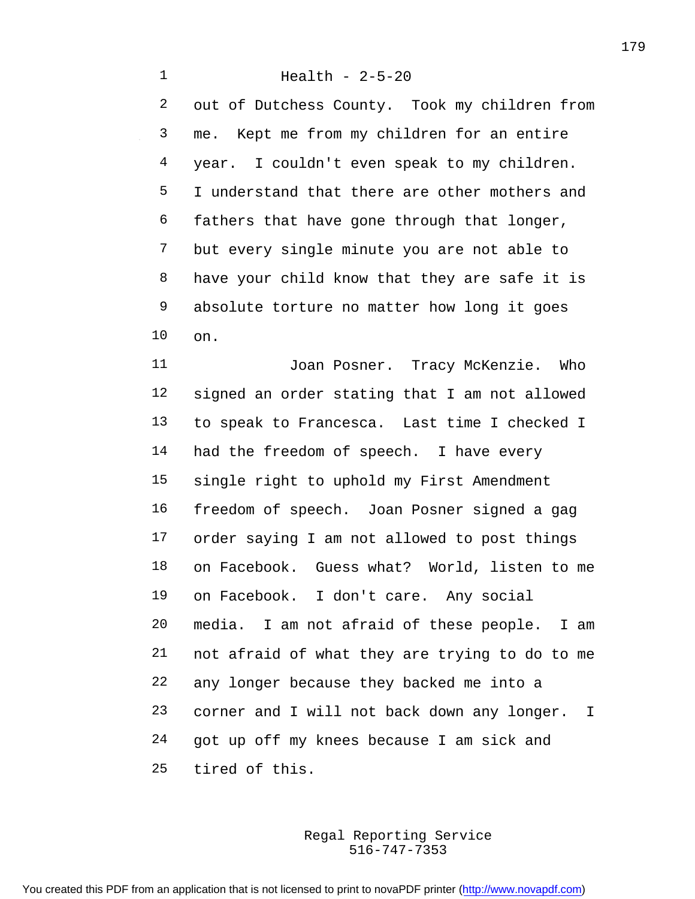out of Dutchess County. Took my children from me. Kept me from my children for an entire year. I couldn't even speak to my children. I understand that there are other mothers and fathers that have gone through that longer, but every single minute you are not able to have your child know that they are safe it is absolute torture no matter how long it goes on.

Joan Posner. Tracy McKenzie. Who signed an order stating that I am not allowed to speak to Francesca. Last time I checked I had the freedom of speech. I have every single right to uphold my First Amendment freedom of speech. Joan Posner signed a gag order saying I am not allowed to post things on Facebook. Guess what? World, listen to me on Facebook. I don't care. Any social media. I am not afraid of these people. I am not afraid of what they are trying to do to me any longer because they backed me into a corner and I will not back down any longer. I got up off my knees because I am sick and tired of this.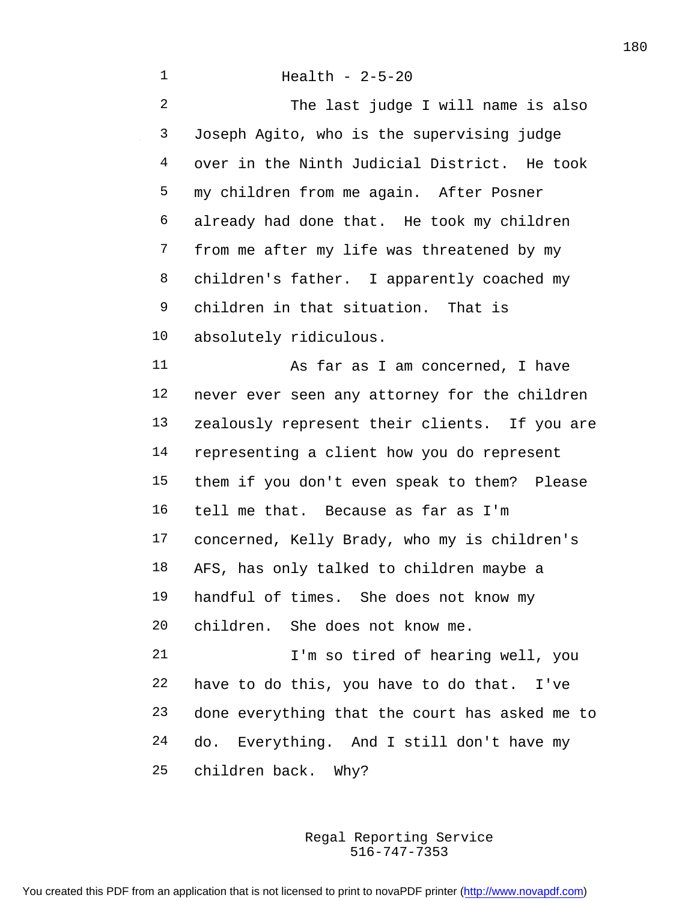Health - 2-5-20

The last judge I will name is also Joseph Agito, who is the supervising judge over in the Ninth Judicial District. He took my children from me again. After Posner already had done that. He took my children from me after my life was threatened by my children's father. I apparently coached my children in that situation. That is absolutely ridiculous.

As far as I am concerned, I have never ever seen any attorney for the children zealously represent their clients. If you are representing a client how you do represent them if you don't even speak to them? Please tell me that. Because as far as I'm concerned, Kelly Brady, who my is children's AFS, has only talked to children maybe a handful of times. She does not know my children. She does not know me.

I'm so tired of hearing well, you have to do this, you have to do that. I've done everything that the court has asked me to do. Everything. And I still don't have my children back. Why?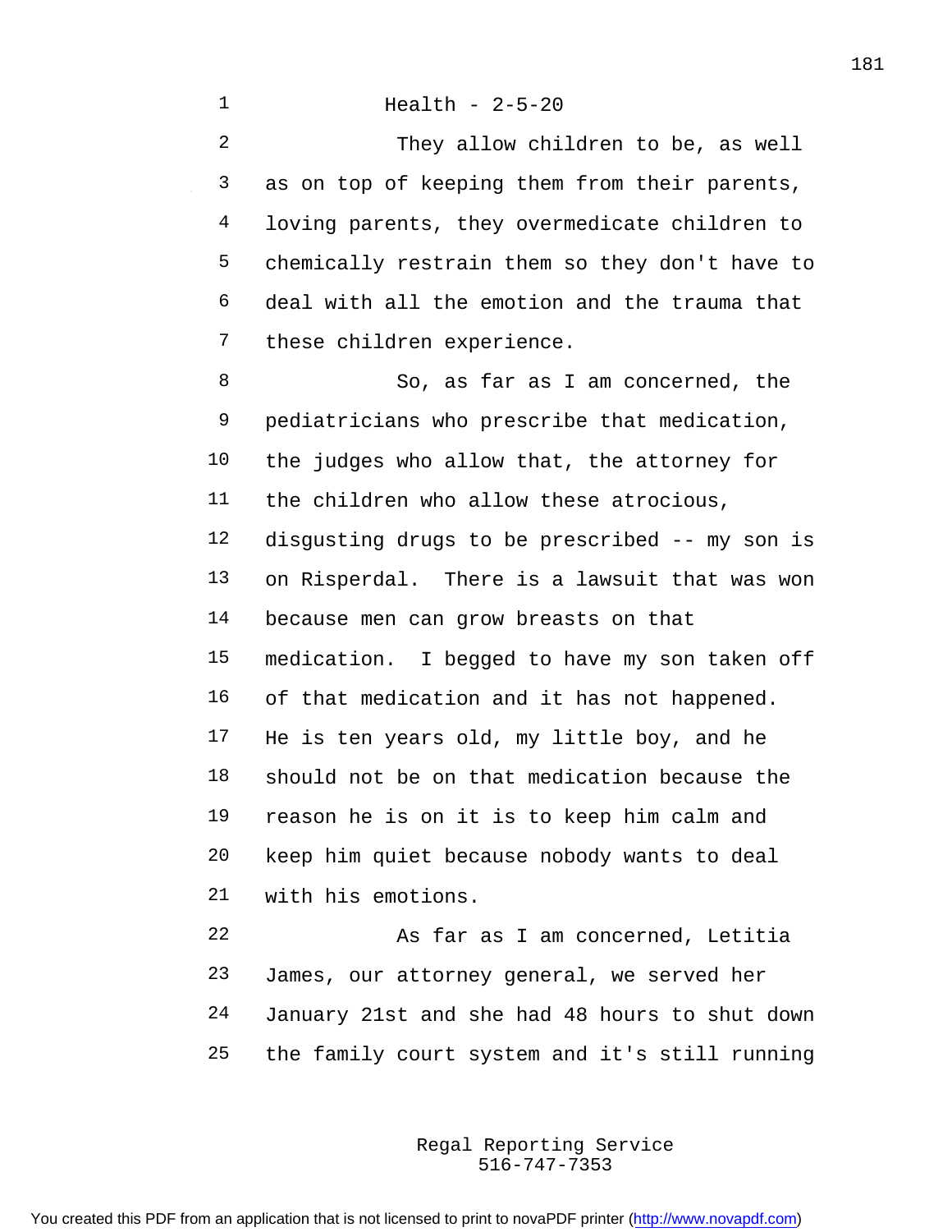Health - 2-5-20

They allow children to be, as well as on top of keeping them from their parents, loving parents, they overmedicate children to chemically restrain them so they don't have to deal with all the emotion and the trauma that these children experience.

So, as far as I am concerned, the pediatricians who prescribe that medication, the judges who allow that, the attorney for the children who allow these atrocious, disgusting drugs to be prescribed -- my son is on Risperdal. There is a lawsuit that was won because men can grow breasts on that medication. I begged to have my son taken off of that medication and it has not happened. He is ten years old, my little boy, and he should not be on that medication because the reason he is on it is to keep him calm and keep him quiet because nobody wants to deal with his emotions.

As far as I am concerned, Letitia James, our attorney general, we served her January 21st and she had 48 hours to shut down the family court system and it's still running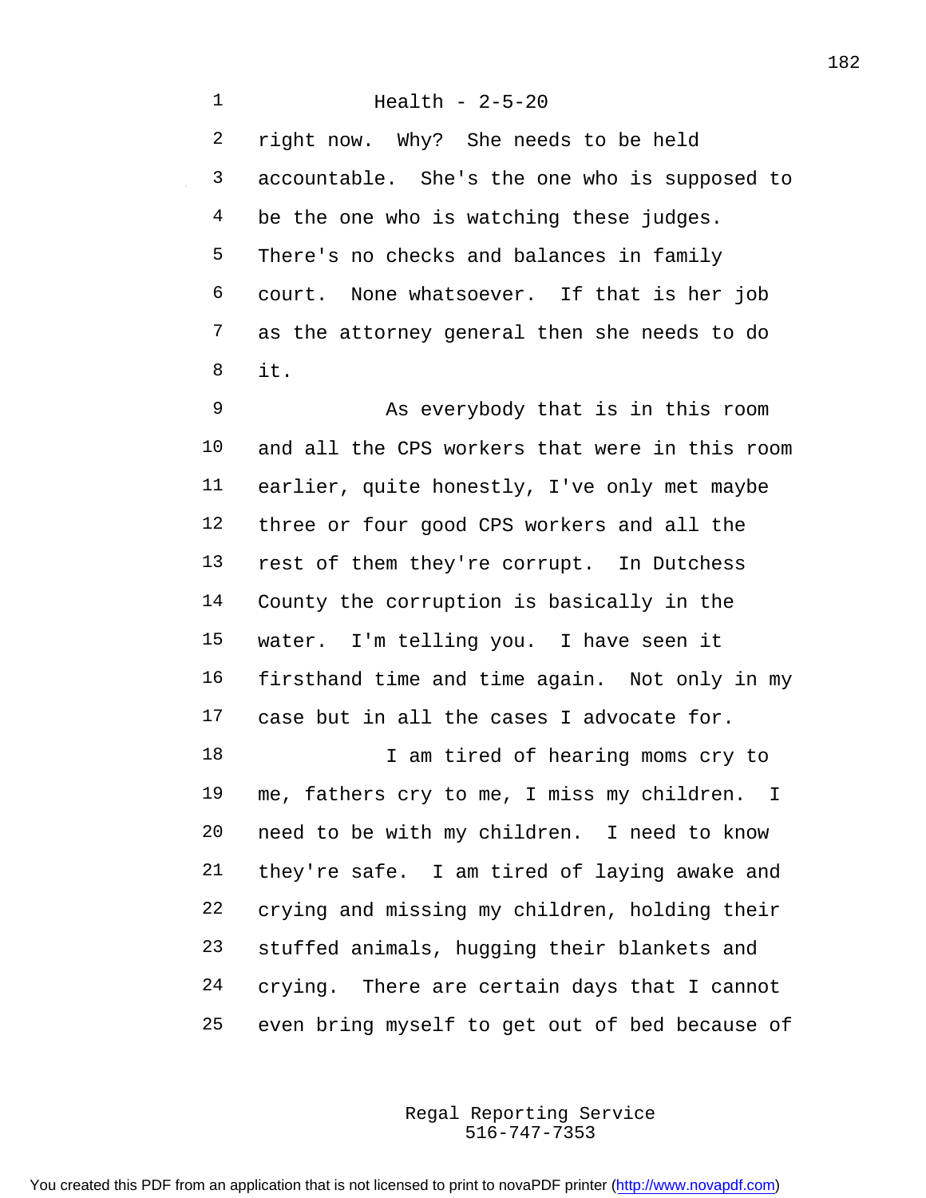right now. Why? She needs to be held accountable. She's the one who is supposed to be the one who is watching these judges. There's no checks and balances in family court. None whatsoever. If that is her job as the attorney general then she needs to do it.

As everybody that is in this room and all the CPS workers that were in this room earlier, quite honestly, I've only met maybe three or four good CPS workers and all the rest of them they're corrupt. In Dutchess County the corruption is basically in the water. I'm telling you. I have seen it firsthand time and time again. Not only in my case but in all the cases I advocate for.

I am tired of hearing moms cry to me, fathers cry to me, I miss my children. I need to be with my children. I need to know they're safe. I am tired of laying awake and crying and missing my children, holding their stuffed animals, hugging their blankets and crying. There are certain days that I cannot even bring myself to get out of bed because of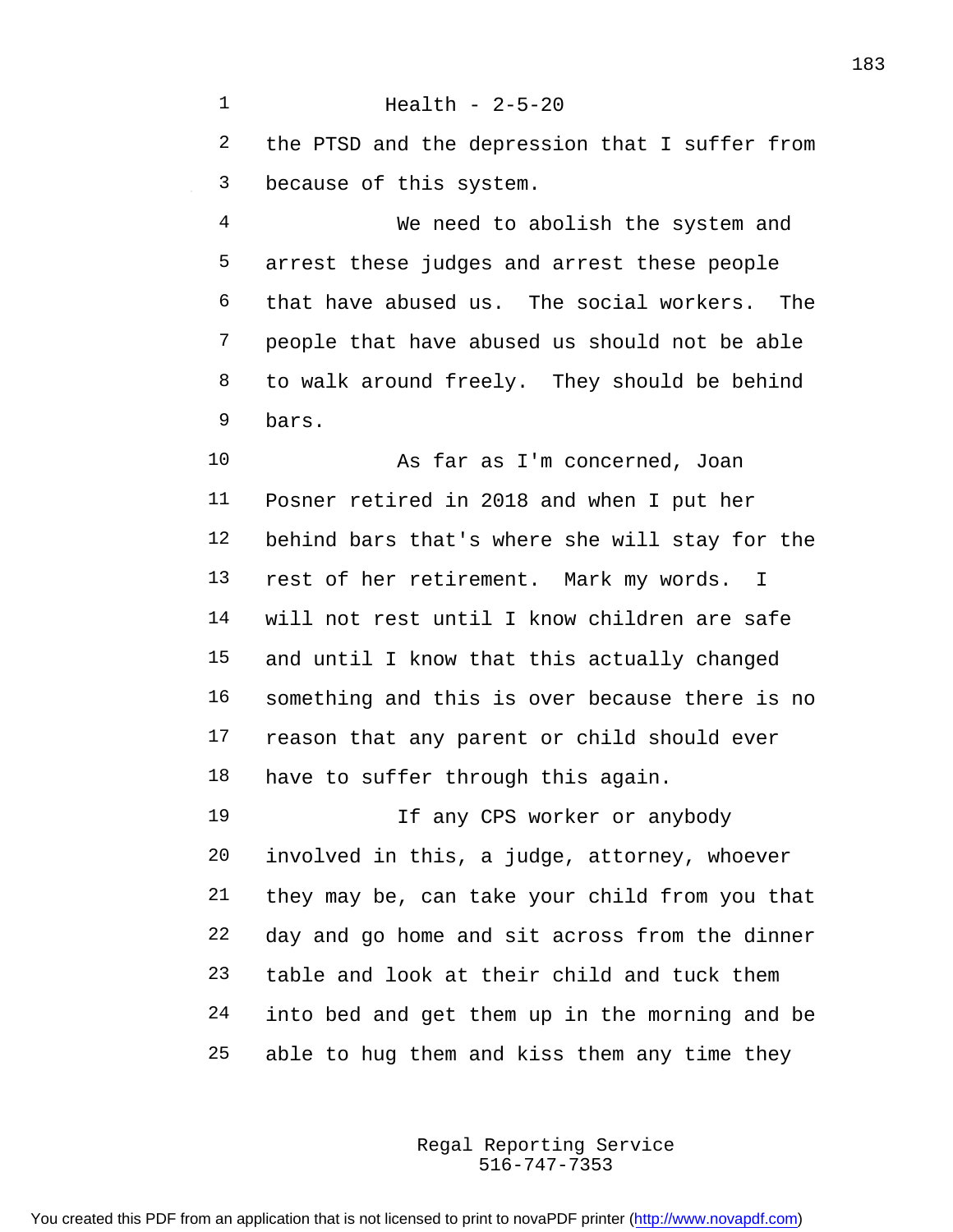the PTSD and the depression that I suffer from because of this system.

We need to abolish the system and arrest these judges and arrest these people that have abused us. The social workers. The people that have abused us should not be able to walk around freely. They should be behind bars.

As far as I'm concerned, Joan Posner retired in 2018 and when I put her behind bars that's where she will stay for the rest of her retirement. Mark my words. I will not rest until I know children are safe and until I know that this actually changed something and this is over because there is no reason that any parent or child should ever have to suffer through this again.

If any CPS worker or anybody involved in this, a judge, attorney, whoever they may be, can take your child from you that day and go home and sit across from the dinner table and look at their child and tuck them into bed and get them up in the morning and be able to hug them and kiss them any time they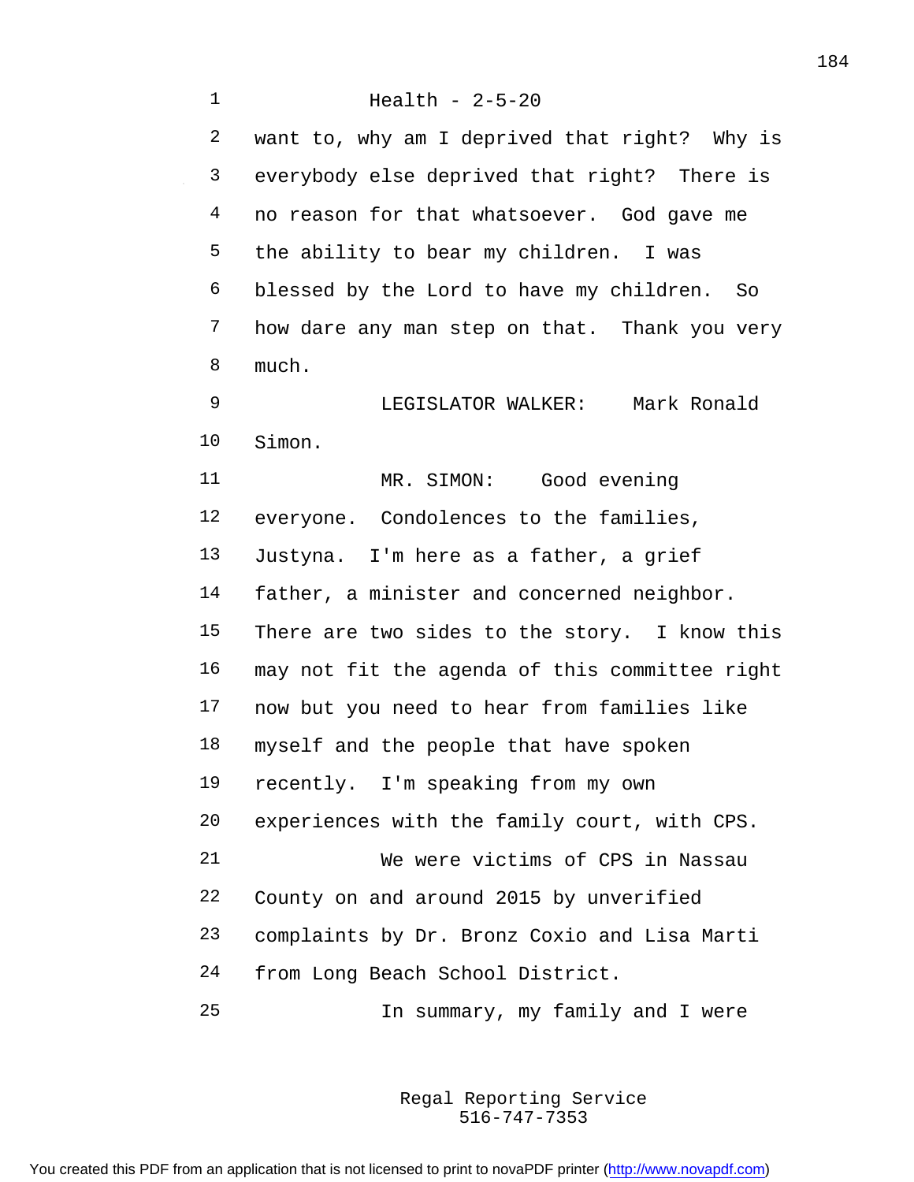want to, why am I deprived that right? Why is everybody else deprived that right? There is no reason for that whatsoever. God gave me the ability to bear my children. I was blessed by the Lord to have my children. So how dare any man step on that. Thank you very much.

LEGISLATOR WALKER: Mark Ronald Simon.

MR. SIMON: Good evening everyone. Condolences to the families, Justyna. I'm here as a father, a grief father, a minister and concerned neighbor. There are two sides to the story. I know this may not fit the agenda of this committee right now but you need to hear from families like myself and the people that have spoken recently. I'm speaking from my own experiences with the family court, with CPS.

We were victims of CPS in Nassau County on and around 2015 by unverified complaints by Dr. Bronz Coxio and Lisa Marti from Long Beach School District.

In summary, my family and I were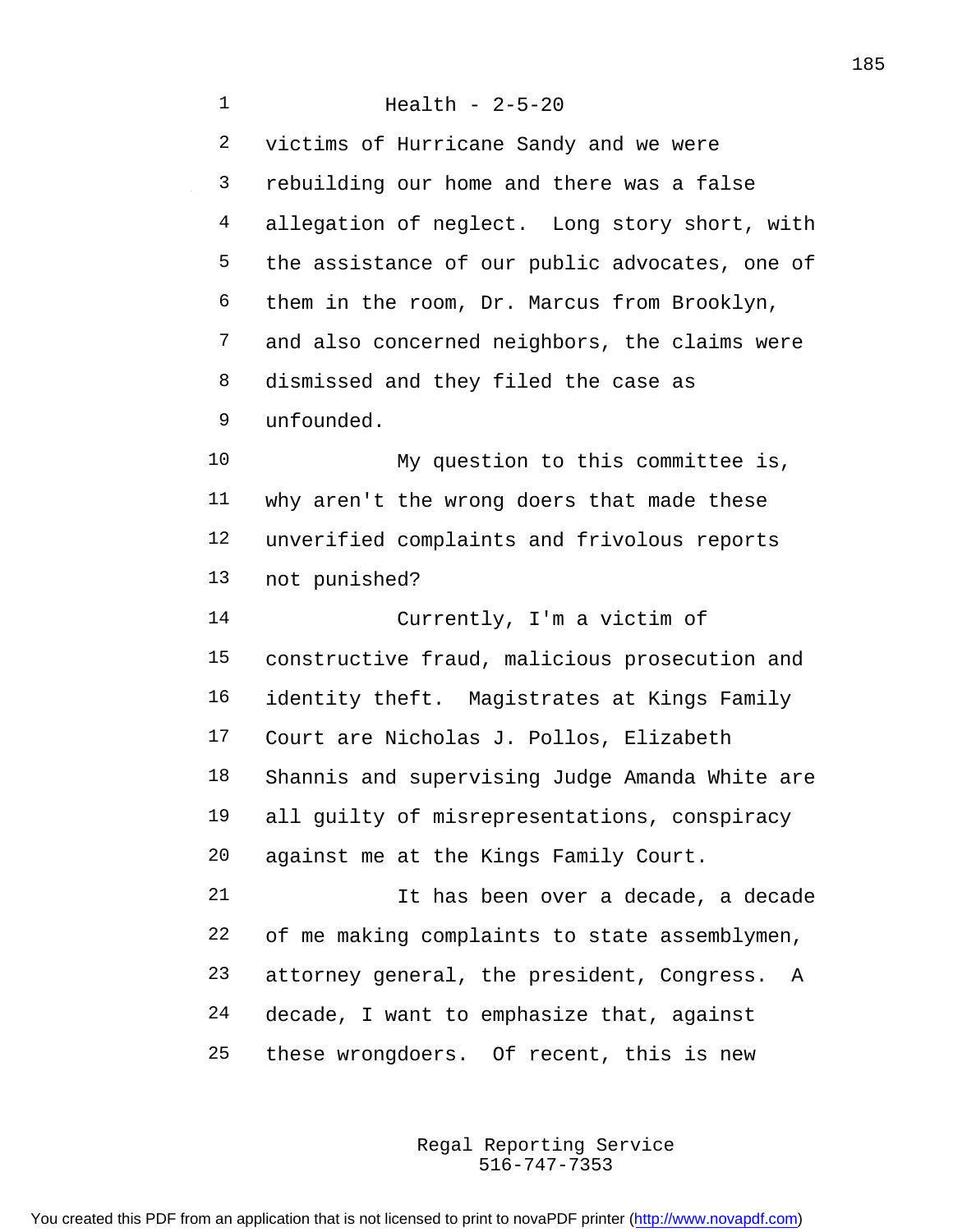victims of Hurricane Sandy and we were rebuilding our home and there was a false allegation of neglect. Long story short, with the assistance of our public advocates, one of them in the room, Dr. Marcus from Brooklyn, and also concerned neighbors, the claims were dismissed and they filed the case as unfounded.

My question to this committee is, why aren't the wrong doers that made these unverified complaints and frivolous reports not punished?

Currently, I'm a victim of constructive fraud, malicious prosecution and identity theft. Magistrates at Kings Family Court are Nicholas J. Pollos, Elizabeth Shannis and supervising Judge Amanda White are all guilty of misrepresentations, conspiracy against me at the Kings Family Court.

It has been over a decade, a decade of me making complaints to state assemblymen, attorney general, the president, Congress. A decade, I want to emphasize that, against these wrongdoers. Of recent, this is new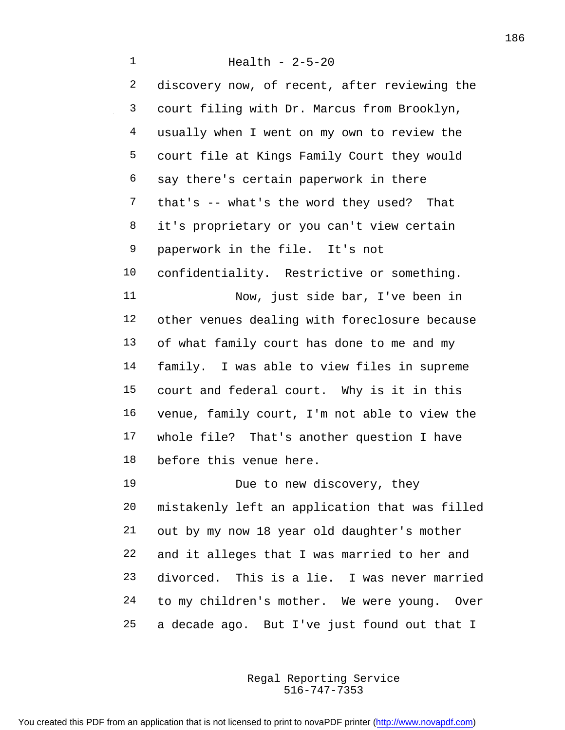Health - 2-5-20

discovery now, of recent, after reviewing the court filing with Dr. Marcus from Brooklyn, usually when I went on my own to review the court file at Kings Family Court they would say there's certain paperwork in there that's -- what's the word they used? That it's proprietary or you can't view certain paperwork in the file. It's not confidentiality. Restrictive or something.

Now, just side bar, I've been in other venues dealing with foreclosure because of what family court has done to me and my family. I was able to view files in supreme court and federal court. Why is it in this venue, family court, I'm not able to view the whole file? That's another question I have before this venue here.

Due to new discovery, they mistakenly left an application that was filled out by my now 18 year old daughter's mother and it alleges that I was married to her and divorced. This is a lie. I was never married to my children's mother. We were young. Over a decade ago. But I've just found out that I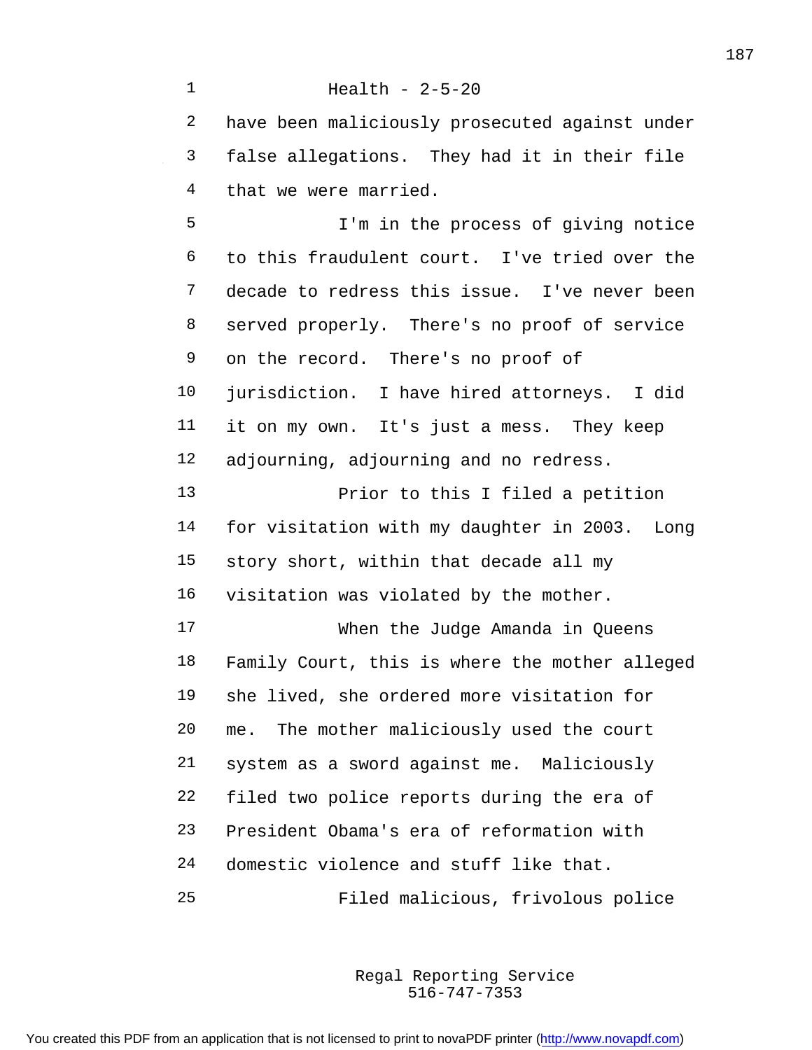Health - 2-5-20

have been maliciously prosecuted against under false allegations. They had it in their file that we were married.

I'm in the process of giving notice to this fraudulent court. I've tried over the decade to redress this issue. I've never been served properly. There's no proof of service on the record. There's no proof of jurisdiction. I have hired attorneys. I did it on my own. It's just a mess. They keep adjourning, adjourning and no redress.

Prior to this I filed a petition for visitation with my daughter in 2003. Long story short, within that decade all my visitation was violated by the mother.

When the Judge Amanda in Queens Family Court, this is where the mother alleged she lived, she ordered more visitation for me. The mother maliciously used the court system as a sword against me. Maliciously filed two police reports during the era of President Obama's era of reformation with domestic violence and stuff like that.

Filed malicious, frivolous police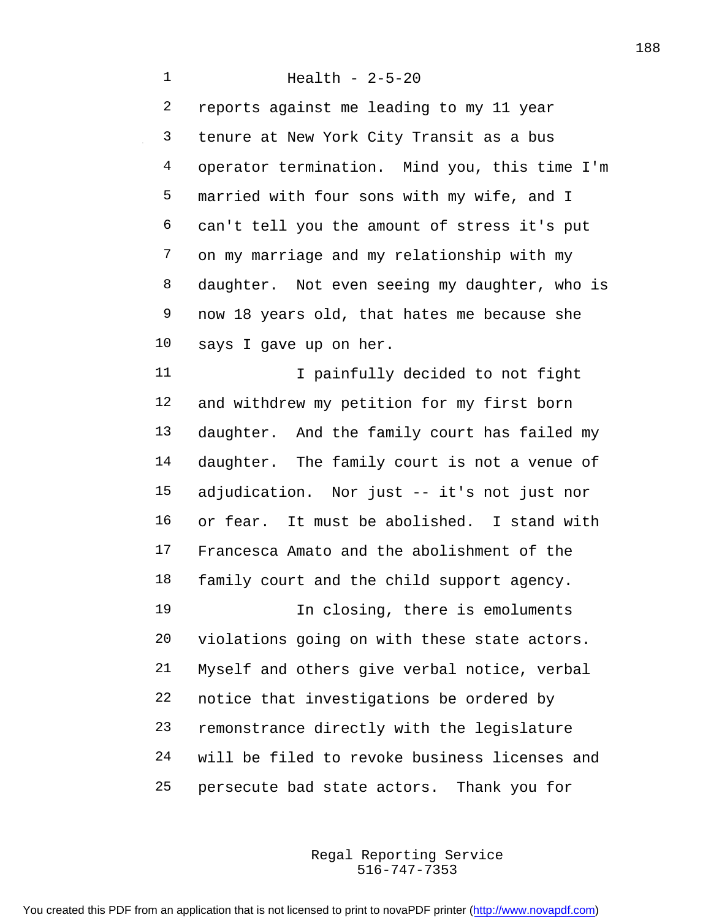Health - 2-5-20

reports against me leading to my 11 year tenure at New York City Transit as a bus operator termination. Mind you, this time I'm married with four sons with my wife, and I can't tell you the amount of stress it's put on my marriage and my relationship with my daughter. Not even seeing my daughter, who is now 18 years old, that hates me because she says I gave up on her.

I painfully decided to not fight and withdrew my petition for my first born daughter. And the family court has failed my daughter. The family court is not a venue of adjudication. Nor just -- it's not just nor or fear. It must be abolished. I stand with Francesca Amato and the abolishment of the family court and the child support agency.

In closing, there is emoluments violations going on with these state actors. Myself and others give verbal notice, verbal notice that investigations be ordered by remonstrance directly with the legislature will be filed to revoke business licenses and persecute bad state actors. Thank you for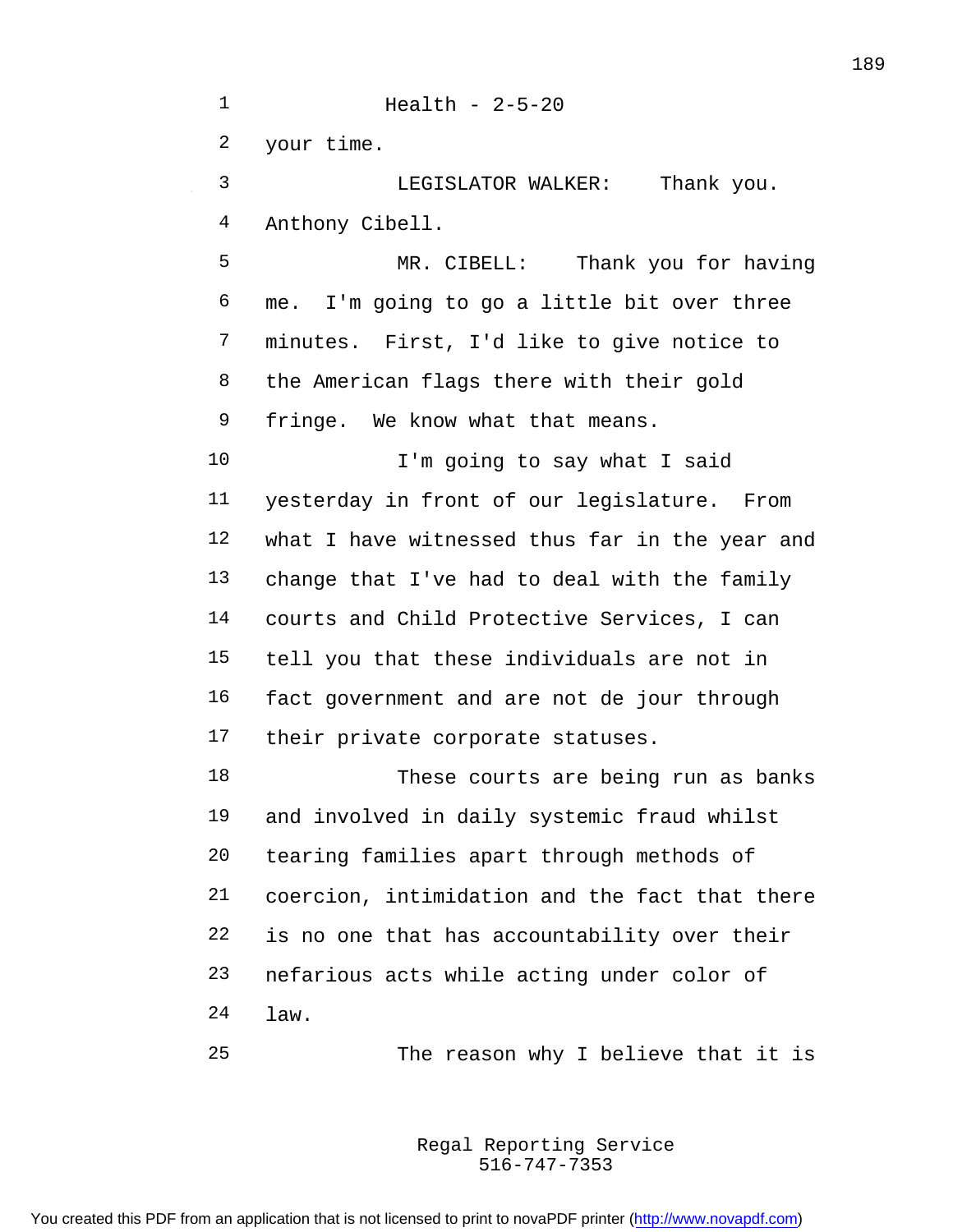your time.

LEGISLATOR WALKER: Thank you. Anthony Cibell.

MR. CIBELL: Thank you for having me. I'm going to go a little bit over three minutes. First, I'd like to give notice to the American flags there with their gold fringe. We know what that means.

I'm going to say what I said yesterday in front of our legislature. From what I have witnessed thus far in the year and change that I've had to deal with the family courts and Child Protective Services, I can tell you that these individuals are not in fact government and are not de jour through their private corporate statuses.

These courts are being run as banks and involved in daily systemic fraud whilst tearing families apart through methods of coercion, intimidation and the fact that there is no one that has accountability over their nefarious acts while acting under color of law.

The reason why I believe that it is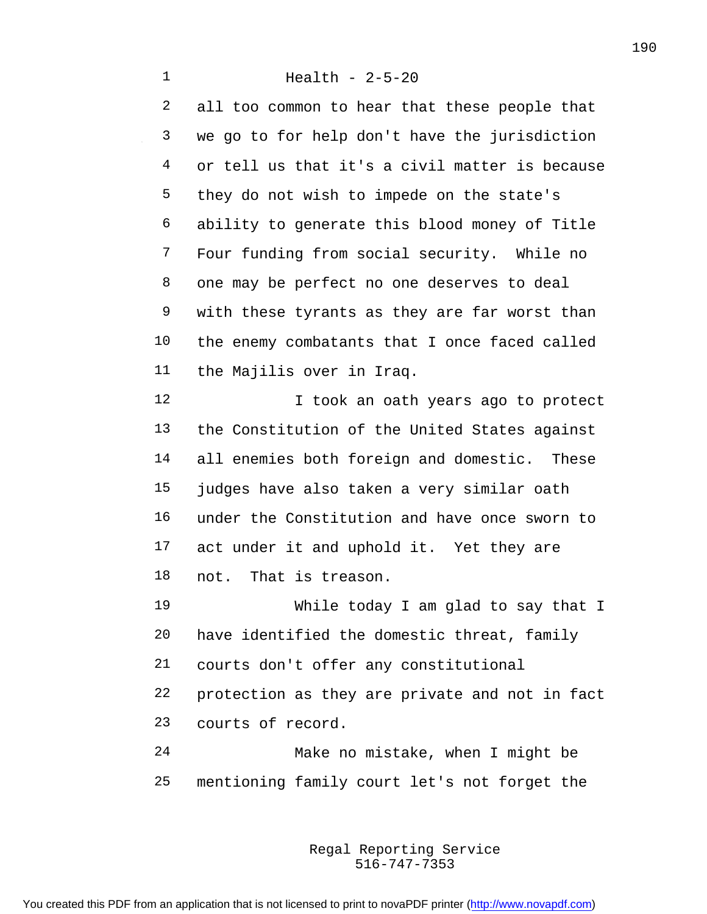Health - 2-5-20

all too common to hear that these people that we go to for help don't have the jurisdiction or tell us that it's a civil matter is because they do not wish to impede on the state's ability to generate this blood money of Title Four funding from social security. While no one may be perfect no one deserves to deal with these tyrants as they are far worst than the enemy combatants that I once faced called the Majilis over in Iraq.

I took an oath years ago to protect the Constitution of the United States against all enemies both foreign and domestic. These judges have also taken a very similar oath under the Constitution and have once sworn to act under it and uphold it. Yet they are not. That is treason.

While today I am glad to say that I have identified the domestic threat, family courts don't offer any constitutional protection as they are private and not in fact courts of record.

Make no mistake, when I might be mentioning family court let's not forget the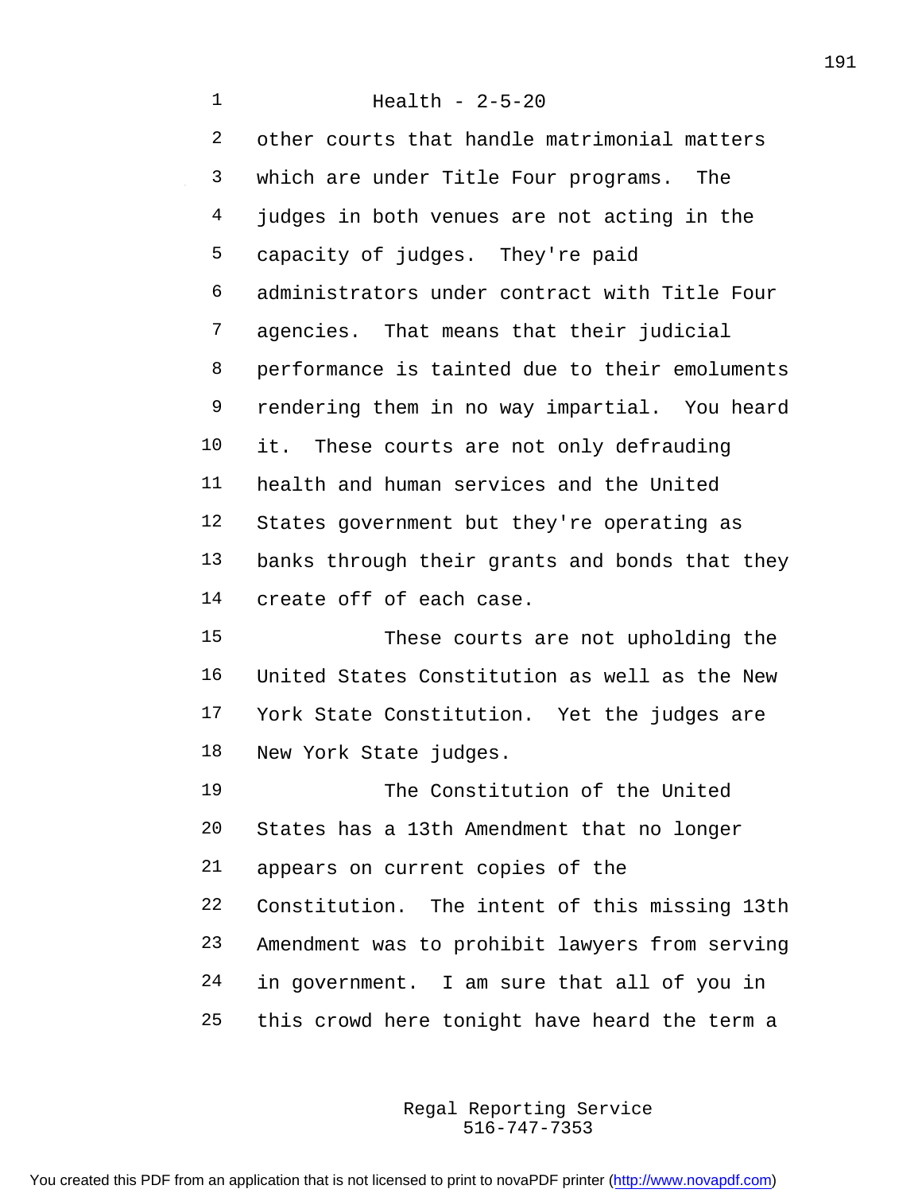Health - 2-5-20

other courts that handle matrimonial matters which are under Title Four programs. The judges in both venues are not acting in the capacity of judges. They're paid administrators under contract with Title Four agencies. That means that their judicial performance is tainted due to their emoluments rendering them in no way impartial. You heard it. These courts are not only defrauding health and human services and the United States government but they're operating as banks through their grants and bonds that they create off of each case.

These courts are not upholding the United States Constitution as well as the New York State Constitution. Yet the judges are New York State judges.

The Constitution of the United States has a 13th Amendment that no longer appears on current copies of the Constitution. The intent of this missing 13th Amendment was to prohibit lawyers from serving in government. I am sure that all of you in this crowd here tonight have heard the term a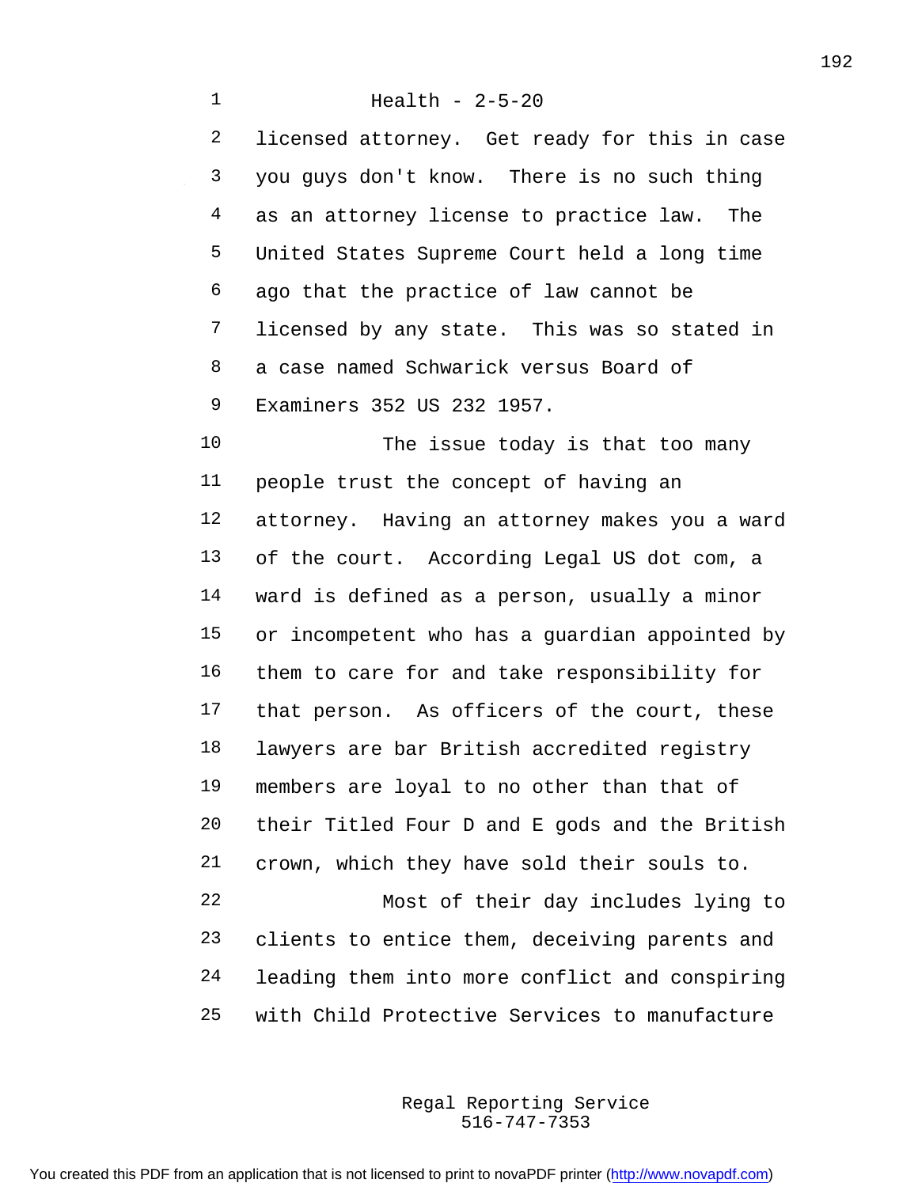licensed attorney. Get ready for this in case you guys don't know. There is no such thing as an attorney license to practice law. The United States Supreme Court held a long time ago that the practice of law cannot be licensed by any state. This was so stated in a case named Schwarick versus Board of Examiners 352 US 232 1957.

The issue today is that too many people trust the concept of having an attorney. Having an attorney makes you a ward of the court. According Legal US dot com, a ward is defined as a person, usually a minor or incompetent who has a guardian appointed by them to care for and take responsibility for that person. As officers of the court, these lawyers are bar British accredited registry members are loyal to no other than that of their Titled Four D and E gods and the British crown, which they have sold their souls to.

Most of their day includes lying to clients to entice them, deceiving parents and leading them into more conflict and conspiring with Child Protective Services to manufacture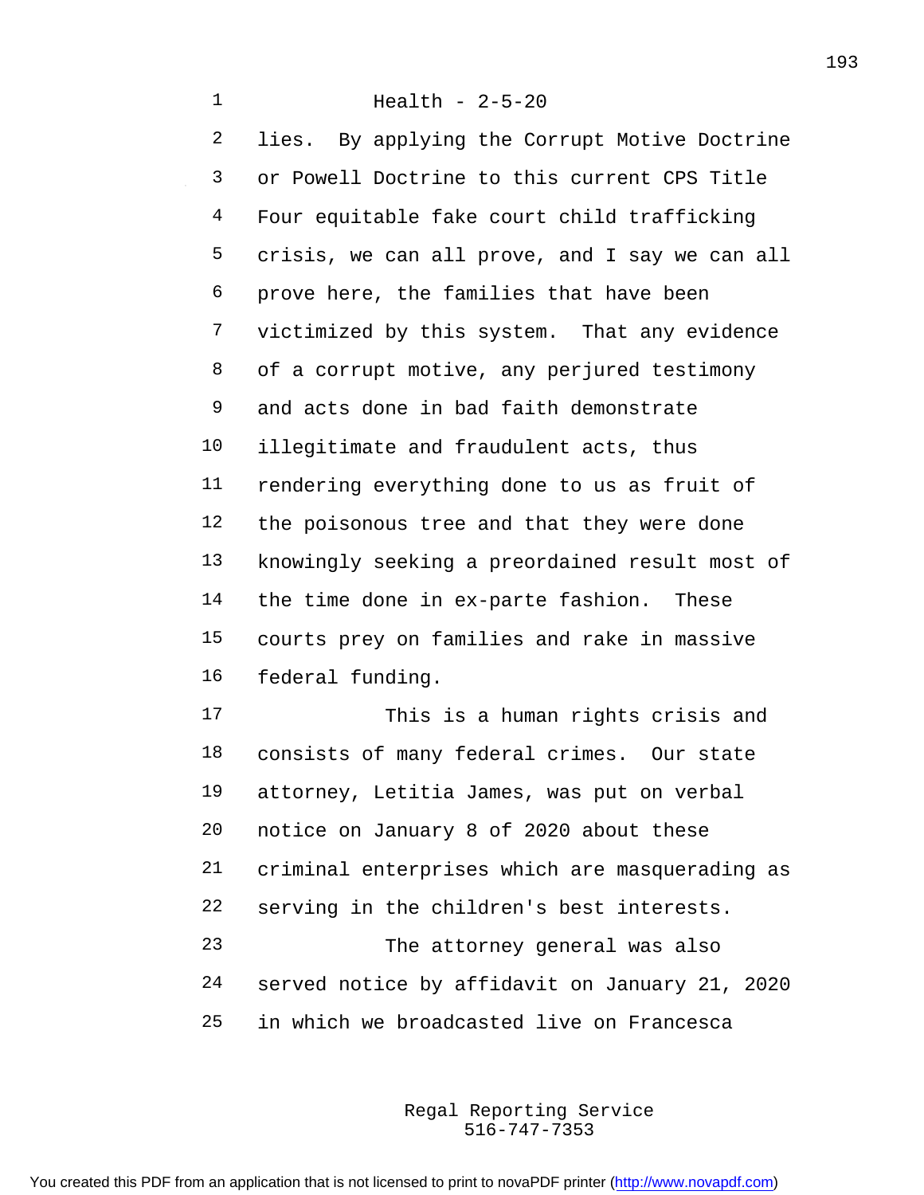lies. By applying the Corrupt Motive Doctrine or Powell Doctrine to this current CPS Title Four equitable fake court child trafficking crisis, we can all prove, and I say we can all prove here, the families that have been victimized by this system. That any evidence of a corrupt motive, any perjured testimony and acts done in bad faith demonstrate illegitimate and fraudulent acts, thus rendering everything done to us as fruit of the poisonous tree and that they were done knowingly seeking a preordained result most of the time done in ex-parte fashion. These courts prey on families and rake in massive federal funding.

This is a human rights crisis and consists of many federal crimes. Our state attorney, Letitia James, was put on verbal notice on January 8 of 2020 about these criminal enterprises which are masquerading as serving in the children's best interests.

The attorney general was also served notice by affidavit on January 21, 2020 in which we broadcasted live on Francesca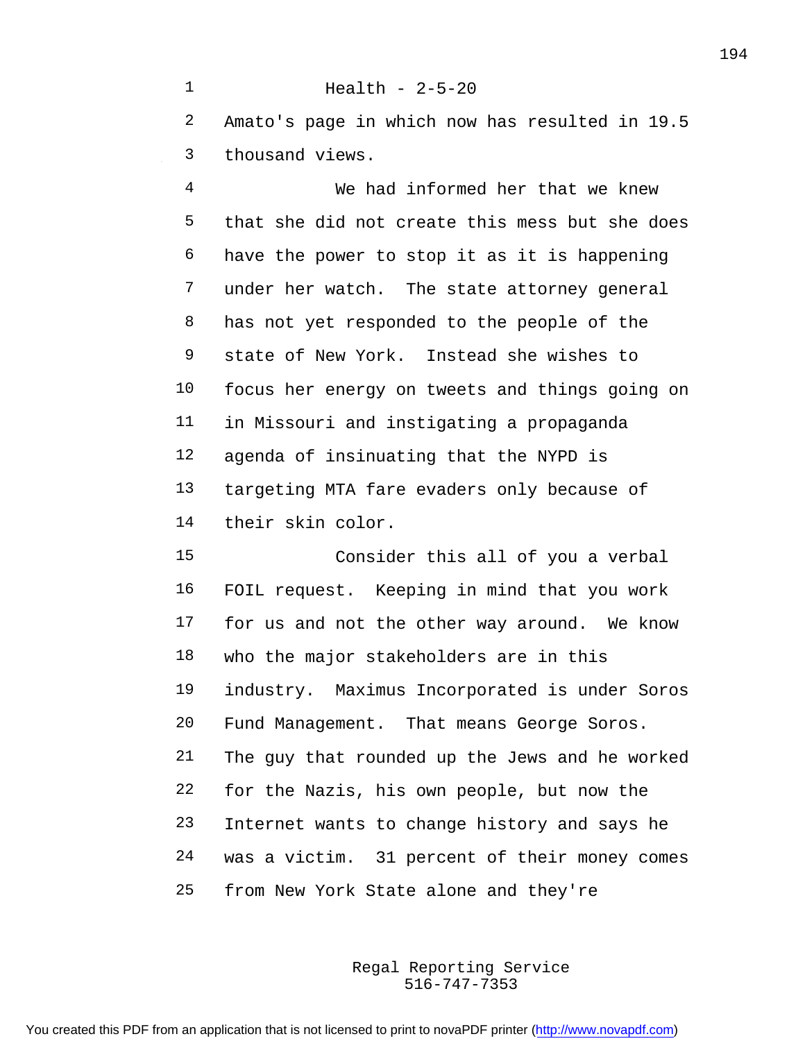Amato's page in which now has resulted in 19.5 thousand views.

We had informed her that we knew that she did not create this mess but she does have the power to stop it as it is happening under her watch. The state attorney general has not yet responded to the people of the state of New York. Instead she wishes to focus her energy on tweets and things going on in Missouri and instigating a propaganda agenda of insinuating that the NYPD is targeting MTA fare evaders only because of their skin color.

Consider this all of you a verbal FOIL request. Keeping in mind that you work for us and not the other way around. We know who the major stakeholders are in this industry. Maximus Incorporated is under Soros Fund Management. That means George Soros. The guy that rounded up the Jews and he worked for the Nazis, his own people, but now the Internet wants to change history and says he was a victim. 31 percent of their money comes from New York State alone and they're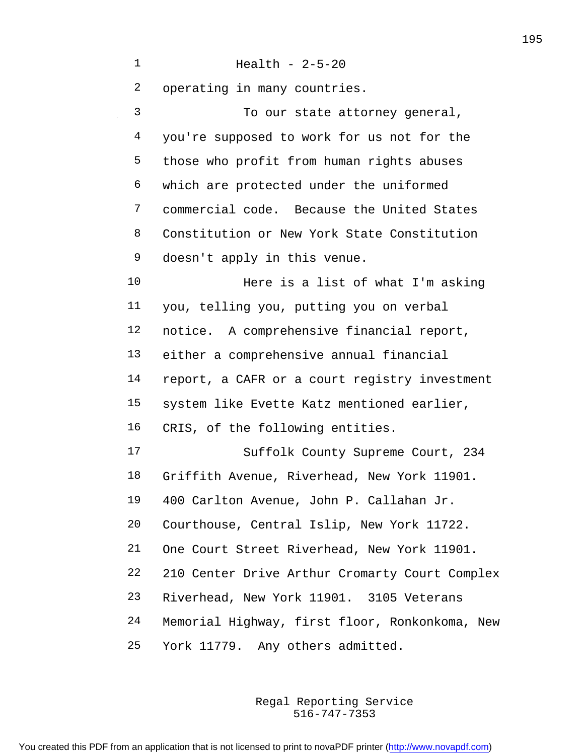Health - 2-5-20

operating in many countries.

To our state attorney general, you're supposed to work for us not for the those who profit from human rights abuses which are protected under the uniformed commercial code. Because the United States Constitution or New York State Constitution doesn't apply in this venue.

Here is a list of what I'm asking you, telling you, putting you on verbal notice. A comprehensive financial report, either a comprehensive annual financial report, a CAFR or a court registry investment system like Evette Katz mentioned earlier, CRIS, of the following entities.

Suffolk County Supreme Court, 234 Griffith Avenue, Riverhead, New York 11901. 400 Carlton Avenue, John P. Callahan Jr. Courthouse, Central Islip, New York 11722. One Court Street Riverhead, New York 11901. 210 Center Drive Arthur Cromarty Court Complex Riverhead, New York 11901. 3105 Veterans Memorial Highway, first floor, Ronkonkoma, New York 11779. Any others admitted.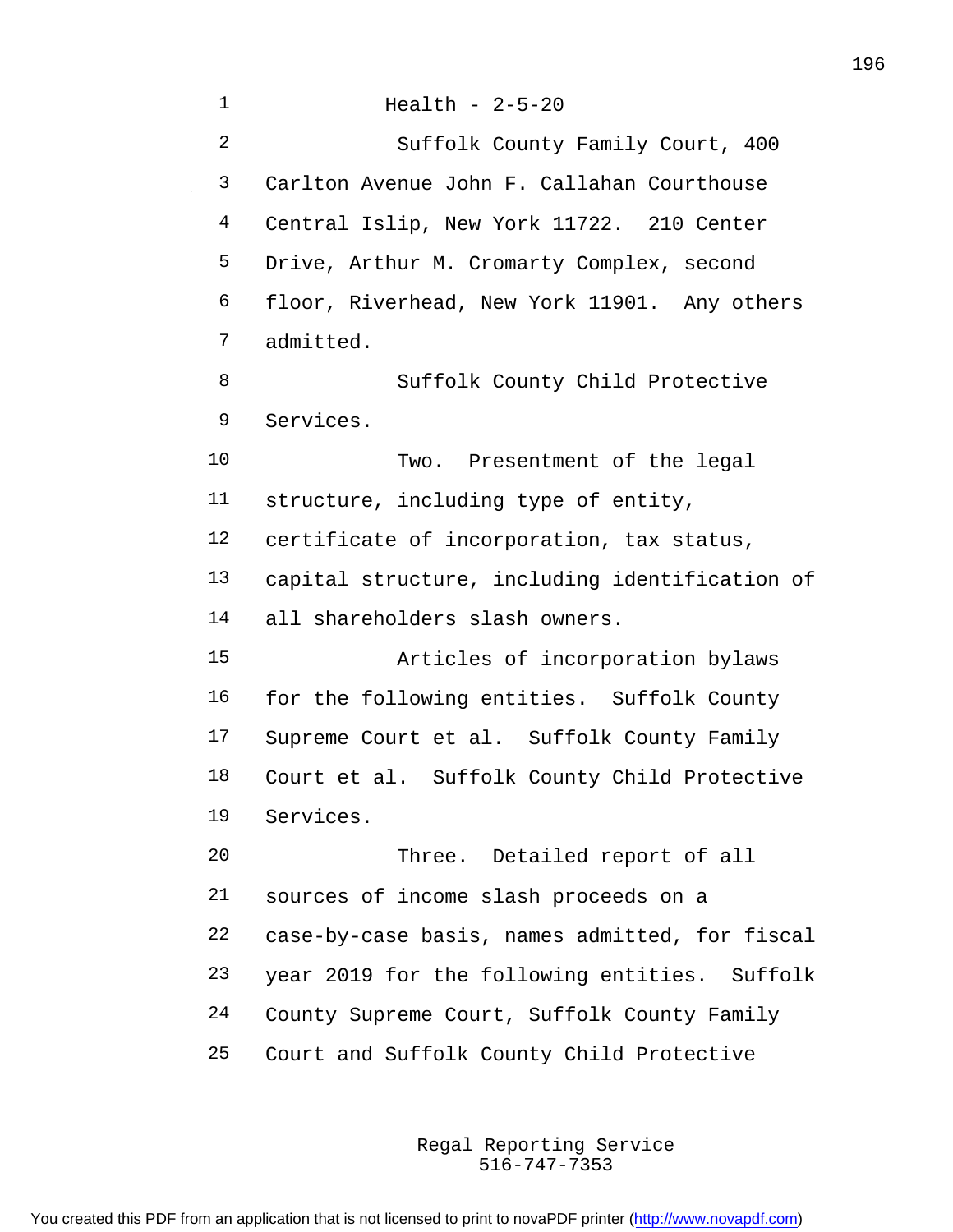Health - 2-5-20

Suffolk County Family Court, 400 Carlton Avenue John F. Callahan Courthouse Central Islip, New York 11722. 210 Center Drive, Arthur M. Cromarty Complex, second floor, Riverhead, New York 11901. Any others admitted.

Suffolk County Child Protective Services.

Two. Presentment of the legal structure, including type of entity, certificate of incorporation, tax status, capital structure, including identification of all shareholders slash owners.

Articles of incorporation bylaws for the following entities. Suffolk County Supreme Court et al. Suffolk County Family Court et al. Suffolk County Child Protective Services.

Three. Detailed report of all sources of income slash proceeds on a case-by-case basis, names admitted, for fiscal year 2019 for the following entities. Suffolk County Supreme Court, Suffolk County Family Court and Suffolk County Child Protective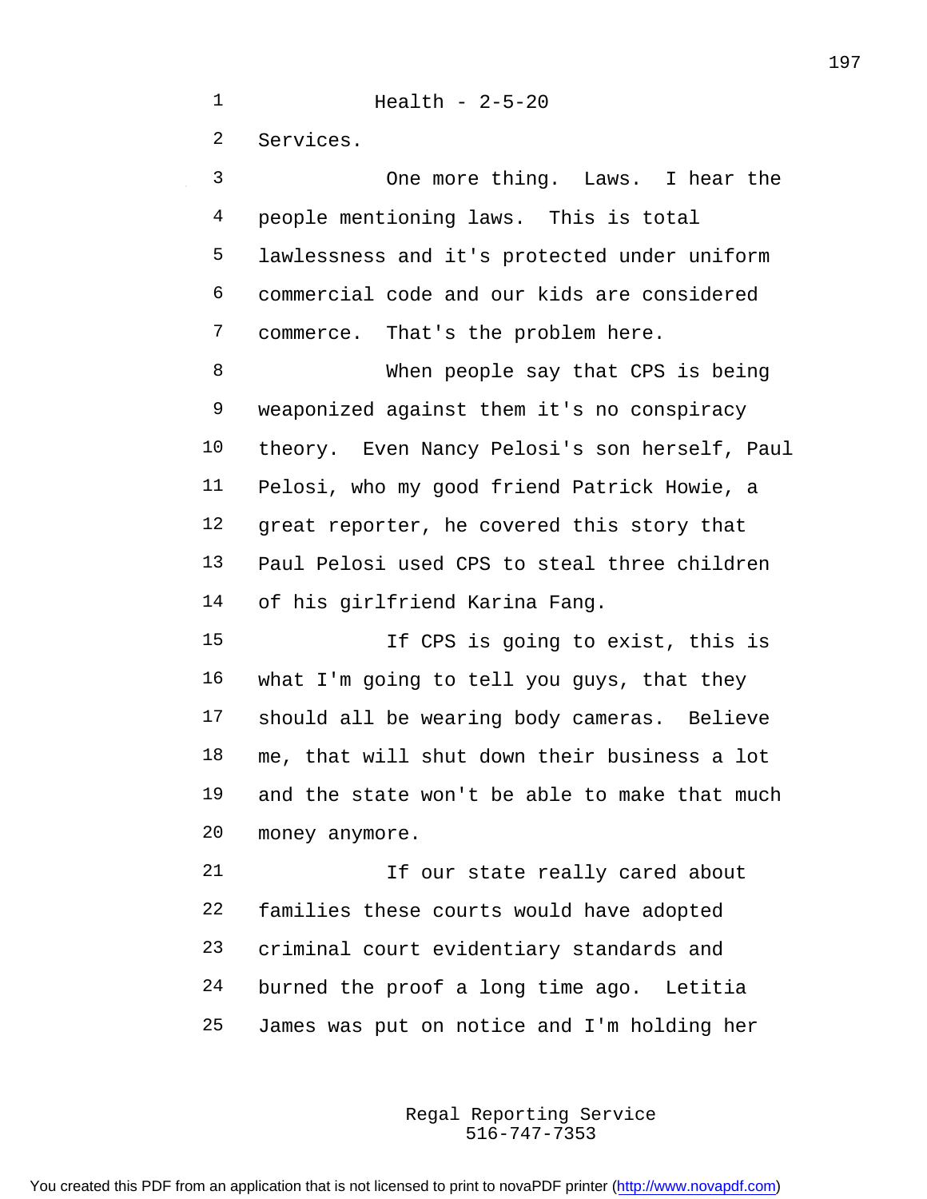Health - 2-5-20

Services.

One more thing. Laws. I hear the people mentioning laws. This is total lawlessness and it's protected under uniform commercial code and our kids are considered commerce. That's the problem here.

When people say that CPS is being weaponized against them it's no conspiracy theory. Even Nancy Pelosi's son herself, Paul Pelosi, who my good friend Patrick Howie, a great reporter, he covered this story that Paul Pelosi used CPS to steal three children of his girlfriend Karina Fang.

If CPS is going to exist, this is what I'm going to tell you guys, that they should all be wearing body cameras. Believe me, that will shut down their business a lot and the state won't be able to make that much money anymore.

If our state really cared about families these courts would have adopted criminal court evidentiary standards and burned the proof a long time ago. Letitia James was put on notice and I'm holding her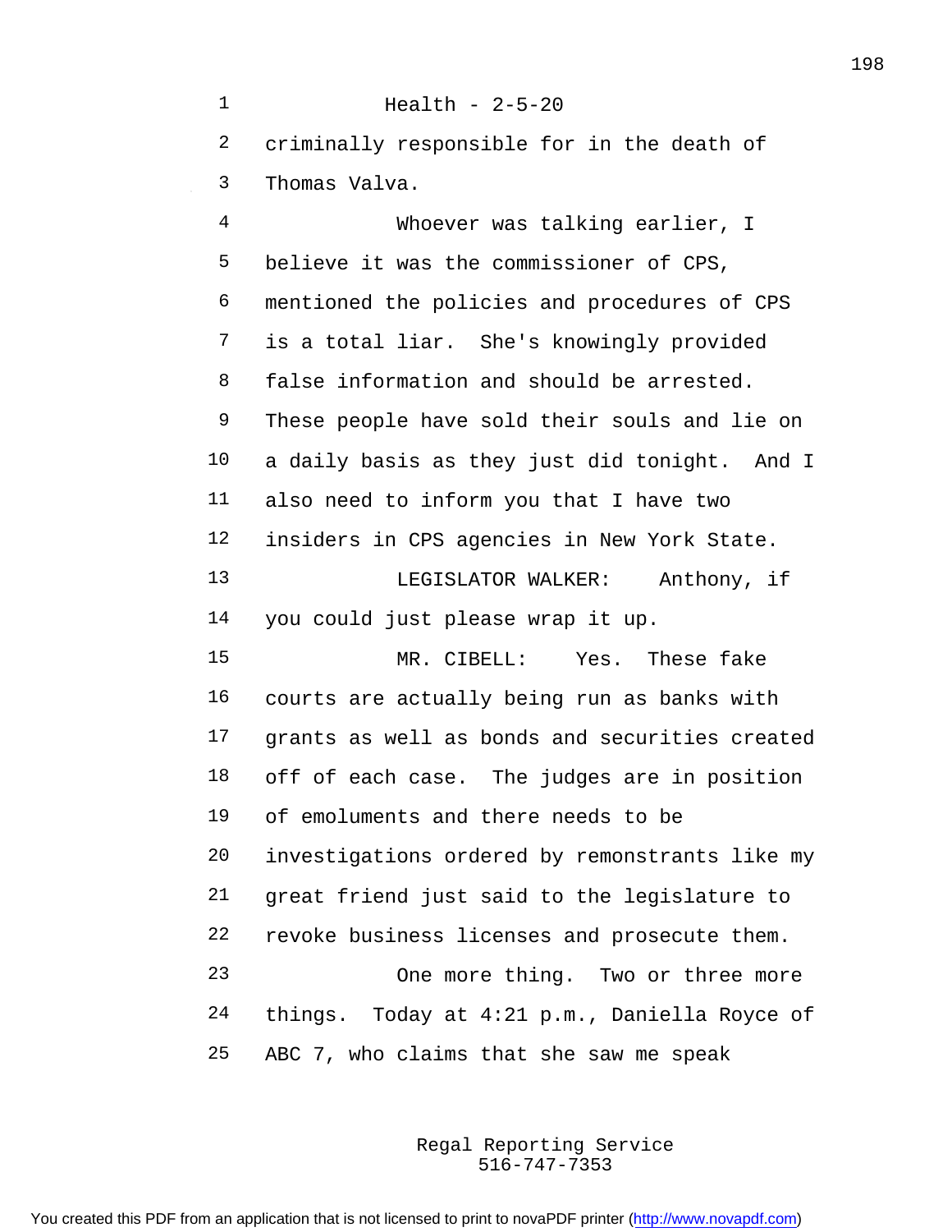Health - 2-5-20

criminally responsible for in the death of Thomas Valva.

Whoever was talking earlier, I believe it was the commissioner of CPS, mentioned the policies and procedures of CPS is a total liar. She's knowingly provided false information and should be arrested. These people have sold their souls and lie on a daily basis as they just did tonight. And I also need to inform you that I have two insiders in CPS agencies in New York State.

LEGISLATOR WALKER: Anthony, if you could just please wrap it up.

MR. CIBELL: Yes. These fake courts are actually being run as banks with grants as well as bonds and securities created off of each case. The judges are in position of emoluments and there needs to be investigations ordered by remonstrants like my great friend just said to the legislature to revoke business licenses and prosecute them.

One more thing. Two or three more things. Today at 4:21 p.m., Daniella Royce of ABC 7, who claims that she saw me speak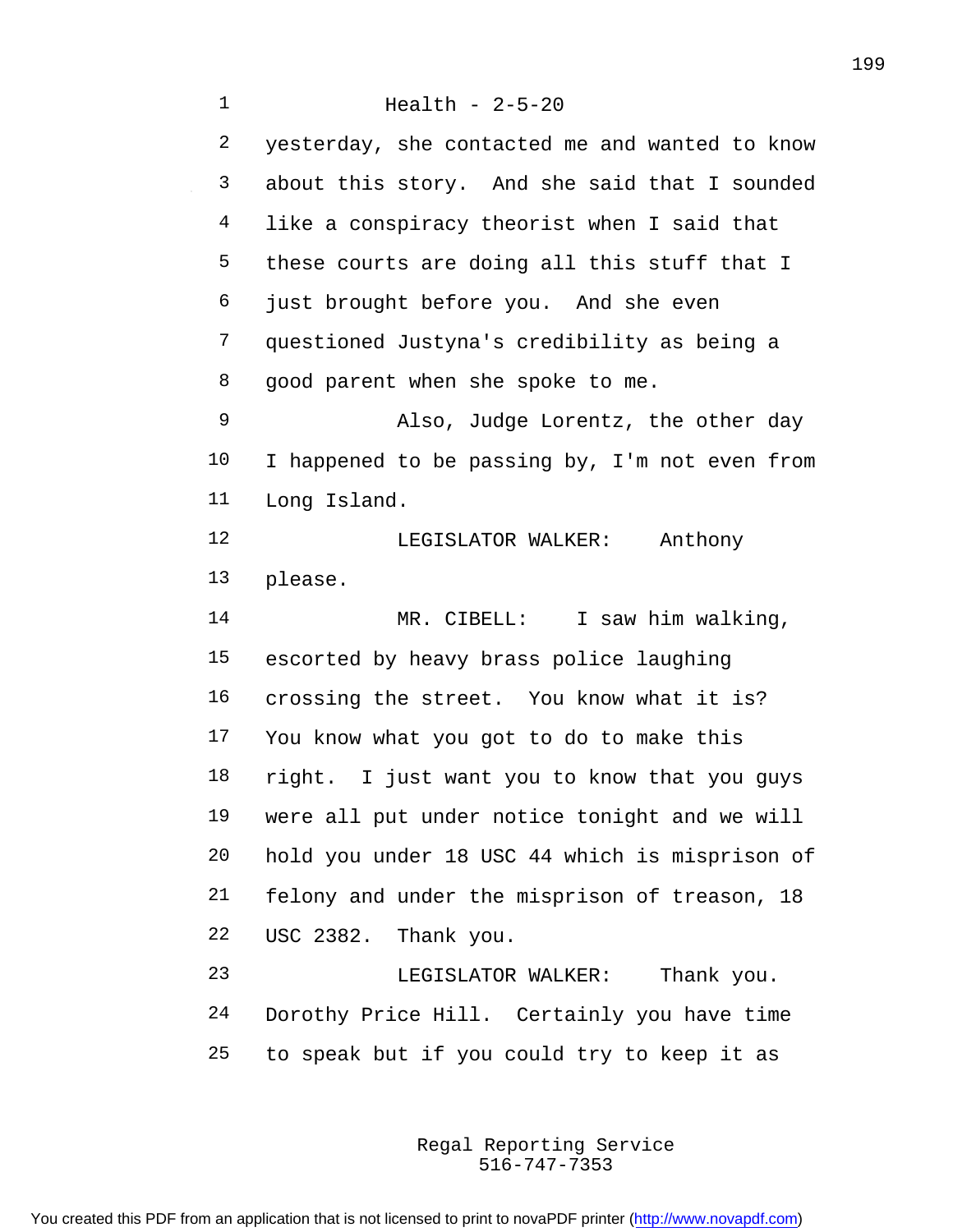yesterday, she contacted me and wanted to know about this story. And she said that I sounded like a conspiracy theorist when I said that these courts are doing all this stuff that I just brought before you. And she even questioned Justyna's credibility as being a good parent when she spoke to me.

Also, Judge Lorentz, the other day I happened to be passing by, I'm not even from Long Island.

LEGISLATOR WALKER: Anthony please.

MR. CIBELL: I saw him walking, escorted by heavy brass police laughing crossing the street. You know what it is? You know what you got to do to make this right. I just want you to know that you guys were all put under notice tonight and we will hold you under 18 USC 44 which is misprison of felony and under the misprison of treason, 18 USC 2382. Thank you.

LEGISLATOR WALKER: Thank you. Dorothy Price Hill. Certainly you have time to speak but if you could try to keep it as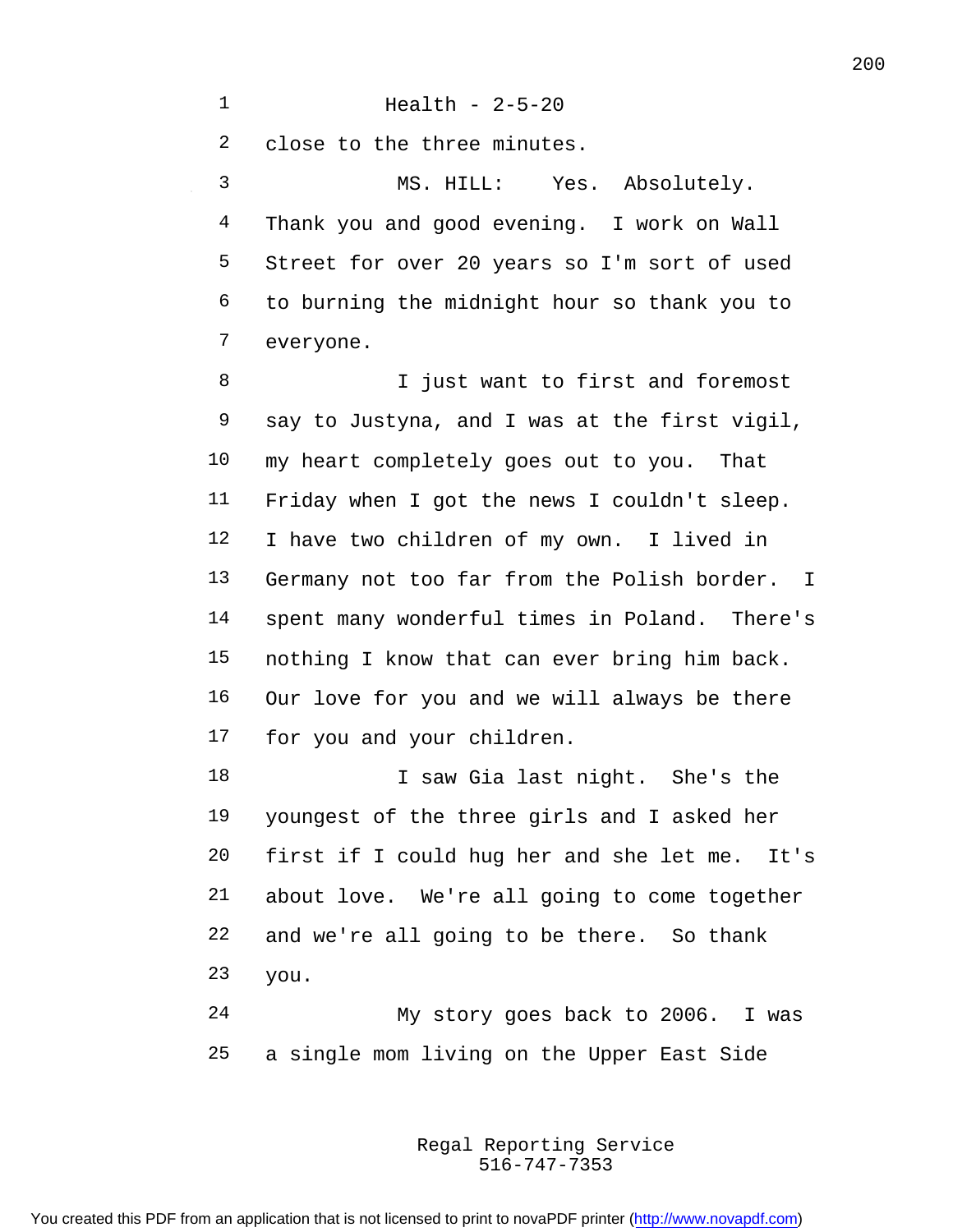close to the three minutes.

MS. HILL: Yes. Absolutely. Thank you and good evening. I work on Wall Street for over 20 years so I'm sort of used to burning the midnight hour so thank you to everyone.

I just want to first and foremost say to Justyna, and I was at the first vigil, my heart completely goes out to you. That Friday when I got the news I couldn't sleep. I have two children of my own. I lived in Germany not too far from the Polish border. I spent many wonderful times in Poland. There's nothing I know that can ever bring him back. Our love for you and we will always be there for you and your children.

I saw Gia last night. She's the youngest of the three girls and I asked her first if I could hug her and she let me. It's about love. We're all going to come together and we're all going to be there. So thank you.

My story goes back to 2006. I was a single mom living on the Upper East Side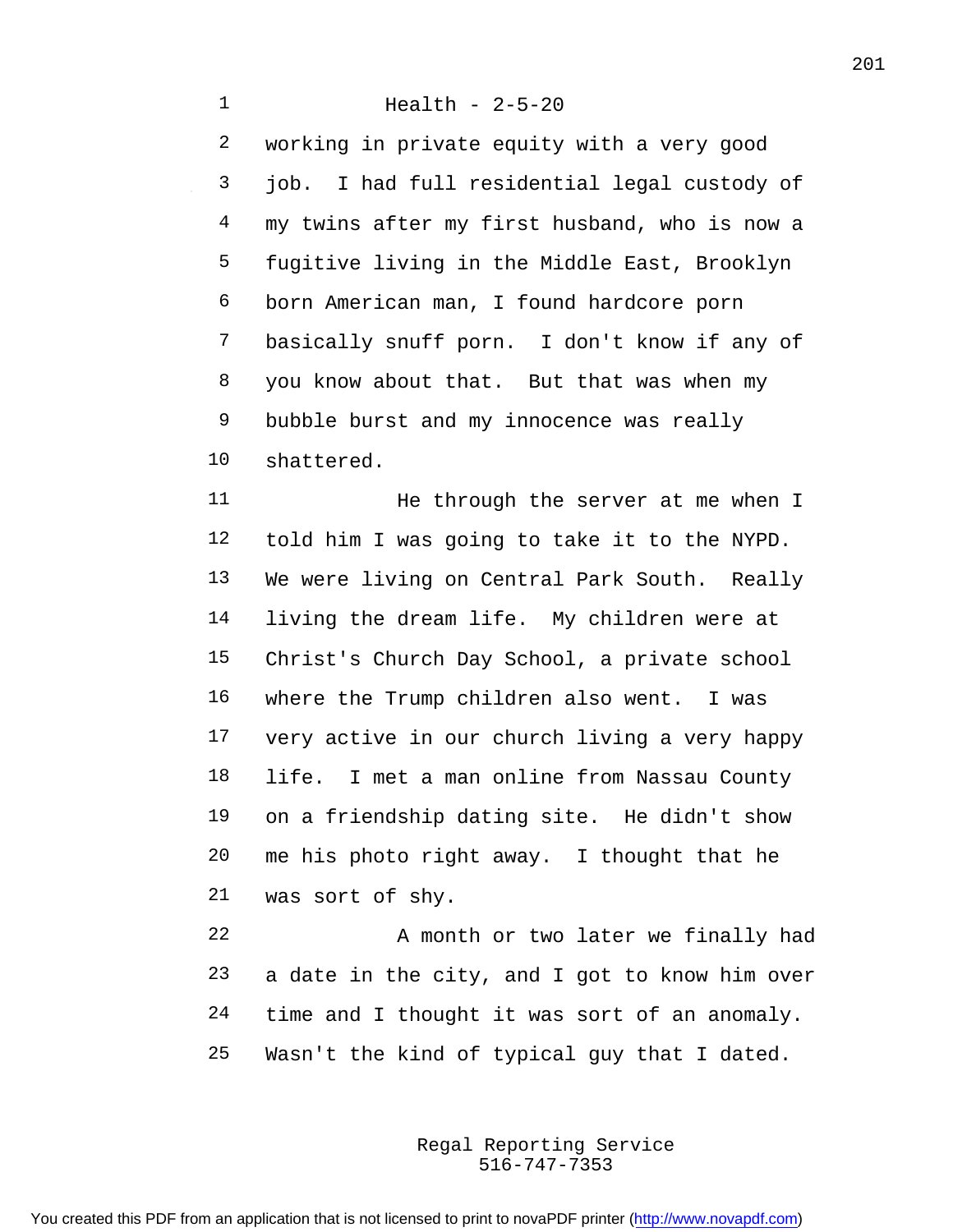Health - 2-5-20

working in private equity with a very good job. I had full residential legal custody of my twins after my first husband, who is now a fugitive living in the Middle East, Brooklyn born American man, I found hardcore porn basically snuff porn. I don't know if any of you know about that. But that was when my bubble burst and my innocence was really shattered.

He through the server at me when I told him I was going to take it to the NYPD. We were living on Central Park South. Really living the dream life. My children were at Christ's Church Day School, a private school where the Trump children also went. I was very active in our church living a very happy life. I met a man online from Nassau County on a friendship dating site. He didn't show me his photo right away. I thought that he was sort of shy.

A month or two later we finally had a date in the city, and I got to know him over time and I thought it was sort of an anomaly. Wasn't the kind of typical guy that I dated.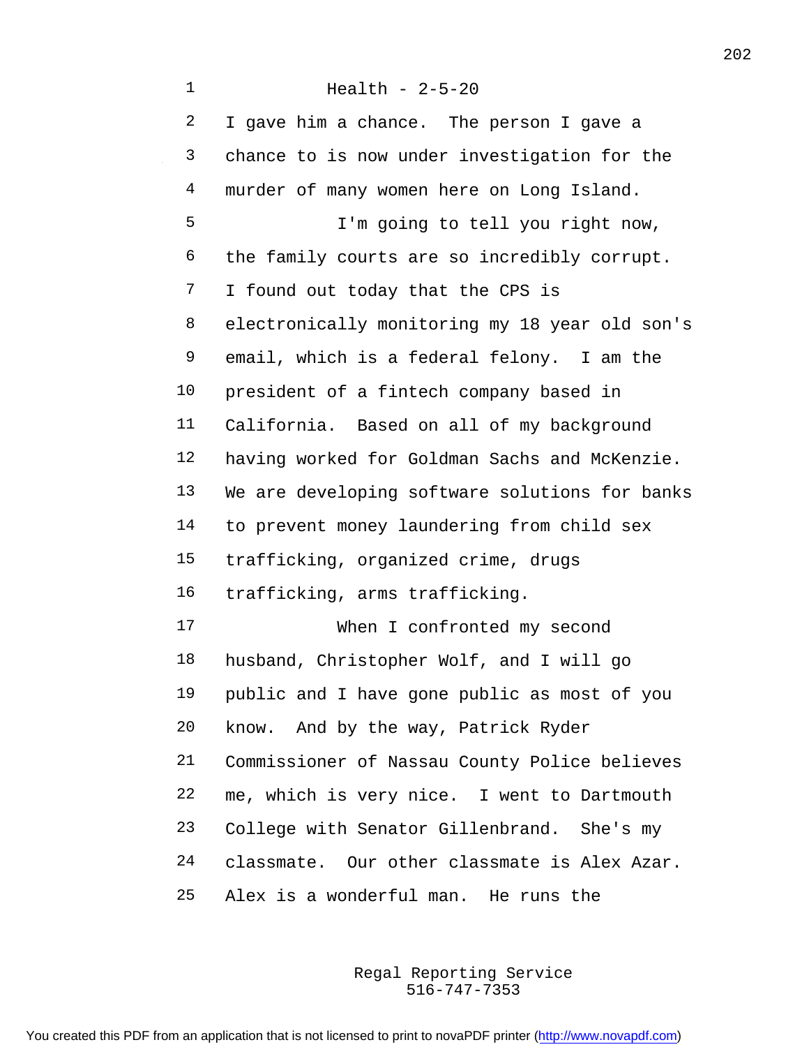Health - 2-5-20

I gave him a chance. The person I gave a chance to is now under investigation for the murder of many women here on Long Island.

I'm going to tell you right now, the family courts are so incredibly corrupt. I found out today that the CPS is electronically monitoring my 18 year old son's email, which is a federal felony. I am the president of a fintech company based in California. Based on all of my background having worked for Goldman Sachs and McKenzie. We are developing software solutions for banks to prevent money laundering from child sex trafficking, organized crime, drugs trafficking, arms trafficking.

When I confronted my second husband, Christopher Wolf, and I will go public and I have gone public as most of you know. And by the way, Patrick Ryder Commissioner of Nassau County Police believes me, which is very nice. I went to Dartmouth College with Senator Gillenbrand. She's my classmate. Our other classmate is Alex Azar. Alex is a wonderful man. He runs the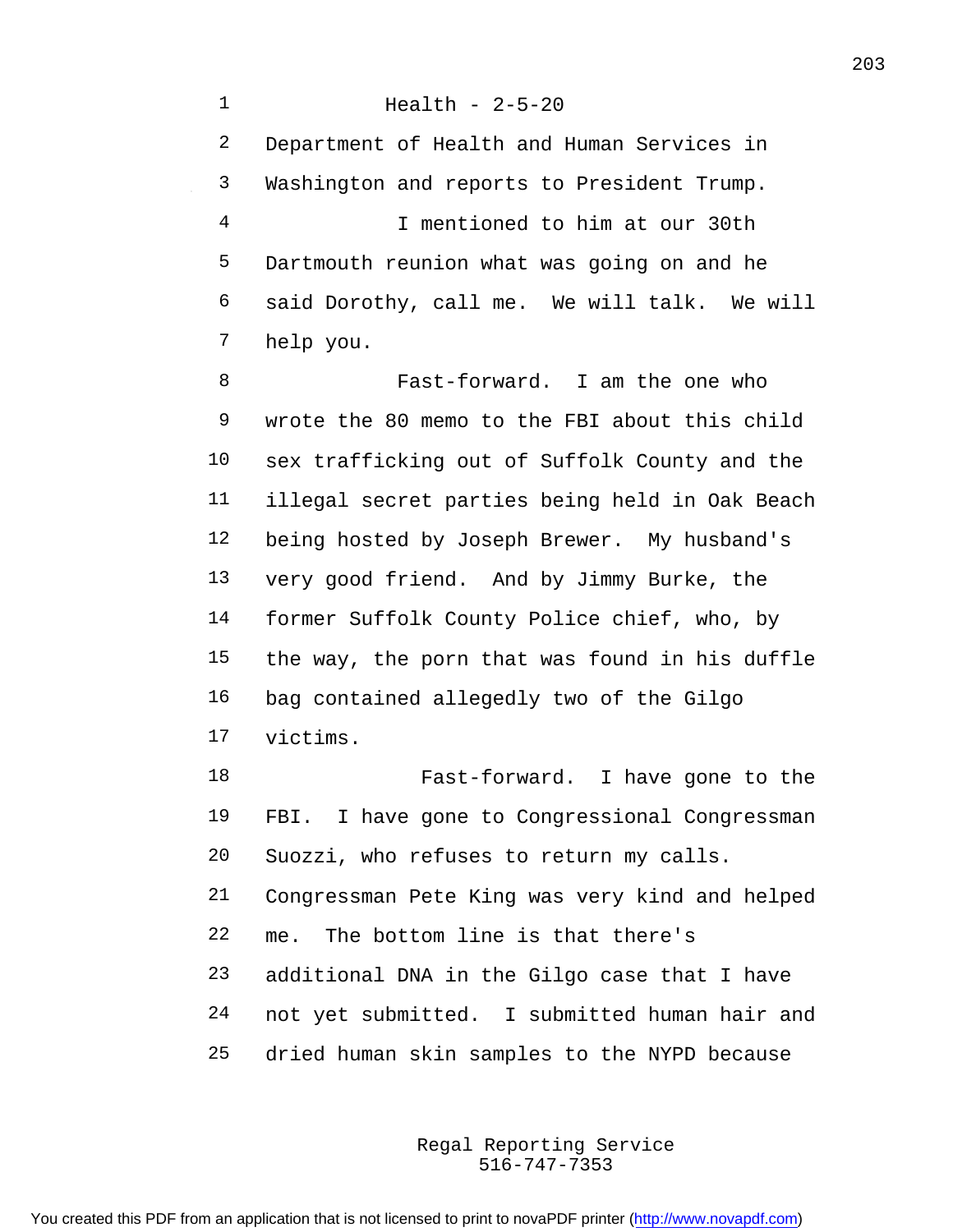Health - 2-5-20

Department of Health and Human Services in Washington and reports to President Trump.

I mentioned to him at our 30th Dartmouth reunion what was going on and he said Dorothy, call me. We will talk. We will help you.

Fast-forward. I am the one who wrote the 80 memo to the FBI about this child sex trafficking out of Suffolk County and the illegal secret parties being held in Oak Beach being hosted by Joseph Brewer. My husband's very good friend. And by Jimmy Burke, the former Suffolk County Police chief, who, by the way, the porn that was found in his duffle bag contained allegedly two of the Gilgo victims.

Fast-forward. I have gone to the FBI. I have gone to Congressional Congressman Suozzi, who refuses to return my calls. Congressman Pete King was very kind and helped me. The bottom line is that there's additional DNA in the Gilgo case that I have not yet submitted. I submitted human hair and dried human skin samples to the NYPD because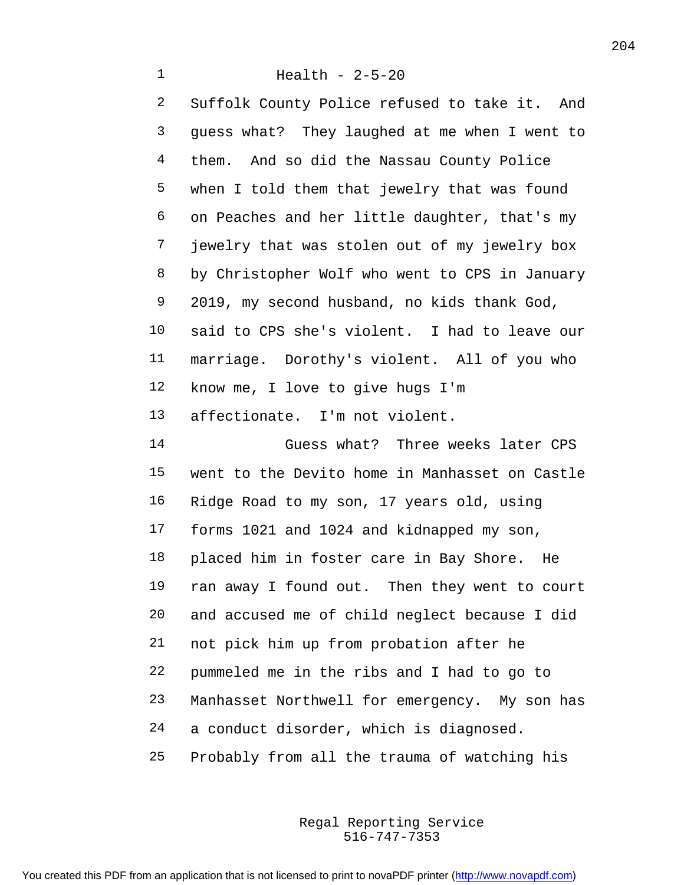Health - 2-5-20

Suffolk County Police refused to take it. And guess what? They laughed at me when I went to them. And so did the Nassau County Police when I told them that jewelry that was found on Peaches and her little daughter, that's my jewelry that was stolen out of my jewelry box by Christopher Wolf who went to CPS in January 2019, my second husband, no kids thank God, said to CPS she's violent. I had to leave our marriage. Dorothy's violent. All of you who know me, I love to give hugs I'm affectionate. I'm not violent.

Guess what? Three weeks later CPS went to the Devito home in Manhasset on Castle Ridge Road to my son, 17 years old, using forms 1021 and 1024 and kidnapped my son, placed him in foster care in Bay Shore. He ran away I found out. Then they went to court and accused me of child neglect because I did not pick him up from probation after he pummeled me in the ribs and I had to go to Manhasset Northwell for emergency. My son has a conduct disorder, which is diagnosed. Probably from all the trauma of watching his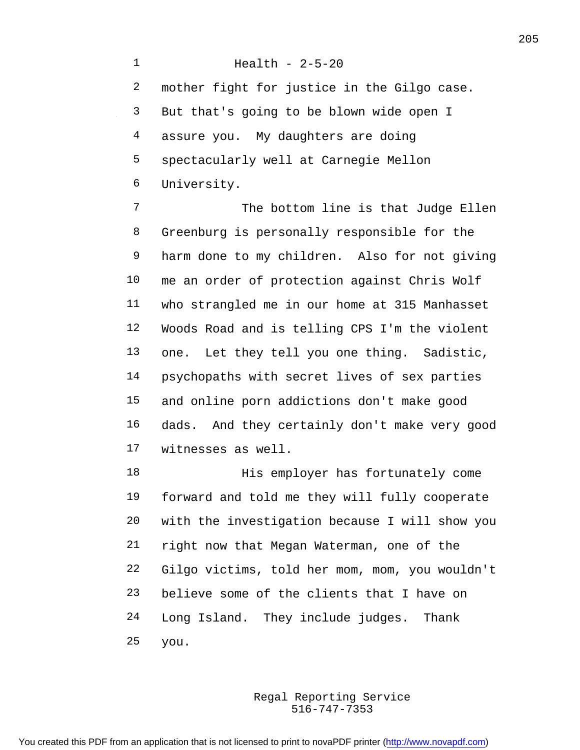Health - 2-5-20

mother fight for justice in the Gilgo case. But that's going to be blown wide open I assure you. My daughters are doing spectacularly well at Carnegie Mellon University.

The bottom line is that Judge Ellen Greenburg is personally responsible for the harm done to my children. Also for not giving me an order of protection against Chris Wolf who strangled me in our home at 315 Manhasset Woods Road and is telling CPS I'm the violent one. Let they tell you one thing. Sadistic, psychopaths with secret lives of sex parties and online porn addictions don't make good dads. And they certainly don't make very good witnesses as well.

His employer has fortunately come forward and told me they will fully cooperate with the investigation because I will show you right now that Megan Waterman, one of the Gilgo victims, told her mom, mom, you wouldn't believe some of the clients that I have on Long Island. They include judges. Thank you.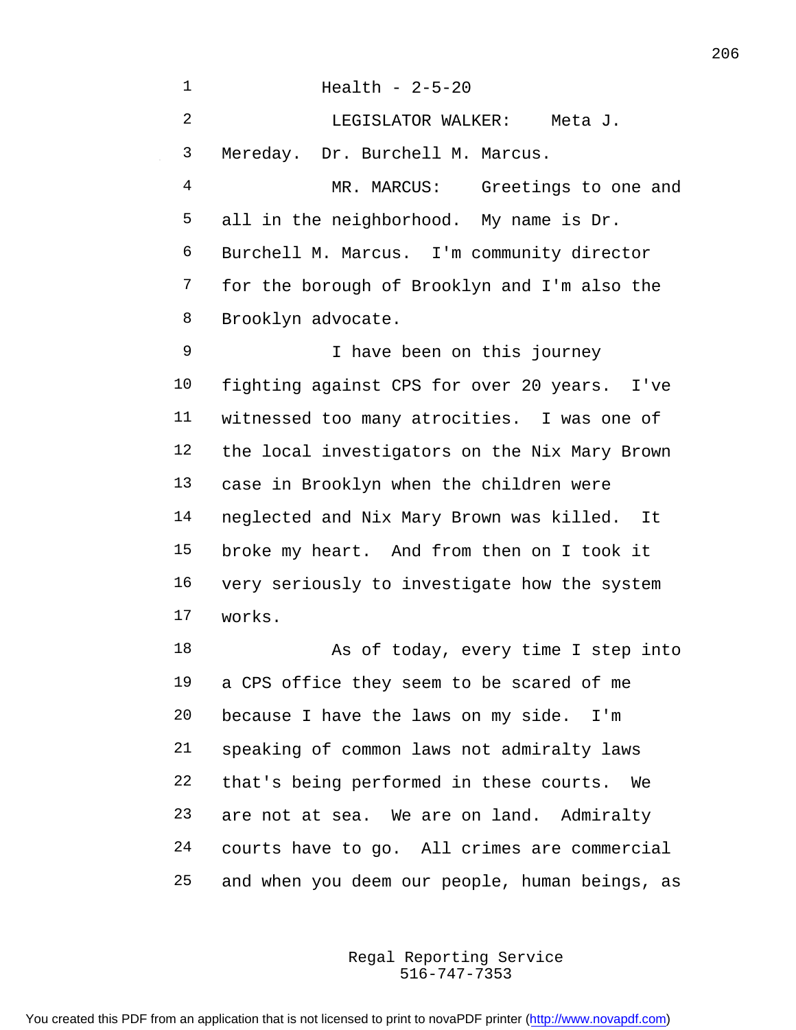Health - 2-5-20

LEGISLATOR WALKER: Meta J. Mereday. Dr. Burchell M. Marcus.

MR. MARCUS: Greetings to one and all in the neighborhood. My name is Dr. Burchell M. Marcus. I'm community director for the borough of Brooklyn and I'm also the Brooklyn advocate.

I have been on this journey fighting against CPS for over 20 years. I've witnessed too many atrocities. I was one of the local investigators on the Nix Mary Brown case in Brooklyn when the children were neglected and Nix Mary Brown was killed. It broke my heart. And from then on I took it very seriously to investigate how the system works.

As of today, every time I step into a CPS office they seem to be scared of me because I have the laws on my side. I'm speaking of common laws not admiralty laws that's being performed in these courts. We are not at sea. We are on land. Admiralty courts have to go. All crimes are commercial and when you deem our people, human beings, as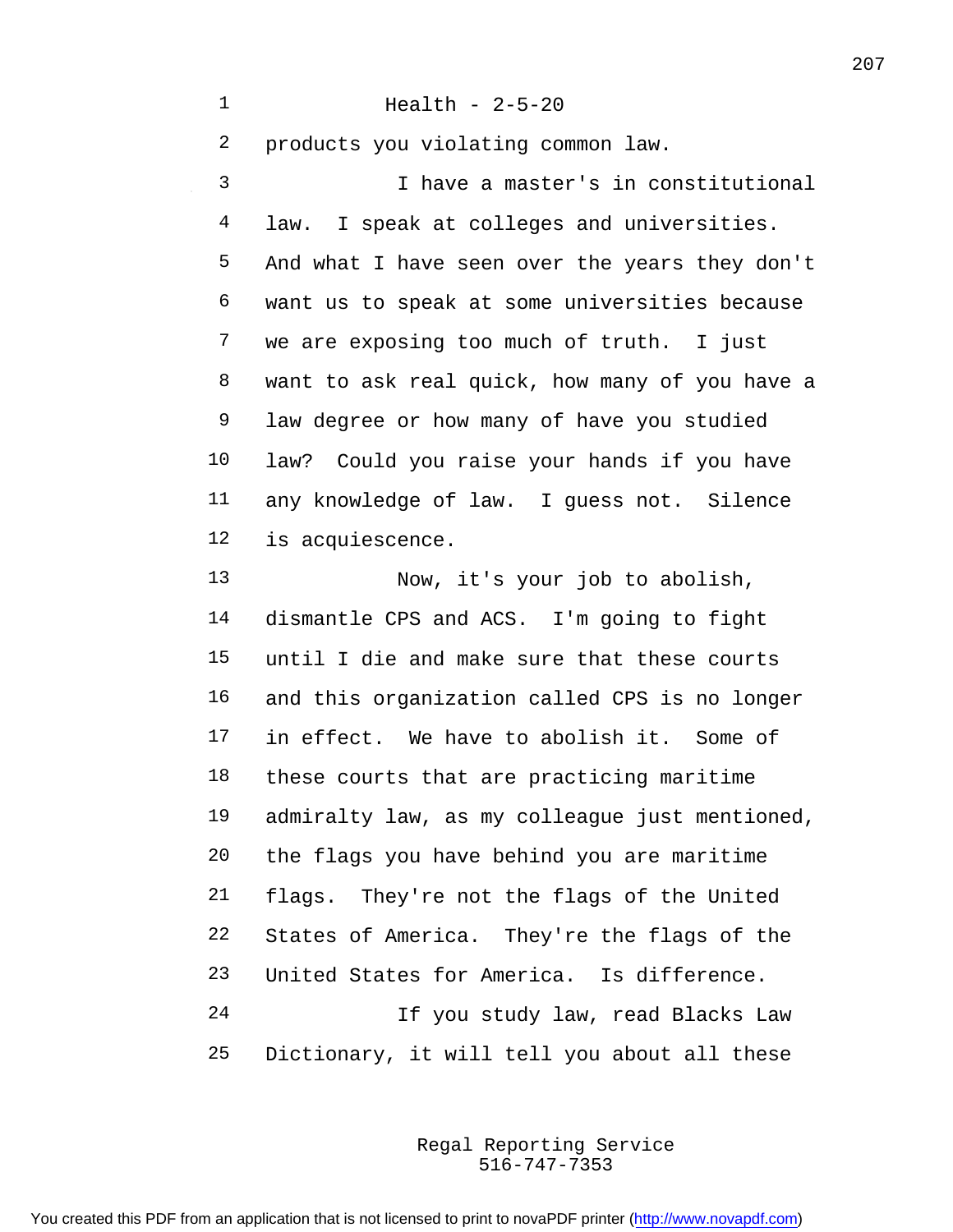products you violating common law.

I have a master's in constitutional law. I speak at colleges and universities. And what I have seen over the years they don't want us to speak at some universities because we are exposing too much of truth. I just want to ask real quick, how many of you have a law degree or how many of have you studied law? Could you raise your hands if you have any knowledge of law. I guess not. Silence is acquiescence.

Now, it's your job to abolish, dismantle CPS and ACS. I'm going to fight until I die and make sure that these courts and this organization called CPS is no longer in effect. We have to abolish it. Some of these courts that are practicing maritime admiralty law, as my colleague just mentioned, the flags you have behind you are maritime flags. They're not the flags of the United States of America. They're the flags of the United States for America. Is difference.

If you study law, read Blacks Law Dictionary, it will tell you about all these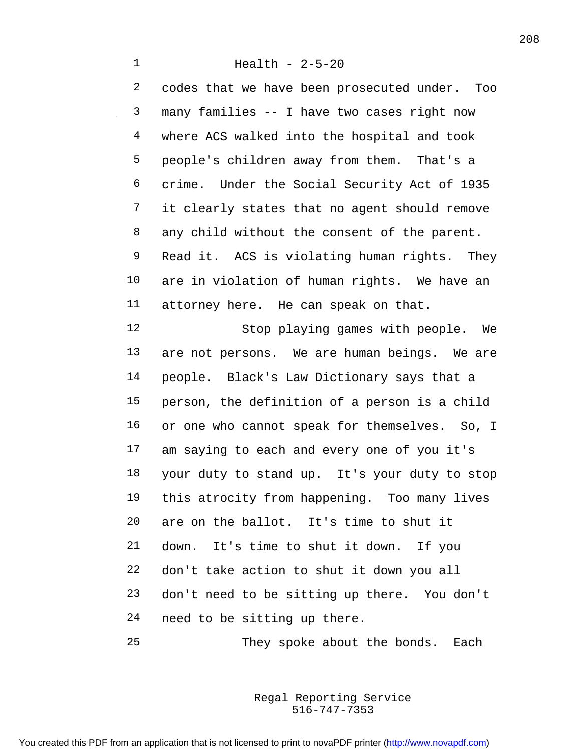codes that we have been prosecuted under. Too many families -- I have two cases right now where ACS walked into the hospital and took people's children away from them. That's a crime. Under the Social Security Act of 1935 it clearly states that no agent should remove any child without the consent of the parent. Read it. ACS is violating human rights. They are in violation of human rights. We have an attorney here. He can speak on that.

Stop playing games with people. We are not persons. We are human beings. We are people. Black's Law Dictionary says that a person, the definition of a person is a child or one who cannot speak for themselves. So, I am saying to each and every one of you it's your duty to stand up. It's your duty to stop this atrocity from happening. Too many lives are on the ballot. It's time to shut it down. It's time to shut it down. If you don't take action to shut it down you all don't need to be sitting up there. You don't need to be sitting up there.

They spoke about the bonds. Each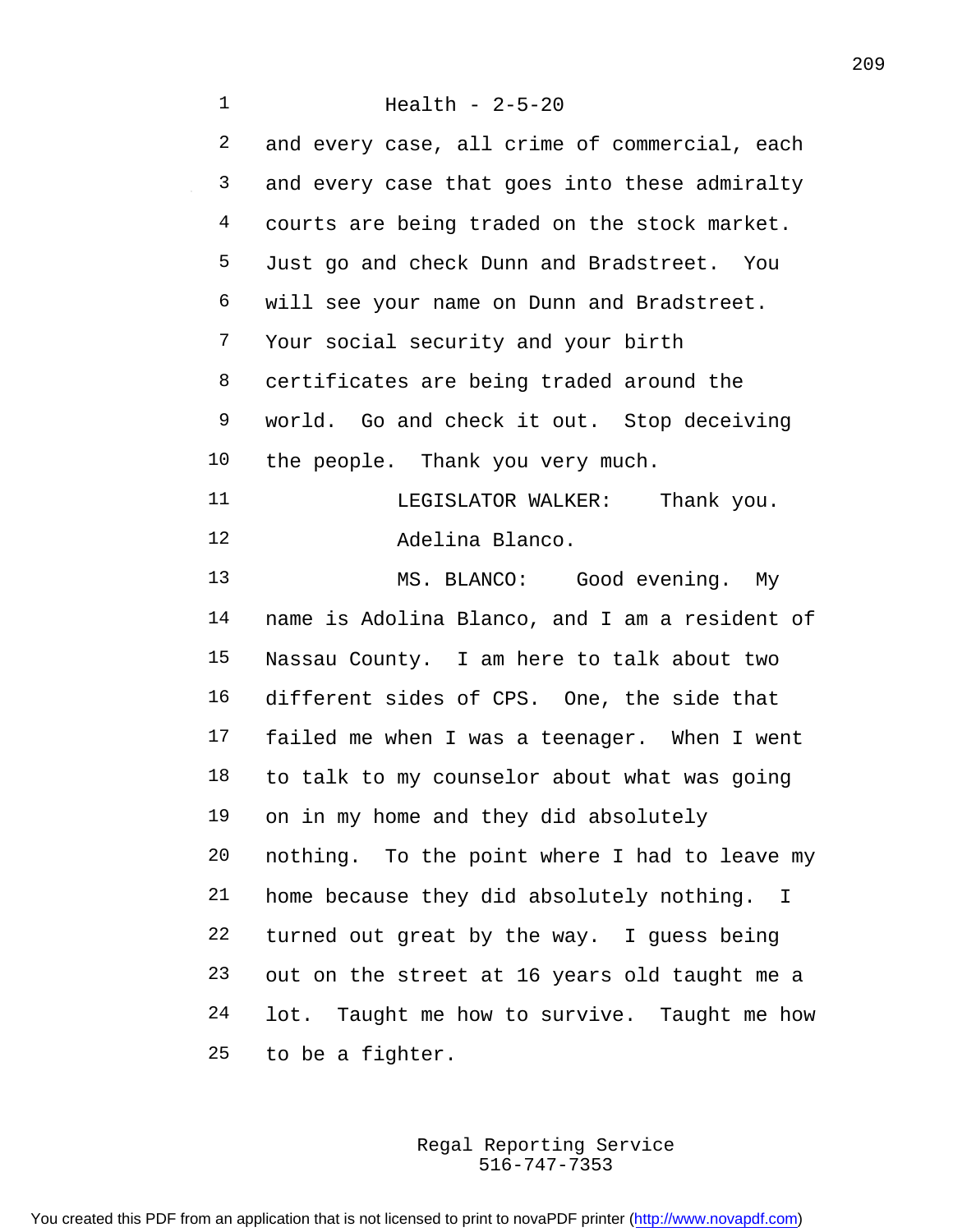and every case, all crime of commercial, each and every case that goes into these admiralty courts are being traded on the stock market. Just go and check Dunn and Bradstreet. You will see your name on Dunn and Bradstreet. Your social security and your birth certificates are being traded around the world. Go and check it out. Stop deceiving the people. Thank you very much.

LEGISLATOR WALKER: Thank you. Adelina Blanco.

MS. BLANCO: Good evening. My name is Adolina Blanco, and I am a resident of Nassau County. I am here to talk about two different sides of CPS. One, the side that failed me when I was a teenager. When I went to talk to my counselor about what was going on in my home and they did absolutely nothing. To the point where I had to leave my home because they did absolutely nothing. I turned out great by the way. I guess being out on the street at 16 years old taught me a lot. Taught me how to survive. Taught me how to be a fighter.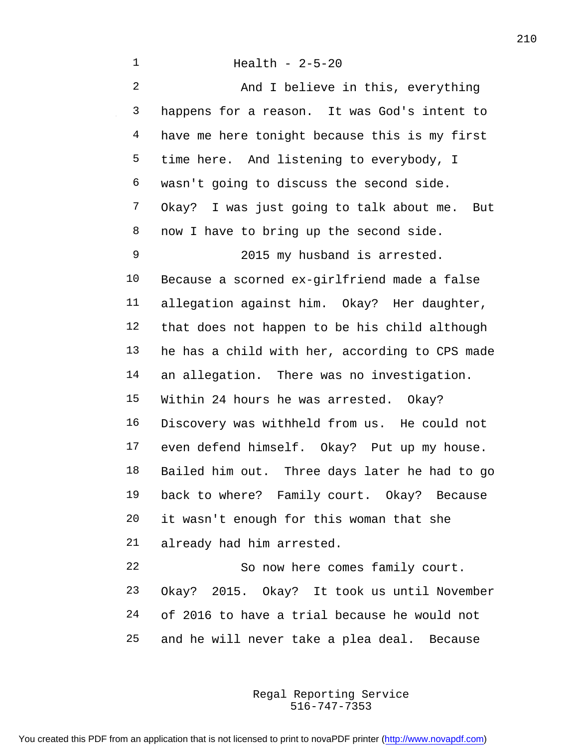Health - 2-5-20

And I believe in this, everything happens for a reason. It was God's intent to have me here tonight because this is my first time here. And listening to everybody, I wasn't going to discuss the second side. Okay? I was just going to talk about me. But now I have to bring up the second side.

2015 my husband is arrested. Because a scorned ex-girlfriend made a false allegation against him. Okay? Her daughter, that does not happen to be his child although he has a child with her, according to CPS made an allegation. There was no investigation. Within 24 hours he was arrested. Okay? Discovery was withheld from us. He could not even defend himself. Okay? Put up my house. Bailed him out. Three days later he had to go back to where? Family court. Okay? Because it wasn't enough for this woman that she already had him arrested.

So now here comes family court. Okay? 2015. Okay? It took us until November of 2016 to have a trial because he would not and he will never take a plea deal. Because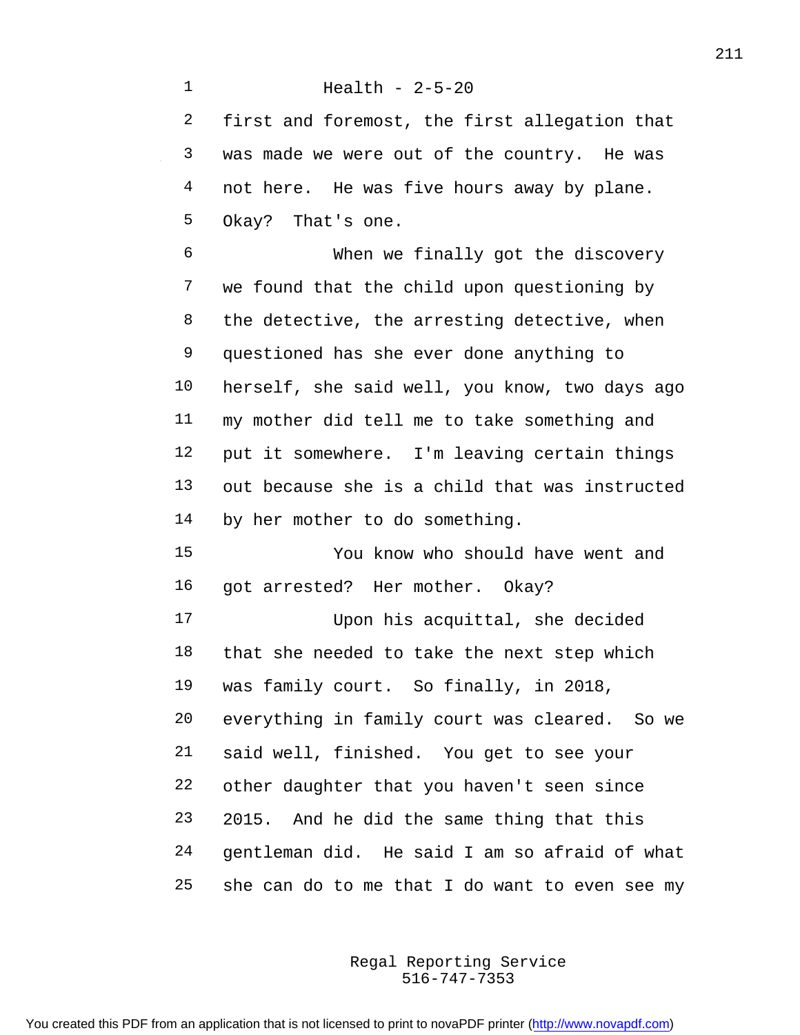Health - 2-5-20

first and foremost, the first allegation that was made we were out of the country. He was not here. He was five hours away by plane. Okay? That's one.

When we finally got the discovery we found that the child upon questioning by the detective, the arresting detective, when questioned has she ever done anything to herself, she said well, you know, two days ago my mother did tell me to take something and put it somewhere. I'm leaving certain things out because she is a child that was instructed by her mother to do something.

You know who should have went and got arrested? Her mother. Okay?

Upon his acquittal, she decided that she needed to take the next step which was family court. So finally, in 2018, everything in family court was cleared. So we said well, finished. You get to see your other daughter that you haven't seen since 2015. And he did the same thing that this gentleman did. He said I am so afraid of what she can do to me that I do want to even see my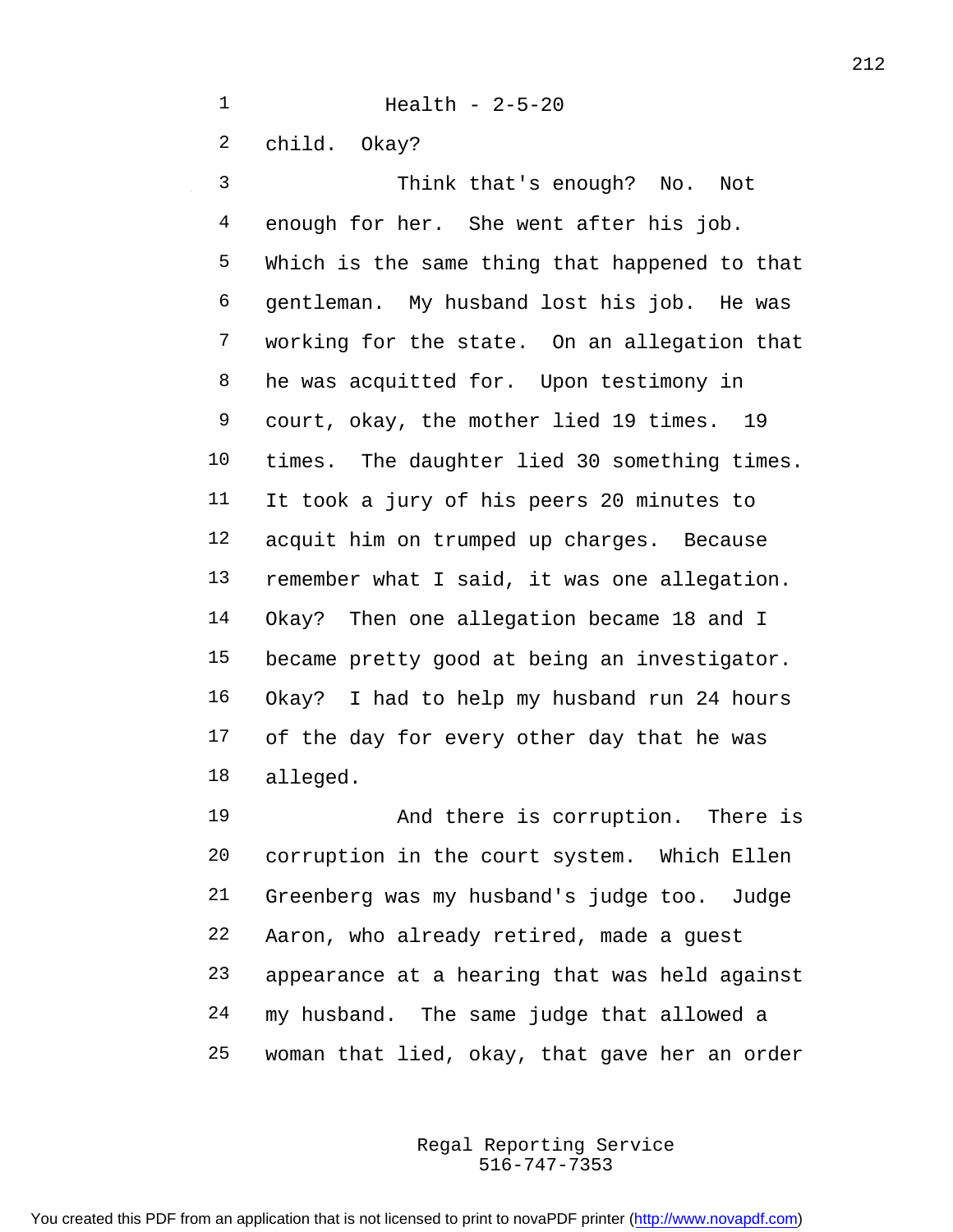Health - 2-5-20

child. Okay?

Think that's enough? No. Not enough for her. She went after his job. Which is the same thing that happened to that gentleman. My husband lost his job. He was working for the state. On an allegation that he was acquitted for. Upon testimony in court, okay, the mother lied 19 times. 19 times. The daughter lied 30 something times. It took a jury of his peers 20 minutes to acquit him on trumped up charges. Because remember what I said, it was one allegation. Okay? Then one allegation became 18 and I became pretty good at being an investigator. Okay? I had to help my husband run 24 hours of the day for every other day that he was alleged.

And there is corruption. There is corruption in the court system. Which Ellen Greenberg was my husband's judge too. Judge Aaron, who already retired, made a guest appearance at a hearing that was held against my husband. The same judge that allowed a woman that lied, okay, that gave her an order

Regal Reporting Service
516-747-7353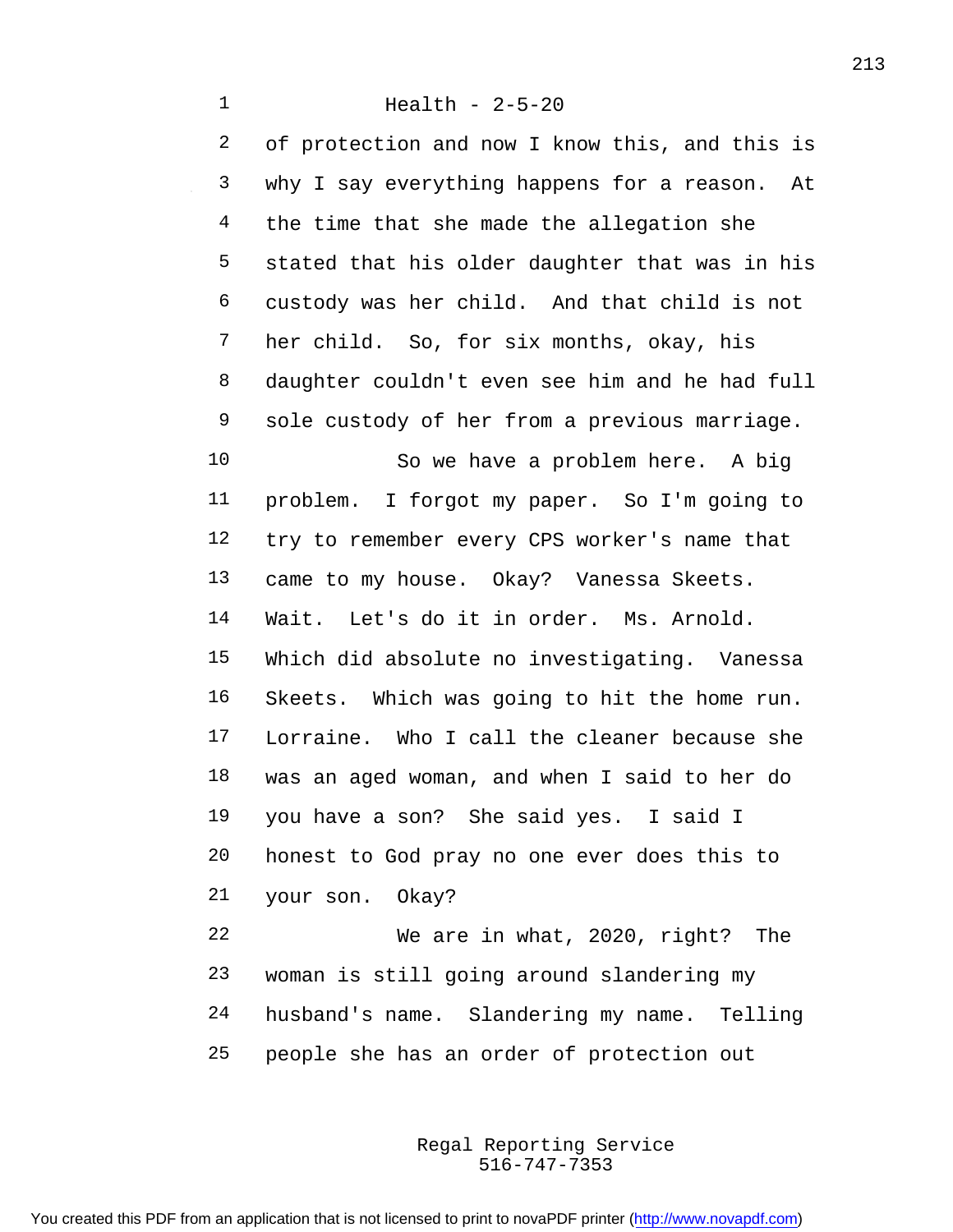Health - 2-5-20

of protection and now I know this, and this is why I say everything happens for a reason. At the time that she made the allegation she stated that his older daughter that was in his custody was her child. And that child is not her child. So, for six months, okay, his daughter couldn't even see him and he had full sole custody of her from a previous marriage.

So we have a problem here. A big problem. I forgot my paper. So I'm going to try to remember every CPS worker's name that came to my house. Okay? Vanessa Skeets. Wait. Let's do it in order. Ms. Arnold. Which did absolute no investigating. Vanessa Skeets. Which was going to hit the home run. Lorraine. Who I call the cleaner because she was an aged woman, and when I said to her do you have a son? She said yes. I said I honest to God pray no one ever does this to your son. Okay?

We are in what, 2020, right? The woman is still going around slandering my husband's name. Slandering my name. Telling people she has an order of protection out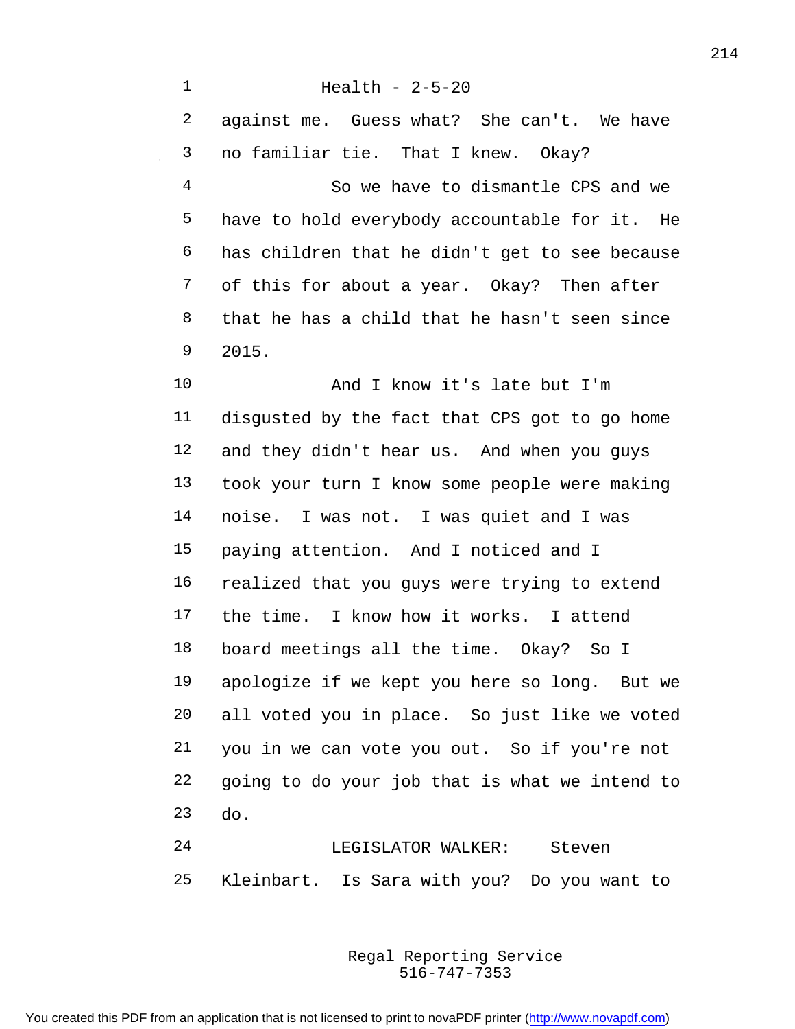Health - 2-5-20

against me. Guess what? She can't. We have no familiar tie. That I knew. Okay?

So we have to dismantle CPS and we have to hold everybody accountable for it. He has children that he didn't get to see because of this for about a year. Okay? Then after that he has a child that he hasn't seen since 2015.

And I know it's late but I'm disgusted by the fact that CPS got to go home and they didn't hear us. And when you guys took your turn I know some people were making noise. I was not. I was quiet and I was paying attention. And I noticed and I realized that you guys were trying to extend the time. I know how it works. I attend board meetings all the time. Okay? So I apologize if we kept you here so long. But we all voted you in place. So just like we voted you in we can vote you out. So if you're not going to do your job that is what we intend to do.

LEGISLATOR WALKER: Steven Kleinbart. Is Sara with you? Do you want to

Regal Reporting Service
516-747-7353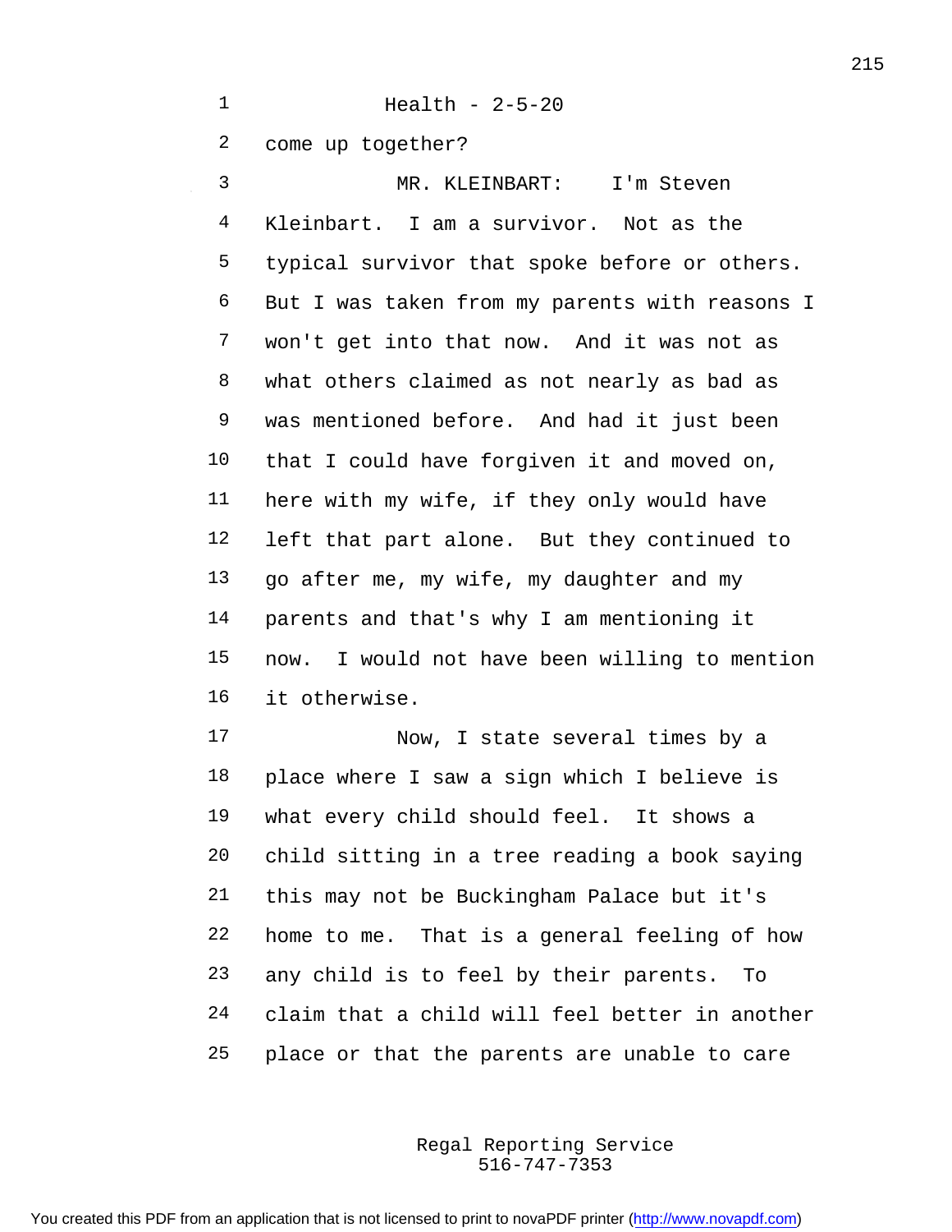come up together?

MR. KLEINBART: I'm Steven Kleinbart. I am a survivor. Not as the typical survivor that spoke before or others. But I was taken from my parents with reasons I won't get into that now. And it was not as what others claimed as not nearly as bad as was mentioned before. And had it just been that I could have forgiven it and moved on, here with my wife, if they only would have left that part alone. But they continued to go after me, my wife, my daughter and my parents and that's why I am mentioning it now. I would not have been willing to mention it otherwise.

Now, I state several times by a place where I saw a sign which I believe is what every child should feel. It shows a child sitting in a tree reading a book saying this may not be Buckingham Palace but it's home to me. That is a general feeling of how any child is to feel by their parents. To claim that a child will feel better in another place or that the parents are unable to care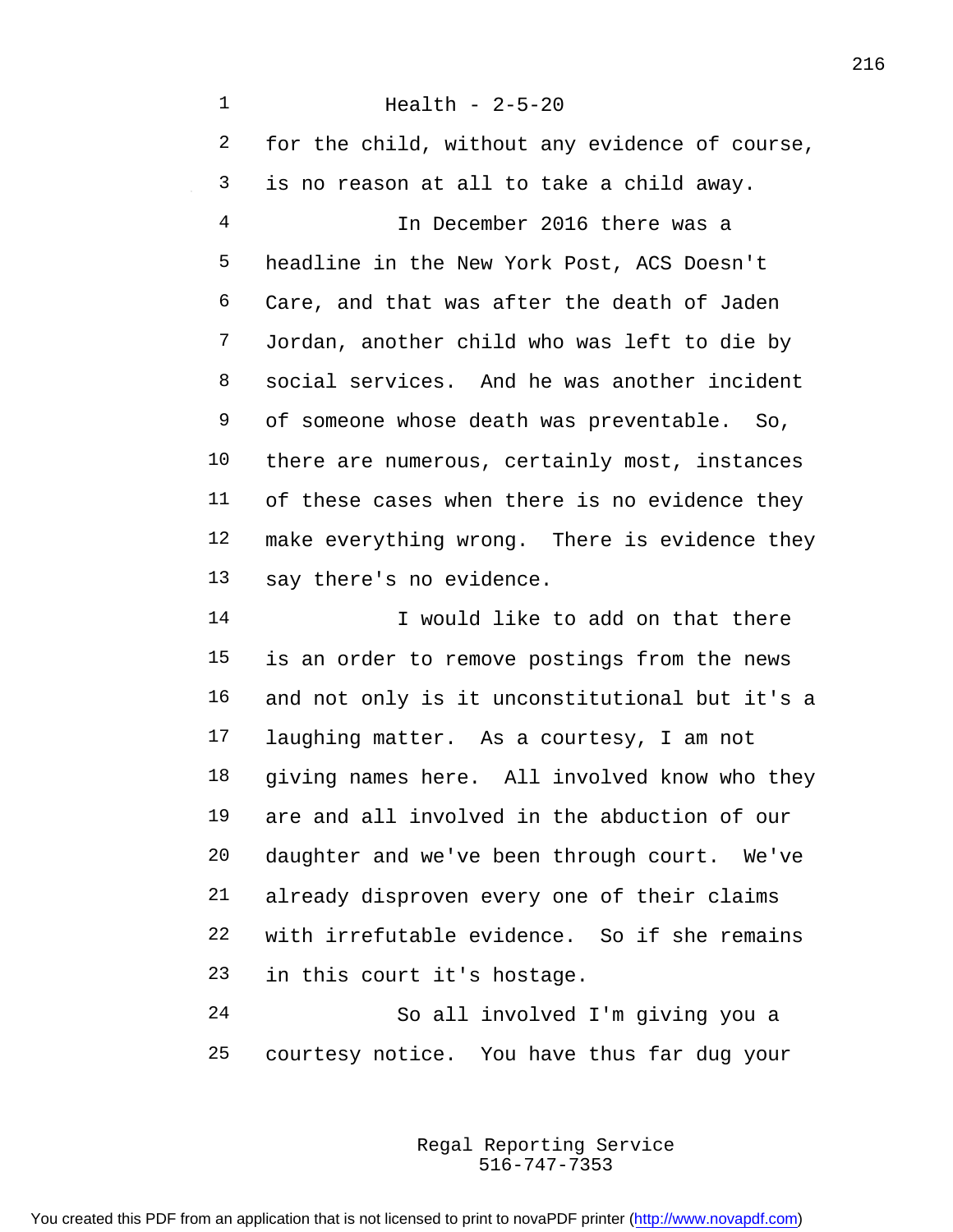Health - 2-5-20

for the child, without any evidence of course, is no reason at all to take a child away.

In December 2016 there was a headline in the New York Post, ACS Doesn't Care, and that was after the death of Jaden Jordan, another child who was left to die by social services. And he was another incident of someone whose death was preventable. So, there are numerous, certainly most, instances of these cases when there is no evidence they make everything wrong. There is evidence they say there's no evidence.

I would like to add on that there is an order to remove postings from the news and not only is it unconstitutional but it's a laughing matter. As a courtesy, I am not giving names here. All involved know who they are and all involved in the abduction of our daughter and we've been through court. We've already disproven every one of their claims with irrefutable evidence. So if she remains in this court it's hostage.

So all involved I'm giving you a courtesy notice. You have thus far dug your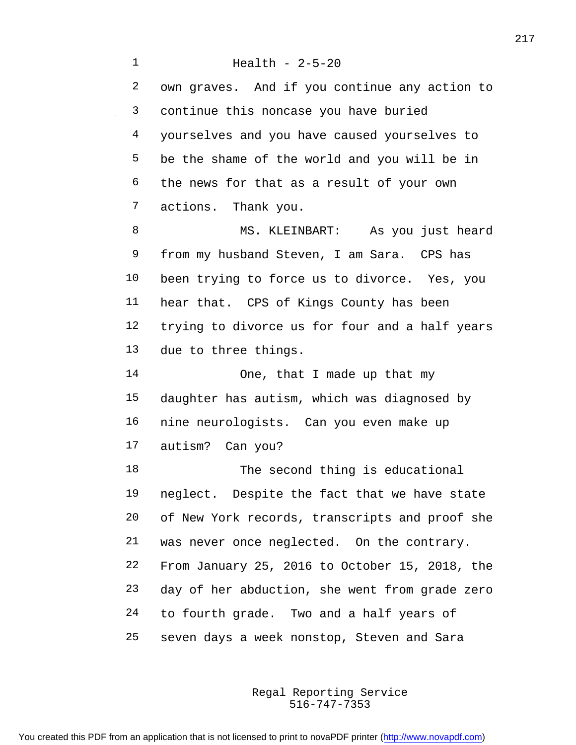own graves. And if you continue any action to continue this noncase you have buried yourselves and you have caused yourselves to be the shame of the world and you will be in the news for that as a result of your own actions. Thank you.

MS. KLEINBART: As you just heard from my husband Steven, I am Sara. CPS has been trying to force us to divorce. Yes, you hear that. CPS of Kings County has been trying to divorce us for four and a half years due to three things.

One, that I made up that my daughter has autism, which was diagnosed by nine neurologists. Can you even make up autism? Can you?

The second thing is educational neglect. Despite the fact that we have state of New York records, transcripts and proof she was never once neglected. On the contrary. From January 25, 2016 to October 15, 2018, the day of her abduction, she went from grade zero to fourth grade. Two and a half years of seven days a week nonstop, Steven and Sara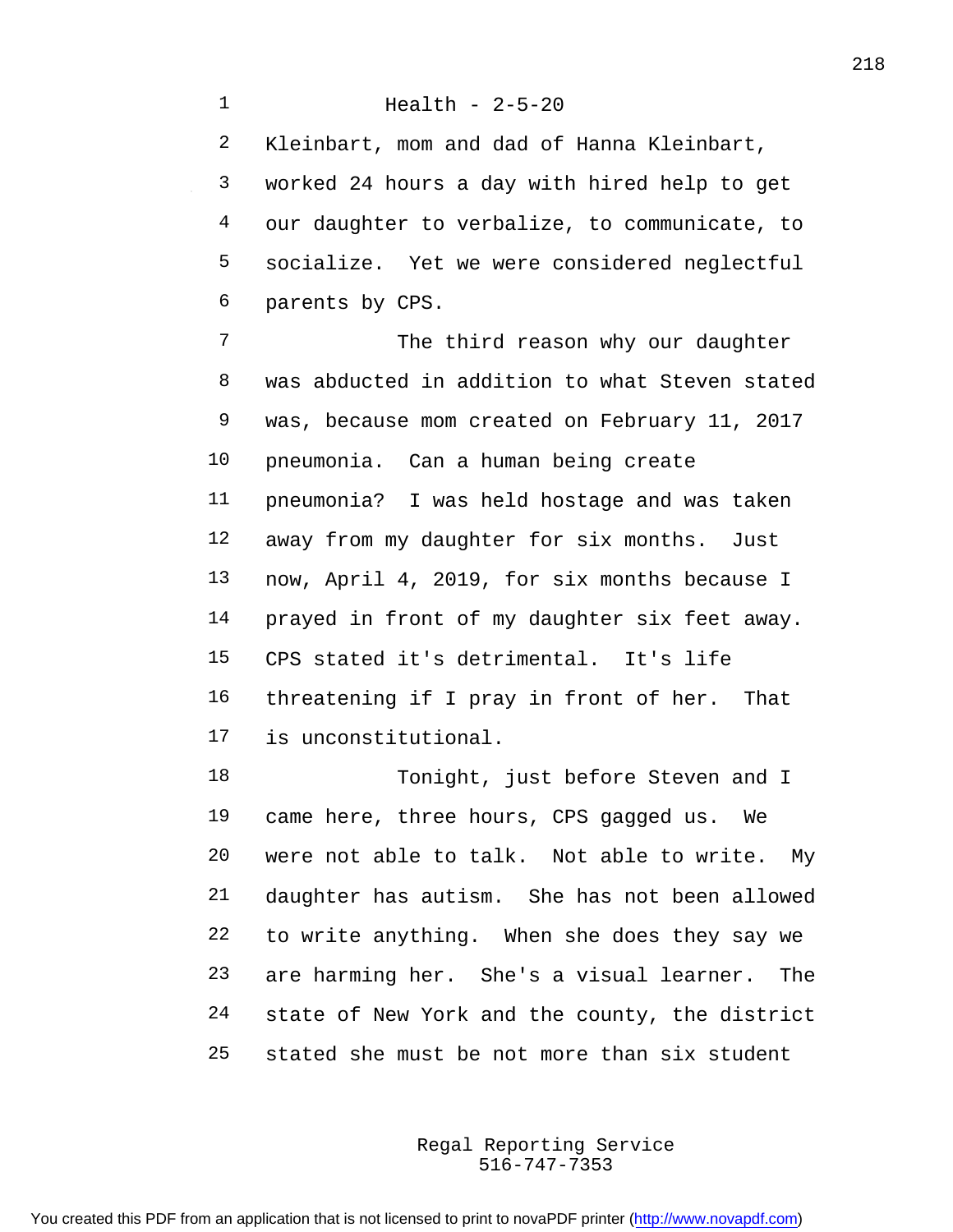Kleinbart, mom and dad of Hanna Kleinbart, worked 24 hours a day with hired help to get our daughter to verbalize, to communicate, to socialize. Yet we were considered neglectful parents by CPS.

The third reason why our daughter was abducted in addition to what Steven stated was, because mom created on February 11, 2017 pneumonia. Can a human being create pneumonia? I was held hostage and was taken away from my daughter for six months. Just now, April 4, 2019, for six months because I prayed in front of my daughter six feet away. CPS stated it's detrimental. It's life threatening if I pray in front of her. That is unconstitutional.

Tonight, just before Steven and I came here, three hours, CPS gagged us. We were not able to talk. Not able to write. My daughter has autism. She has not been allowed to write anything. When she does they say we are harming her. She's a visual learner. The state of New York and the county, the district stated she must be not more than six student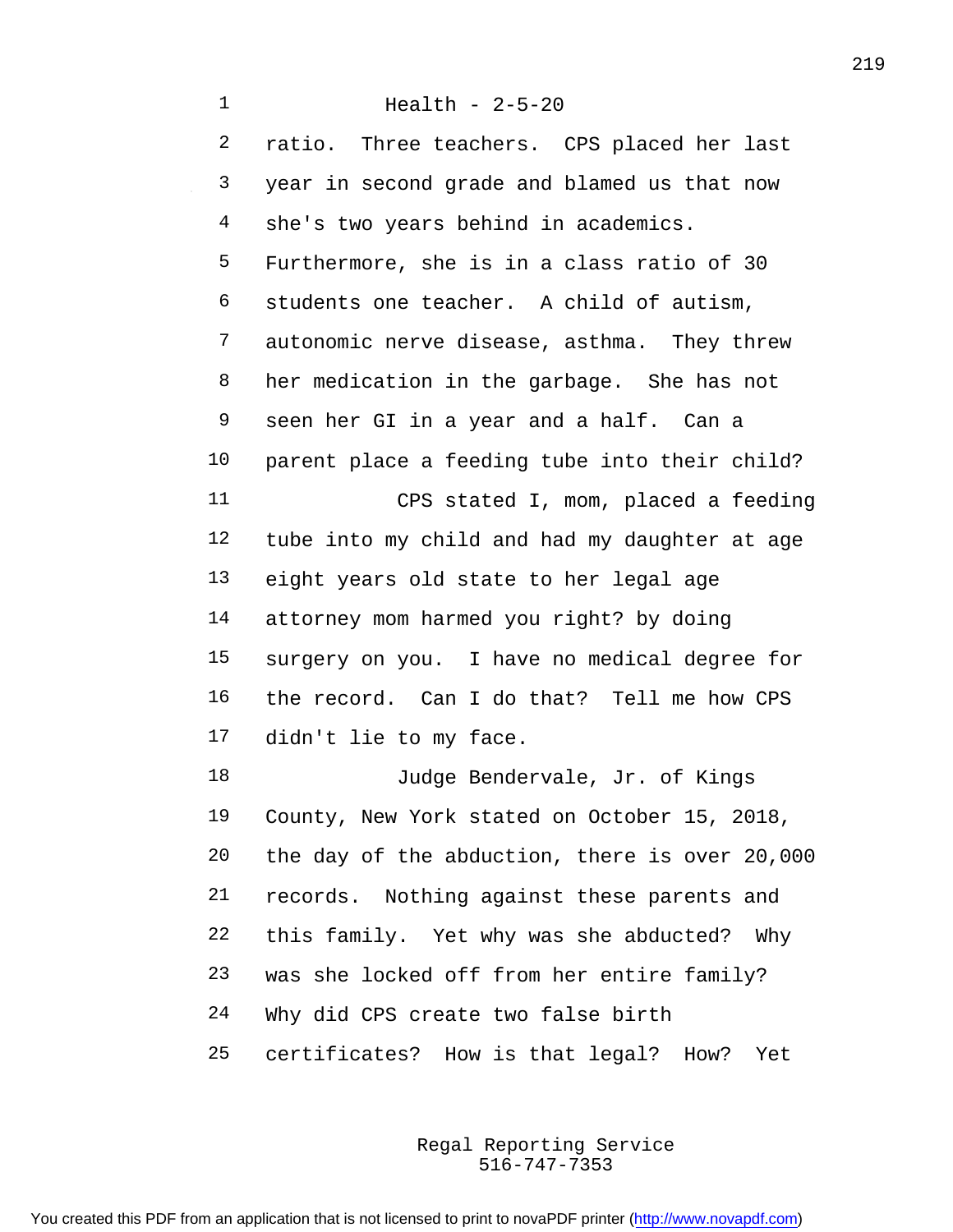Health - 2-5-20

ratio. Three teachers. CPS placed her last year in second grade and blamed us that now she's two years behind in academics. Furthermore, she is in a class ratio of 30 students one teacher. A child of autism, autonomic nerve disease, asthma. They threw her medication in the garbage. She has not seen her GI in a year and a half. Can a parent place a feeding tube into their child?

CPS stated I, mom, placed a feeding tube into my child and had my daughter at age eight years old state to her legal age attorney mom harmed you right? by doing surgery on you. I have no medical degree for the record. Can I do that? Tell me how CPS didn't lie to my face.

Judge Bendervale, Jr. of Kings County, New York stated on October 15, 2018, the day of the abduction, there is over 20,000 records. Nothing against these parents and this family. Yet why was she abducted? Why was she locked off from her entire family? Why did CPS create two false birth certificates? How is that legal? How? Yet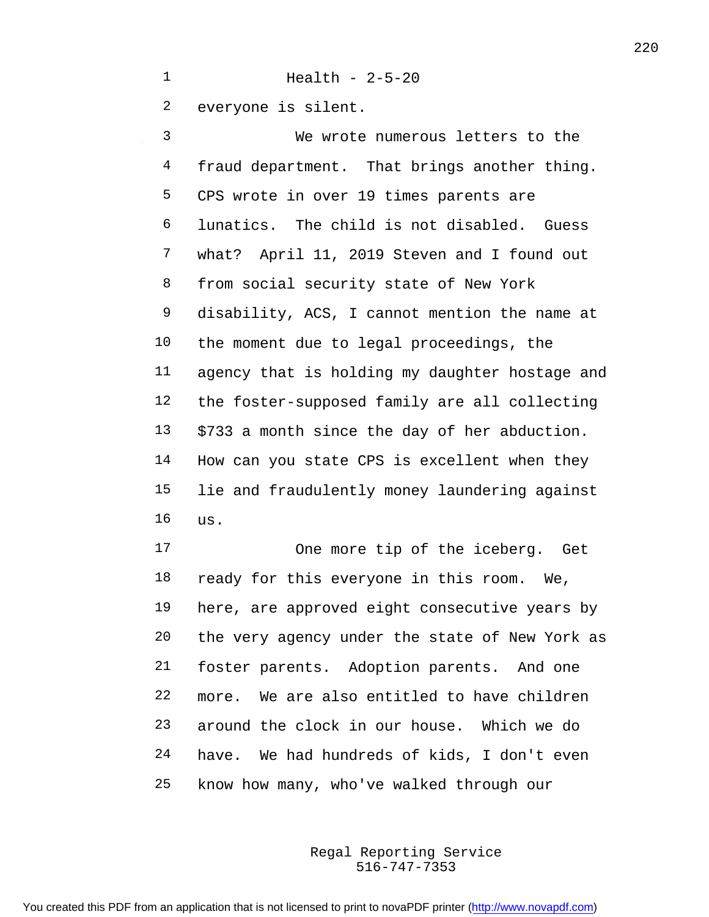everyone is silent.

We wrote numerous letters to the fraud department. That brings another thing. CPS wrote in over 19 times parents are lunatics. The child is not disabled. Guess what? April 11, 2019 Steven and I found out from social security state of New York disability, ACS, I cannot mention the name at the moment due to legal proceedings, the agency that is holding my daughter hostage and the foster-supposed family are all collecting $733 a month since the day of her abduction. How can you state CPS is excellent when they lie and fraudulently money laundering against us.

One more tip of the iceberg. Get ready for this everyone in this room. We, here, are approved eight consecutive years by the very agency under the state of New York as foster parents. Adoption parents. And one more. We are also entitled to have children around the clock in our house. Which we do have. We had hundreds of kids, I don't even know how many, who've walked through our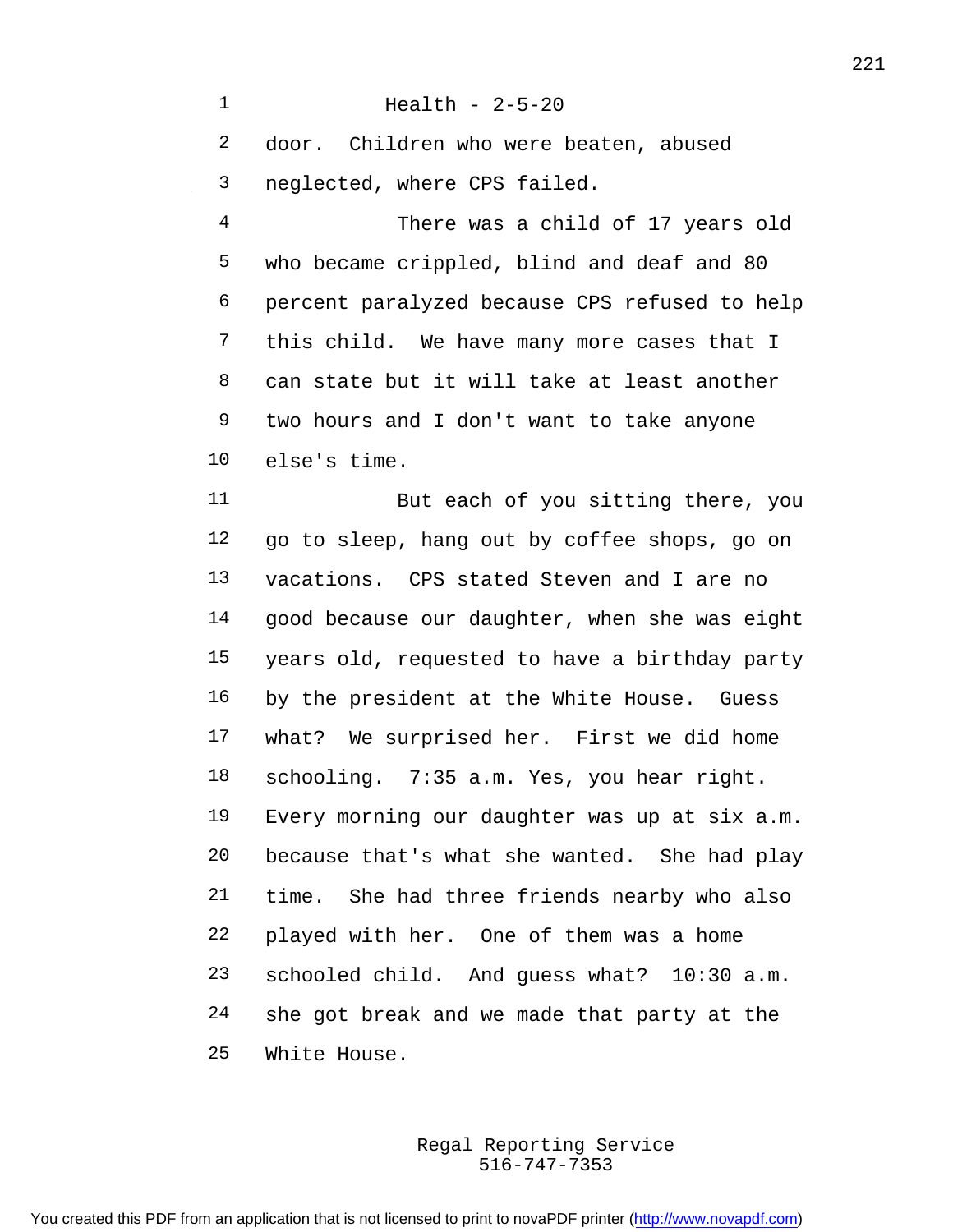Health - 2-5-20

door. Children who were beaten, abused neglected, where CPS failed.

There was a child of 17 years old who became crippled, blind and deaf and 80 percent paralyzed because CPS refused to help this child. We have many more cases that I can state but it will take at least another two hours and I don't want to take anyone else's time.

But each of you sitting there, you go to sleep, hang out by coffee shops, go on vacations. CPS stated Steven and I are no good because our daughter, when she was eight years old, requested to have a birthday party by the president at the White House. Guess what? We surprised her. First we did home schooling. 7:35 a.m. Yes, you hear right. Every morning our daughter was up at six a.m. because that's what she wanted. She had play time. She had three friends nearby who also played with her. One of them was a home schooled child. And guess what? 10:30 a.m. she got break and we made that party at the White House.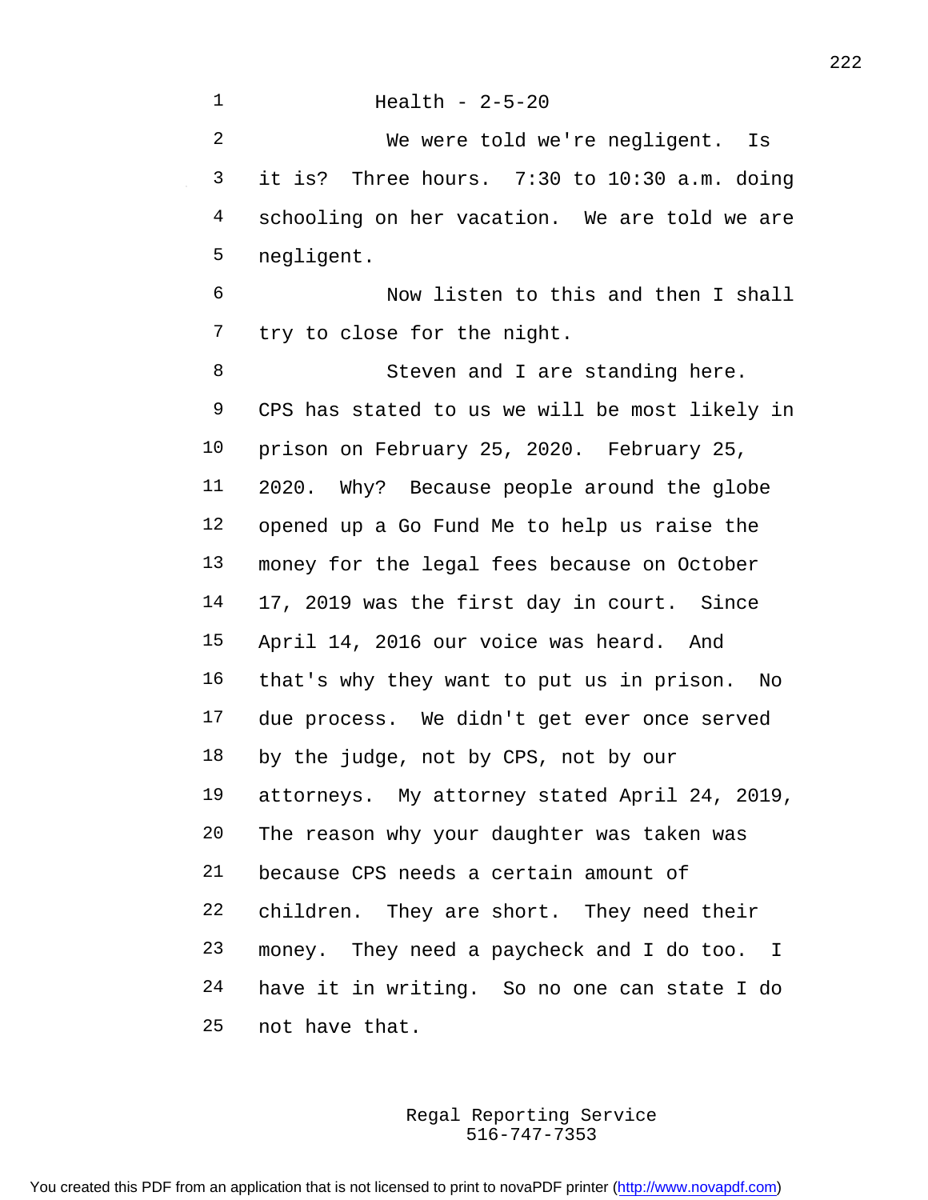Health - 2-5-20

We were told we're negligent. Is it is? Three hours. 7:30 to 10:30 a.m. doing schooling on her vacation. We are told we are negligent.

Now listen to this and then I shall try to close for the night.

Steven and I are standing here. CPS has stated to us we will be most likely in prison on February 25, 2020. February 25, 2020. Why? Because people around the globe opened up a Go Fund Me to help us raise the money for the legal fees because on October 17, 2019 was the first day in court. Since April 14, 2016 our voice was heard. And that's why they want to put us in prison. No due process. We didn't get ever once served by the judge, not by CPS, not by our attorneys. My attorney stated April 24, 2019, The reason why your daughter was taken was because CPS needs a certain amount of children. They are short. They need their money. They need a paycheck and I do too. I have it in writing. So no one can state I do not have that.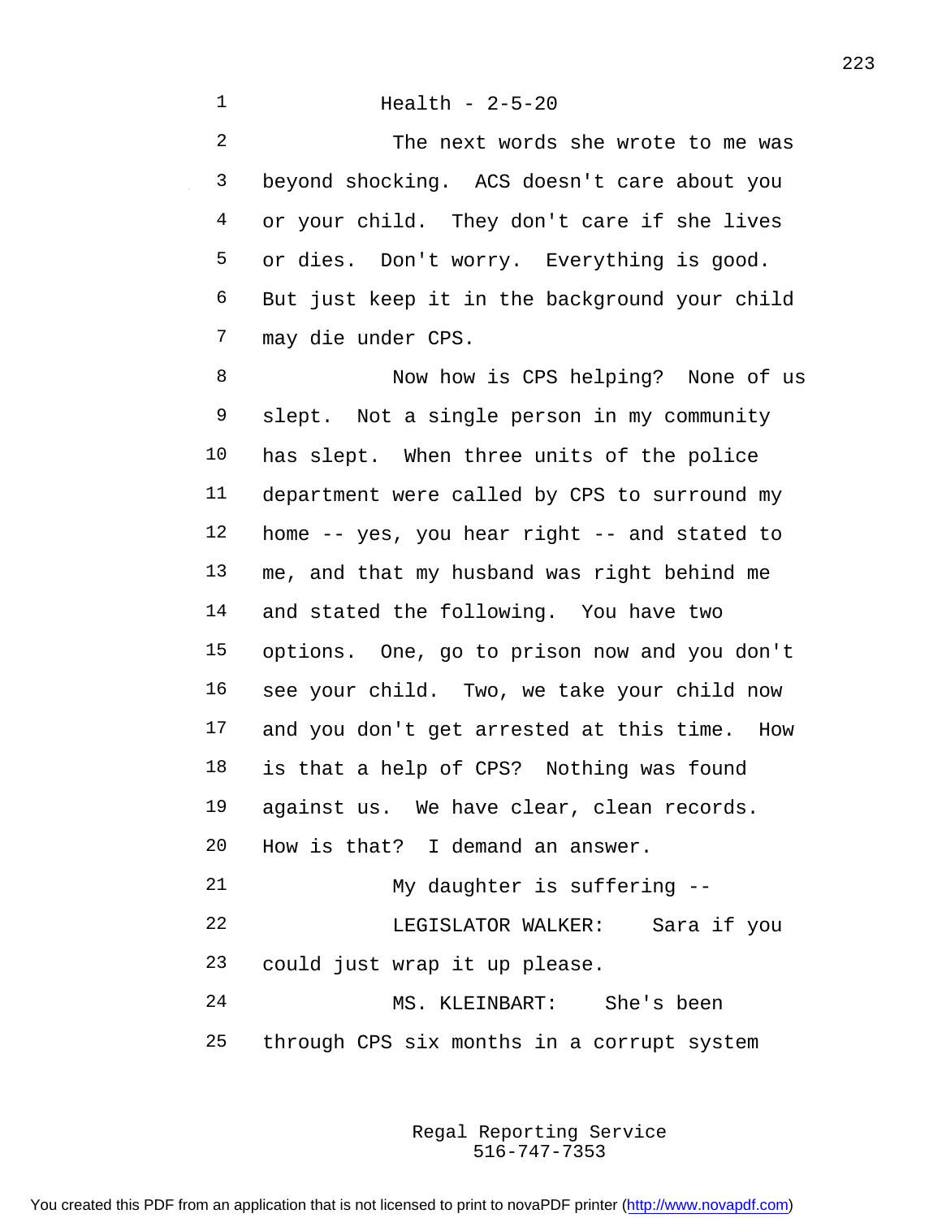Health - 2-5-20

The next words she wrote to me was beyond shocking. ACS doesn't care about you or your child. They don't care if she lives or dies. Don't worry. Everything is good. But just keep it in the background your child may die under CPS.

Now how is CPS helping? None of us slept. Not a single person in my community has slept. When three units of the police department were called by CPS to surround my home -- yes, you hear right -- and stated to me, and that my husband was right behind me and stated the following. You have two options. One, go to prison now and you don't see your child. Two, we take your child now and you don't get arrested at this time. How is that a help of CPS? Nothing was found against us. We have clear, clean records. How is that? I demand an answer.

My daughter is suffering --

LEGISLATOR WALKER: Sara if you could just wrap it up please.

MS. KLEINBART: She's been through CPS six months in a corrupt system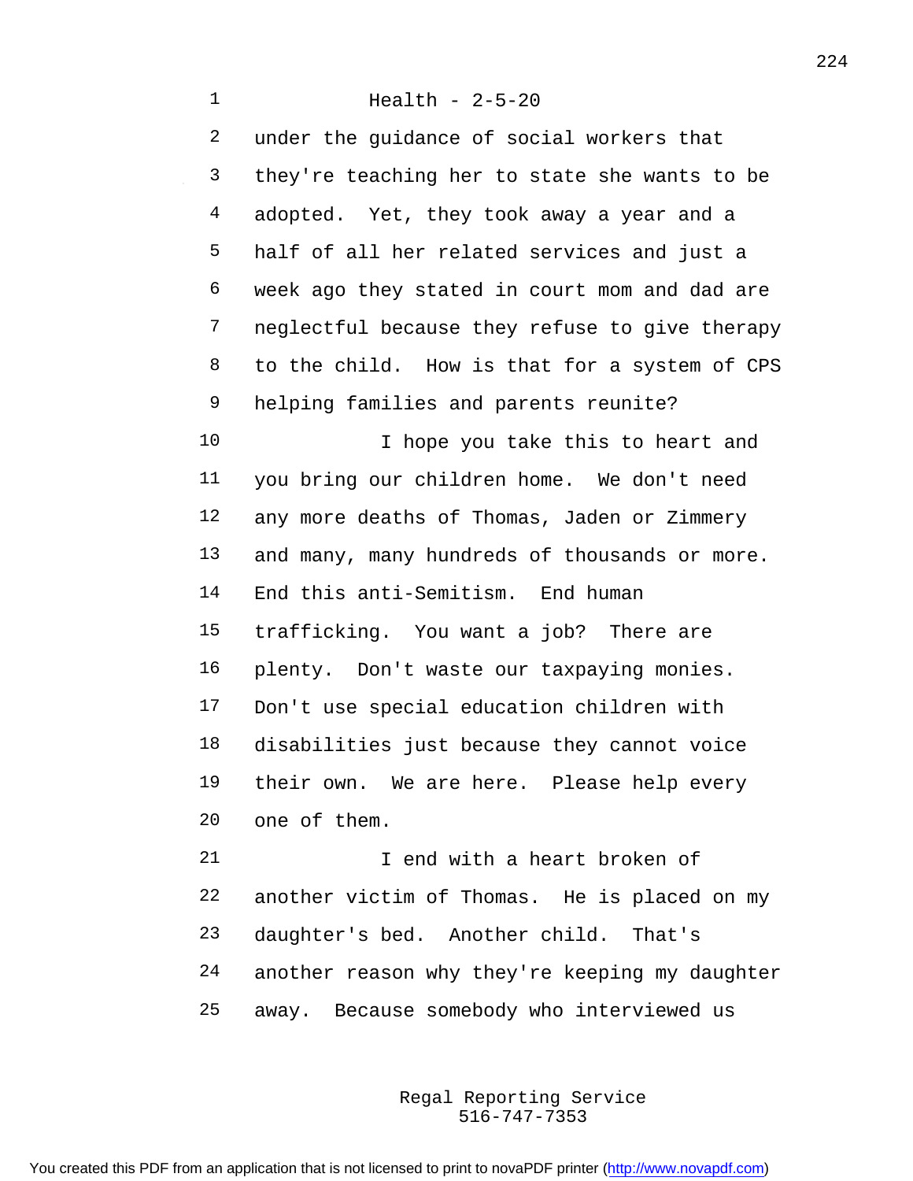Health - 2-5-20

under the guidance of social workers that they're teaching her to state she wants to be adopted. Yet, they took away a year and a half of all her related services and just a week ago they stated in court mom and dad are neglectful because they refuse to give therapy to the child. How is that for a system of CPS helping families and parents reunite?

I hope you take this to heart and you bring our children home. We don't need any more deaths of Thomas, Jaden or Zimmery and many, many hundreds of thousands or more. End this anti-Semitism. End human trafficking. You want a job? There are plenty. Don't waste our taxpaying monies. Don't use special education children with disabilities just because they cannot voice their own. We are here. Please help every one of them.

I end with a heart broken of another victim of Thomas. He is placed on my daughter's bed. Another child. That's another reason why they're keeping my daughter away. Because somebody who interviewed us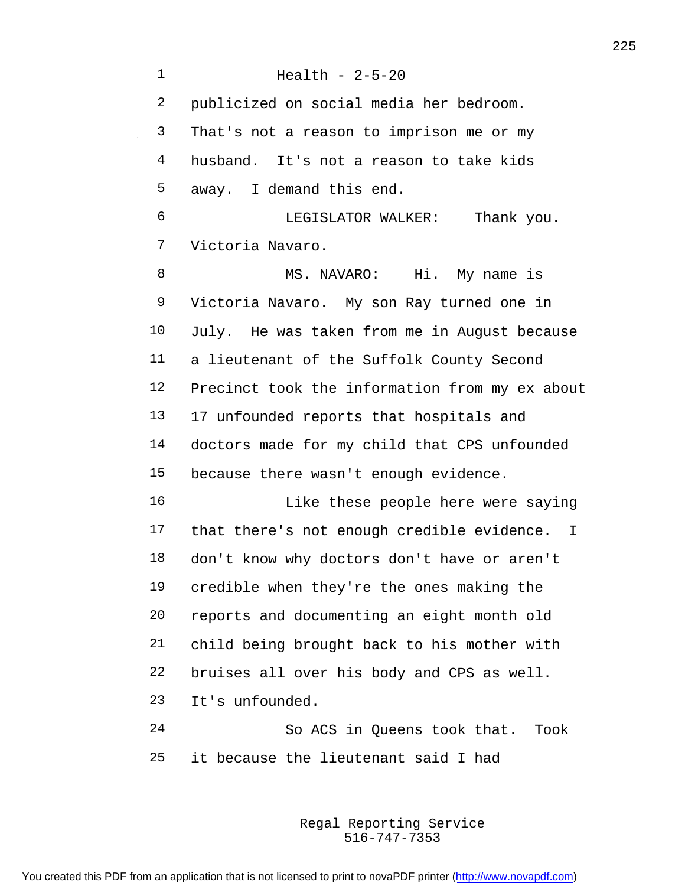publicized on social media her bedroom. That's not a reason to imprison me or my husband. It's not a reason to take kids away. I demand this end.

LEGISLATOR WALKER: Thank you. Victoria Navaro.

MS. NAVARO: Hi. My name is Victoria Navaro. My son Ray turned one in July. He was taken from me in August because a lieutenant of the Suffolk County Second Precinct took the information from my ex about 17 unfounded reports that hospitals and doctors made for my child that CPS unfounded because there wasn't enough evidence.

Like these people here were saying that there's not enough credible evidence. I don't know why doctors don't have or aren't credible when they're the ones making the reports and documenting an eight month old child being brought back to his mother with bruises all over his body and CPS as well. It's unfounded.

So ACS in Queens took that. Took it because the lieutenant said I had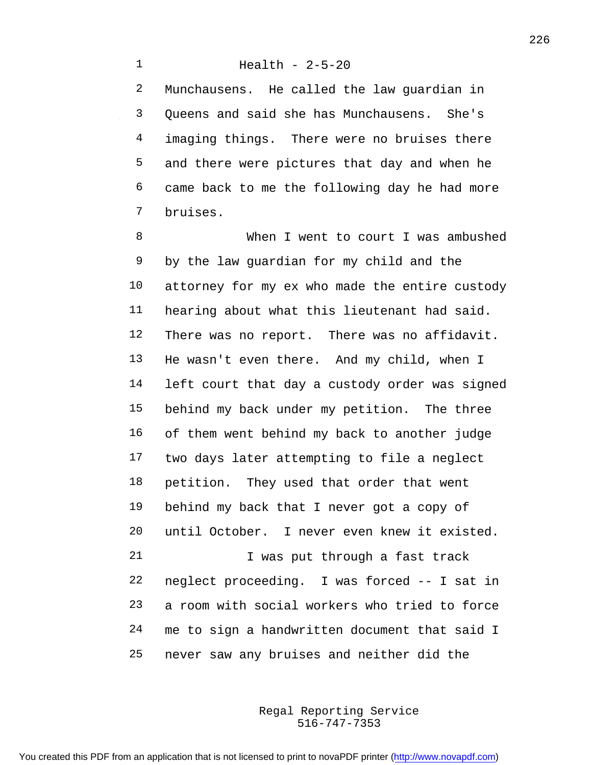Health - 2-5-20

Munchausens. He called the law guardian in Queens and said she has Munchausens. She's imaging things. There were no bruises there and there were pictures that day and when he came back to me the following day he had more bruises.

When I went to court I was ambushed by the law guardian for my child and the attorney for my ex who made the entire custody hearing about what this lieutenant had said. There was no report. There was no affidavit. He wasn't even there. And my child, when I left court that day a custody order was signed behind my back under my petition. The three of them went behind my back to another judge two days later attempting to file a neglect petition. They used that order that went behind my back that I never got a copy of until October. I never even knew it existed.

I was put through a fast track neglect proceeding. I was forced -- I sat in a room with social workers who tried to force me to sign a handwritten document that said I never saw any bruises and neither did the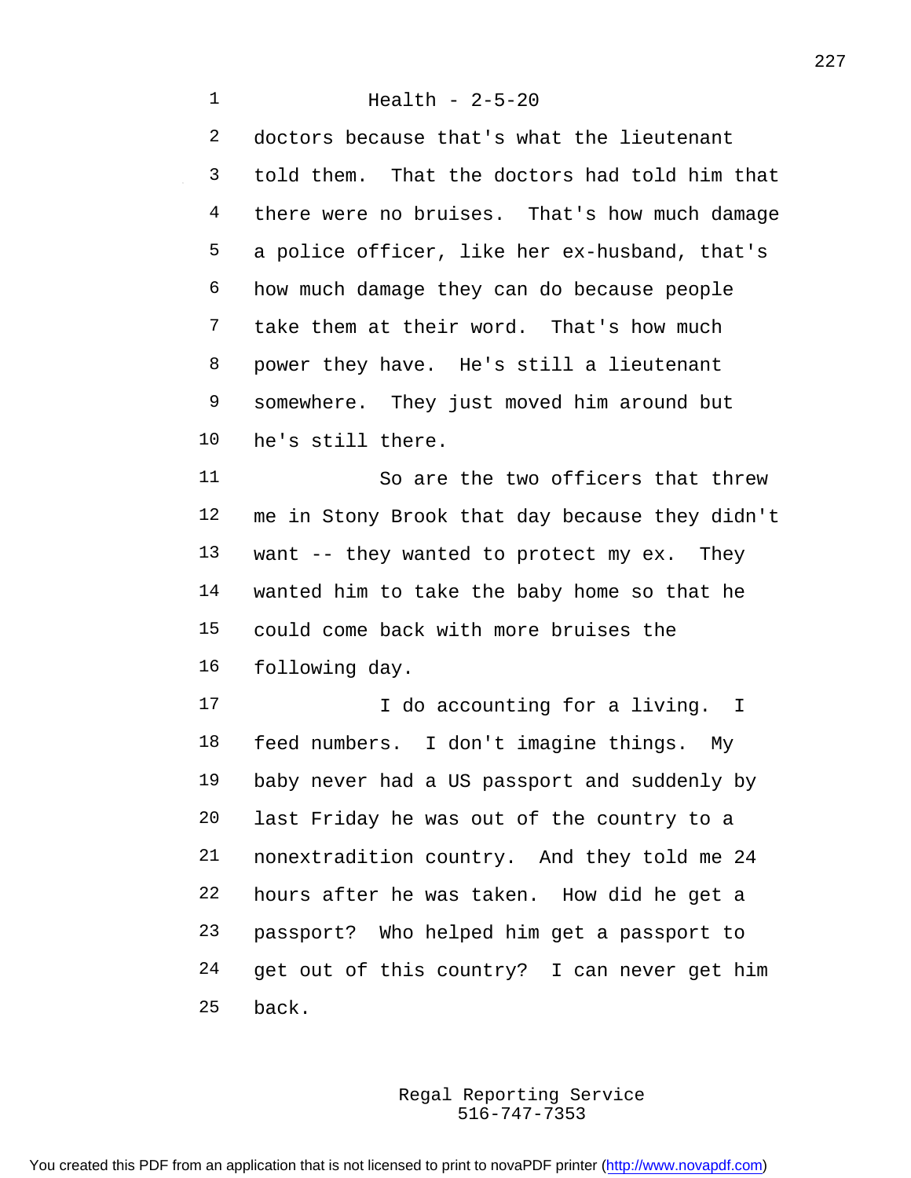doctors because that's what the lieutenant told them. That the doctors had told him that there were no bruises. That's how much damage a police officer, like her ex-husband, that's how much damage they can do because people take them at their word. That's how much power they have. He's still a lieutenant somewhere. They just moved him around but he's still there.

So are the two officers that threw me in Stony Brook that day because they didn't want -- they wanted to protect my ex. They wanted him to take the baby home so that he could come back with more bruises the following day.

I do accounting for a living. I feed numbers. I don't imagine things. My baby never had a US passport and suddenly by last Friday he was out of the country to a nonextradition country. And they told me 24 hours after he was taken. How did he get a passport? Who helped him get a passport to get out of this country? I can never get him back.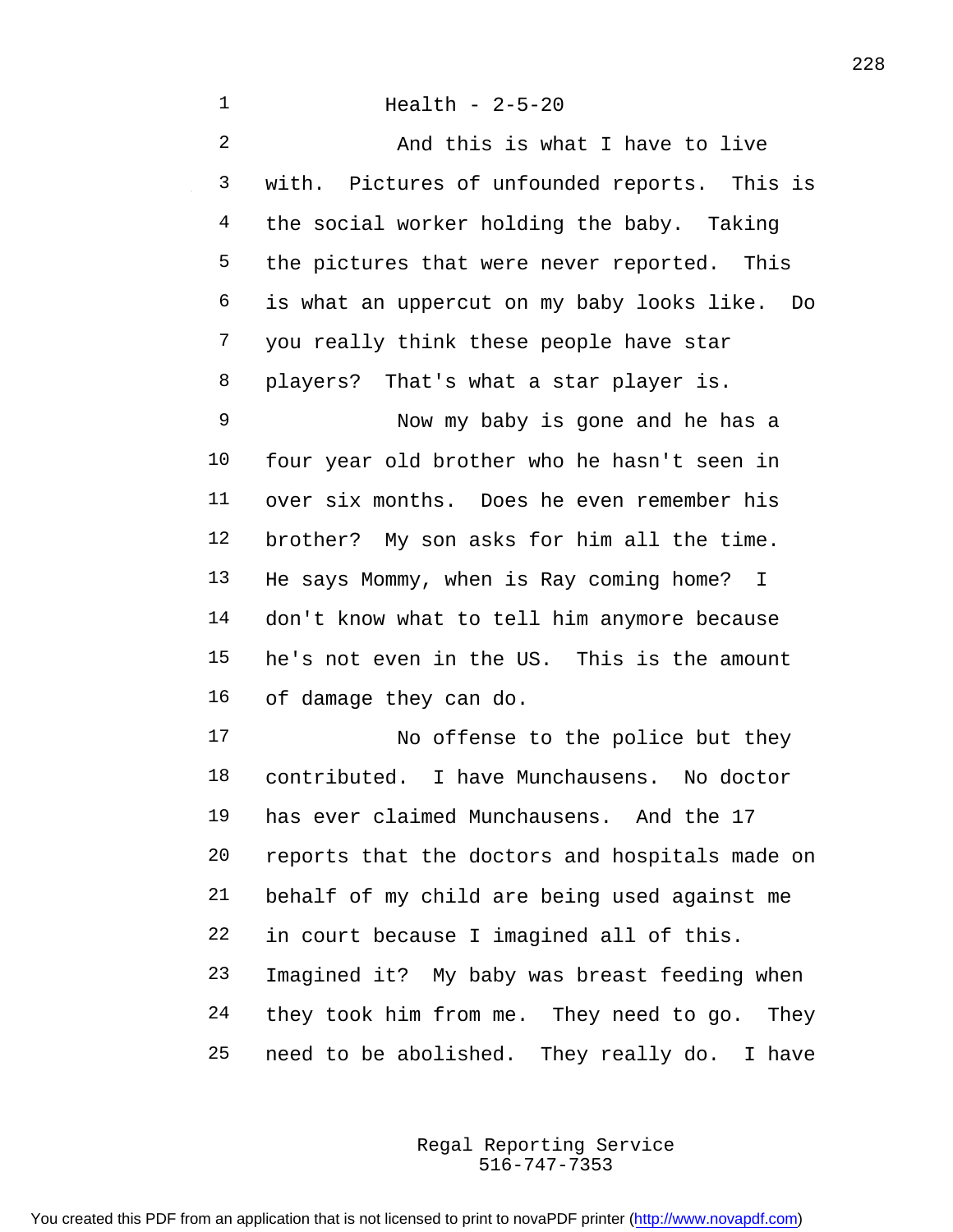Health - 2-5-20

And this is what I have to live with. Pictures of unfounded reports. This is the social worker holding the baby. Taking the pictures that were never reported. This is what an uppercut on my baby looks like. Do you really think these people have star players? That's what a star player is.

Now my baby is gone and he has a four year old brother who he hasn't seen in over six months. Does he even remember his brother? My son asks for him all the time. He says Mommy, when is Ray coming home? I don't know what to tell him anymore because he's not even in the US. This is the amount of damage they can do.

No offense to the police but they contributed. I have Munchausens. No doctor has ever claimed Munchausens. And the 17 reports that the doctors and hospitals made on behalf of my child are being used against me in court because I imagined all of this. Imagined it? My baby was breast feeding when they took him from me. They need to go. They need to be abolished. They really do. I have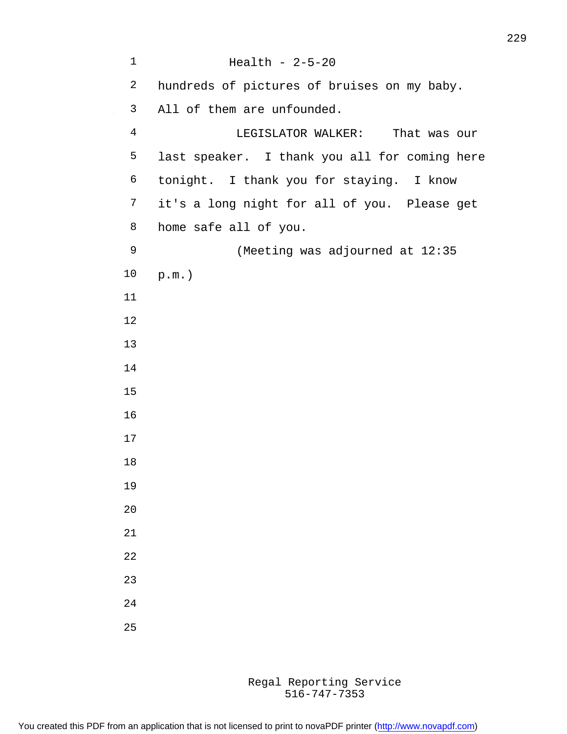hundreds of pictures of bruises on my baby. All of them are unfounded.

LEGISLATOR WALKER: That was our last speaker. I thank you all for coming here tonight. I thank you for staying. I know it's a long night for all of you. Please get home safe all of you.

(Meeting was adjourned at 12:35 p.m.)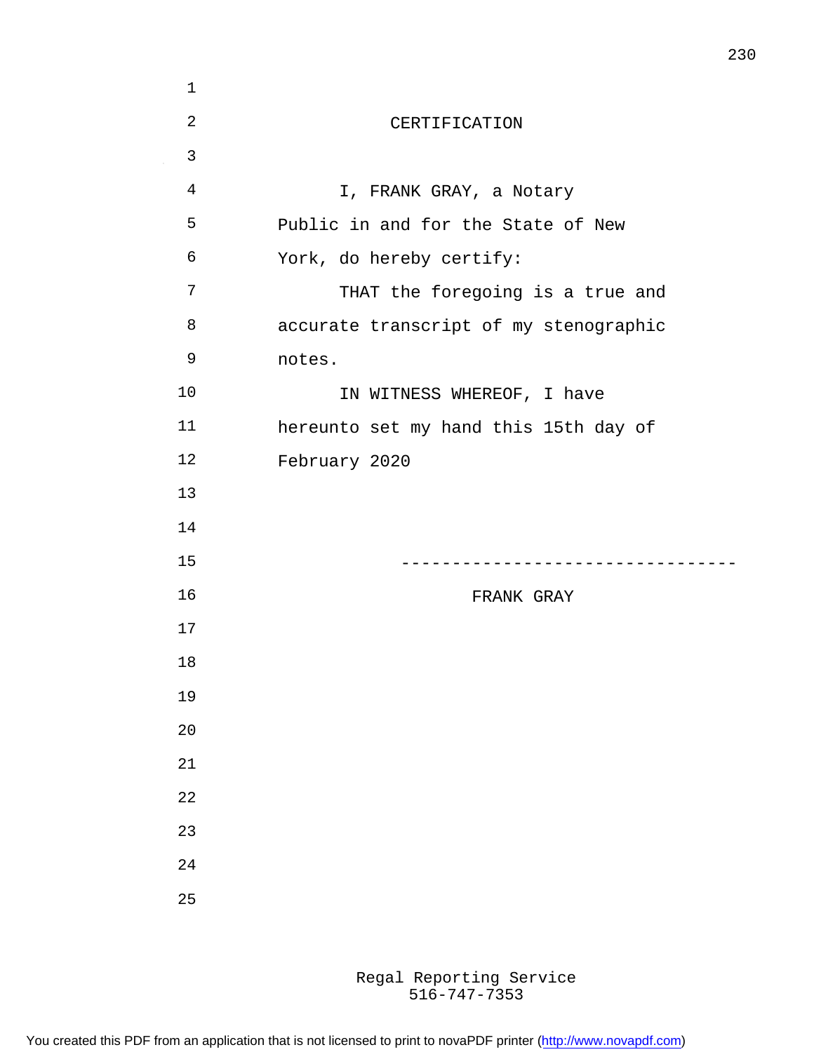## CERTIFICATION

I, FRANK GRAY, a Notary Public in and for the State of New York, do hereby certify:

THAT the foregoing is a true and accurate transcript of my stenographic notes.

IN WITNESS WHEREOF, I have hereunto set my hand this 15th day of February 2020

--------------------------------

FRANK GRAY

Regal Reporting Service
516-747-7353